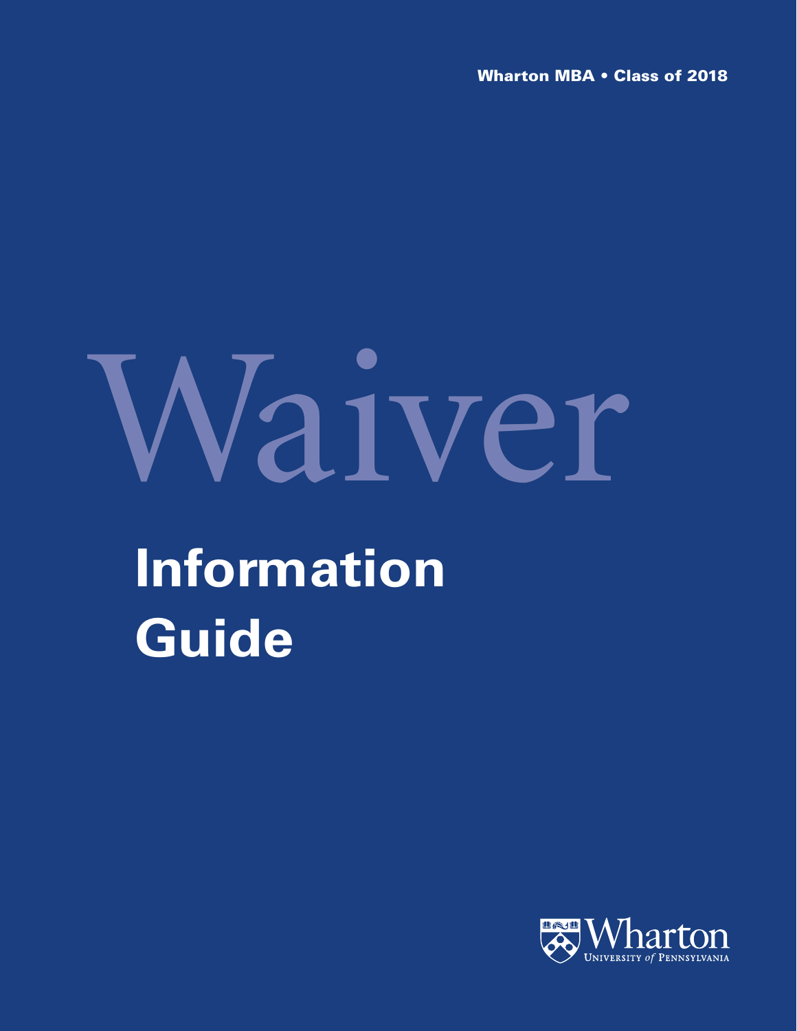Wharton MBA • Class of 2018

# Waiver

## Information Guide

Wharton
University of Pennsylvania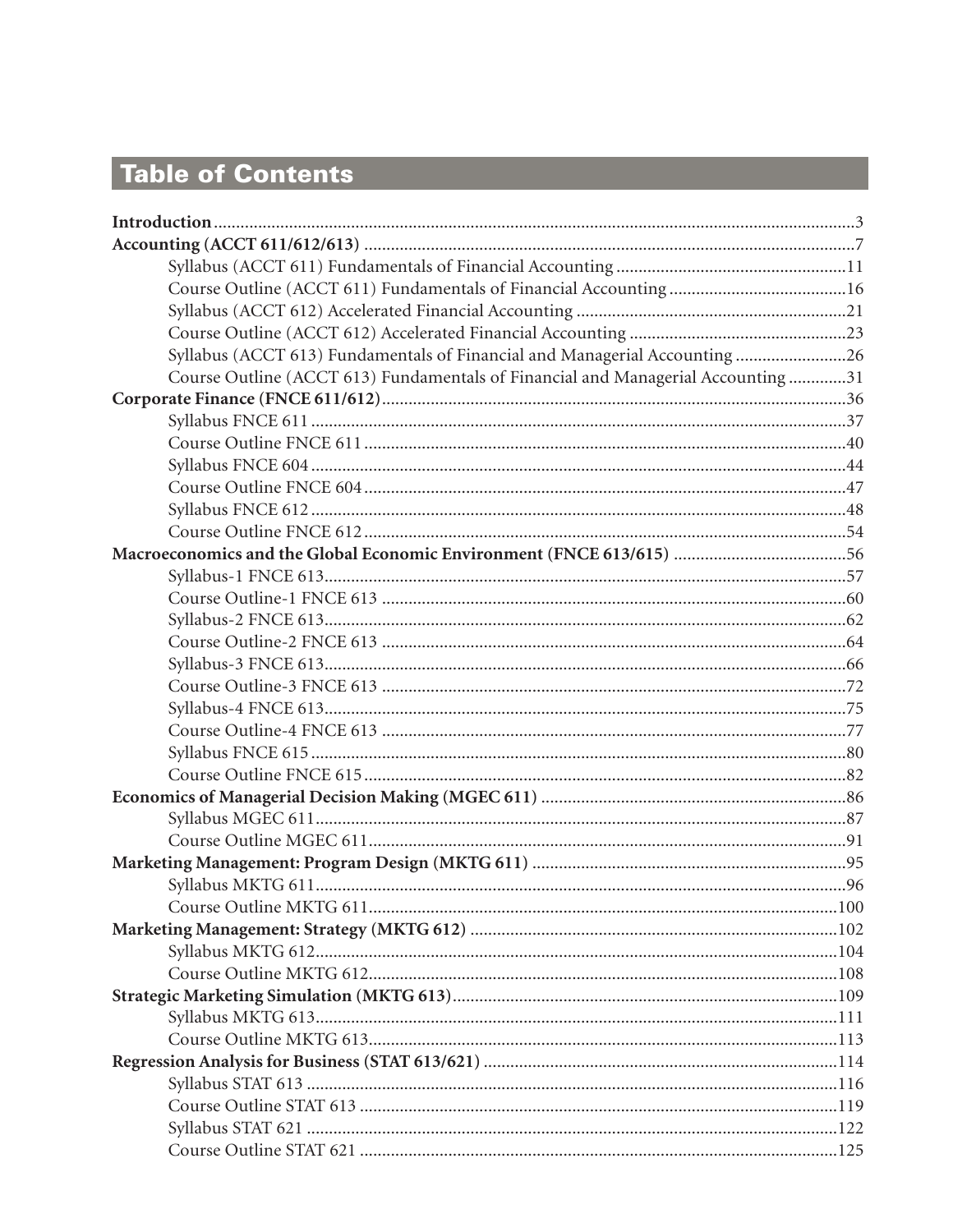# Table of Contents

**Introduction** ... 3

**Accounting (ACCT 611/612/613)** ... 7

- Syllabus (ACCT 611) Fundamentals of Financial Accounting ... 11
- Course Outline (ACCT 611) Fundamentals of Financial Accounting ... 16
- Syllabus (ACCT 612) Accelerated Financial Accounting ... 21
- Course Outline (ACCT 612) Accelerated Financial Accounting ... 23
- Syllabus (ACCT 613) Fundamentals of Financial and Managerial Accounting ... 26
- Course Outline (ACCT 613) Fundamentals of Financial and Managerial Accounting ... 31

**Corporate Finance (FNCE 611/612)** ... 36

- Syllabus FNCE 611 ... 37
- Course Outline FNCE 611 ... 40
- Syllabus FNCE 604 ... 44
- Course Outline FNCE 604 ... 47
- Syllabus FNCE 612 ... 48
- Course Outline FNCE 612 ... 54

**Macroeconomics and the Global Economic Environment (FNCE 613/615)** ... 56

- Syllabus-1 FNCE 613 ... 57
- Course Outline-1 FNCE 613 ... 60
- Syllabus-2 FNCE 613 ... 62
- Course Outline-2 FNCE 613 ... 64
- Syllabus-3 FNCE 613 ... 66
- Course Outline-3 FNCE 613 ... 72
- Syllabus-4 FNCE 613 ... 75
- Course Outline-4 FNCE 613 ... 77
- Syllabus FNCE 615 ... 80
- Course Outline FNCE 615 ... 82

**Economics of Managerial Decision Making (MGEC 611)** ... 86

- Syllabus MGEC 611 ... 87
- Course Outline MGEC 611 ... 91

**Marketing Management: Program Design (MKTG 611)** ... 95

- Syllabus MKTG 611 ... 96
- Course Outline MKTG 611 ... 100

**Marketing Management: Strategy (MKTG 612)** ... 102

- Syllabus MKTG 612 ... 104
- Course Outline MKTG 612 ... 108

**Strategic Marketing Simulation (MKTG 613)** ... 109

- Syllabus MKTG 613 ... 111
- Course Outline MKTG 613 ... 113

**Regression Analysis for Business (STAT 613/621)** ... 114

- Syllabus STAT 613 ... 116
- Course Outline STAT 613 ... 119
- Syllabus STAT 621 ... 122
- Course Outline STAT 621 ... 125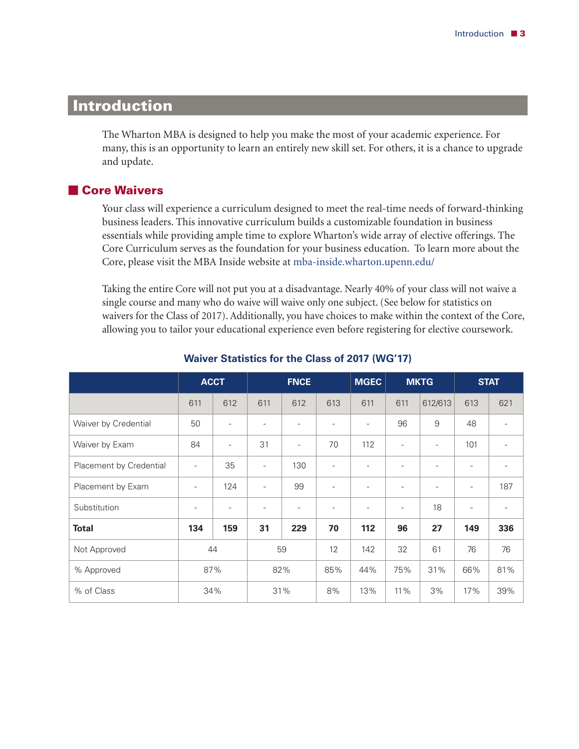# Introduction

The Wharton MBA is designed to help you make the most of your academic experience. For many, this is an opportunity to learn an entirely new skill set. For others, it is a chance to upgrade and update.

## Core Waivers

Your class will experience a curriculum designed to meet the real-time needs of forward-thinking business leaders. This innovative curriculum builds a customizable foundation in business essentials while providing ample time to explore Wharton's wide array of elective offerings. The Core Curriculum serves as the foundation for your business education. To learn more about the Core, please visit the MBA Inside website at mba-inside.wharton.upenn.edu/

Taking the entire Core will not put you at a disadvantage. Nearly 40% of your class will not waive a single course and many who do waive will waive only one subject. (See below for statistics on waivers for the Class of 2017). Additionally, you have choices to make within the context of the Core, allowing you to tailor your educational experience even before registering for elective coursework.

### Waiver Statistics for the Class of 2017 (WG'17)

| | ACCT | | FNCE | | | MGEC | MKTG | | STAT | |
|---|---|---|---|---|---|---|---|---|---|---|
| | 611 | 612 | 611 | 612 | 613 | 611 | 611 | 612/613 | 613 | 621 |
| Waiver by Credential | 50 | - | - | - | - | - | 96 | 9 | 48 | - |
| Waiver by Exam | 84 | - | 31 | - | 70 | 112 | - | - | 101 | - |
| Placement by Credential | - | 35 | - | 130 | - | - | - | - | - | - |
| Placement by Exam | - | 124 | - | 99 | - | - | - | - | - | 187 |
| Substitution | - | - | - | - | - | - | - | 18 | - | - |
| **Total** | **134** | **159** | **31** | **229** | **70** | **112** | **96** | **27** | **149** | **336** |
| Not Approved | 44 | | 59 | | 12 | 142 | 32 | 61 | 76 | 76 |
| % Approved | 87% | | 82% | | 85% | 44% | 75% | 31% | 66% | 81% |
| % of Class | 34% | | 31% | | 8% | 13% | 11% | 3% | 17% | 39% |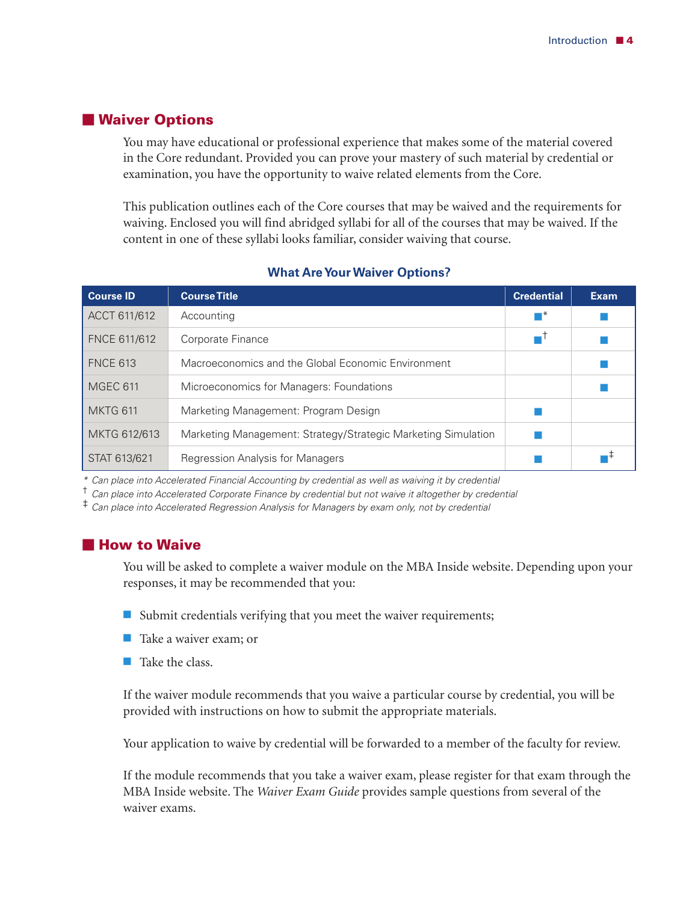## Waiver Options

You may have educational or professional experience that makes some of the material covered in the Core redundant. Provided you can prove your mastery of such material by credential or examination, you have the opportunity to waive related elements from the Core.

This publication outlines each of the Core courses that may be waived and the requirements for waiving. Enclosed you will find abridged syllabi for all of the courses that may be waived. If the content in one of these syllabi looks familiar, consider waiving that course.

**What Are Your Waiver Options?**

| Course ID | Course Title | Credential | Exam |
|---|---|---|---|
| ACCT 611/612 | Accounting | ■* | ■ |
| FNCE 611/612 | Corporate Finance | ■† | ■ |
| FNCE 613 | Macroeconomics and the Global Economic Environment | | ■ |
| MGEC 611 | Microeconomics for Managers: Foundations | | ■ |
| MKTG 611 | Marketing Management: Program Design | ■ | |
| MKTG 612/613 | Marketing Management: Strategy/Strategic Marketing Simulation | ■ | |
| STAT 613/621 | Regression Analysis for Managers | ■ | ■‡ |

\* *Can place into Accelerated Financial Accounting by credential as well as waiving it by credential*

† *Can place into Accelerated Corporate Finance by credential but not waive it altogether by credential*

‡ *Can place into Accelerated Regression Analysis for Managers by exam only, not by credential*

## How to Waive

You will be asked to complete a waiver module on the MBA Inside website. Depending upon your responses, it may be recommended that you:

- Submit credentials verifying that you meet the waiver requirements;
- Take a waiver exam; or
- Take the class.

If the waiver module recommends that you waive a particular course by credential, you will be provided with instructions on how to submit the appropriate materials.

Your application to waive by credential will be forwarded to a member of the faculty for review.

If the module recommends that you take a waiver exam, please register for that exam through the MBA Inside website. The *Waiver Exam Guide* provides sample questions from several of the waiver exams.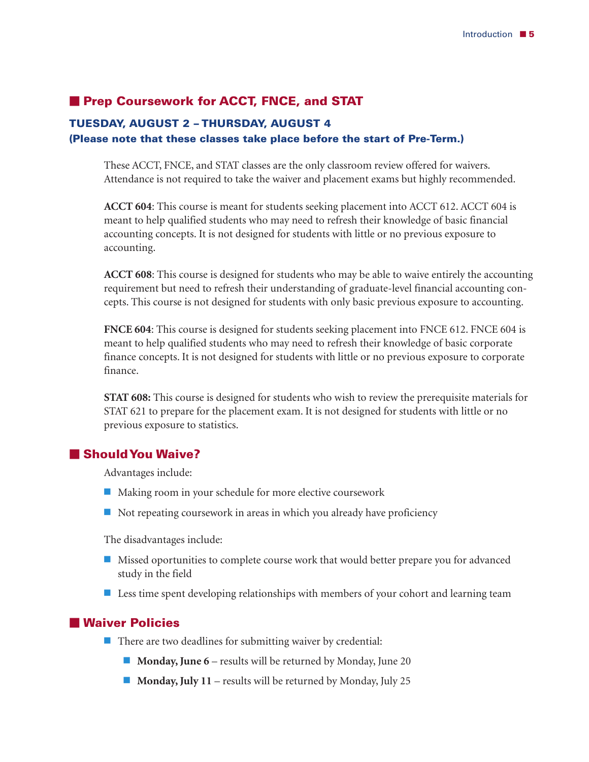## Prep Coursework for ACCT, FNCE, and STAT

### TUESDAY, AUGUST 2 – THURSDAY, AUGUST 4
### (Please note that these classes take place before the start of Pre-Term.)

These ACCT, FNCE, and STAT classes are the only classroom review offered for waivers. Attendance is not required to take the waiver and placement exams but highly recommended.

**ACCT 604**: This course is meant for students seeking placement into ACCT 612. ACCT 604 is meant to help qualified students who may need to refresh their knowledge of basic financial accounting concepts. It is not designed for students with little or no previous exposure to accounting.

**ACCT 608**: This course is designed for students who may be able to waive entirely the accounting requirement but need to refresh their understanding of graduate-level financial accounting concepts. This course is not designed for students with only basic previous exposure to accounting.

**FNCE 604**: This course is designed for students seeking placement into FNCE 612. FNCE 604 is meant to help qualified students who may need to refresh their knowledge of basic corporate finance concepts. It is not designed for students with little or no previous exposure to corporate finance.

**STAT 608:** This course is designed for students who wish to review the prerequisite materials for STAT 621 to prepare for the placement exam. It is not designed for students with little or no previous exposure to statistics.

## Should You Waive?

Advantages include:

- Making room in your schedule for more elective coursework
- Not repeating coursework in areas in which you already have proficiency

The disadvantages include:

- Missed oportunities to complete course work that would better prepare you for advanced study in the field
- Less time spent developing relationships with members of your cohort and learning team

## Waiver Policies

- There are two deadlines for submitting waiver by credential:
  - **Monday, June 6** – results will be returned by Monday, June 20
  - **Monday, July 11** – results will be returned by Monday, July 25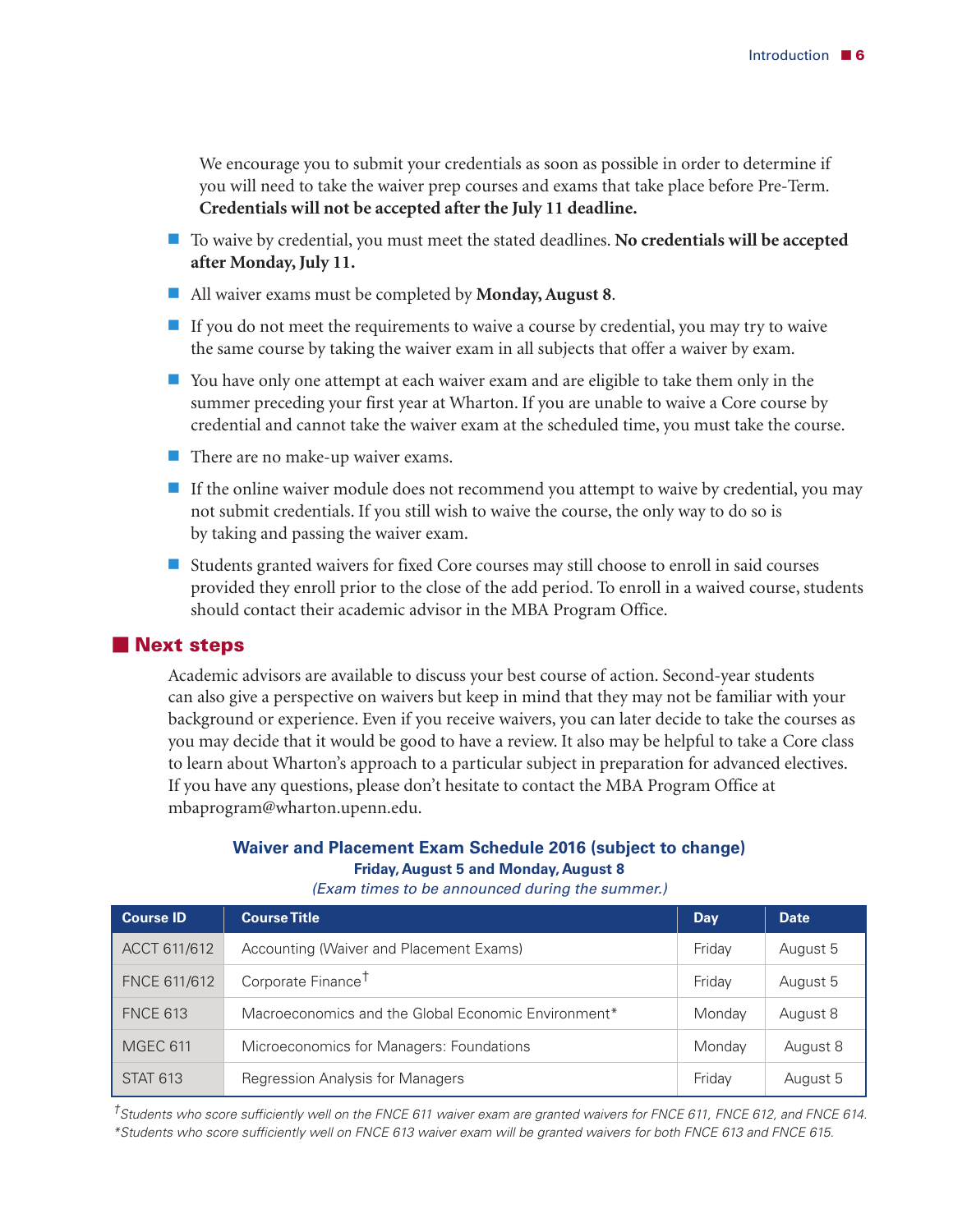We encourage you to submit your credentials as soon as possible in order to determine if you will need to take the waiver prep courses and exams that take place before Pre-Term. **Credentials will not be accepted after the July 11 deadline.**

- To waive by credential, you must meet the stated deadlines. **No credentials will be accepted after Monday, July 11.**
- All waiver exams must be completed by **Monday, August 8**.
- If you do not meet the requirements to waive a course by credential, you may try to waive the same course by taking the waiver exam in all subjects that offer a waiver by exam.
- You have only one attempt at each waiver exam and are eligible to take them only in the summer preceding your first year at Wharton. If you are unable to waive a Core course by credential and cannot take the waiver exam at the scheduled time, you must take the course.
- There are no make-up waiver exams.
- If the online waiver module does not recommend you attempt to waive by credential, you may not submit credentials. If you still wish to waive the course, the only way to do so is by taking and passing the waiver exam.
- Students granted waivers for fixed Core courses may still choose to enroll in said courses provided they enroll prior to the close of the add period. To enroll in a waived course, students should contact their academic advisor in the MBA Program Office.

## Next steps

Academic advisors are available to discuss your best course of action. Second-year students can also give a perspective on waivers but keep in mind that they may not be familiar with your background or experience. Even if you receive waivers, you can later decide to take the courses as you may decide that it would be good to have a review. It also may be helpful to take a Core class to learn about Wharton's approach to a particular subject in preparation for advanced electives. If you have any questions, please don't hesitate to contact the MBA Program Office at mbaprogram@wharton.upenn.edu.

### Waiver and Placement Exam Schedule 2016 (subject to change)

**Friday, August 5 and Monday, August 8**

*(Exam times to be announced during the summer.)*

| Course ID | Course Title | Day | Date |
|---|---|---|---|
| ACCT 611/612 | Accounting (Waiver and Placement Exams) | Friday | August 5 |
| FNCE 611/612 | Corporate Finance† | Friday | August 5 |
| FNCE 613 | Macroeconomics and the Global Economic Environment* | Monday | August 8 |
| MGEC 611 | Microeconomics for Managers: Foundations | Monday | August 8 |
| STAT 613 | Regression Analysis for Managers | Friday | August 5 |

*†Students who score sufficiently well on the FNCE 611 waiver exam are granted waivers for FNCE 611, FNCE 612, and FNCE 614.*
*\*Students who score sufficiently well on FNCE 613 waiver exam will be granted waivers for both FNCE 613 and FNCE 615.*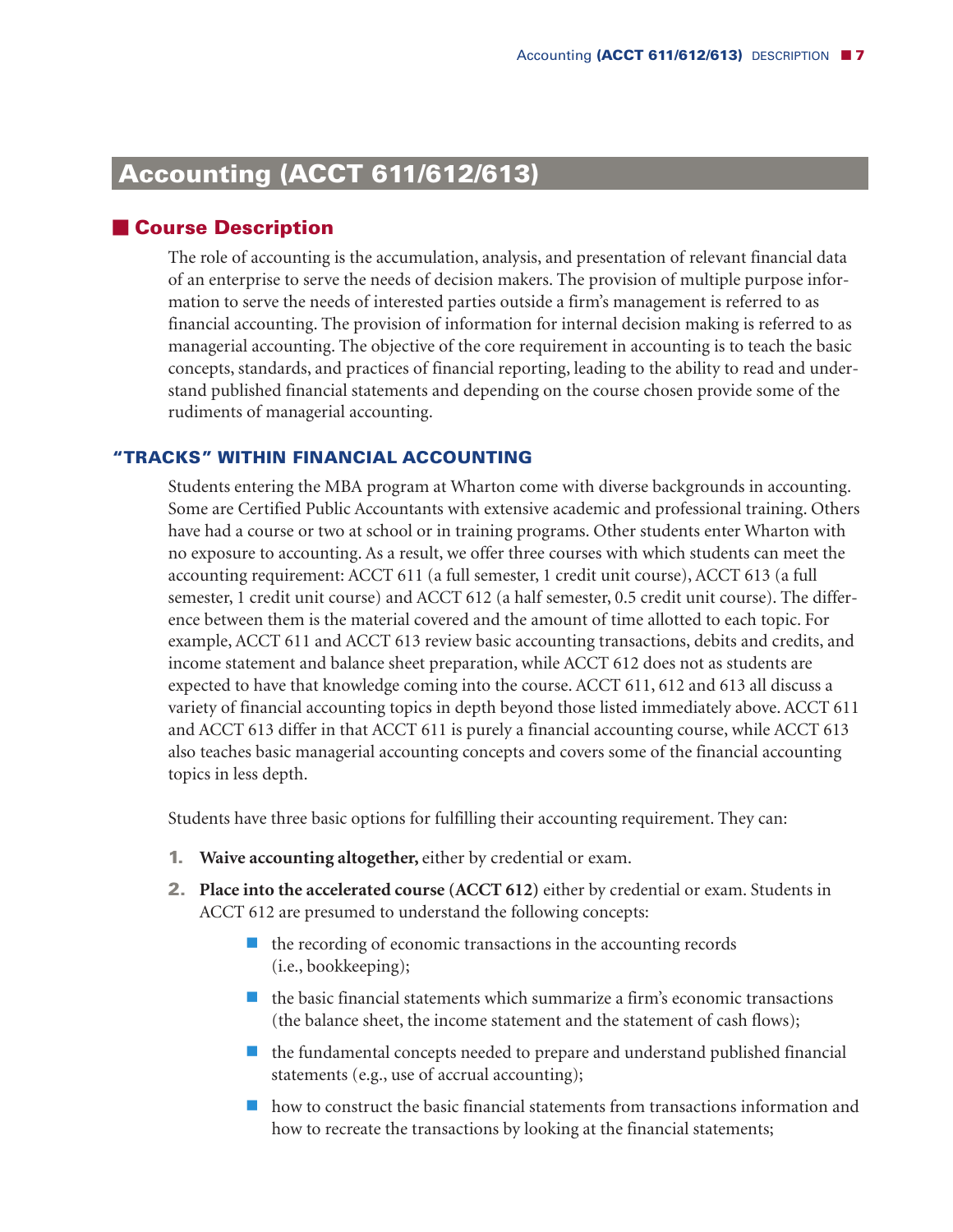# Accounting (ACCT 611/612/613)

## Course Description

The role of accounting is the accumulation, analysis, and presentation of relevant financial data of an enterprise to serve the needs of decision makers. The provision of multiple purpose information to serve the needs of interested parties outside a firm's management is referred to as financial accounting. The provision of information for internal decision making is referred to as managerial accounting. The objective of the core requirement in accounting is to teach the basic concepts, standards, and practices of financial reporting, leading to the ability to read and understand published financial statements and depending on the course chosen provide some of the rudiments of managerial accounting.

### "TRACKS" WITHIN FINANCIAL ACCOUNTING

Students entering the MBA program at Wharton come with diverse backgrounds in accounting. Some are Certified Public Accountants with extensive academic and professional training. Others have had a course or two at school or in training programs. Other students enter Wharton with no exposure to accounting. As a result, we offer three courses with which students can meet the accounting requirement: ACCT 611 (a full semester, 1 credit unit course), ACCT 613 (a full semester, 1 credit unit course) and ACCT 612 (a half semester, 0.5 credit unit course). The difference between them is the material covered and the amount of time allotted to each topic. For example, ACCT 611 and ACCT 613 review basic accounting transactions, debits and credits, and income statement and balance sheet preparation, while ACCT 612 does not as students are expected to have that knowledge coming into the course. ACCT 611, 612 and 613 all discuss a variety of financial accounting topics in depth beyond those listed immediately above. ACCT 611 and ACCT 613 differ in that ACCT 611 is purely a financial accounting course, while ACCT 613 also teaches basic managerial accounting concepts and covers some of the financial accounting topics in less depth.

Students have three basic options for fulfilling their accounting requirement. They can:

1. **Waive accounting altogether,** either by credential or exam.
2. **Place into the accelerated course (ACCT 612)** either by credential or exam. Students in ACCT 612 are presumed to understand the following concepts:
   - the recording of economic transactions in the accounting records (i.e., bookkeeping);
   - the basic financial statements which summarize a firm's economic transactions (the balance sheet, the income statement and the statement of cash flows);
   - the fundamental concepts needed to prepare and understand published financial statements (e.g., use of accrual accounting);
   - how to construct the basic financial statements from transactions information and how to recreate the transactions by looking at the financial statements;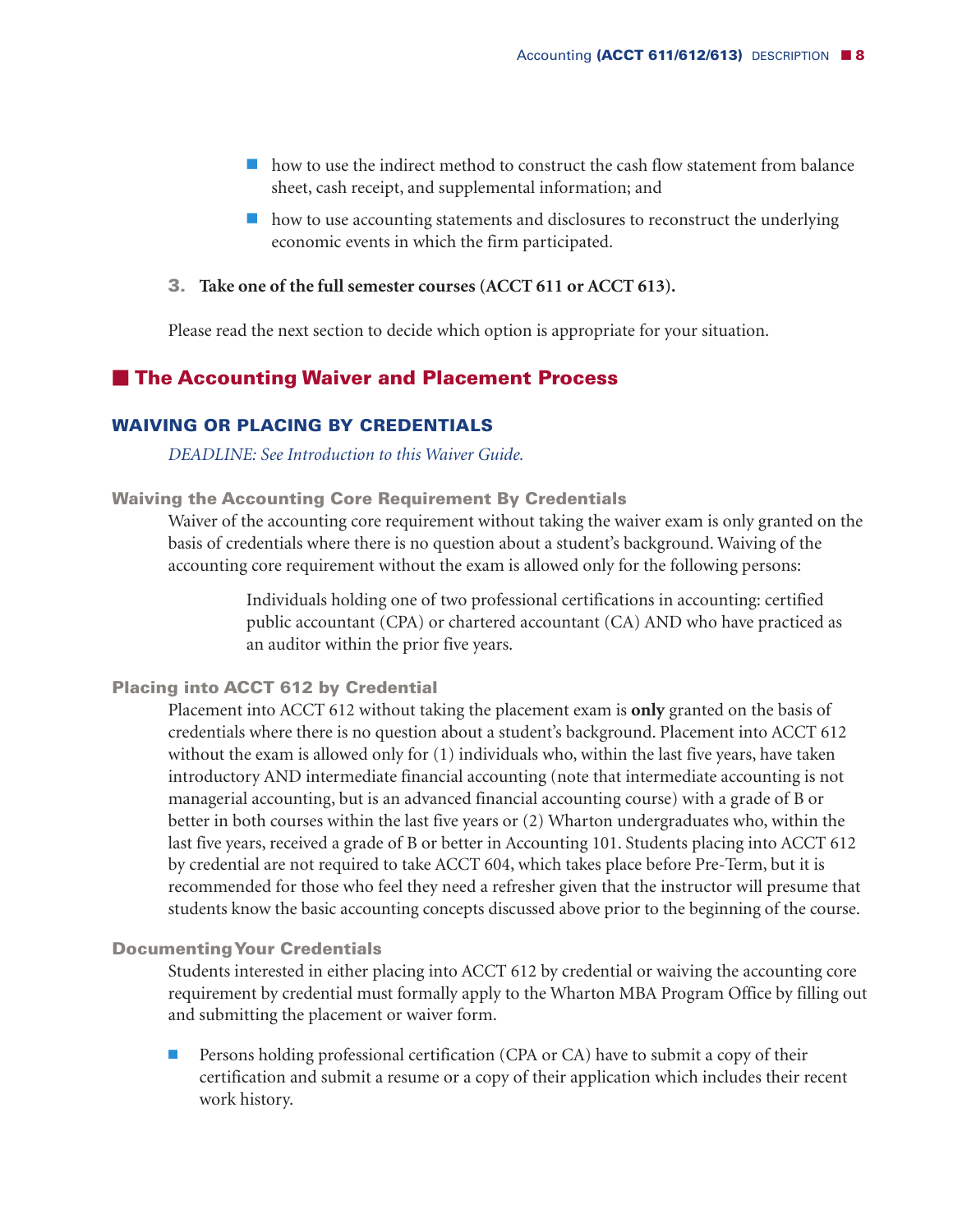- how to use the indirect method to construct the cash flow statement from balance sheet, cash receipt, and supplemental information; and
- how to use accounting statements and disclosures to reconstruct the underlying economic events in which the firm participated.

3. **Take one of the full semester courses (ACCT 611 or ACCT 613).**

Please read the next section to decide which option is appropriate for your situation.

## The Accounting Waiver and Placement Process

### WAIVING OR PLACING BY CREDENTIALS

*DEADLINE: See Introduction to this Waiver Guide.*

#### Waiving the Accounting Core Requirement By Credentials

Waiver of the accounting core requirement without taking the waiver exam is only granted on the basis of credentials where there is no question about a student's background. Waiving of the accounting core requirement without the exam is allowed only for the following persons:

> Individuals holding one of two professional certifications in accounting: certified public accountant (CPA) or chartered accountant (CA) AND who have practiced as an auditor within the prior five years.

#### Placing into ACCT 612 by Credential

Placement into ACCT 612 without taking the placement exam is **only** granted on the basis of credentials where there is no question about a student's background. Placement into ACCT 612 without the exam is allowed only for (1) individuals who, within the last five years, have taken introductory AND intermediate financial accounting (note that intermediate accounting is not managerial accounting, but is an advanced financial accounting course) with a grade of B or better in both courses within the last five years or (2) Wharton undergraduates who, within the last five years, received a grade of B or better in Accounting 101. Students placing into ACCT 612 by credential are not required to take ACCT 604, which takes place before Pre-Term, but it is recommended for those who feel they need a refresher given that the instructor will presume that students know the basic accounting concepts discussed above prior to the beginning of the course.

#### Documenting Your Credentials

Students interested in either placing into ACCT 612 by credential or waiving the accounting core requirement by credential must formally apply to the Wharton MBA Program Office by filling out and submitting the placement or waiver form.

- Persons holding professional certification (CPA or CA) have to submit a copy of their certification and submit a resume or a copy of their application which includes their recent work history.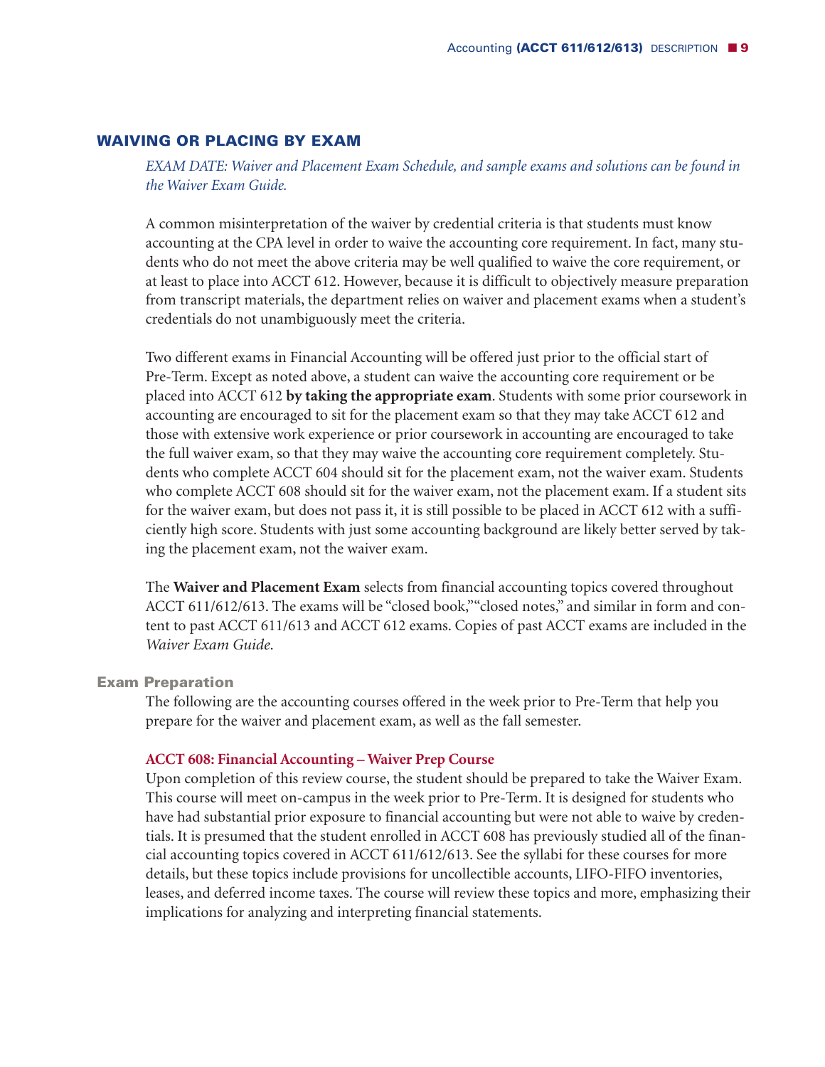## WAIVING OR PLACING BY EXAM

*EXAM DATE: Waiver and Placement Exam Schedule, and sample exams and solutions can be found in the Waiver Exam Guide.*

A common misinterpretation of the waiver by credential criteria is that students must know accounting at the CPA level in order to waive the accounting core requirement. In fact, many students who do not meet the above criteria may be well qualified to waive the core requirement, or at least to place into ACCT 612. However, because it is difficult to objectively measure preparation from transcript materials, the department relies on waiver and placement exams when a student's credentials do not unambiguously meet the criteria.

Two different exams in Financial Accounting will be offered just prior to the official start of Pre-Term. Except as noted above, a student can waive the accounting core requirement or be placed into ACCT 612 **by taking the appropriate exam**. Students with some prior coursework in accounting are encouraged to sit for the placement exam so that they may take ACCT 612 and those with extensive work experience or prior coursework in accounting are encouraged to take the full waiver exam, so that they may waive the accounting core requirement completely. Students who complete ACCT 604 should sit for the placement exam, not the waiver exam. Students who complete ACCT 608 should sit for the waiver exam, not the placement exam. If a student sits for the waiver exam, but does not pass it, it is still possible to be placed in ACCT 612 with a sufficiently high score. Students with just some accounting background are likely better served by taking the placement exam, not the waiver exam.

The **Waiver and Placement Exam** selects from financial accounting topics covered throughout ACCT 611/612/613. The exams will be "closed book," "closed notes," and similar in form and content to past ACCT 611/613 and ACCT 612 exams. Copies of past ACCT exams are included in the *Waiver Exam Guide*.

### Exam Preparation

The following are the accounting courses offered in the week prior to Pre-Term that help you prepare for the waiver and placement exam, as well as the fall semester.

#### ACCT 608: Financial Accounting – Waiver Prep Course

Upon completion of this review course, the student should be prepared to take the Waiver Exam. This course will meet on-campus in the week prior to Pre-Term. It is designed for students who have had substantial prior exposure to financial accounting but were not able to waive by credentials. It is presumed that the student enrolled in ACCT 608 has previously studied all of the financial accounting topics covered in ACCT 611/612/613. See the syllabi for these courses for more details, but these topics include provisions for uncollectible accounts, LIFO-FIFO inventories, leases, and deferred income taxes. The course will review these topics and more, emphasizing their implications for analyzing and interpreting financial statements.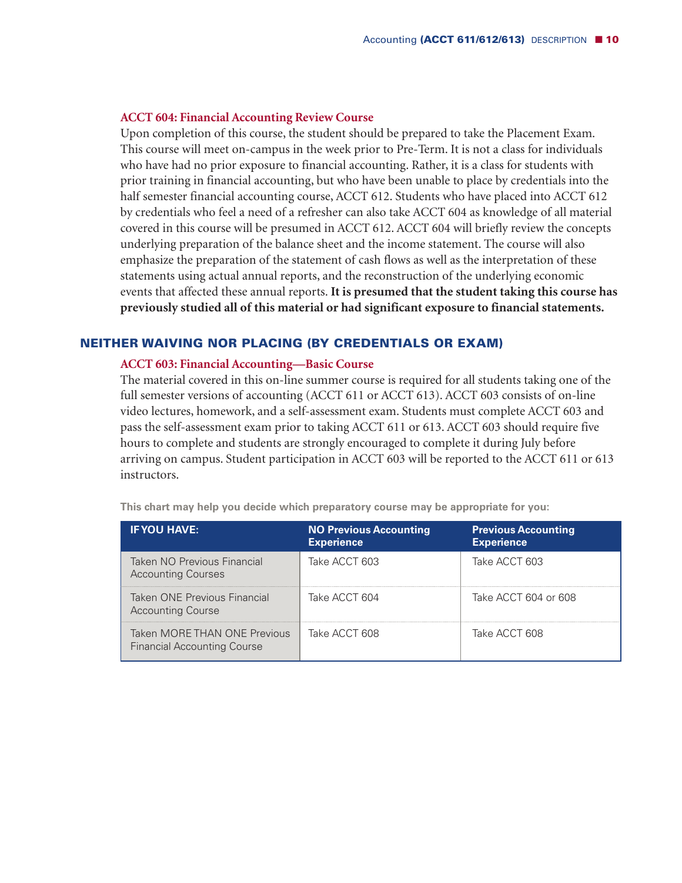### ACCT 604: Financial Accounting Review Course

Upon completion of this course, the student should be prepared to take the Placement Exam. This course will meet on-campus in the week prior to Pre-Term. It is not a class for individuals who have had no prior exposure to financial accounting. Rather, it is a class for students with prior training in financial accounting, but who have been unable to place by credentials into the half semester financial accounting course, ACCT 612. Students who have placed into ACCT 612 by credentials who feel a need of a refresher can also take ACCT 604 as knowledge of all material covered in this course will be presumed in ACCT 612. ACCT 604 will briefly review the concepts underlying preparation of the balance sheet and the income statement. The course will also emphasize the preparation of the statement of cash flows as well as the interpretation of these statements using actual annual reports, and the reconstruction of the underlying economic events that affected these annual reports. **It is presumed that the student taking this course has previously studied all of this material or had significant exposure to financial statements.**

## NEITHER WAIVING NOR PLACING (BY CREDENTIALS OR EXAM)

### ACCT 603: Financial Accounting—Basic Course

The material covered in this on-line summer course is required for all students taking one of the full semester versions of accounting (ACCT 611 or ACCT 613). ACCT 603 consists of on-line video lectures, homework, and a self-assessment exam. Students must complete ACCT 603 and pass the self-assessment exam prior to taking ACCT 611 or 613. ACCT 603 should require five hours to complete and students are strongly encouraged to complete it during July before arriving on campus. Student participation in ACCT 603 will be reported to the ACCT 611 or 613 instructors.

**This chart may help you decide which preparatory course may be appropriate for you:**

| IF YOU HAVE: | NO Previous Accounting Experience | Previous Accounting Experience |
|---|---|---|
| Taken NO Previous Financial Accounting Courses | Take ACCT 603 | Take ACCT 603 |
| Taken ONE Previous Financial Accounting Course | Take ACCT 604 | Take ACCT 604 or 608 |
| Taken MORE THAN ONE Previous Financial Accounting Course | Take ACCT 608 | Take ACCT 608 |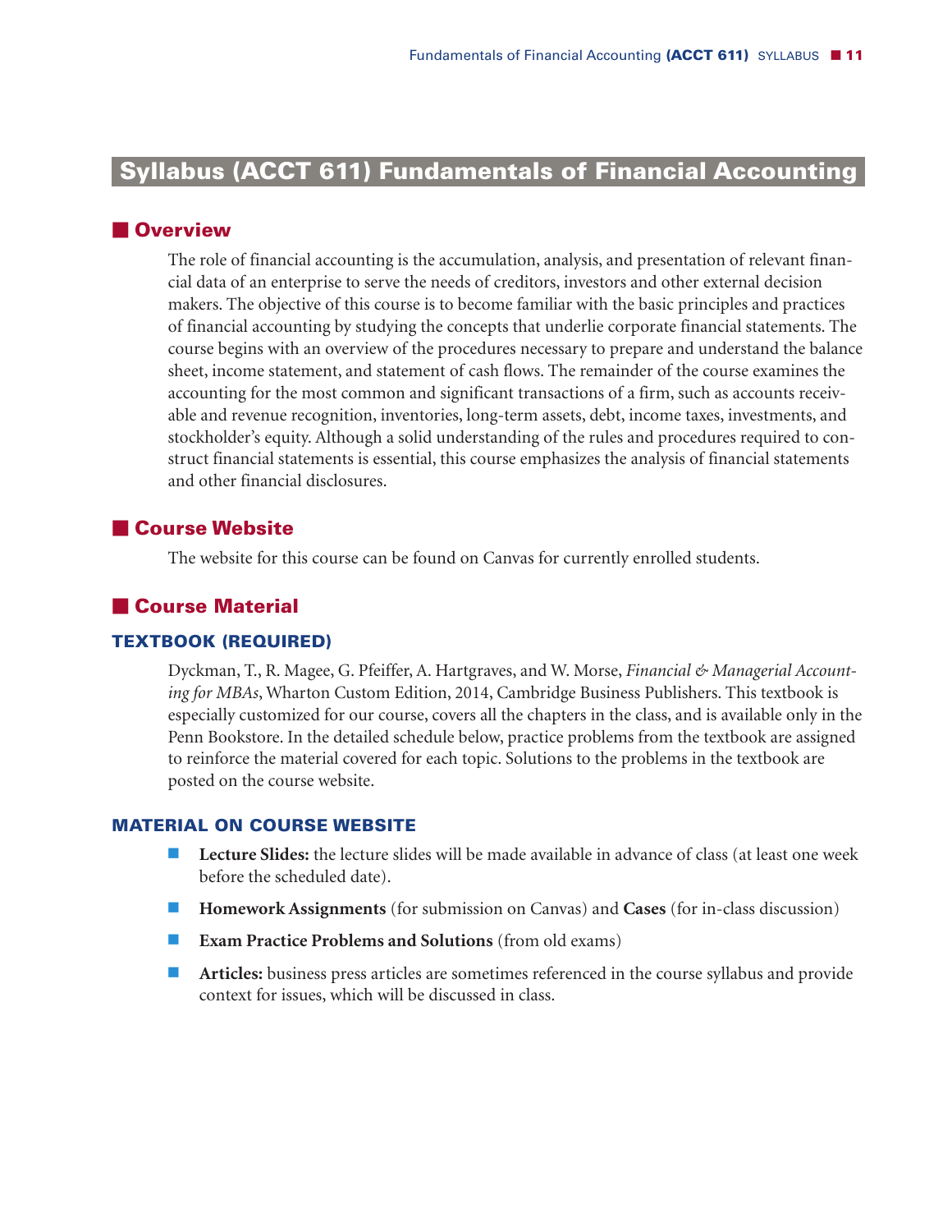# Syllabus (ACCT 611) Fundamentals of Financial Accounting

## Overview

The role of financial accounting is the accumulation, analysis, and presentation of relevant financial data of an enterprise to serve the needs of creditors, investors and other external decision makers. The objective of this course is to become familiar with the basic principles and practices of financial accounting by studying the concepts that underlie corporate financial statements. The course begins with an overview of the procedures necessary to prepare and understand the balance sheet, income statement, and statement of cash flows. The remainder of the course examines the accounting for the most common and significant transactions of a firm, such as accounts receivable and revenue recognition, inventories, long-term assets, debt, income taxes, investments, and stockholder's equity. Although a solid understanding of the rules and procedures required to construct financial statements is essential, this course emphasizes the analysis of financial statements and other financial disclosures.

## Course Website

The website for this course can be found on Canvas for currently enrolled students.

## Course Material

### TEXTBOOK (REQUIRED)

Dyckman, T., R. Magee, G. Pfeiffer, A. Hartgraves, and W. Morse, *Financial & Managerial Accounting for MBAs*, Wharton Custom Edition, 2014, Cambridge Business Publishers. This textbook is especially customized for our course, covers all the chapters in the class, and is available only in the Penn Bookstore. In the detailed schedule below, practice problems from the textbook are assigned to reinforce the material covered for each topic. Solutions to the problems in the textbook are posted on the course website.

### MATERIAL ON COURSE WEBSITE

- **Lecture Slides:** the lecture slides will be made available in advance of class (at least one week before the scheduled date).
- **Homework Assignments** (for submission on Canvas) and **Cases** (for in-class discussion)
- **Exam Practice Problems and Solutions** (from old exams)
- **Articles:** business press articles are sometimes referenced in the course syllabus and provide context for issues, which will be discussed in class.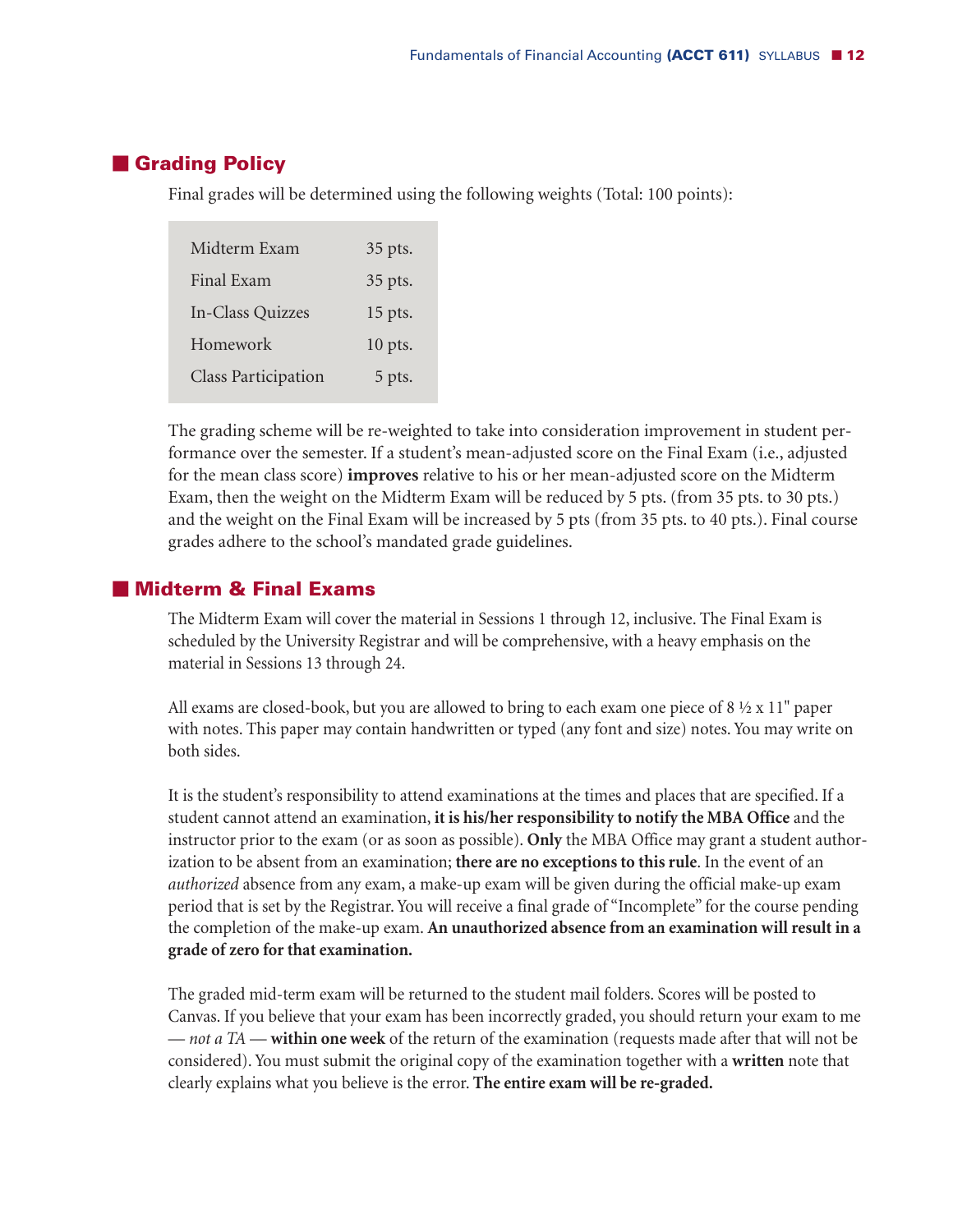## Grading Policy

Final grades will be determined using the following weights (Total: 100 points):

| | |
|---|---|
| Midterm Exam | 35 pts. |
| Final Exam | 35 pts. |
| In-Class Quizzes | 15 pts. |
| Homework | 10 pts. |
| Class Participation | 5 pts. |

The grading scheme will be re-weighted to take into consideration improvement in student performance over the semester. If a student's mean-adjusted score on the Final Exam (i.e., adjusted for the mean class score) **improves** relative to his or her mean-adjusted score on the Midterm Exam, then the weight on the Midterm Exam will be reduced by 5 pts. (from 35 pts. to 30 pts.) and the weight on the Final Exam will be increased by 5 pts (from 35 pts. to 40 pts.). Final course grades adhere to the school's mandated grade guidelines.

## Midterm & Final Exams

The Midterm Exam will cover the material in Sessions 1 through 12, inclusive. The Final Exam is scheduled by the University Registrar and will be comprehensive, with a heavy emphasis on the material in Sessions 13 through 24.

All exams are closed-book, but you are allowed to bring to each exam one piece of 8 ½ x 11" paper with notes. This paper may contain handwritten or typed (any font and size) notes. You may write on both sides.

It is the student's responsibility to attend examinations at the times and places that are specified. If a student cannot attend an examination, **it is his/her responsibility to notify the MBA Office** and the instructor prior to the exam (or as soon as possible). **Only** the MBA Office may grant a student authorization to be absent from an examination; **there are no exceptions to this rule**. In the event of an *authorized* absence from any exam, a make-up exam will be given during the official make-up exam period that is set by the Registrar. You will receive a final grade of "Incomplete" for the course pending the completion of the make-up exam. **An unauthorized absence from an examination will result in a grade of zero for that examination.**

The graded mid-term exam will be returned to the student mail folders. Scores will be posted to Canvas. If you believe that your exam has been incorrectly graded, you should return your exam to me — *not a TA* — **within one week** of the return of the examination (requests made after that will not be considered). You must submit the original copy of the examination together with a **written** note that clearly explains what you believe is the error. **The entire exam will be re-graded.**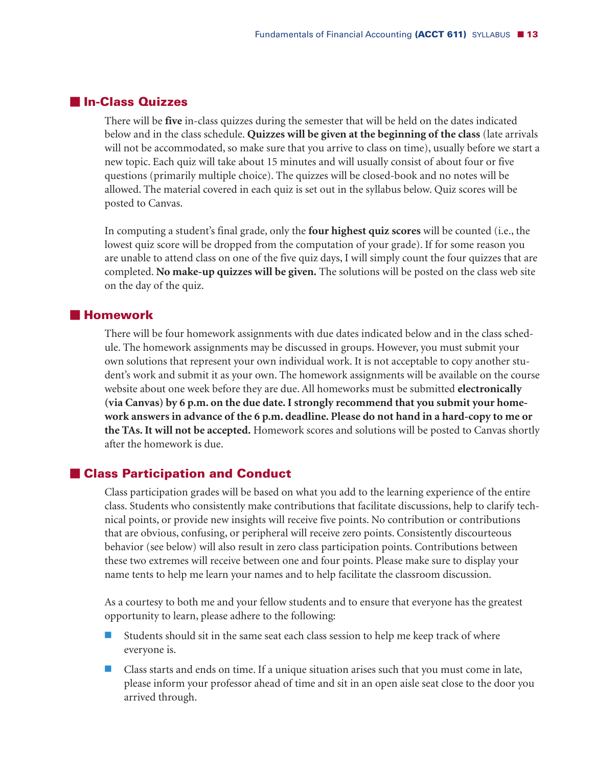## In-Class Quizzes

There will be **five** in-class quizzes during the semester that will be held on the dates indicated below and in the class schedule. **Quizzes will be given at the beginning of the class** (late arrivals will not be accommodated, so make sure that you arrive to class on time), usually before we start a new topic. Each quiz will take about 15 minutes and will usually consist of about four or five questions (primarily multiple choice). The quizzes will be closed-book and no notes will be allowed. The material covered in each quiz is set out in the syllabus below. Quiz scores will be posted to Canvas.

In computing a student's final grade, only the **four highest quiz scores** will be counted (i.e., the lowest quiz score will be dropped from the computation of your grade). If for some reason you are unable to attend class on one of the five quiz days, I will simply count the four quizzes that are completed. **No make-up quizzes will be given.** The solutions will be posted on the class web site on the day of the quiz.

## Homework

There will be four homework assignments with due dates indicated below and in the class schedule. The homework assignments may be discussed in groups. However, you must submit your own solutions that represent your own individual work. It is not acceptable to copy another student's work and submit it as your own. The homework assignments will be available on the course website about one week before they are due. All homeworks must be submitted **electronically (via Canvas) by 6 p.m. on the due date. I strongly recommend that you submit your homework answers in advance of the 6 p.m. deadline. Please do not hand in a hard-copy to me or the TAs. It will not be accepted.** Homework scores and solutions will be posted to Canvas shortly after the homework is due.

## Class Participation and Conduct

Class participation grades will be based on what you add to the learning experience of the entire class. Students who consistently make contributions that facilitate discussions, help to clarify technical points, or provide new insights will receive five points. No contribution or contributions that are obvious, confusing, or peripheral will receive zero points. Consistently discourteous behavior (see below) will also result in zero class participation points. Contributions between these two extremes will receive between one and four points. Please make sure to display your name tents to help me learn your names and to help facilitate the classroom discussion.

As a courtesy to both me and your fellow students and to ensure that everyone has the greatest opportunity to learn, please adhere to the following:

- Students should sit in the same seat each class session to help me keep track of where everyone is.
- Class starts and ends on time. If a unique situation arises such that you must come in late, please inform your professor ahead of time and sit in an open aisle seat close to the door you arrived through.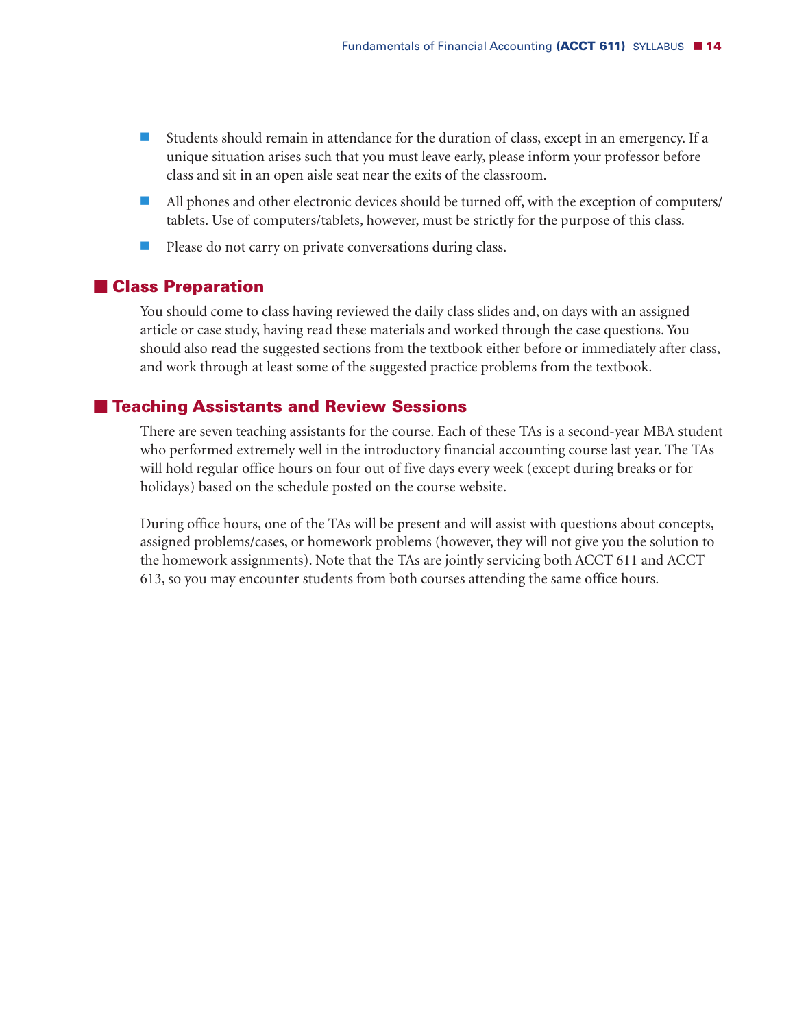- Students should remain in attendance for the duration of class, except in an emergency. If a unique situation arises such that you must leave early, please inform your professor before class and sit in an open aisle seat near the exits of the classroom.
- All phones and other electronic devices should be turned off, with the exception of computers/tablets. Use of computers/tablets, however, must be strictly for the purpose of this class.
- Please do not carry on private conversations during class.

## Class Preparation

You should come to class having reviewed the daily class slides and, on days with an assigned article or case study, having read these materials and worked through the case questions. You should also read the suggested sections from the textbook either before or immediately after class, and work through at least some of the suggested practice problems from the textbook.

## Teaching Assistants and Review Sessions

There are seven teaching assistants for the course. Each of these TAs is a second-year MBA student who performed extremely well in the introductory financial accounting course last year. The TAs will hold regular office hours on four out of five days every week (except during breaks or for holidays) based on the schedule posted on the course website.

During office hours, one of the TAs will be present and will assist with questions about concepts, assigned problems/cases, or homework problems (however, they will not give you the solution to the homework assignments). Note that the TAs are jointly servicing both ACCT 611 and ACCT 613, so you may encounter students from both courses attending the same office hours.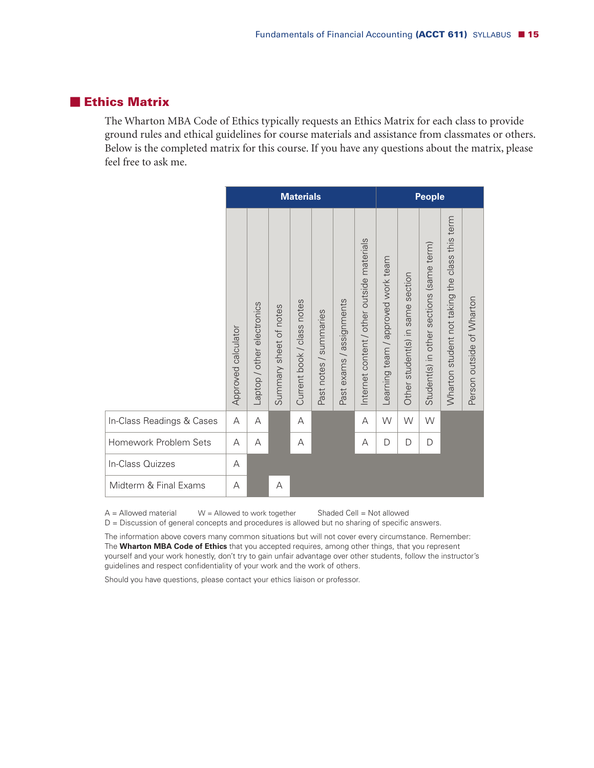## Ethics Matrix

The Wharton MBA Code of Ethics typically requests an Ethics Matrix for each class to provide ground rules and ethical guidelines for course materials and assistance from classmates or others. Below is the completed matrix for this course. If you have any questions about the matrix, please feel free to ask me.

| | Materials | | | | | | | People | | | | |
|---|---|---|---|---|---|---|---|---|---|---|---|---|
| | Approved calculator | Laptop / other electronics | Summary sheet of notes | Current book / class notes | Past notes / summaries | Past exams / assignments | Internet content / other outside materials | Learning team / approved work team | Other student(s) in same section | Student(s) in other sections (same term) | Wharton student not taking the class this term | Person outside of Wharton |
| In-Class Readings & Cases | A | A | | A | | | A | W | W | W | | |
| Homework Problem Sets | A | A | | A | | | A | D | D | D | | |
| In-Class Quizzes | A | | | | | | | | | | | |
| Midterm & Final Exams | A | | A | | | | | | | | | |

A = Allowed material W = Allowed to work together Shaded Cell = Not allowed
D = Discussion of general concepts and procedures is allowed but no sharing of specific answers.

The information above covers many common situations but will not cover every circumstance. Remember: The **Wharton MBA Code of Ethics** that you accepted requires, among other things, that you represent yourself and your work honestly, don't try to gain unfair advantage over other students, follow the instructor's guidelines and respect confidentiality of your work and the work of others.

Should you have questions, please contact your ethics liaison or professor.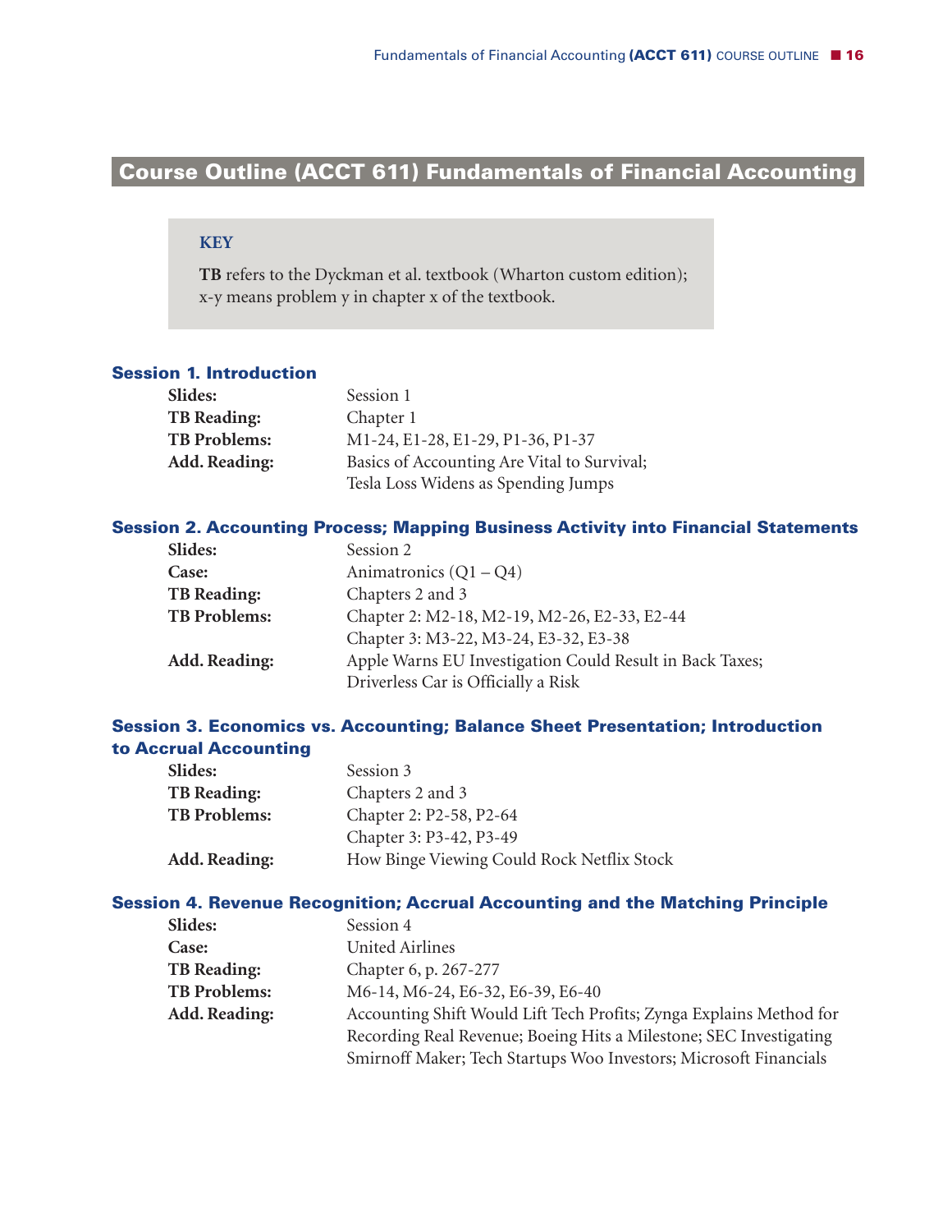# Course Outline (ACCT 611) Fundamentals of Financial Accounting

**KEY**

**TB** refers to the Dyckman et al. textbook (Wharton custom edition); x-y means problem y in chapter x of the textbook.

## Session 1. Introduction

**Slides:** Session 1
**TB Reading:** Chapter 1
**TB Problems:** M1-24, E1-28, E1-29, P1-36, P1-37
**Add. Reading:** Basics of Accounting Are Vital to Survival; Tesla Loss Widens as Spending Jumps

## Session 2. Accounting Process; Mapping Business Activity into Financial Statements

**Slides:** Session 2
**Case:** Animatronics (Q1 – Q4)
**TB Reading:** Chapters 2 and 3
**TB Problems:** Chapter 2: M2-18, M2-19, M2-26, E2-33, E2-44
Chapter 3: M3-22, M3-24, E3-32, E3-38
**Add. Reading:** Apple Warns EU Investigation Could Result in Back Taxes; Driverless Car is Officially a Risk

## Session 3. Economics vs. Accounting; Balance Sheet Presentation; Introduction to Accrual Accounting

**Slides:** Session 3
**TB Reading:** Chapters 2 and 3
**TB Problems:** Chapter 2: P2-58, P2-64
Chapter 3: P3-42, P3-49
**Add. Reading:** How Binge Viewing Could Rock Netflix Stock

## Session 4. Revenue Recognition; Accrual Accounting and the Matching Principle

**Slides:** Session 4
**Case:** United Airlines
**TB Reading:** Chapter 6, p. 267-277
**TB Problems:** M6-14, M6-24, E6-32, E6-39, E6-40
**Add. Reading:** Accounting Shift Would Lift Tech Profits; Zynga Explains Method for Recording Real Revenue; Boeing Hits a Milestone; SEC Investigating Smirnoff Maker; Tech Startups Woo Investors; Microsoft Financials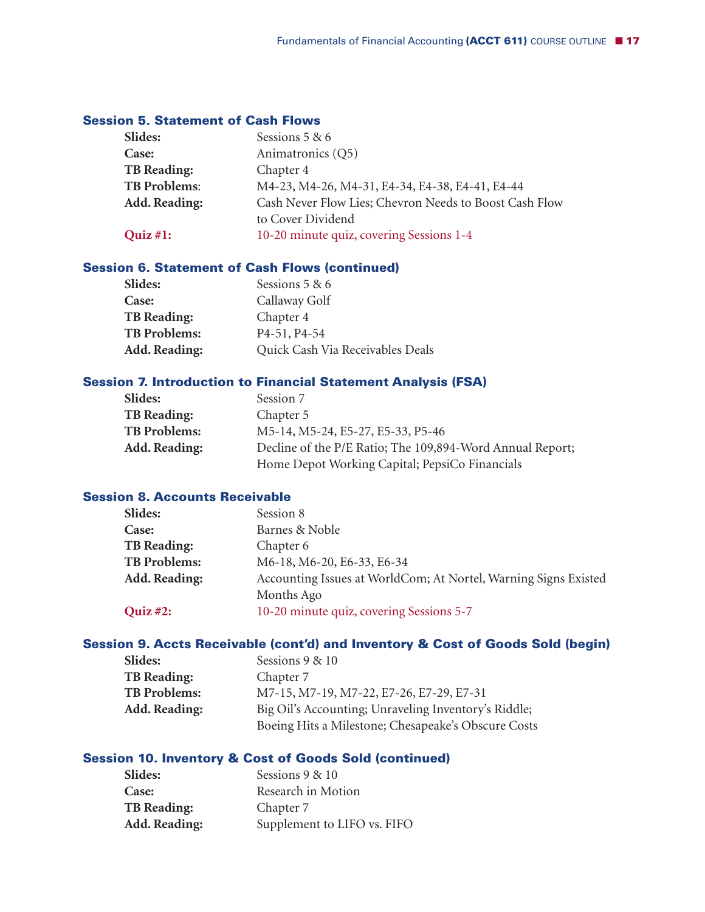### Session 5. Statement of Cash Flows

**Slides:** Sessions 5 & 6
**Case:** Animatronics (Q5)
**TB Reading:** Chapter 4
**TB Problems**: M4-23, M4-26, M4-31, E4-34, E4-38, E4-41, E4-44
**Add. Reading:** Cash Never Flow Lies; Chevron Needs to Boost Cash Flow to Cover Dividend
**Quiz #1:** 10-20 minute quiz, covering Sessions 1-4

### Session 6. Statement of Cash Flows (continued)

**Slides:** Sessions 5 & 6
**Case:** Callaway Golf
**TB Reading:** Chapter 4
**TB Problems:** P4-51, P4-54
**Add. Reading:** Quick Cash Via Receivables Deals

### Session 7. Introduction to Financial Statement Analysis (FSA)

**Slides:** Session 7
**TB Reading:** Chapter 5
**TB Problems:** M5-14, M5-24, E5-27, E5-33, P5-46
**Add. Reading:** Decline of the P/E Ratio; The 109,894-Word Annual Report; Home Depot Working Capital; PepsiCo Financials

### Session 8. Accounts Receivable

**Slides:** Session 8
**Case:** Barnes & Noble
**TB Reading:** Chapter 6
**TB Problems:** M6-18, M6-20, E6-33, E6-34
**Add. Reading:** Accounting Issues at WorldCom; At Nortel, Warning Signs Existed Months Ago
**Quiz #2:** 10-20 minute quiz, covering Sessions 5-7

### Session 9. Accts Receivable (cont'd) and Inventory & Cost of Goods Sold (begin)

**Slides:** Sessions 9 & 10
**TB Reading:** Chapter 7
**TB Problems:** M7-15, M7-19, M7-22, E7-26, E7-29, E7-31
**Add. Reading:** Big Oil's Accounting; Unraveling Inventory's Riddle; Boeing Hits a Milestone; Chesapeake's Obscure Costs

### Session 10. Inventory & Cost of Goods Sold (continued)

**Slides:** Sessions 9 & 10
**Case:** Research in Motion
**TB Reading:** Chapter 7
**Add. Reading:** Supplement to LIFO vs. FIFO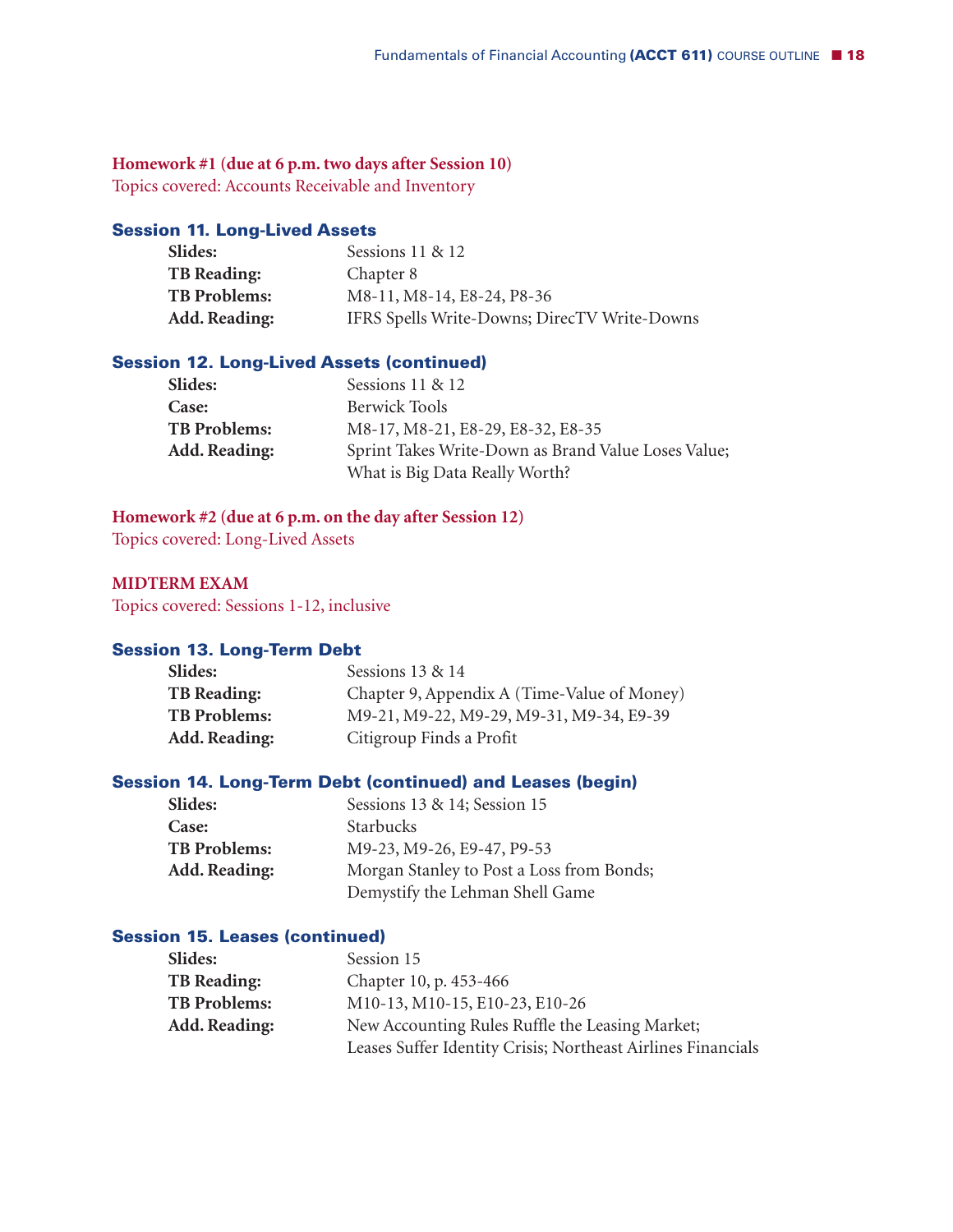**Homework #1 (due at 6 p.m. two days after Session 10)**
Topics covered: Accounts Receivable and Inventory

### Session 11. Long-Lived Assets

**Slides:** Sessions 11 & 12
**TB Reading:** Chapter 8
**TB Problems:** M8-11, M8-14, E8-24, P8-36
**Add. Reading:** IFRS Spells Write-Downs; DirecTV Write-Downs

### Session 12. Long-Lived Assets (continued)

**Slides:** Sessions 11 & 12
**Case:** Berwick Tools
**TB Problems:** M8-17, M8-21, E8-29, E8-32, E8-35
**Add. Reading:** Sprint Takes Write-Down as Brand Value Loses Value; What is Big Data Really Worth?

**Homework #2 (due at 6 p.m. on the day after Session 12)**
Topics covered: Long-Lived Assets

**MIDTERM EXAM**
Topics covered: Sessions 1-12, inclusive

### Session 13. Long-Term Debt

**Slides:** Sessions 13 & 14
**TB Reading:** Chapter 9, Appendix A (Time-Value of Money)
**TB Problems:** M9-21, M9-22, M9-29, M9-31, M9-34, E9-39
**Add. Reading:** Citigroup Finds a Profit

### Session 14. Long-Term Debt (continued) and Leases (begin)

**Slides:** Sessions 13 & 14; Session 15
**Case:** Starbucks
**TB Problems:** M9-23, M9-26, E9-47, P9-53
**Add. Reading:** Morgan Stanley to Post a Loss from Bonds; Demystify the Lehman Shell Game

### Session 15. Leases (continued)

**Slides:** Session 15
**TB Reading:** Chapter 10, p. 453-466
**TB Problems:** M10-13, M10-15, E10-23, E10-26
**Add. Reading:** New Accounting Rules Ruffle the Leasing Market; Leases Suffer Identity Crisis; Northeast Airlines Financials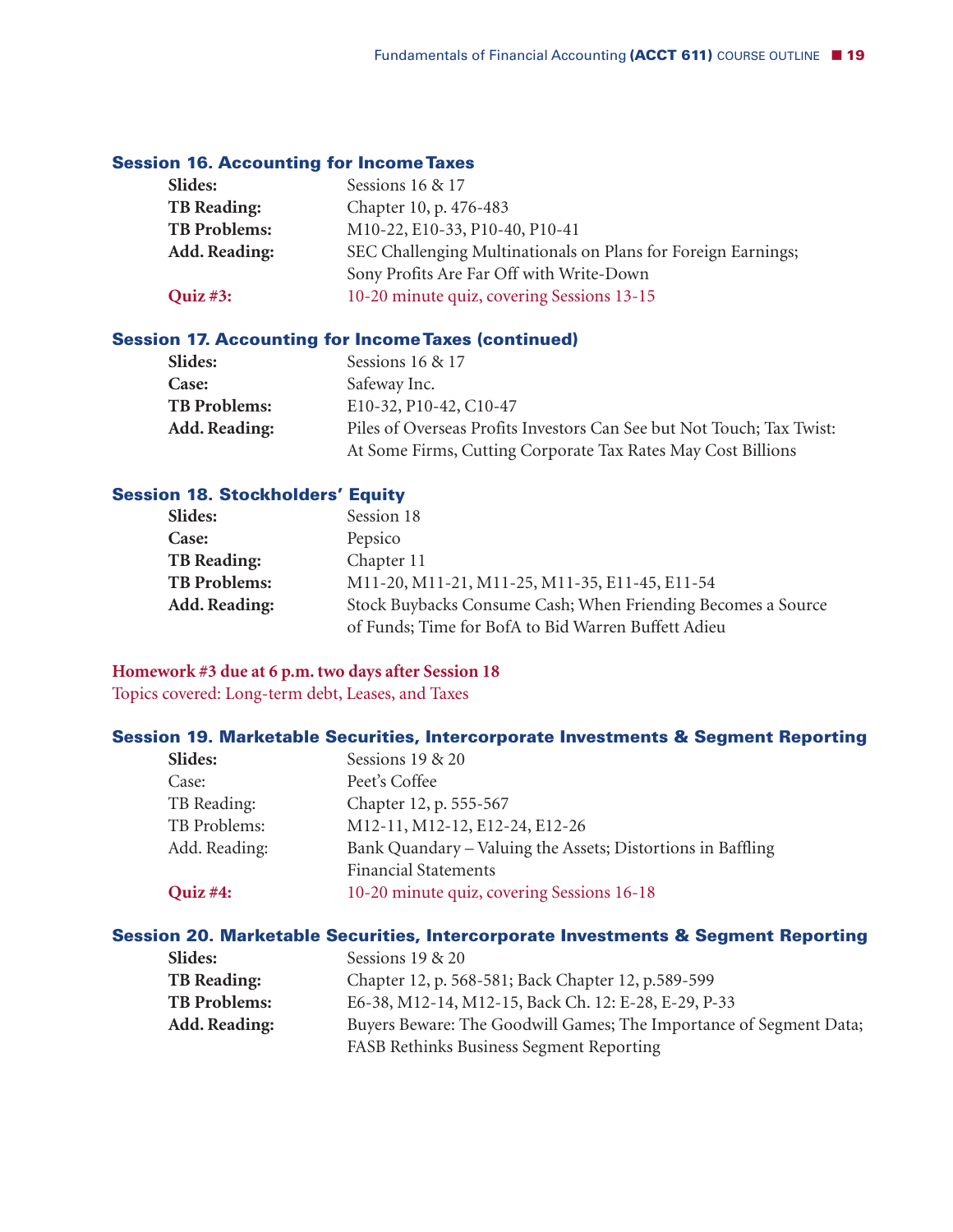### Session 16. Accounting for Income Taxes

**Slides:** Sessions 16 & 17
**TB Reading:** Chapter 10, p. 476-483
**TB Problems:** M10-22, E10-33, P10-40, P10-41
**Add. Reading:** SEC Challenging Multinationals on Plans for Foreign Earnings; Sony Profits Are Far Off with Write-Down
**Quiz #3:** 10-20 minute quiz, covering Sessions 13-15

### Session 17. Accounting for Income Taxes (continued)

**Slides:** Sessions 16 & 17
**Case:** Safeway Inc.
**TB Problems:** E10-32, P10-42, C10-47
**Add. Reading:** Piles of Overseas Profits Investors Can See but Not Touch; Tax Twist: At Some Firms, Cutting Corporate Tax Rates May Cost Billions

### Session 18. Stockholders' Equity

**Slides:** Session 18
**Case:** Pepsico
**TB Reading:** Chapter 11
**TB Problems:** M11-20, M11-21, M11-25, M11-35, E11-45, E11-54
**Add. Reading:** Stock Buybacks Consume Cash; When Friending Becomes a Source of Funds; Time for BofA to Bid Warren Buffett Adieu

**Homework #3 due at 6 p.m. two days after Session 18**
Topics covered: Long-term debt, Leases, and Taxes

### Session 19. Marketable Securities, Intercorporate Investments & Segment Reporting

**Slides:** Sessions 19 & 20
Case: Peet's Coffee
TB Reading: Chapter 12, p. 555-567
TB Problems: M12-11, M12-12, E12-24, E12-26
Add. Reading: Bank Quandary – Valuing the Assets; Distortions in Baffling Financial Statements
**Quiz #4:** 10-20 minute quiz, covering Sessions 16-18

### Session 20. Marketable Securities, Intercorporate Investments & Segment Reporting

**Slides:** Sessions 19 & 20
**TB Reading:** Chapter 12, p. 568-581; Back Chapter 12, p.589-599
**TB Problems:** E6-38, M12-14, M12-15, Back Ch. 12: E-28, E-29, P-33
**Add. Reading:** Buyers Beware: The Goodwill Games; The Importance of Segment Data; FASB Rethinks Business Segment Reporting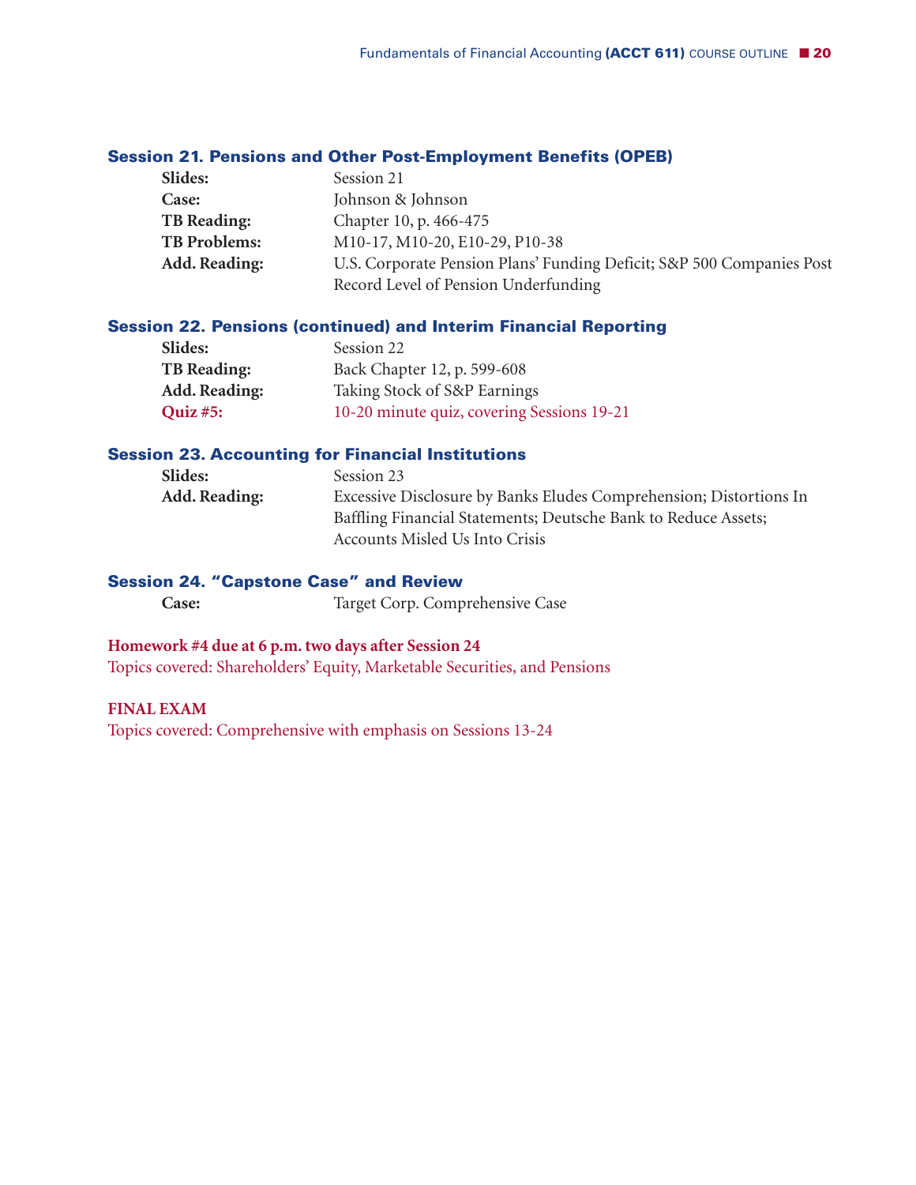### Session 21. Pensions and Other Post-Employment Benefits (OPEB)

**Slides:** Session 21
**Case:** Johnson & Johnson
**TB Reading:** Chapter 10, p. 466-475
**TB Problems:** M10-17, M10-20, E10-29, P10-38
**Add. Reading:** U.S. Corporate Pension Plans' Funding Deficit; S&P 500 Companies Post Record Level of Pension Underfunding

### Session 22. Pensions (continued) and Interim Financial Reporting

**Slides:** Session 22
**TB Reading:** Back Chapter 12, p. 599-608
**Add. Reading:** Taking Stock of S&P Earnings
**Quiz #5:** 10-20 minute quiz, covering Sessions 19-21

### Session 23. Accounting for Financial Institutions

**Slides:** Session 23
**Add. Reading:** Excessive Disclosure by Banks Eludes Comprehension; Distortions In Baffling Financial Statements; Deutsche Bank to Reduce Assets; Accounts Misled Us Into Crisis

### Session 24. "Capstone Case" and Review

**Case:** Target Corp. Comprehensive Case

**Homework #4 due at 6 p.m. two days after Session 24**
Topics covered: Shareholders' Equity, Marketable Securities, and Pensions

**FINAL EXAM**
Topics covered: Comprehensive with emphasis on Sessions 13-24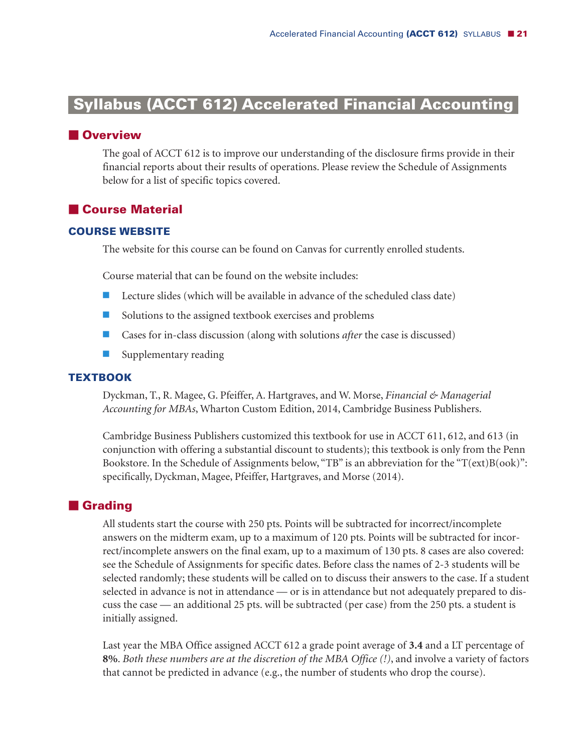# Syllabus (ACCT 612) Accelerated Financial Accounting

## Overview

The goal of ACCT 612 is to improve our understanding of the disclosure firms provide in their financial reports about their results of operations. Please review the Schedule of Assignments below for a list of specific topics covered.

## Course Material

### COURSE WEBSITE

The website for this course can be found on Canvas for currently enrolled students.

Course material that can be found on the website includes:

- Lecture slides (which will be available in advance of the scheduled class date)
- Solutions to the assigned textbook exercises and problems
- Cases for in-class discussion (along with solutions *after* the case is discussed)
- Supplementary reading

### TEXTBOOK

Dyckman, T., R. Magee, G. Pfeiffer, A. Hartgraves, and W. Morse, *Financial & Managerial Accounting for MBAs*, Wharton Custom Edition, 2014, Cambridge Business Publishers.

Cambridge Business Publishers customized this textbook for use in ACCT 611, 612, and 613 (in conjunction with offering a substantial discount to students); this textbook is only from the Penn Bookstore. In the Schedule of Assignments below, "TB" is an abbreviation for the "T(ext)B(ook)": specifically, Dyckman, Magee, Pfeiffer, Hartgraves, and Morse (2014).

## Grading

All students start the course with 250 pts. Points will be subtracted for incorrect/incomplete answers on the midterm exam, up to a maximum of 120 pts. Points will be subtracted for incorrect/incomplete answers on the final exam, up to a maximum of 130 pts. 8 cases are also covered: see the Schedule of Assignments for specific dates. Before class the names of 2-3 students will be selected randomly; these students will be called on to discuss their answers to the case. If a student selected in advance is not in attendance — or is in attendance but not adequately prepared to discuss the case — an additional 25 pts. will be subtracted (per case) from the 250 pts. a student is initially assigned.

Last year the MBA Office assigned ACCT 612 a grade point average of **3.4** and a LT percentage of **8%**. *Both these numbers are at the discretion of the MBA Office (!)*, and involve a variety of factors that cannot be predicted in advance (e.g., the number of students who drop the course).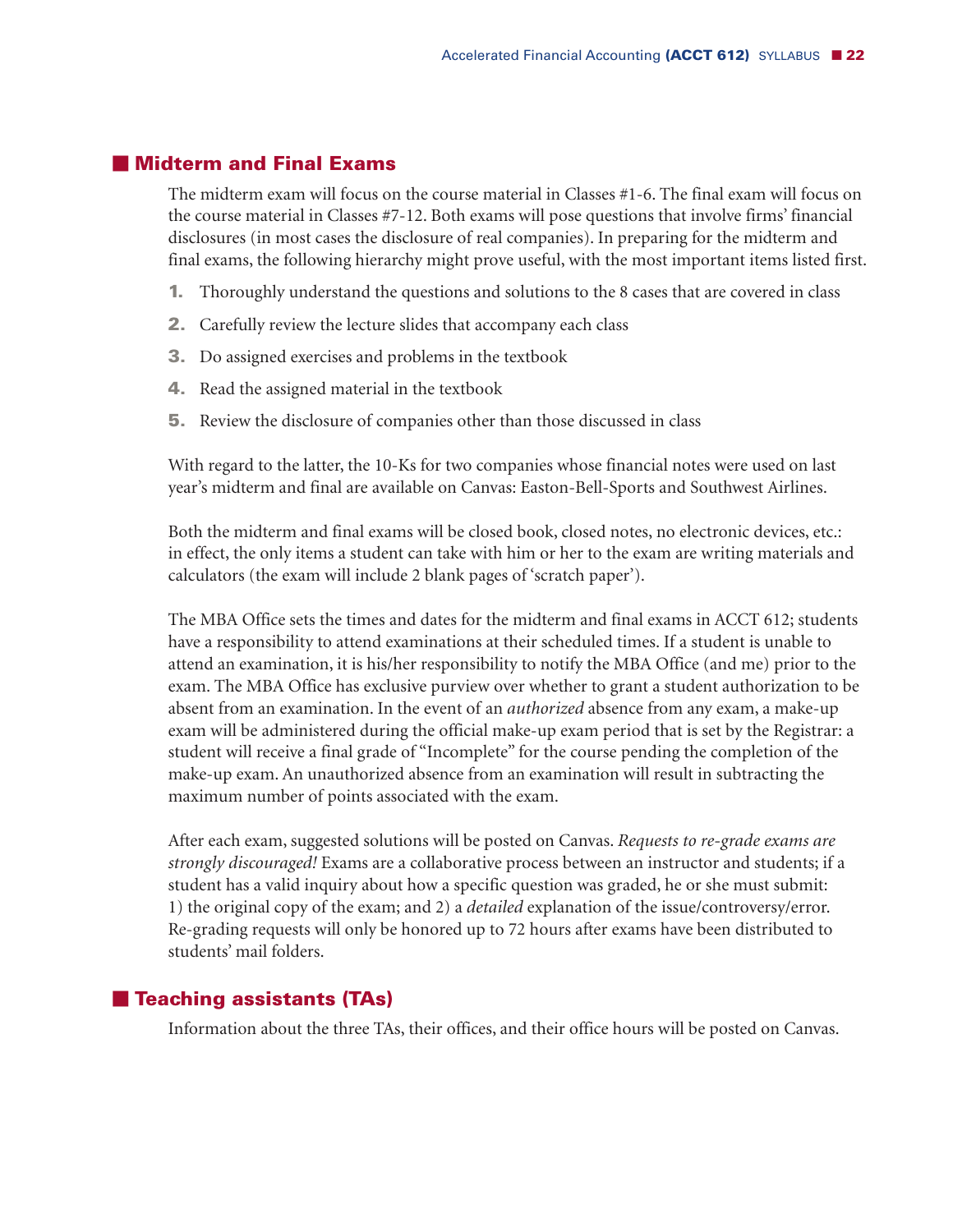## Midterm and Final Exams

The midterm exam will focus on the course material in Classes #1-6. The final exam will focus on the course material in Classes #7-12. Both exams will pose questions that involve firms' financial disclosures (in most cases the disclosure of real companies). In preparing for the midterm and final exams, the following hierarchy might prove useful, with the most important items listed first.

1. Thoroughly understand the questions and solutions to the 8 cases that are covered in class
2. Carefully review the lecture slides that accompany each class
3. Do assigned exercises and problems in the textbook
4. Read the assigned material in the textbook
5. Review the disclosure of companies other than those discussed in class

With regard to the latter, the 10-Ks for two companies whose financial notes were used on last year's midterm and final are available on Canvas: Easton-Bell-Sports and Southwest Airlines.

Both the midterm and final exams will be closed book, closed notes, no electronic devices, etc.: in effect, the only items a student can take with him or her to the exam are writing materials and calculators (the exam will include 2 blank pages of 'scratch paper').

The MBA Office sets the times and dates for the midterm and final exams in ACCT 612; students have a responsibility to attend examinations at their scheduled times. If a student is unable to attend an examination, it is his/her responsibility to notify the MBA Office (and me) prior to the exam. The MBA Office has exclusive purview over whether to grant a student authorization to be absent from an examination. In the event of an *authorized* absence from any exam, a make-up exam will be administered during the official make-up exam period that is set by the Registrar: a student will receive a final grade of "Incomplete" for the course pending the completion of the make-up exam. An unauthorized absence from an examination will result in subtracting the maximum number of points associated with the exam.

After each exam, suggested solutions will be posted on Canvas. *Requests to re-grade exams are strongly discouraged!* Exams are a collaborative process between an instructor and students; if a student has a valid inquiry about how a specific question was graded, he or she must submit: 1) the original copy of the exam; and 2) a *detailed* explanation of the issue/controversy/error. Re-grading requests will only be honored up to 72 hours after exams have been distributed to students' mail folders.

## Teaching assistants (TAs)

Information about the three TAs, their offices, and their office hours will be posted on Canvas.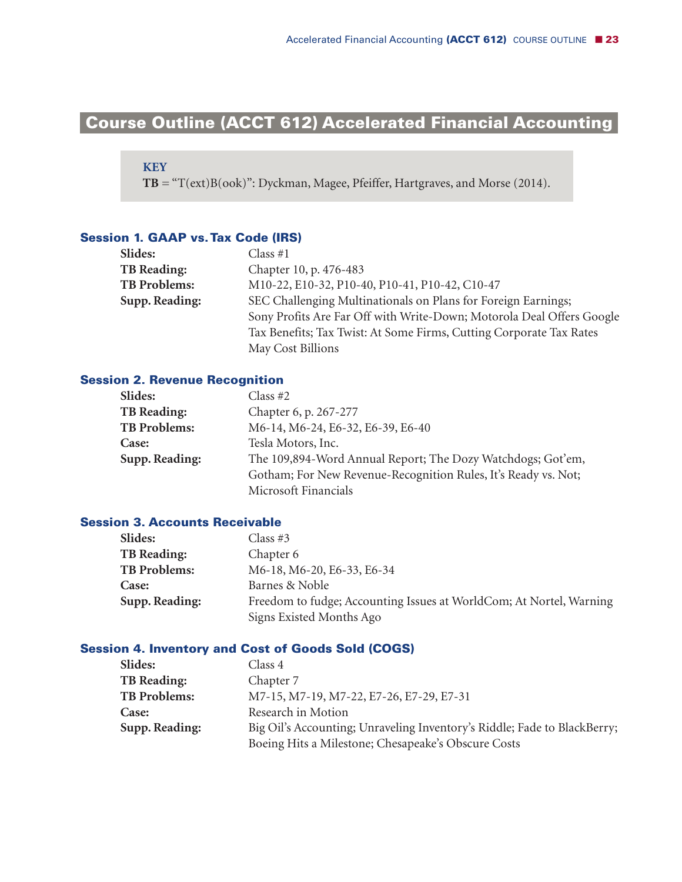# Course Outline (ACCT 612) Accelerated Financial Accounting

**KEY**
**TB** = "T(ext)B(ook)": Dyckman, Magee, Pfeiffer, Hartgraves, and Morse (2014).

### Session 1. GAAP vs. Tax Code (IRS)

| | |
|---|---|
| **Slides:** | Class #1 |
| **TB Reading:** | Chapter 10, p. 476-483 |
| **TB Problems:** | M10-22, E10-32, P10-40, P10-41, P10-42, C10-47 |
| **Supp. Reading:** | SEC Challenging Multinationals on Plans for Foreign Earnings; Sony Profits Are Far Off with Write-Down; Motorola Deal Offers Google Tax Benefits; Tax Twist: At Some Firms, Cutting Corporate Tax Rates May Cost Billions |

### Session 2. Revenue Recognition

| | |
|---|---|
| **Slides:** | Class #2 |
| **TB Reading:** | Chapter 6, p. 267-277 |
| **TB Problems:** | M6-14, M6-24, E6-32, E6-39, E6-40 |
| **Case:** | Tesla Motors, Inc. |
| **Supp. Reading:** | The 109,894-Word Annual Report; The Dozy Watchdogs; Got'em, Gotham; For New Revenue-Recognition Rules, It's Ready vs. Not; Microsoft Financials |

### Session 3. Accounts Receivable

| | |
|---|---|
| **Slides:** | Class #3 |
| **TB Reading:** | Chapter 6 |
| **TB Problems:** | M6-18, M6-20, E6-33, E6-34 |
| **Case:** | Barnes & Noble |
| **Supp. Reading:** | Freedom to fudge; Accounting Issues at WorldCom; At Nortel, Warning Signs Existed Months Ago |

### Session 4. Inventory and Cost of Goods Sold (COGS)

| | |
|---|---|
| **Slides:** | Class 4 |
| **TB Reading:** | Chapter 7 |
| **TB Problems:** | M7-15, M7-19, M7-22, E7-26, E7-29, E7-31 |
| **Case:** | Research in Motion |
| **Supp. Reading:** | Big Oil's Accounting; Unraveling Inventory's Riddle; Fade to BlackBerry; Boeing Hits a Milestone; Chesapeake's Obscure Costs |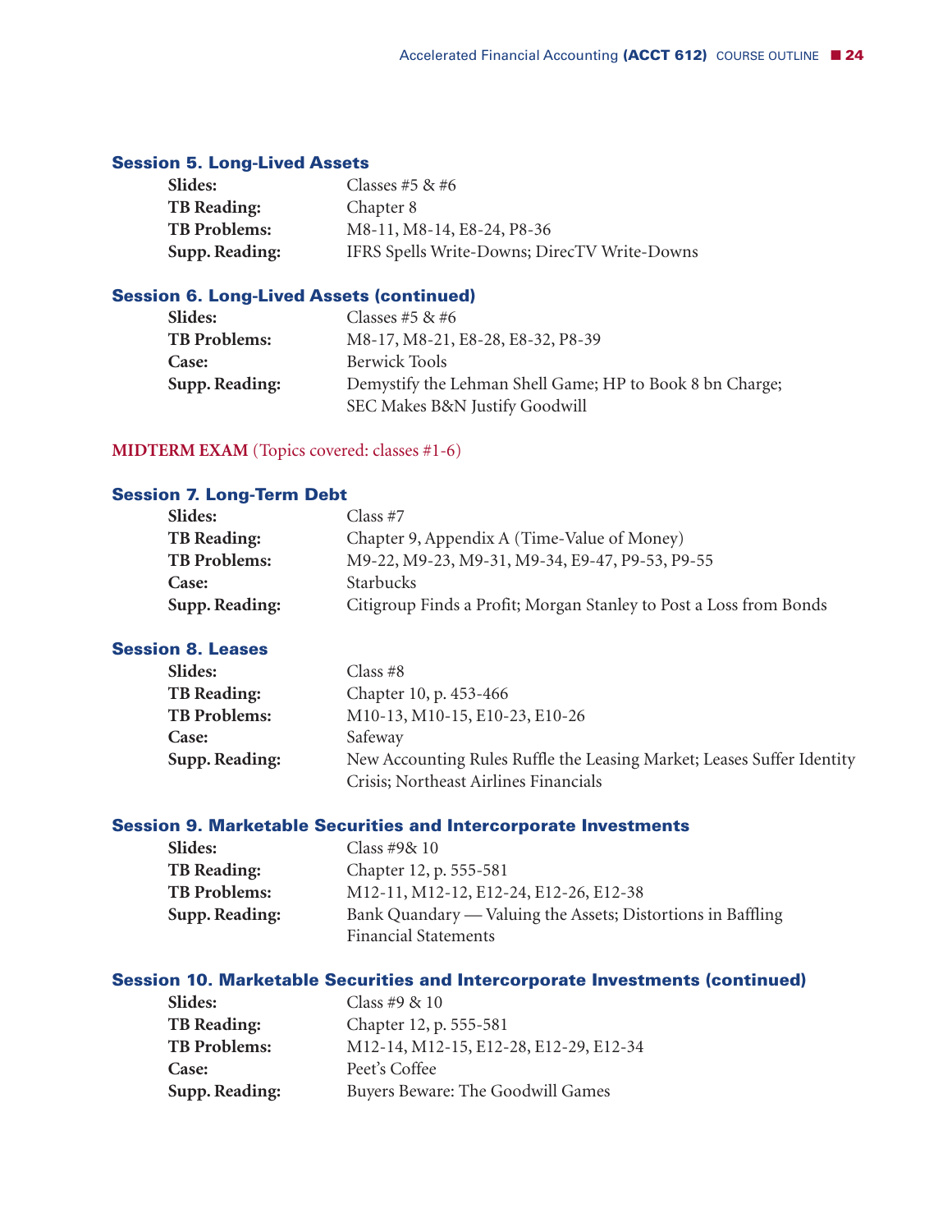### Session 5. Long-Lived Assets

| | |
|---|---|
| **Slides:** | Classes #5 & #6 |
| **TB Reading:** | Chapter 8 |
| **TB Problems:** | M8-11, M8-14, E8-24, P8-36 |
| **Supp. Reading:** | IFRS Spells Write-Downs; DirecTV Write-Downs |

### Session 6. Long-Lived Assets (continued)

| | |
|---|---|
| **Slides:** | Classes #5 & #6 |
| **TB Problems:** | M8-17, M8-21, E8-28, E8-32, P8-39 |
| **Case:** | Berwick Tools |
| **Supp. Reading:** | Demystify the Lehman Shell Game; HP to Book 8 bn Charge; SEC Makes B&N Justify Goodwill |

**MIDTERM EXAM** (Topics covered: classes #1-6)

### Session 7. Long-Term Debt

| | |
|---|---|
| **Slides:** | Class #7 |
| **TB Reading:** | Chapter 9, Appendix A (Time-Value of Money) |
| **TB Problems:** | M9-22, M9-23, M9-31, M9-34, E9-47, P9-53, P9-55 |
| **Case:** | Starbucks |
| **Supp. Reading:** | Citigroup Finds a Profit; Morgan Stanley to Post a Loss from Bonds |

### Session 8. Leases

| | |
|---|---|
| **Slides:** | Class #8 |
| **TB Reading:** | Chapter 10, p. 453-466 |
| **TB Problems:** | M10-13, M10-15, E10-23, E10-26 |
| **Case:** | Safeway |
| **Supp. Reading:** | New Accounting Rules Ruffle the Leasing Market; Leases Suffer Identity Crisis; Northeast Airlines Financials |

### Session 9. Marketable Securities and Intercorporate Investments

| | |
|---|---|
| **Slides:** | Class #9& 10 |
| **TB Reading:** | Chapter 12, p. 555-581 |
| **TB Problems:** | M12-11, M12-12, E12-24, E12-26, E12-38 |
| **Supp. Reading:** | Bank Quandary — Valuing the Assets; Distortions in Baffling Financial Statements |

### Session 10. Marketable Securities and Intercorporate Investments (continued)

| | |
|---|---|
| **Slides:** | Class #9 & 10 |
| **TB Reading:** | Chapter 12, p. 555-581 |
| **TB Problems:** | M12-14, M12-15, E12-28, E12-29, E12-34 |
| **Case:** | Peet's Coffee |
| **Supp. Reading:** | Buyers Beware: The Goodwill Games |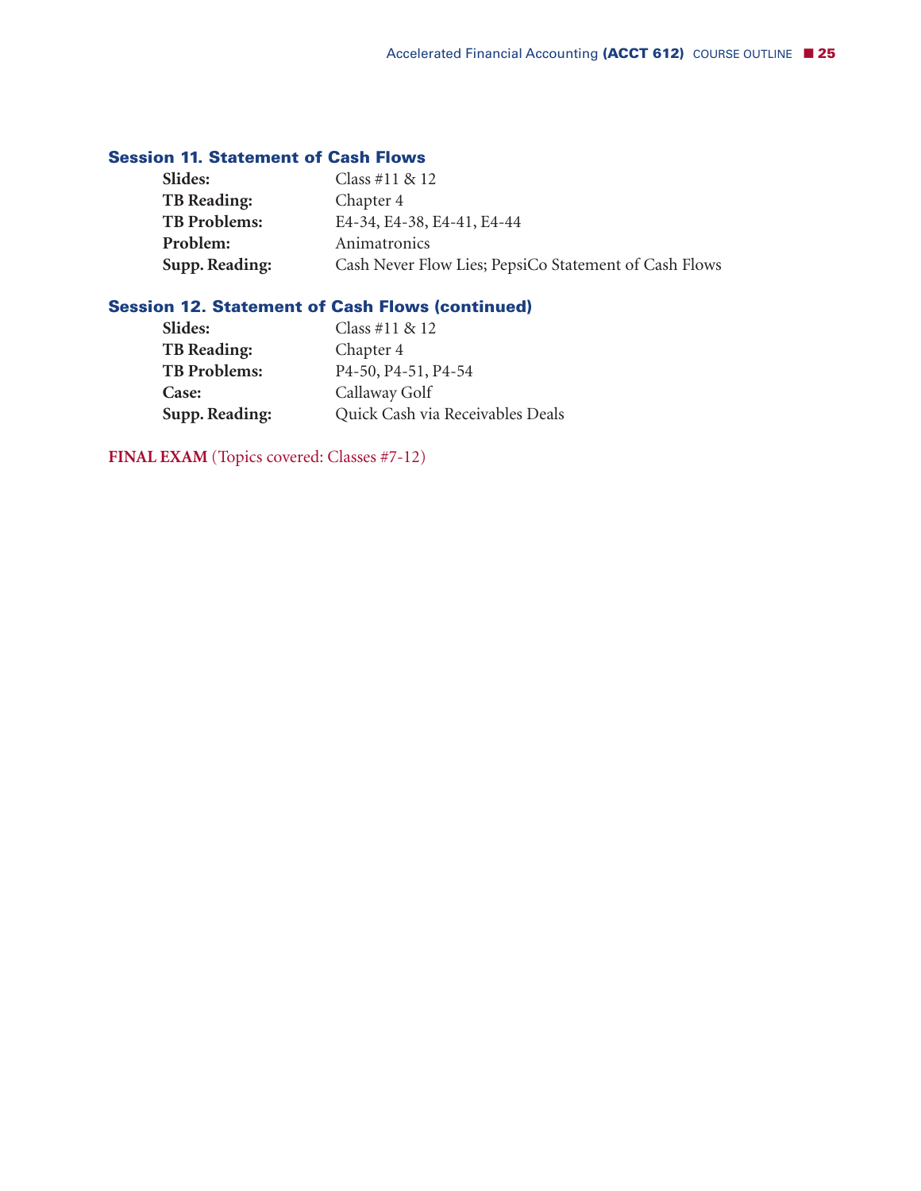### Session 11. Statement of Cash Flows

**Slides:** Class #11 & 12
**TB Reading:** Chapter 4
**TB Problems:** E4-34, E4-38, E4-41, E4-44
**Problem:** Animatronics
**Supp. Reading:** Cash Never Flow Lies; PepsiCo Statement of Cash Flows

### Session 12. Statement of Cash Flows (continued)

**Slides:** Class #11 & 12
**TB Reading:** Chapter 4
**TB Problems:** P4-50, P4-51, P4-54
**Case:** Callaway Golf
**Supp. Reading:** Quick Cash via Receivables Deals

**FINAL EXAM** (Topics covered: Classes #7-12)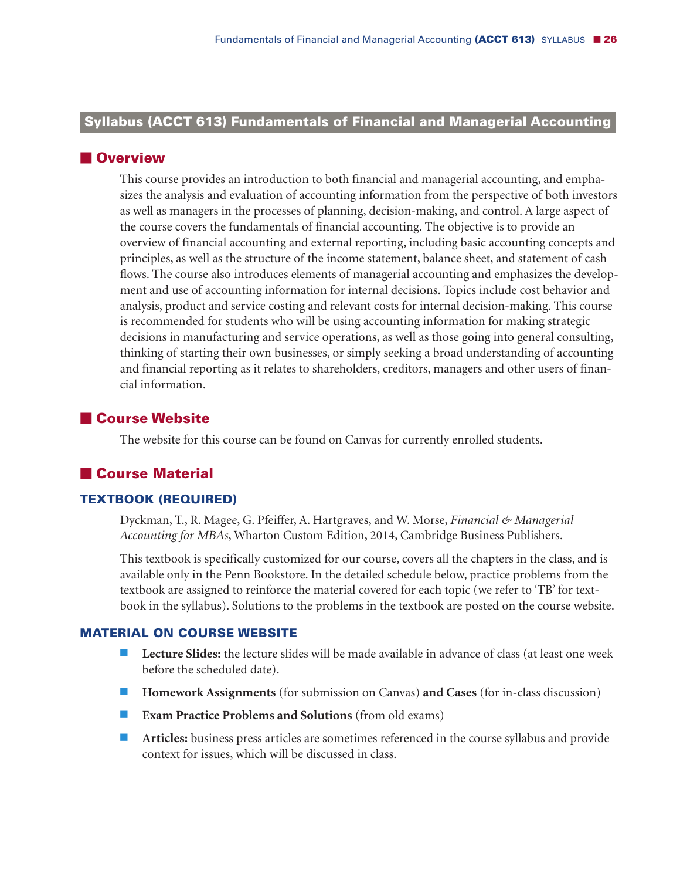## Syllabus (ACCT 613) Fundamentals of Financial and Managerial Accounting

### Overview

This course provides an introduction to both financial and managerial accounting, and emphasizes the analysis and evaluation of accounting information from the perspective of both investors as well as managers in the processes of planning, decision-making, and control. A large aspect of the course covers the fundamentals of financial accounting. The objective is to provide an overview of financial accounting and external reporting, including basic accounting concepts and principles, as well as the structure of the income statement, balance sheet, and statement of cash flows. The course also introduces elements of managerial accounting and emphasizes the development and use of accounting information for internal decisions. Topics include cost behavior and analysis, product and service costing and relevant costs for internal decision-making. This course is recommended for students who will be using accounting information for making strategic decisions in manufacturing and service operations, as well as those going into general consulting, thinking of starting their own businesses, or simply seeking a broad understanding of accounting and financial reporting as it relates to shareholders, creditors, managers and other users of financial information.

### Course Website

The website for this course can be found on Canvas for currently enrolled students.

### Course Material

#### TEXTBOOK (REQUIRED)

Dyckman, T., R. Magee, G. Pfeiffer, A. Hartgraves, and W. Morse, *Financial & Managerial Accounting for MBAs*, Wharton Custom Edition, 2014, Cambridge Business Publishers.

This textbook is specifically customized for our course, covers all the chapters in the class, and is available only in the Penn Bookstore. In the detailed schedule below, practice problems from the textbook are assigned to reinforce the material covered for each topic (we refer to 'TB' for textbook in the syllabus). Solutions to the problems in the textbook are posted on the course website.

#### MATERIAL ON COURSE WEBSITE

- **Lecture Slides:** the lecture slides will be made available in advance of class (at least one week before the scheduled date).
- **Homework Assignments** (for submission on Canvas) **and Cases** (for in-class discussion)
- **Exam Practice Problems and Solutions** (from old exams)
- **Articles:** business press articles are sometimes referenced in the course syllabus and provide context for issues, which will be discussed in class.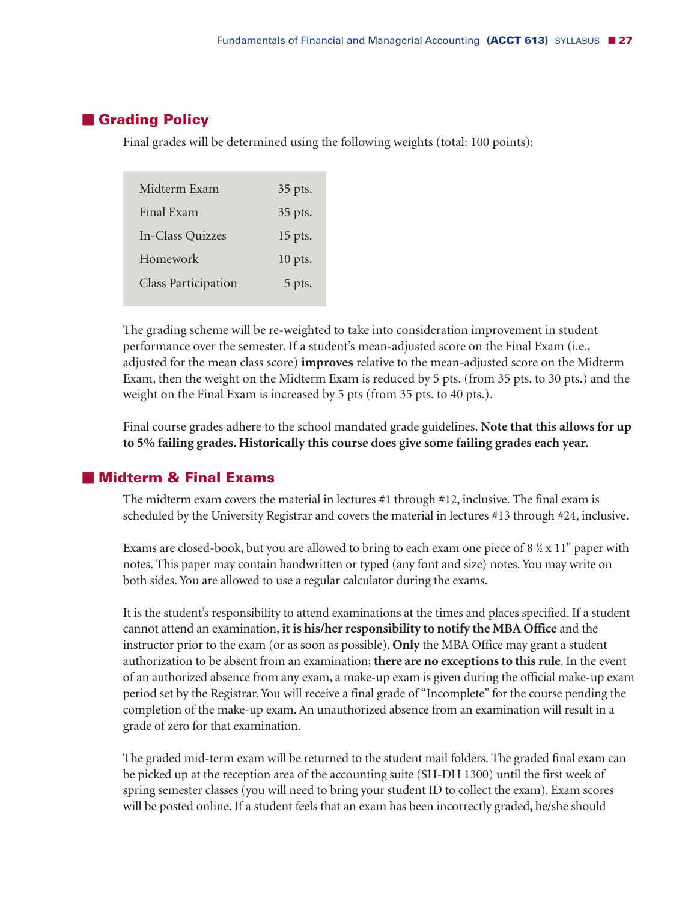## Grading Policy

Final grades will be determined using the following weights (total: 100 points):

| Component | Points |
|---|---|
| Midterm Exam | 35 pts. |
| Final Exam | 35 pts. |
| In-Class Quizzes | 15 pts. |
| Homework | 10 pts. |
| Class Participation | 5 pts. |

The grading scheme will be re-weighted to take into consideration improvement in student performance over the semester. If a student's mean-adjusted score on the Final Exam (i.e., adjusted for the mean class score) **improves** relative to the mean-adjusted score on the Midterm Exam, then the weight on the Midterm Exam is reduced by 5 pts. (from 35 pts. to 30 pts.) and the weight on the Final Exam is increased by 5 pts (from 35 pts. to 40 pts.).

Final course grades adhere to the school mandated grade guidelines. **Note that this allows for up to 5% failing grades. Historically this course does give some failing grades each year.**

## Midterm & Final Exams

The midterm exam covers the material in lectures #1 through #12, inclusive. The final exam is scheduled by the University Registrar and covers the material in lectures #13 through #24, inclusive.

Exams are closed-book, but you are allowed to bring to each exam one piece of 8 ½ x 11" paper with notes. This paper may contain handwritten or typed (any font and size) notes. You may write on both sides. You are allowed to use a regular calculator during the exams.

It is the student's responsibility to attend examinations at the times and places specified. If a student cannot attend an examination, **it is his/her responsibility to notify the MBA Office** and the instructor prior to the exam (or as soon as possible). **Only** the MBA Office may grant a student authorization to be absent from an examination; **there are no exceptions to this rule**. In the event of an authorized absence from any exam, a make-up exam is given during the official make-up exam period set by the Registrar. You will receive a final grade of "Incomplete" for the course pending the completion of the make-up exam. An unauthorized absence from an examination will result in a grade of zero for that examination.

The graded mid-term exam will be returned to the student mail folders. The graded final exam can be picked up at the reception area of the accounting suite (SH-DH 1300) until the first week of spring semester classes (you will need to bring your student ID to collect the exam). Exam scores will be posted online. If a student feels that an exam has been incorrectly graded, he/she should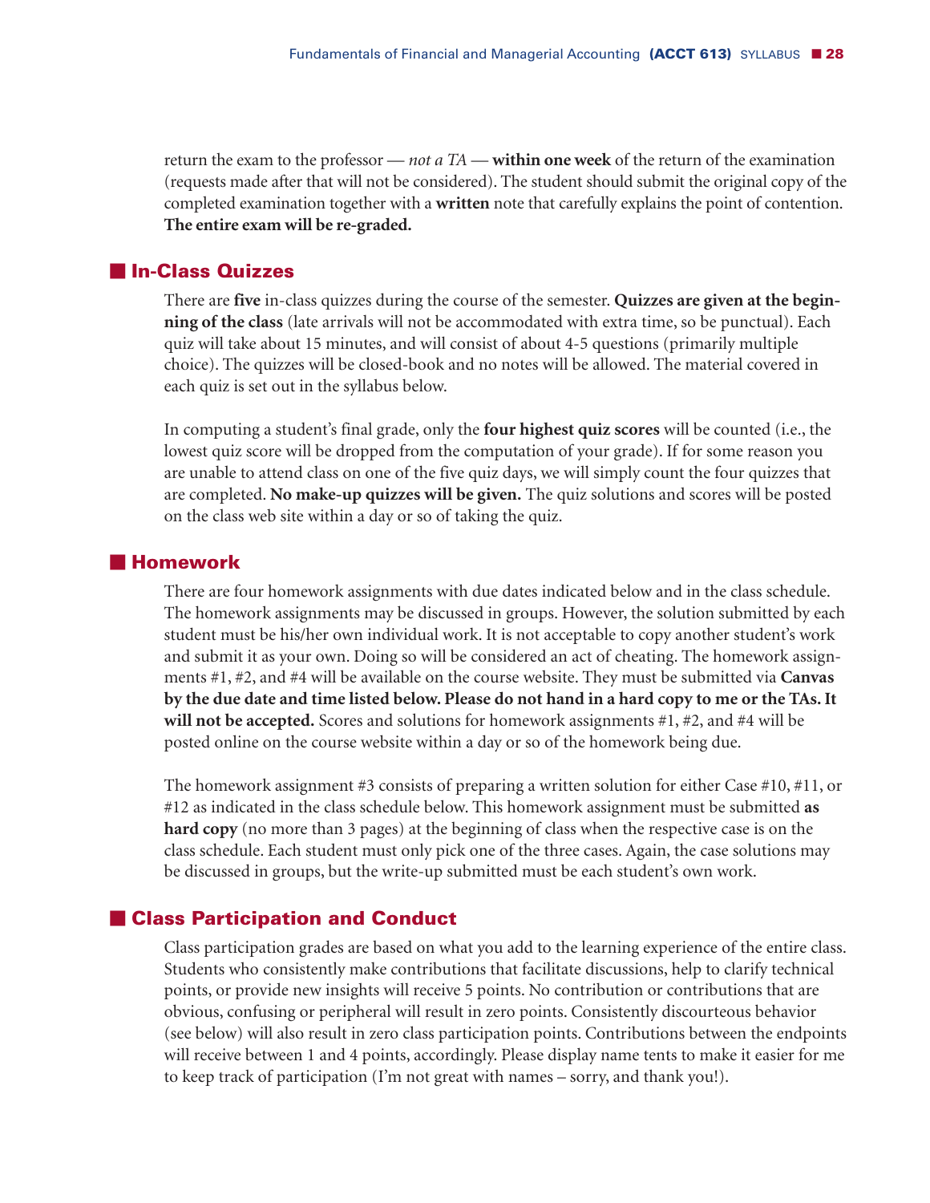return the exam to the professor — *not a TA* — **within one week** of the return of the examination (requests made after that will not be considered). The student should submit the original copy of the completed examination together with a **written** note that carefully explains the point of contention. **The entire exam will be re-graded.**

## In-Class Quizzes

There are **five** in-class quizzes during the course of the semester. **Quizzes are given at the beginning of the class** (late arrivals will not be accommodated with extra time, so be punctual). Each quiz will take about 15 minutes, and will consist of about 4-5 questions (primarily multiple choice). The quizzes will be closed-book and no notes will be allowed. The material covered in each quiz is set out in the syllabus below.

In computing a student's final grade, only the **four highest quiz scores** will be counted (i.e., the lowest quiz score will be dropped from the computation of your grade). If for some reason you are unable to attend class on one of the five quiz days, we will simply count the four quizzes that are completed. **No make-up quizzes will be given.** The quiz solutions and scores will be posted on the class web site within a day or so of taking the quiz.

## Homework

There are four homework assignments with due dates indicated below and in the class schedule. The homework assignments may be discussed in groups. However, the solution submitted by each student must be his/her own individual work. It is not acceptable to copy another student's work and submit it as your own. Doing so will be considered an act of cheating. The homework assignments #1, #2, and #4 will be available on the course website. They must be submitted via **Canvas by the due date and time listed below. Please do not hand in a hard copy to me or the TAs. It will not be accepted.** Scores and solutions for homework assignments #1, #2, and #4 will be posted online on the course website within a day or so of the homework being due.

The homework assignment #3 consists of preparing a written solution for either Case #10, #11, or #12 as indicated in the class schedule below. This homework assignment must be submitted **as hard copy** (no more than 3 pages) at the beginning of class when the respective case is on the class schedule. Each student must only pick one of the three cases. Again, the case solutions may be discussed in groups, but the write-up submitted must be each student's own work.

## Class Participation and Conduct

Class participation grades are based on what you add to the learning experience of the entire class. Students who consistently make contributions that facilitate discussions, help to clarify technical points, or provide new insights will receive 5 points. No contribution or contributions that are obvious, confusing or peripheral will result in zero points. Consistently discourteous behavior (see below) will also result in zero class participation points. Contributions between the endpoints will receive between 1 and 4 points, accordingly. Please display name tents to make it easier for me to keep track of participation (I'm not great with names – sorry, and thank you!).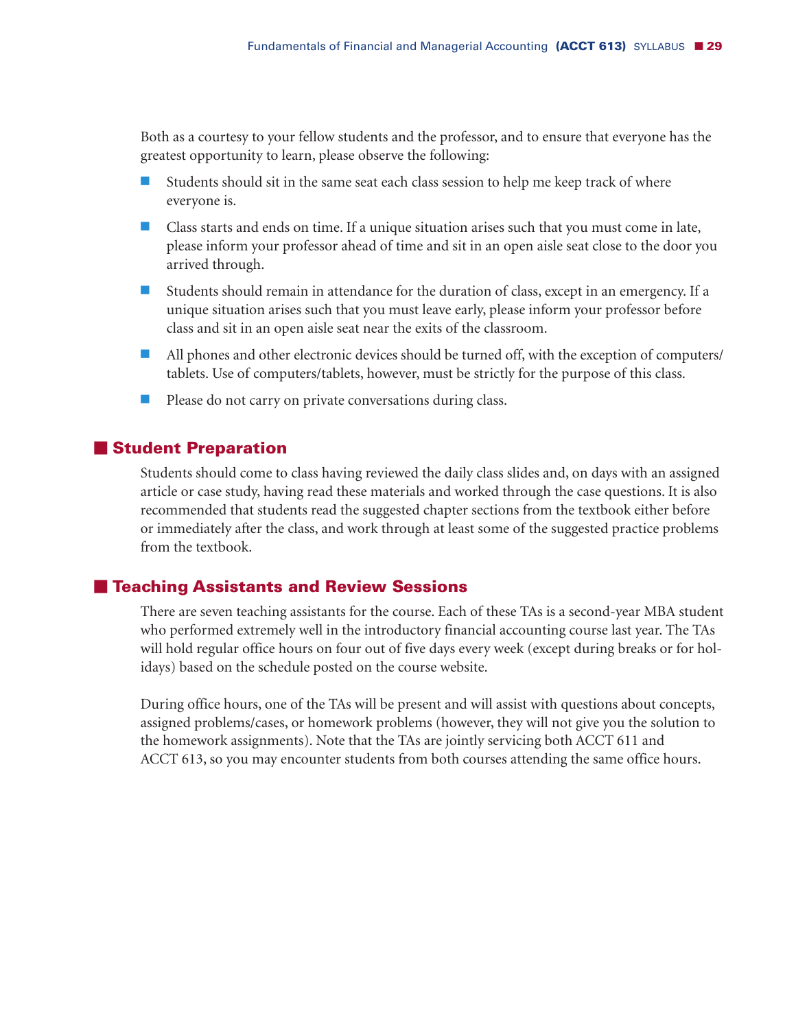Both as a courtesy to your fellow students and the professor, and to ensure that everyone has the greatest opportunity to learn, please observe the following:

- Students should sit in the same seat each class session to help me keep track of where everyone is.
- Class starts and ends on time. If a unique situation arises such that you must come in late, please inform your professor ahead of time and sit in an open aisle seat close to the door you arrived through.
- Students should remain in attendance for the duration of class, except in an emergency. If a unique situation arises such that you must leave early, please inform your professor before class and sit in an open aisle seat near the exits of the classroom.
- All phones and other electronic devices should be turned off, with the exception of computers/tablets. Use of computers/tablets, however, must be strictly for the purpose of this class.
- Please do not carry on private conversations during class.

## Student Preparation

Students should come to class having reviewed the daily class slides and, on days with an assigned article or case study, having read these materials and worked through the case questions. It is also recommended that students read the suggested chapter sections from the textbook either before or immediately after the class, and work through at least some of the suggested practice problems from the textbook.

## Teaching Assistants and Review Sessions

There are seven teaching assistants for the course. Each of these TAs is a second-year MBA student who performed extremely well in the introductory financial accounting course last year. The TAs will hold regular office hours on four out of five days every week (except during breaks or for holidays) based on the schedule posted on the course website.

During office hours, one of the TAs will be present and will assist with questions about concepts, assigned problems/cases, or homework problems (however, they will not give you the solution to the homework assignments). Note that the TAs are jointly servicing both ACCT 611 and ACCT 613, so you may encounter students from both courses attending the same office hours.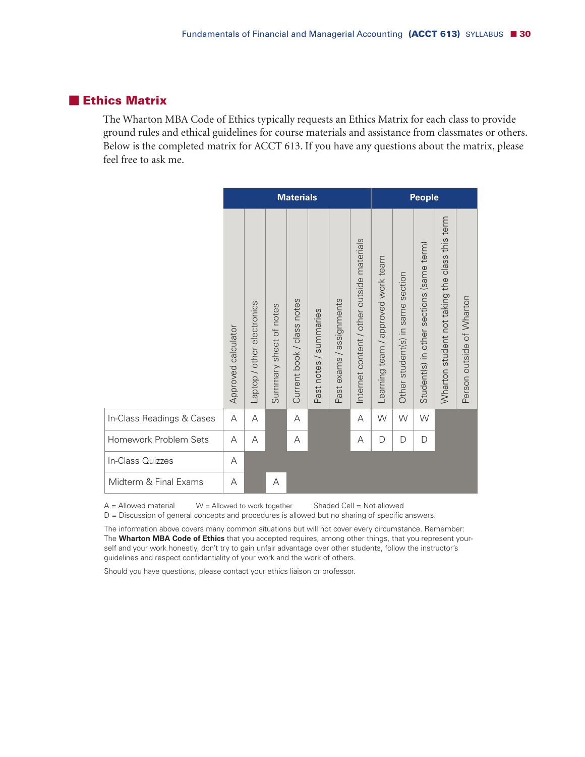## Ethics Matrix

The Wharton MBA Code of Ethics typically requests an Ethics Matrix for each class to provide ground rules and ethical guidelines for course materials and assistance from classmates or others. Below is the completed matrix for ACCT 613. If you have any questions about the matrix, please feel free to ask me.

| | Materials | | | | | | | People | | | | |
|---|---|---|---|---|---|---|---|---|---|---|---|---|
| | Approved calculator | Laptop / other electronics | Summary sheet of notes | Current book / class notes | Past notes / summaries | Past exams / assignments | Internet content / other outside materials | Learning team / approved work team | Other student(s) in same section | Student(s) in other sections (same term) | Wharton student not taking the class this term | Person outside of Wharton |
| In-Class Readings & Cases | A | A | | A | | | A | W | W | W | | |
| Homework Problem Sets | A | A | | A | | | A | D | D | D | | |
| In-Class Quizzes | A | | | | | | | | | | | |
| Midterm & Final Exams | A | | A | | | | | | | | | |

A = Allowed material W = Allowed to work together Shaded Cell = Not allowed
D = Discussion of general concepts and procedures is allowed but no sharing of specific answers.

The information above covers many common situations but will not cover every circumstance. Remember: The **Wharton MBA Code of Ethics** that you accepted requires, among other things, that you represent yourself and your work honestly, don't try to gain unfair advantage over other students, follow the instructor's guidelines and respect confidentiality of your work and the work of others.

Should you have questions, please contact your ethics liaison or professor.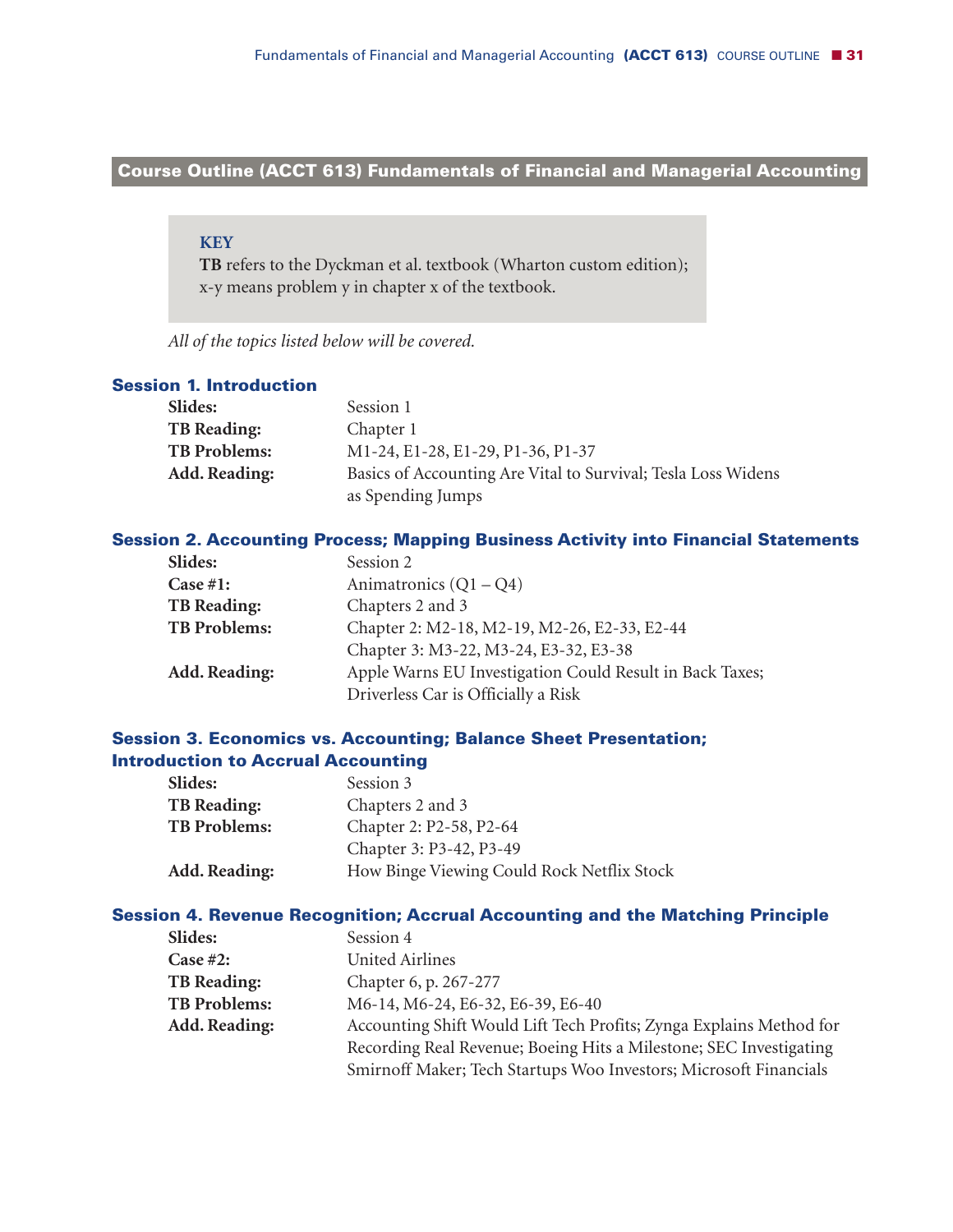## Course Outline (ACCT 613) Fundamentals of Financial and Managerial Accounting

> **KEY**
> **TB** refers to the Dyckman et al. textbook (Wharton custom edition); x-y means problem y in chapter x of the textbook.

*All of the topics listed below will be covered.*

### Session 1. Introduction

**Slides:** Session 1
**TB Reading:** Chapter 1
**TB Problems:** M1-24, E1-28, E1-29, P1-36, P1-37
**Add. Reading:** Basics of Accounting Are Vital to Survival; Tesla Loss Widens as Spending Jumps

### Session 2. Accounting Process; Mapping Business Activity into Financial Statements

**Slides:** Session 2
**Case #1:** Animatronics (Q1 – Q4)
**TB Reading:** Chapters 2 and 3
**TB Problems:** Chapter 2: M2-18, M2-19, M2-26, E2-33, E2-44
Chapter 3: M3-22, M3-24, E3-32, E3-38
**Add. Reading:** Apple Warns EU Investigation Could Result in Back Taxes; Driverless Car is Officially a Risk

### Session 3. Economics vs. Accounting; Balance Sheet Presentation; Introduction to Accrual Accounting

**Slides:** Session 3
**TB Reading:** Chapters 2 and 3
**TB Problems:** Chapter 2: P2-58, P2-64
Chapter 3: P3-42, P3-49
**Add. Reading:** How Binge Viewing Could Rock Netflix Stock

### Session 4. Revenue Recognition; Accrual Accounting and the Matching Principle

**Slides:** Session 4
**Case #2:** United Airlines
**TB Reading:** Chapter 6, p. 267-277
**TB Problems:** M6-14, M6-24, E6-32, E6-39, E6-40
**Add. Reading:** Accounting Shift Would Lift Tech Profits; Zynga Explains Method for Recording Real Revenue; Boeing Hits a Milestone; SEC Investigating Smirnoff Maker; Tech Startups Woo Investors; Microsoft Financials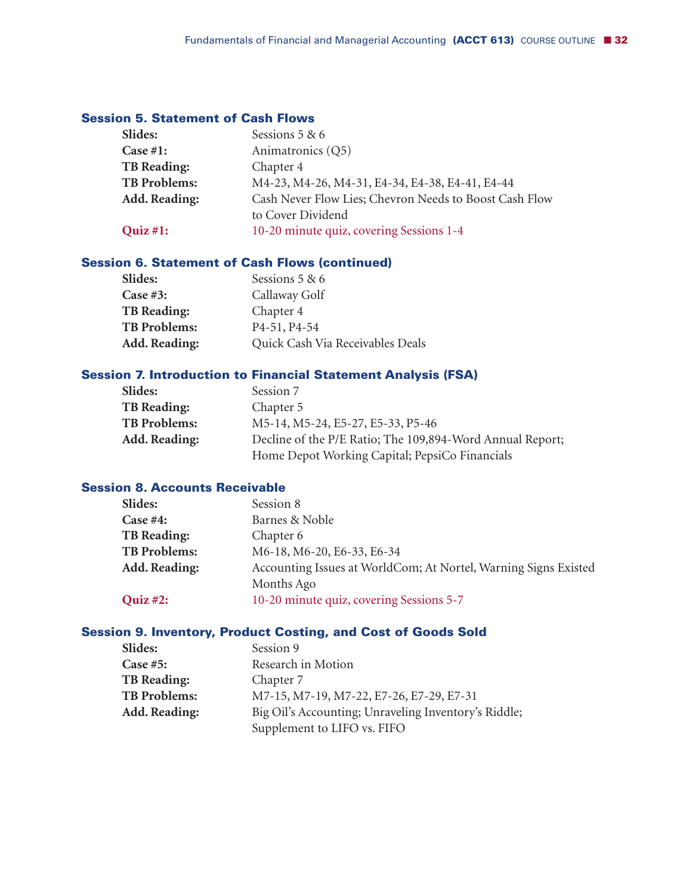### Session 5. Statement of Cash Flows

**Slides:** Sessions 5 & 6
**Case #1:** Animatronics (Q5)
**TB Reading:** Chapter 4
**TB Problems:** M4-23, M4-26, M4-31, E4-34, E4-38, E4-41, E4-44
**Add. Reading:** Cash Never Flow Lies; Chevron Needs to Boost Cash Flow to Cover Dividend
**Quiz #1:** 10-20 minute quiz, covering Sessions 1-4

### Session 6. Statement of Cash Flows (continued)

**Slides:** Sessions 5 & 6
**Case #3:** Callaway Golf
**TB Reading:** Chapter 4
**TB Problems:** P4-51, P4-54
**Add. Reading:** Quick Cash Via Receivables Deals

### Session 7. Introduction to Financial Statement Analysis (FSA)

**Slides:** Session 7
**TB Reading:** Chapter 5
**TB Problems:** M5-14, M5-24, E5-27, E5-33, P5-46
**Add. Reading:** Decline of the P/E Ratio; The 109,894-Word Annual Report; Home Depot Working Capital; PepsiCo Financials

### Session 8. Accounts Receivable

**Slides:** Session 8
**Case #4:** Barnes & Noble
**TB Reading:** Chapter 6
**TB Problems:** M6-18, M6-20, E6-33, E6-34
**Add. Reading:** Accounting Issues at WorldCom; At Nortel, Warning Signs Existed Months Ago
**Quiz #2:** 10-20 minute quiz, covering Sessions 5-7

### Session 9. Inventory, Product Costing, and Cost of Goods Sold

**Slides:** Session 9
**Case #5:** Research in Motion
**TB Reading:** Chapter 7
**TB Problems:** M7-15, M7-19, M7-22, E7-26, E7-29, E7-31
**Add. Reading:** Big Oil's Accounting; Unraveling Inventory's Riddle; Supplement to LIFO vs. FIFO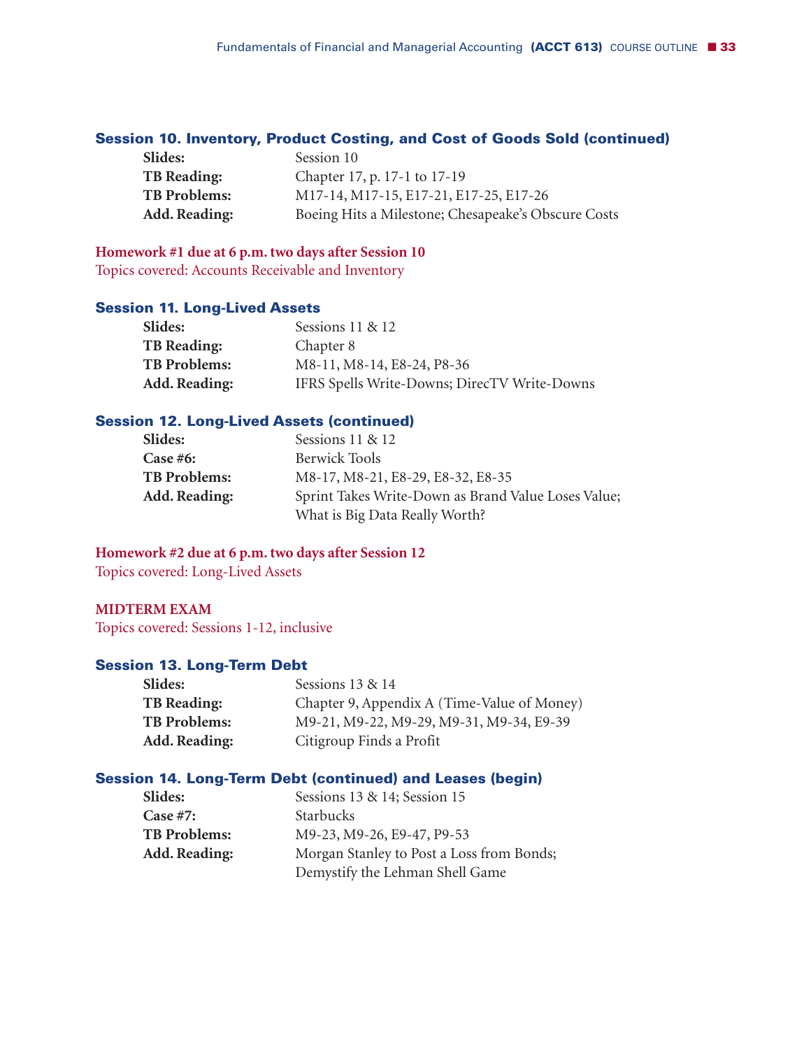### Session 10. Inventory, Product Costing, and Cost of Goods Sold (continued)

| | |
|---|---|
| **Slides:** | Session 10 |
| **TB Reading:** | Chapter 17, p. 17-1 to 17-19 |
| **TB Problems:** | M17-14, M17-15, E17-21, E17-25, E17-26 |
| **Add. Reading:** | Boeing Hits a Milestone; Chesapeake's Obscure Costs |

**Homework #1 due at 6 p.m. two days after Session 10**
Topics covered: Accounts Receivable and Inventory

### Session 11. Long-Lived Assets

| | |
|---|---|
| **Slides:** | Sessions 11 & 12 |
| **TB Reading:** | Chapter 8 |
| **TB Problems:** | M8-11, M8-14, E8-24, P8-36 |
| **Add. Reading:** | IFRS Spells Write-Downs; DirecTV Write-Downs |

### Session 12. Long-Lived Assets (continued)

| | |
|---|---|
| **Slides:** | Sessions 11 & 12 |
| **Case #6:** | Berwick Tools |
| **TB Problems:** | M8-17, M8-21, E8-29, E8-32, E8-35 |
| **Add. Reading:** | Sprint Takes Write-Down as Brand Value Loses Value; What is Big Data Really Worth? |

**Homework #2 due at 6 p.m. two days after Session 12**
Topics covered: Long-Lived Assets

**MIDTERM EXAM**
Topics covered: Sessions 1-12, inclusive

### Session 13. Long-Term Debt

| | |
|---|---|
| **Slides:** | Sessions 13 & 14 |
| **TB Reading:** | Chapter 9, Appendix A (Time-Value of Money) |
| **TB Problems:** | M9-21, M9-22, M9-29, M9-31, M9-34, E9-39 |
| **Add. Reading:** | Citigroup Finds a Profit |

### Session 14. Long-Term Debt (continued) and Leases (begin)

| | |
|---|---|
| **Slides:** | Sessions 13 & 14; Session 15 |
| **Case #7:** | Starbucks |
| **TB Problems:** | M9-23, M9-26, E9-47, P9-53 |
| **Add. Reading:** | Morgan Stanley to Post a Loss from Bonds; Demystify the Lehman Shell Game |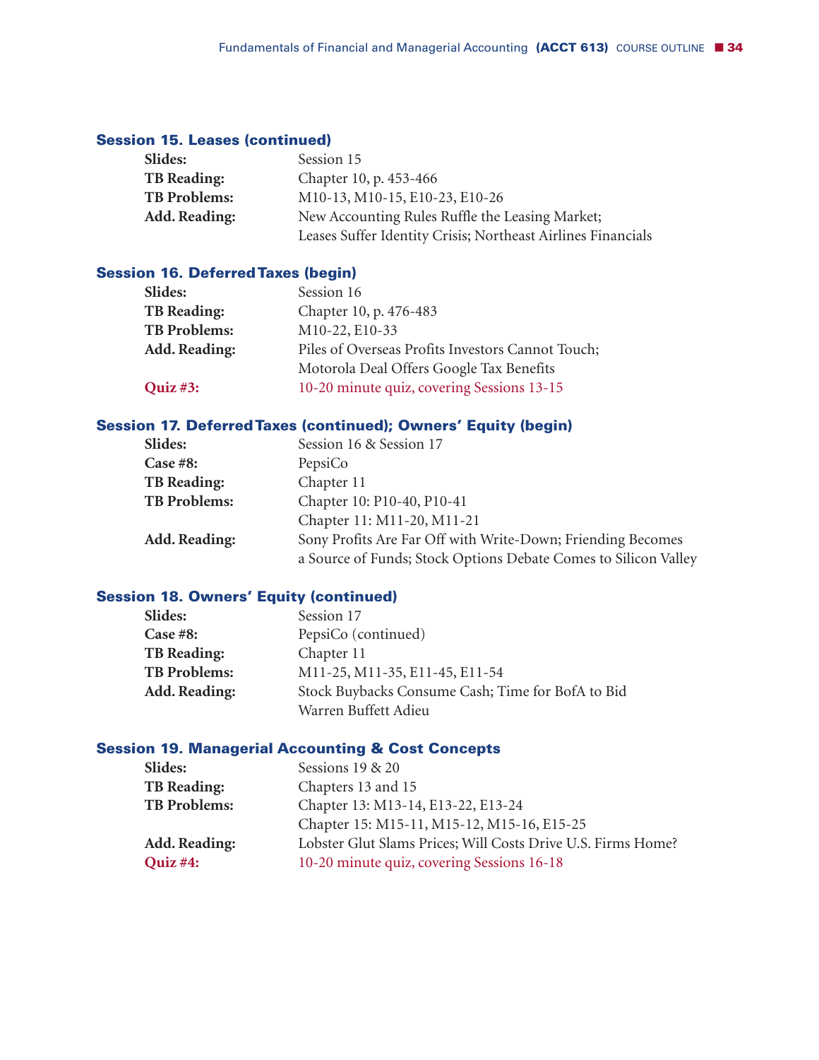### Session 15. Leases (continued)

**Slides:** Session 15
**TB Reading:** Chapter 10, p. 453-466
**TB Problems:** M10-13, M10-15, E10-23, E10-26
**Add. Reading:** New Accounting Rules Ruffle the Leasing Market; Leases Suffer Identity Crisis; Northeast Airlines Financials

### Session 16. Deferred Taxes (begin)

**Slides:** Session 16
**TB Reading:** Chapter 10, p. 476-483
**TB Problems:** M10-22, E10-33
**Add. Reading:** Piles of Overseas Profits Investors Cannot Touch; Motorola Deal Offers Google Tax Benefits
**Quiz #3:** 10-20 minute quiz, covering Sessions 13-15

### Session 17. Deferred Taxes (continued); Owners' Equity (begin)

**Slides:** Session 16 & Session 17
**Case #8:** PepsiCo
**TB Reading:** Chapter 11
**TB Problems:** Chapter 10: P10-40, P10-41
Chapter 11: M11-20, M11-21
**Add. Reading:** Sony Profits Are Far Off with Write-Down; Friending Becomes a Source of Funds; Stock Options Debate Comes to Silicon Valley

### Session 18. Owners' Equity (continued)

**Slides:** Session 17
**Case #8:** PepsiCo (continued)
**TB Reading:** Chapter 11
**TB Problems:** M11-25, M11-35, E11-45, E11-54
**Add. Reading:** Stock Buybacks Consume Cash; Time for BofA to Bid Warren Buffett Adieu

### Session 19. Managerial Accounting & Cost Concepts

**Slides:** Sessions 19 & 20
**TB Reading:** Chapters 13 and 15
**TB Problems:** Chapter 13: M13-14, E13-22, E13-24
Chapter 15: M15-11, M15-12, M15-16, E15-25
**Add. Reading:** Lobster Glut Slams Prices; Will Costs Drive U.S. Firms Home?
**Quiz #4:** 10-20 minute quiz, covering Sessions 16-18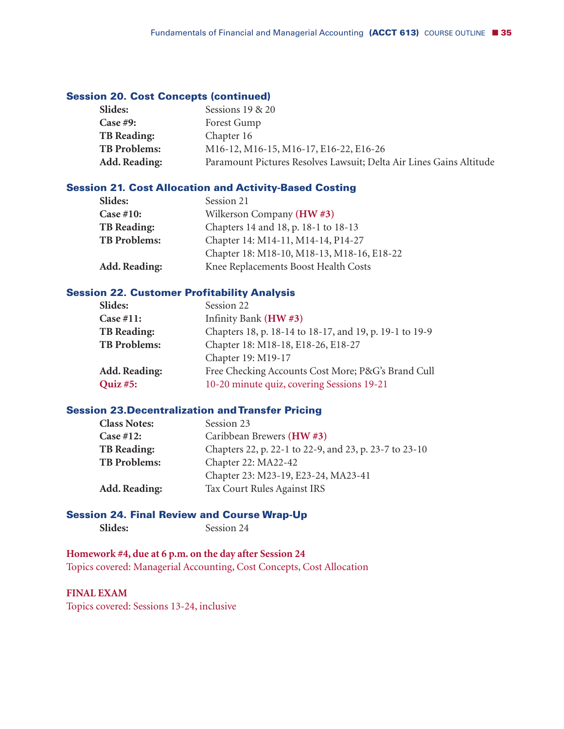### Session 20. Cost Concepts (continued)

**Slides:** Sessions 19 & 20
**Case #9:** Forest Gump
**TB Reading:** Chapter 16
**TB Problems:** M16-12, M16-15, M16-17, E16-22, E16-26
**Add. Reading:** Paramount Pictures Resolves Lawsuit; Delta Air Lines Gains Altitude

### Session 21. Cost Allocation and Activity-Based Costing

**Slides:** Session 21
**Case #10:** Wilkerson Company **(HW #3)**
**TB Reading:** Chapters 14 and 18, p. 18-1 to 18-13
**TB Problems:** Chapter 14: M14-11, M14-14, P14-27
Chapter 18: M18-10, M18-13, M18-16, E18-22
**Add. Reading:** Knee Replacements Boost Health Costs

### Session 22. Customer Profitability Analysis

**Slides:** Session 22
**Case #11:** Infinity Bank **(HW #3)**
**TB Reading:** Chapters 18, p. 18-14 to 18-17, and 19, p. 19-1 to 19-9
**TB Problems:** Chapter 18: M18-18, E18-26, E18-27
Chapter 19: M19-17
**Add. Reading:** Free Checking Accounts Cost More; P&G's Brand Cull
**Quiz #5:** 10-20 minute quiz, covering Sessions 19-21

### Session 23. Decentralization and Transfer Pricing

**Class Notes:** Session 23
**Case #12:** Caribbean Brewers **(HW #3)**
**TB Reading:** Chapters 22, p. 22-1 to 22-9, and 23, p. 23-7 to 23-10
**TB Problems:** Chapter 22: MA22-42
Chapter 23: M23-19, E23-24, MA23-41
**Add. Reading:** Tax Court Rules Against IRS

### Session 24. Final Review and Course Wrap-Up

**Slides:** Session 24

**Homework #4, due at 6 p.m. on the day after Session 24**
Topics covered: Managerial Accounting, Cost Concepts, Cost Allocation

**FINAL EXAM**
Topics covered: Sessions 13-24, inclusive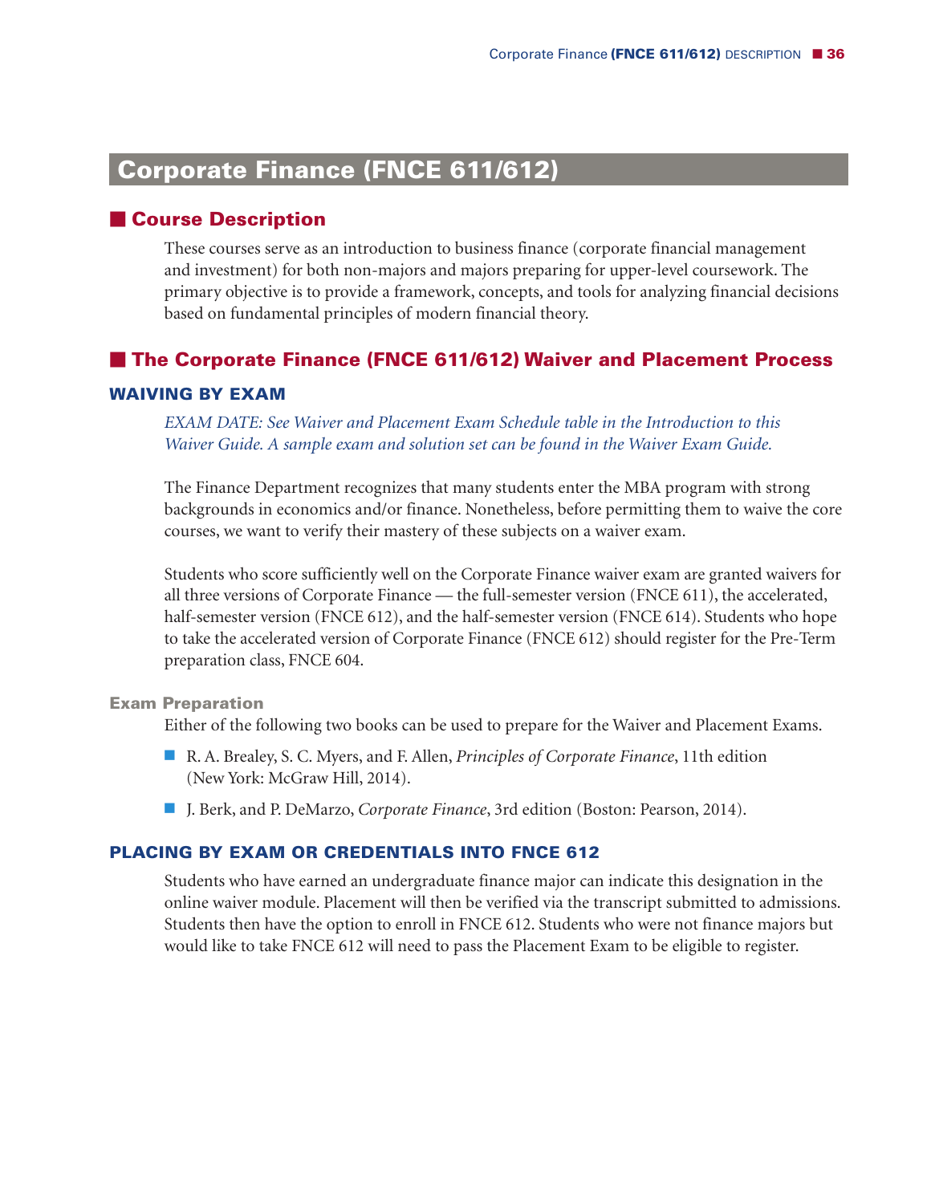## Corporate Finance (FNCE 611/612)

### Course Description

These courses serve as an introduction to business finance (corporate financial management and investment) for both non-majors and majors preparing for upper-level coursework. The primary objective is to provide a framework, concepts, and tools for analyzing financial decisions based on fundamental principles of modern financial theory.

### The Corporate Finance (FNCE 611/612) Waiver and Placement Process

#### WAIVING BY EXAM

*EXAM DATE: See Waiver and Placement Exam Schedule table in the Introduction to this Waiver Guide. A sample exam and solution set can be found in the Waiver Exam Guide.*

The Finance Department recognizes that many students enter the MBA program with strong backgrounds in economics and/or finance. Nonetheless, before permitting them to waive the core courses, we want to verify their mastery of these subjects on a waiver exam.

Students who score sufficiently well on the Corporate Finance waiver exam are granted waivers for all three versions of Corporate Finance — the full-semester version (FNCE 611), the accelerated, half-semester version (FNCE 612), and the half-semester version (FNCE 614). Students who hope to take the accelerated version of Corporate Finance (FNCE 612) should register for the Pre-Term preparation class, FNCE 604.

##### Exam Preparation

Either of the following two books can be used to prepare for the Waiver and Placement Exams.

- R. A. Brealey, S. C. Myers, and F. Allen, *Principles of Corporate Finance*, 11th edition (New York: McGraw Hill, 2014).
- J. Berk, and P. DeMarzo, *Corporate Finance*, 3rd edition (Boston: Pearson, 2014).

#### PLACING BY EXAM OR CREDENTIALS INTO FNCE 612

Students who have earned an undergraduate finance major can indicate this designation in the online waiver module. Placement will then be verified via the transcript submitted to admissions. Students then have the option to enroll in FNCE 612. Students who were not finance majors but would like to take FNCE 612 will need to pass the Placement Exam to be eligible to register.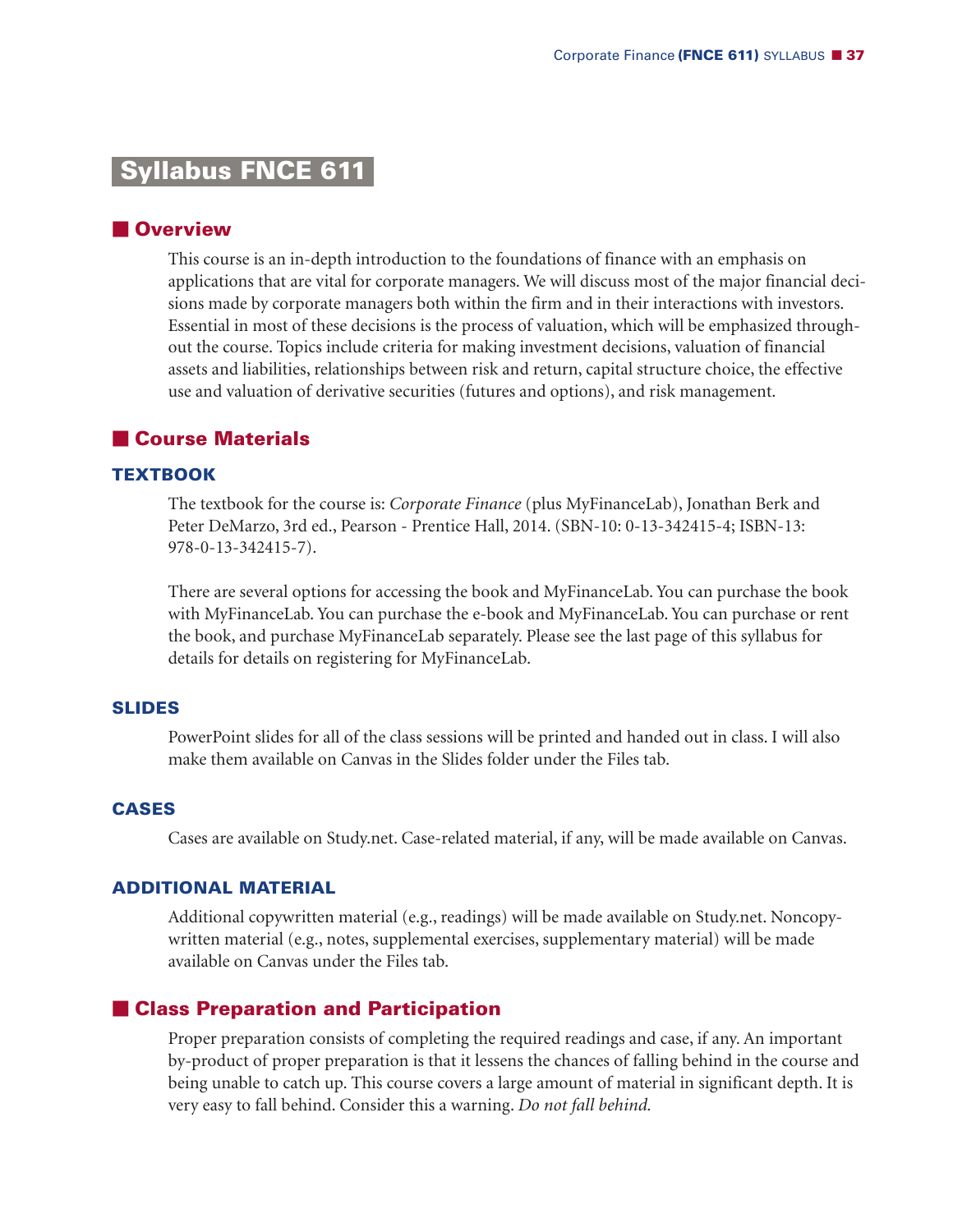# Syllabus FNCE 611

## Overview

This course is an in-depth introduction to the foundations of finance with an emphasis on applications that are vital for corporate managers. We will discuss most of the major financial decisions made by corporate managers both within the firm and in their interactions with investors. Essential in most of these decisions is the process of valuation, which will be emphasized throughout the course. Topics include criteria for making investment decisions, valuation of financial assets and liabilities, relationships between risk and return, capital structure choice, the effective use and valuation of derivative securities (futures and options), and risk management.

## Course Materials

### TEXTBOOK

The textbook for the course is: *Corporate Finance* (plus MyFinanceLab), Jonathan Berk and Peter DeMarzo, 3rd ed., Pearson - Prentice Hall, 2014. (SBN-10: 0-13-342415-4; ISBN-13: 978-0-13-342415-7).

There are several options for accessing the book and MyFinanceLab. You can purchase the book with MyFinanceLab. You can purchase the e-book and MyFinanceLab. You can purchase or rent the book, and purchase MyFinanceLab separately. Please see the last page of this syllabus for details for details on registering for MyFinanceLab.

### SLIDES

PowerPoint slides for all of the class sessions will be printed and handed out in class. I will also make them available on Canvas in the Slides folder under the Files tab.

### CASES

Cases are available on Study.net. Case-related material, if any, will be made available on Canvas.

### ADDITIONAL MATERIAL

Additional copywritten material (e.g., readings) will be made available on Study.net. Noncopywritten material (e.g., notes, supplemental exercises, supplementary material) will be made available on Canvas under the Files tab.

## Class Preparation and Participation

Proper preparation consists of completing the required readings and case, if any. An important by-product of proper preparation is that it lessens the chances of falling behind in the course and being unable to catch up. This course covers a large amount of material in significant depth. It is very easy to fall behind. Consider this a warning. *Do not fall behind.*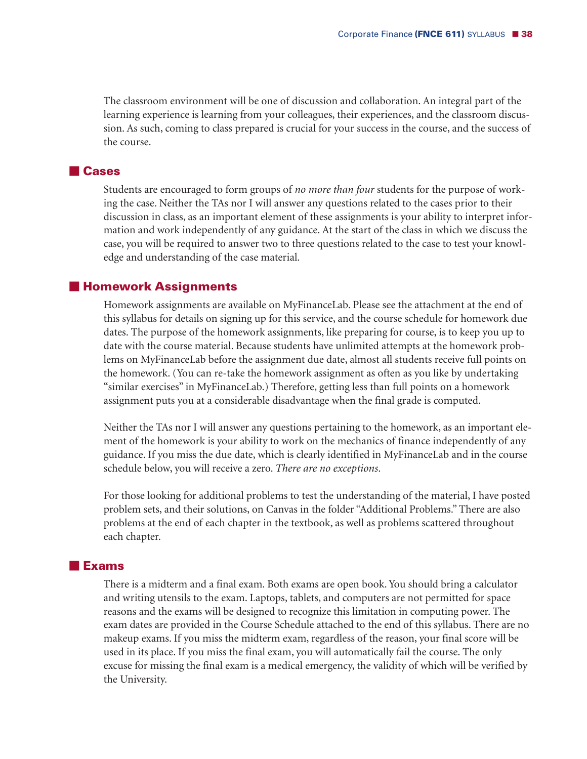The classroom environment will be one of discussion and collaboration. An integral part of the learning experience is learning from your colleagues, their experiences, and the classroom discussion. As such, coming to class prepared is crucial for your success in the course, and the success of the course.

## Cases

Students are encouraged to form groups of *no more than four* students for the purpose of working the case. Neither the TAs nor I will answer any questions related to the cases prior to their discussion in class, as an important element of these assignments is your ability to interpret information and work independently of any guidance. At the start of the class in which we discuss the case, you will be required to answer two to three questions related to the case to test your knowledge and understanding of the case material.

## Homework Assignments

Homework assignments are available on MyFinanceLab. Please see the attachment at the end of this syllabus for details on signing up for this service, and the course schedule for homework due dates. The purpose of the homework assignments, like preparing for course, is to keep you up to date with the course material. Because students have unlimited attempts at the homework problems on MyFinanceLab before the assignment due date, almost all students receive full points on the homework. (You can re-take the homework assignment as often as you like by undertaking "similar exercises" in MyFinanceLab.) Therefore, getting less than full points on a homework assignment puts you at a considerable disadvantage when the final grade is computed.

Neither the TAs nor I will answer any questions pertaining to the homework, as an important element of the homework is your ability to work on the mechanics of finance independently of any guidance. If you miss the due date, which is clearly identified in MyFinanceLab and in the course schedule below, you will receive a zero. *There are no exceptions*.

For those looking for additional problems to test the understanding of the material, I have posted problem sets, and their solutions, on Canvas in the folder "Additional Problems." There are also problems at the end of each chapter in the textbook, as well as problems scattered throughout each chapter.

## Exams

There is a midterm and a final exam. Both exams are open book. You should bring a calculator and writing utensils to the exam. Laptops, tablets, and computers are not permitted for space reasons and the exams will be designed to recognize this limitation in computing power. The exam dates are provided in the Course Schedule attached to the end of this syllabus. There are no makeup exams. If you miss the midterm exam, regardless of the reason, your final score will be used in its place. If you miss the final exam, you will automatically fail the course. The only excuse for missing the final exam is a medical emergency, the validity of which will be verified by the University.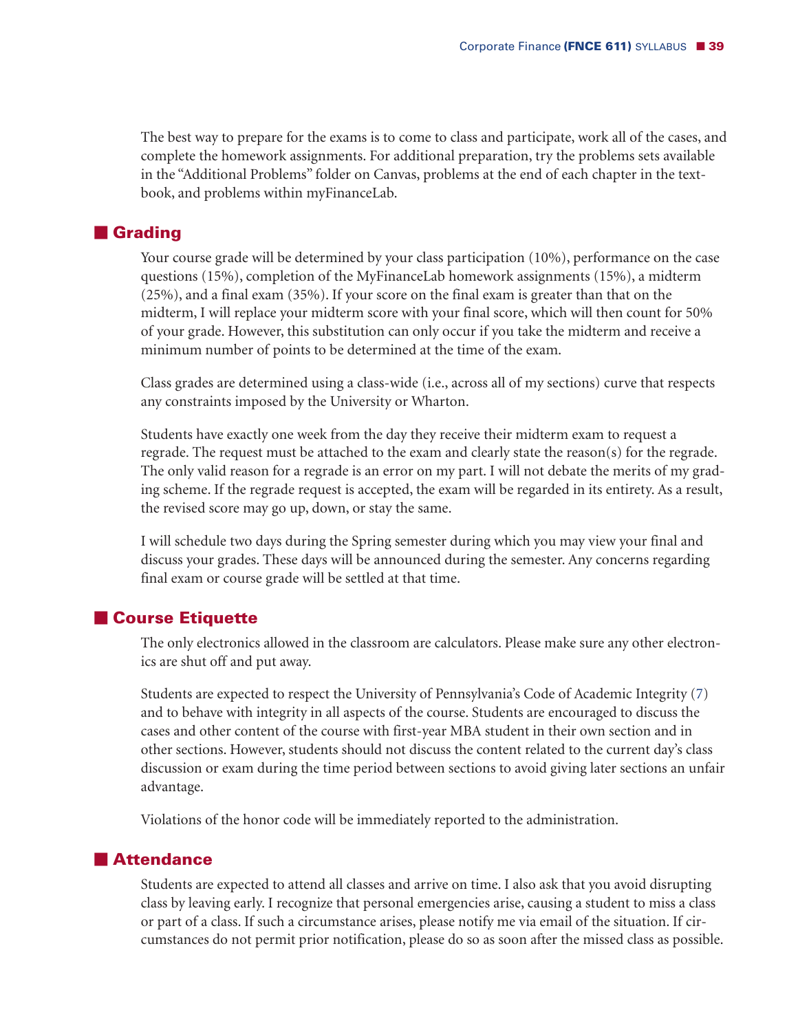The best way to prepare for the exams is to come to class and participate, work all of the cases, and complete the homework assignments. For additional preparation, try the problems sets available in the "Additional Problems" folder on Canvas, problems at the end of each chapter in the textbook, and problems within myFinanceLab.

## Grading

Your course grade will be determined by your class participation (10%), performance on the case questions (15%), completion of the MyFinanceLab homework assignments (15%), a midterm (25%), and a final exam (35%). If your score on the final exam is greater than that on the midterm, I will replace your midterm score with your final score, which will then count for 50% of your grade. However, this substitution can only occur if you take the midterm and receive a minimum number of points to be determined at the time of the exam.

Class grades are determined using a class-wide (i.e., across all of my sections) curve that respects any constraints imposed by the University or Wharton.

Students have exactly one week from the day they receive their midterm exam to request a regrade. The request must be attached to the exam and clearly state the reason(s) for the regrade. The only valid reason for a regrade is an error on my part. I will not debate the merits of my grading scheme. If the regrade request is accepted, the exam will be regarded in its entirety. As a result, the revised score may go up, down, or stay the same.

I will schedule two days during the Spring semester during which you may view your final and discuss your grades. These days will be announced during the semester. Any concerns regarding final exam or course grade will be settled at that time.

## Course Etiquette

The only electronics allowed in the classroom are calculators. Please make sure any other electronics are shut off and put away.

Students are expected to respect the University of Pennsylvania's Code of Academic Integrity (7) and to behave with integrity in all aspects of the course. Students are encouraged to discuss the cases and other content of the course with first-year MBA student in their own section and in other sections. However, students should not discuss the content related to the current day's class discussion or exam during the time period between sections to avoid giving later sections an unfair advantage.

Violations of the honor code will be immediately reported to the administration.

## Attendance

Students are expected to attend all classes and arrive on time. I also ask that you avoid disrupting class by leaving early. I recognize that personal emergencies arise, causing a student to miss a class or part of a class. If such a circumstance arises, please notify me via email of the situation. If circumstances do not permit prior notification, please do so as soon after the missed class as possible.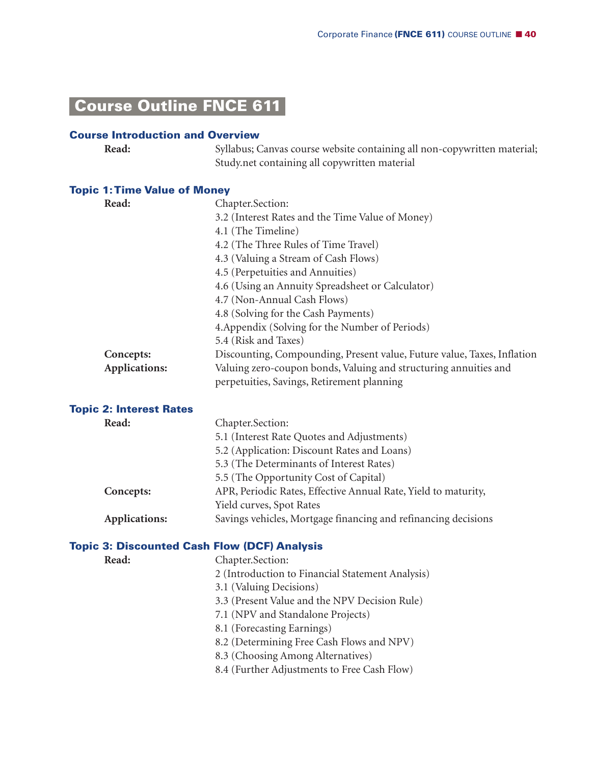# Course Outline FNCE 611

## Course Introduction and Overview

**Read:** Syllabus; Canvas course website containing all non-copywritten material; Study.net containing all copywritten material

## Topic 1: Time Value of Money

**Read:** Chapter.Section:
- 3.2 (Interest Rates and the Time Value of Money)
- 4.1 (The Timeline)
- 4.2 (The Three Rules of Time Travel)
- 4.3 (Valuing a Stream of Cash Flows)
- 4.5 (Perpetuities and Annuities)
- 4.6 (Using an Annuity Spreadsheet or Calculator)
- 4.7 (Non-Annual Cash Flows)
- 4.8 (Solving for the Cash Payments)
- 4.Appendix (Solving for the Number of Periods)
- 5.4 (Risk and Taxes)

**Concepts:** Discounting, Compounding, Present value, Future value, Taxes, Inflation

**Applications:** Valuing zero-coupon bonds, Valuing and structuring annuities and perpetuities, Savings, Retirement planning

## Topic 2: Interest Rates

**Read:** Chapter.Section:
- 5.1 (Interest Rate Quotes and Adjustments)
- 5.2 (Application: Discount Rates and Loans)
- 5.3 (The Determinants of Interest Rates)
- 5.5 (The Opportunity Cost of Capital)

**Concepts:** APR, Periodic Rates, Effective Annual Rate, Yield to maturity, Yield curves, Spot Rates

**Applications:** Savings vehicles, Mortgage financing and refinancing decisions

## Topic 3: Discounted Cash Flow (DCF) Analysis

**Read:** Chapter.Section:
- 2 (Introduction to Financial Statement Analysis)
- 3.1 (Valuing Decisions)
- 3.3 (Present Value and the NPV Decision Rule)
- 7.1 (NPV and Standalone Projects)
- 8.1 (Forecasting Earnings)
- 8.2 (Determining Free Cash Flows and NPV)
- 8.3 (Choosing Among Alternatives)
- 8.4 (Further Adjustments to Free Cash Flow)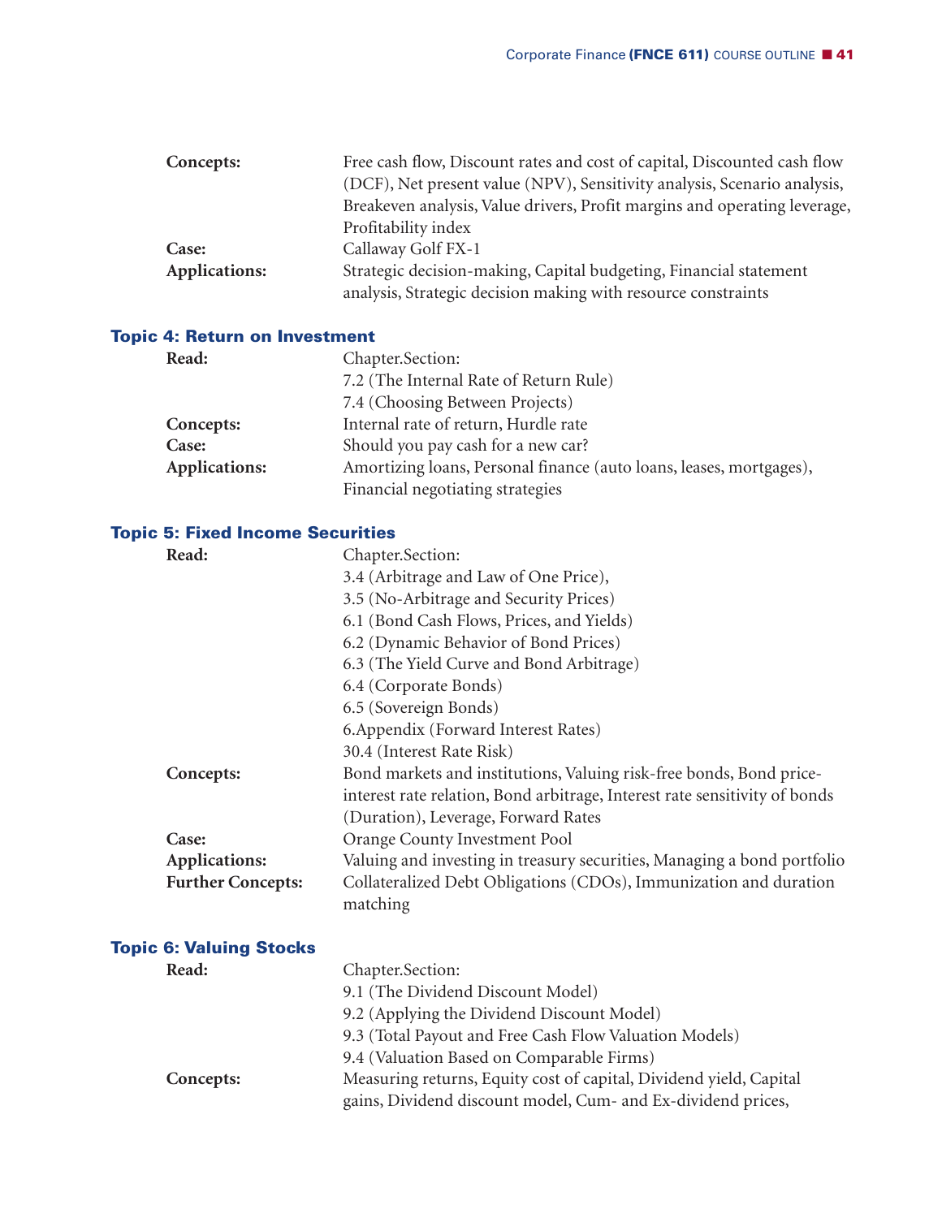| | |
|---|---|
| **Concepts:** | Free cash flow, Discount rates and cost of capital, Discounted cash flow (DCF), Net present value (NPV), Sensitivity analysis, Scenario analysis, Breakeven analysis, Value drivers, Profit margins and operating leverage, Profitability index |
| **Case:** | Callaway Golf FX-1 |
| **Applications:** | Strategic decision-making, Capital budgeting, Financial statement analysis, Strategic decision making with resource constraints |

## Topic 4: Return on Investment

| | |
|---|---|
| **Read:** | Chapter.Section:<br>7.2 (The Internal Rate of Return Rule)<br>7.4 (Choosing Between Projects) |
| **Concepts:** | Internal rate of return, Hurdle rate |
| **Case:** | Should you pay cash for a new car? |
| **Applications:** | Amortizing loans, Personal finance (auto loans, leases, mortgages), Financial negotiating strategies |

## Topic 5: Fixed Income Securities

| | |
|---|---|
| **Read:** | Chapter.Section:<br>3.4 (Arbitrage and Law of One Price),<br>3.5 (No-Arbitrage and Security Prices)<br>6.1 (Bond Cash Flows, Prices, and Yields)<br>6.2 (Dynamic Behavior of Bond Prices)<br>6.3 (The Yield Curve and Bond Arbitrage)<br>6.4 (Corporate Bonds)<br>6.5 (Sovereign Bonds)<br>6.Appendix (Forward Interest Rates)<br>30.4 (Interest Rate Risk) |
| **Concepts:** | Bond markets and institutions, Valuing risk-free bonds, Bond price-interest rate relation, Bond arbitrage, Interest rate sensitivity of bonds (Duration), Leverage, Forward Rates |
| **Case:** | Orange County Investment Pool |
| **Applications:** | Valuing and investing in treasury securities, Managing a bond portfolio |
| **Further Concepts:** | Collateralized Debt Obligations (CDOs), Immunization and duration matching |

## Topic 6: Valuing Stocks

| | |
|---|---|
| **Read:** | Chapter.Section:<br>9.1 (The Dividend Discount Model)<br>9.2 (Applying the Dividend Discount Model)<br>9.3 (Total Payout and Free Cash Flow Valuation Models)<br>9.4 (Valuation Based on Comparable Firms) |
| **Concepts:** | Measuring returns, Equity cost of capital, Dividend yield, Capital gains, Dividend discount model, Cum- and Ex-dividend prices, |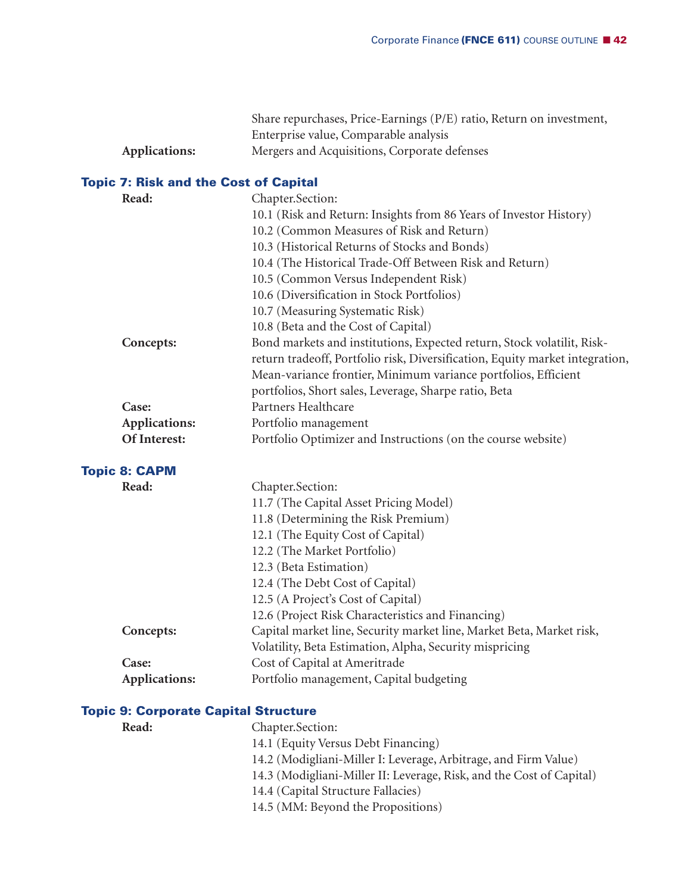| | |
|---|---|
| | Share repurchases, Price-Earnings (P/E) ratio, Return on investment, Enterprise value, Comparable analysis |
| **Applications:** | Mergers and Acquisitions, Corporate defenses |

## Topic 7: Risk and the Cost of Capital

| | |
|---|---|
| **Read:** | Chapter.Section:<br>10.1 (Risk and Return: Insights from 86 Years of Investor History)<br>10.2 (Common Measures of Risk and Return)<br>10.3 (Historical Returns of Stocks and Bonds)<br>10.4 (The Historical Trade-Off Between Risk and Return)<br>10.5 (Common Versus Independent Risk)<br>10.6 (Diversification in Stock Portfolios)<br>10.7 (Measuring Systematic Risk)<br>10.8 (Beta and the Cost of Capital) |
| **Concepts:** | Bond markets and institutions, Expected return, Stock volatilit, Risk-return tradeoff, Portfolio risk, Diversification, Equity market integration, Mean-variance frontier, Minimum variance portfolios, Efficient portfolios, Short sales, Leverage, Sharpe ratio, Beta |
| **Case:** | Partners Healthcare |
| **Applications:** | Portfolio management |
| **Of Interest:** | Portfolio Optimizer and Instructions (on the course website) |

## Topic 8: CAPM

| | |
|---|---|
| **Read:** | Chapter.Section:<br>11.7 (The Capital Asset Pricing Model)<br>11.8 (Determining the Risk Premium)<br>12.1 (The Equity Cost of Capital)<br>12.2 (The Market Portfolio)<br>12.3 (Beta Estimation)<br>12.4 (The Debt Cost of Capital)<br>12.5 (A Project's Cost of Capital)<br>12.6 (Project Risk Characteristics and Financing) |
| **Concepts:** | Capital market line, Security market line, Market Beta, Market risk, Volatility, Beta Estimation, Alpha, Security mispricing |
| **Case:** | Cost of Capital at Ameritrade |
| **Applications:** | Portfolio management, Capital budgeting |

## Topic 9: Corporate Capital Structure

| | |
|---|---|
| **Read:** | Chapter.Section:<br>14.1 (Equity Versus Debt Financing)<br>14.2 (Modigliani-Miller I: Leverage, Arbitrage, and Firm Value)<br>14.3 (Modigliani-Miller II: Leverage, Risk, and the Cost of Capital)<br>14.4 (Capital Structure Fallacies)<br>14.5 (MM: Beyond the Propositions) |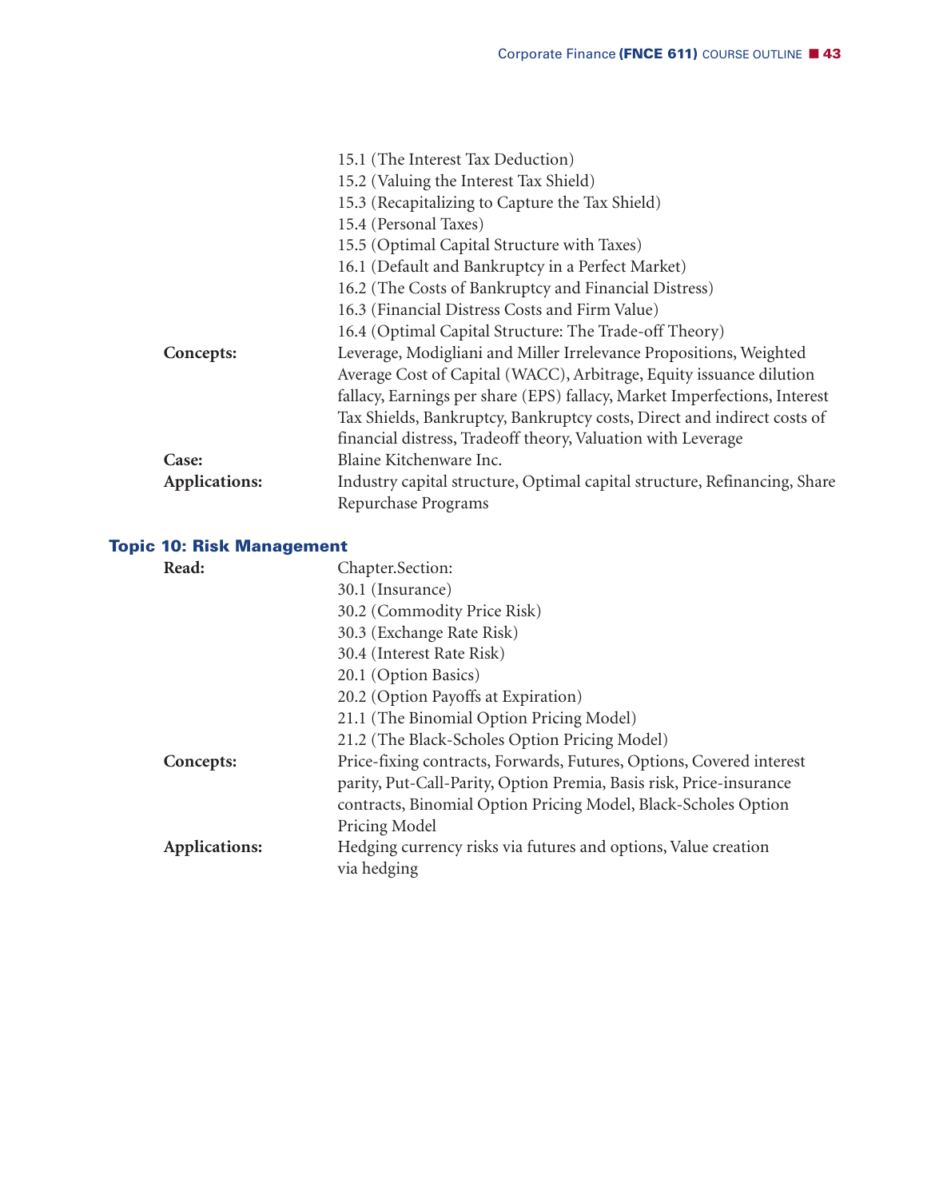15.1 (The Interest Tax Deduction)
15.2 (Valuing the Interest Tax Shield)
15.3 (Recapitalizing to Capture the Tax Shield)
15.4 (Personal Taxes)
15.5 (Optimal Capital Structure with Taxes)
16.1 (Default and Bankruptcy in a Perfect Market)
16.2 (The Costs of Bankruptcy and Financial Distress)
16.3 (Financial Distress Costs and Firm Value)
16.4 (Optimal Capital Structure: The Trade-off Theory)

**Concepts:** Leverage, Modigliani and Miller Irrelevance Propositions, Weighted Average Cost of Capital (WACC), Arbitrage, Equity issuance dilution fallacy, Earnings per share (EPS) fallacy, Market Imperfections, Interest Tax Shields, Bankruptcy, Bankruptcy costs, Direct and indirect costs of financial distress, Tradeoff theory, Valuation with Leverage

**Case:** Blaine Kitchenware Inc.

**Applications:** Industry capital structure, Optimal capital structure, Refinancing, Share Repurchase Programs

## Topic 10: Risk Management

**Read:** Chapter.Section:
30.1 (Insurance)
30.2 (Commodity Price Risk)
30.3 (Exchange Rate Risk)
30.4 (Interest Rate Risk)
20.1 (Option Basics)
20.2 (Option Payoffs at Expiration)
21.1 (The Binomial Option Pricing Model)
21.2 (The Black-Scholes Option Pricing Model)

**Concepts:** Price-fixing contracts, Forwards, Futures, Options, Covered interest parity, Put-Call-Parity, Option Premia, Basis risk, Price-insurance contracts, Binomial Option Pricing Model, Black-Scholes Option Pricing Model

**Applications:** Hedging currency risks via futures and options, Value creation via hedging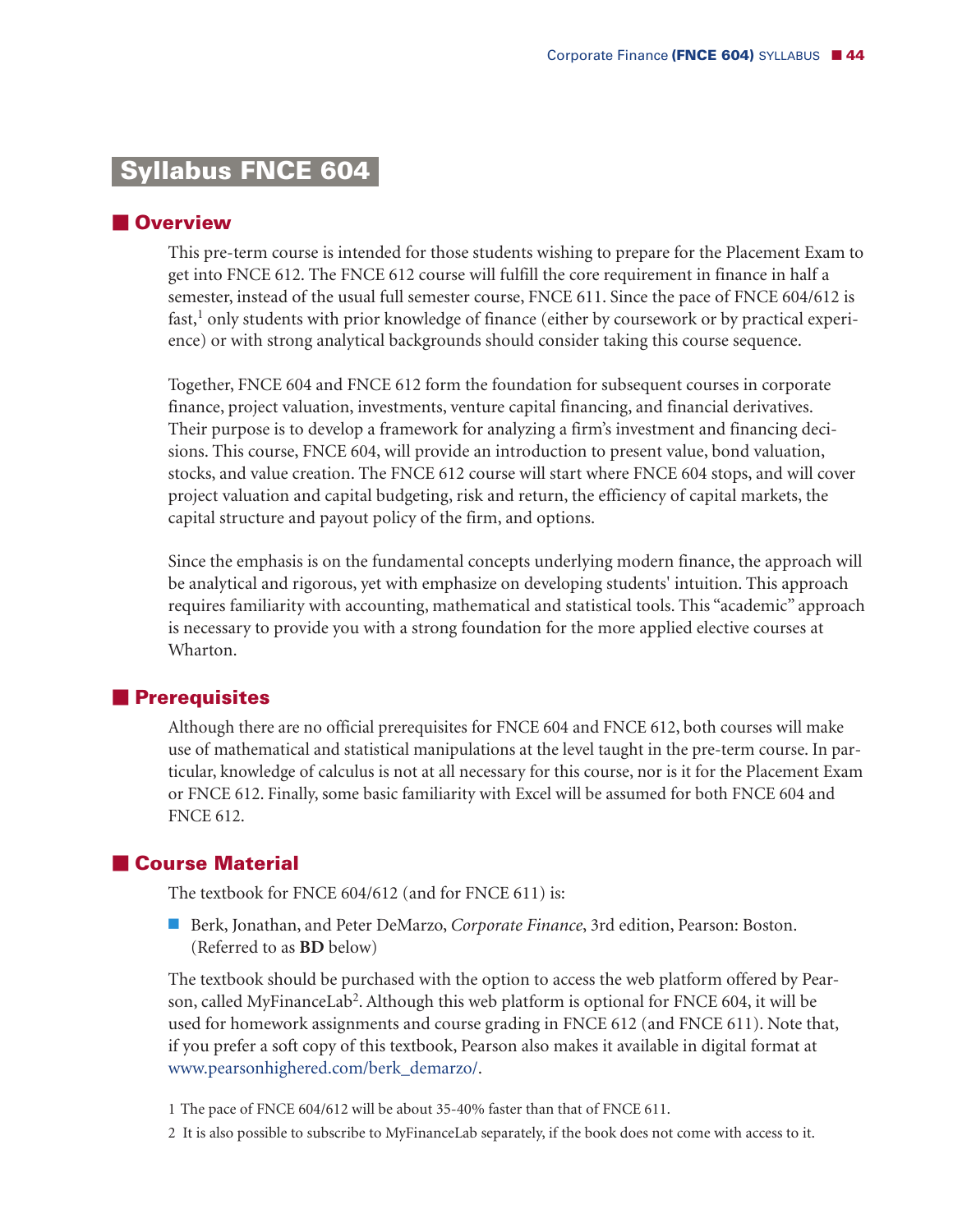# Syllabus FNCE 604

## Overview

This pre-term course is intended for those students wishing to prepare for the Placement Exam to get into FNCE 612. The FNCE 612 course will fulfill the core requirement in finance in half a semester, instead of the usual full semester course, FNCE 611. Since the pace of FNCE 604/612 is fast,[1] only students with prior knowledge of finance (either by coursework or by practical experience) or with strong analytical backgrounds should consider taking this course sequence.

Together, FNCE 604 and FNCE 612 form the foundation for subsequent courses in corporate finance, project valuation, investments, venture capital financing, and financial derivatives. Their purpose is to develop a framework for analyzing a firm's investment and financing decisions. This course, FNCE 604, will provide an introduction to present value, bond valuation, stocks, and value creation. The FNCE 612 course will start where FNCE 604 stops, and will cover project valuation and capital budgeting, risk and return, the efficiency of capital markets, the capital structure and payout policy of the firm, and options.

Since the emphasis is on the fundamental concepts underlying modern finance, the approach will be analytical and rigorous, yet with emphasize on developing students' intuition. This approach requires familiarity with accounting, mathematical and statistical tools. This "academic" approach is necessary to provide you with a strong foundation for the more applied elective courses at Wharton.

## Prerequisites

Although there are no official prerequisites for FNCE 604 and FNCE 612, both courses will make use of mathematical and statistical manipulations at the level taught in the pre-term course. In particular, knowledge of calculus is not at all necessary for this course, nor is it for the Placement Exam or FNCE 612. Finally, some basic familiarity with Excel will be assumed for both FNCE 604 and FNCE 612.

## Course Material

The textbook for FNCE 604/612 (and for FNCE 611) is:

- Berk, Jonathan, and Peter DeMarzo, *Corporate Finance*, 3rd edition, Pearson: Boston. (Referred to as **BD** below)

The textbook should be purchased with the option to access the web platform offered by Pearson, called MyFinanceLab[2]. Although this web platform is optional for FNCE 604, it will be used for homework assignments and course grading in FNCE 612 (and FNCE 611). Note that, if you prefer a soft copy of this textbook, Pearson also makes it available in digital format at www.pearsonhighered.com/berk_demarzo/.

1 The pace of FNCE 604/612 will be about 35-40% faster than that of FNCE 611.

2 It is also possible to subscribe to MyFinanceLab separately, if the book does not come with access to it.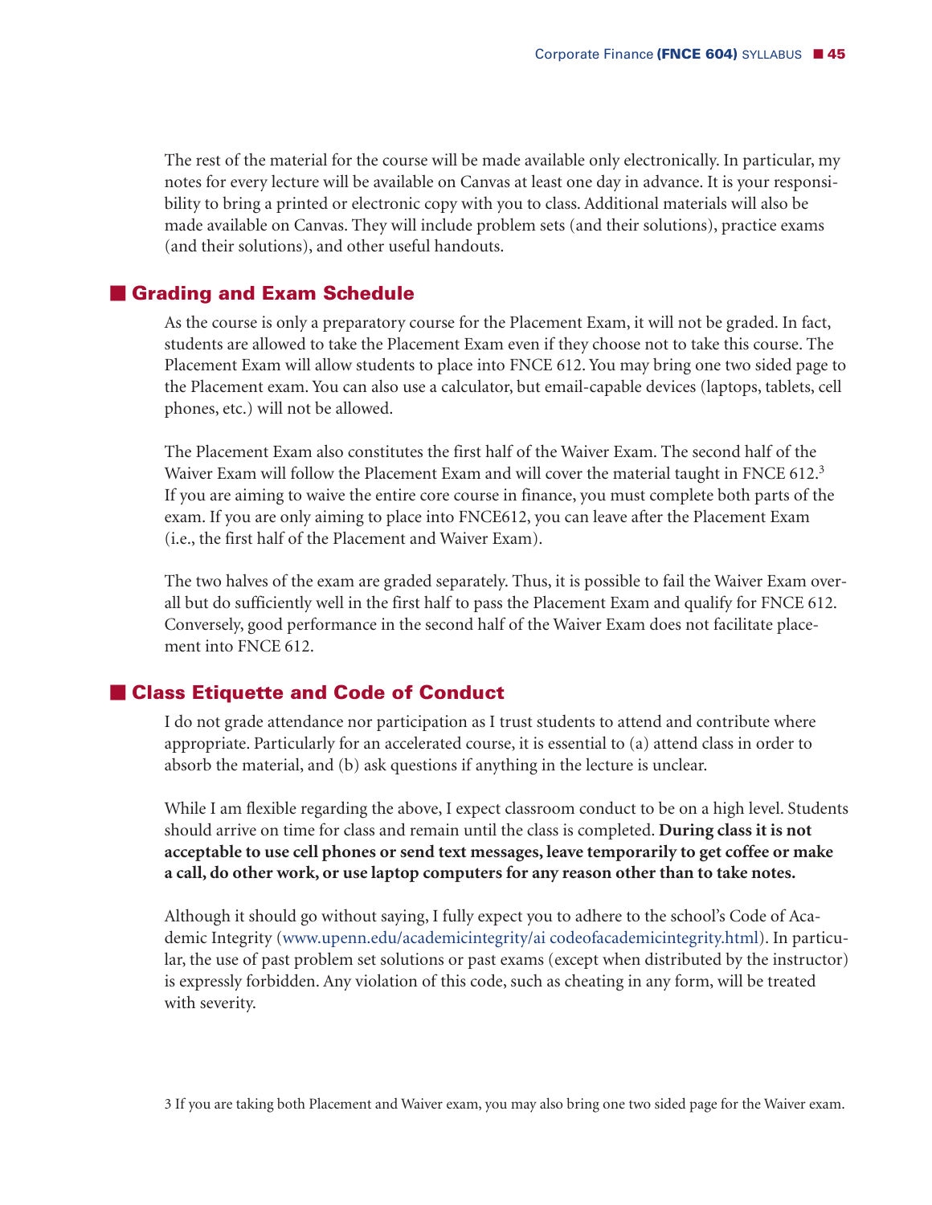The rest of the material for the course will be made available only electronically. In particular, my notes for every lecture will be available on Canvas at least one day in advance. It is your responsibility to bring a printed or electronic copy with you to class. Additional materials will also be made available on Canvas. They will include problem sets (and their solutions), practice exams (and their solutions), and other useful handouts.

## Grading and Exam Schedule

As the course is only a preparatory course for the Placement Exam, it will not be graded. In fact, students are allowed to take the Placement Exam even if they choose not to take this course. The Placement Exam will allow students to place into FNCE 612. You may bring one two sided page to the Placement exam. You can also use a calculator, but email-capable devices (laptops, tablets, cell phones, etc.) will not be allowed.

The Placement Exam also constitutes the first half of the Waiver Exam. The second half of the Waiver Exam will follow the Placement Exam and will cover the material taught in FNCE 612.[3] If you are aiming to waive the entire core course in finance, you must complete both parts of the exam. If you are only aiming to place into FNCE612, you can leave after the Placement Exam (i.e., the first half of the Placement and Waiver Exam).

The two halves of the exam are graded separately. Thus, it is possible to fail the Waiver Exam overall but do sufficiently well in the first half to pass the Placement Exam and qualify for FNCE 612. Conversely, good performance in the second half of the Waiver Exam does not facilitate placement into FNCE 612.

## Class Etiquette and Code of Conduct

I do not grade attendance nor participation as I trust students to attend and contribute where appropriate. Particularly for an accelerated course, it is essential to (a) attend class in order to absorb the material, and (b) ask questions if anything in the lecture is unclear.

While I am flexible regarding the above, I expect classroom conduct to be on a high level. Students should arrive on time for class and remain until the class is completed. **During class it is not acceptable to use cell phones or send text messages, leave temporarily to get coffee or make a call, do other work, or use laptop computers for any reason other than to take notes.**

Although it should go without saying, I fully expect you to adhere to the school's Code of Academic Integrity (www.upenn.edu/academicintegrity/ai codeofacademicintegrity.html). In particular, the use of past problem set solutions or past exams (except when distributed by the instructor) is expressly forbidden. Any violation of this code, such as cheating in any form, will be treated with severity.

3 If you are taking both Placement and Waiver exam, you may also bring one two sided page for the Waiver exam.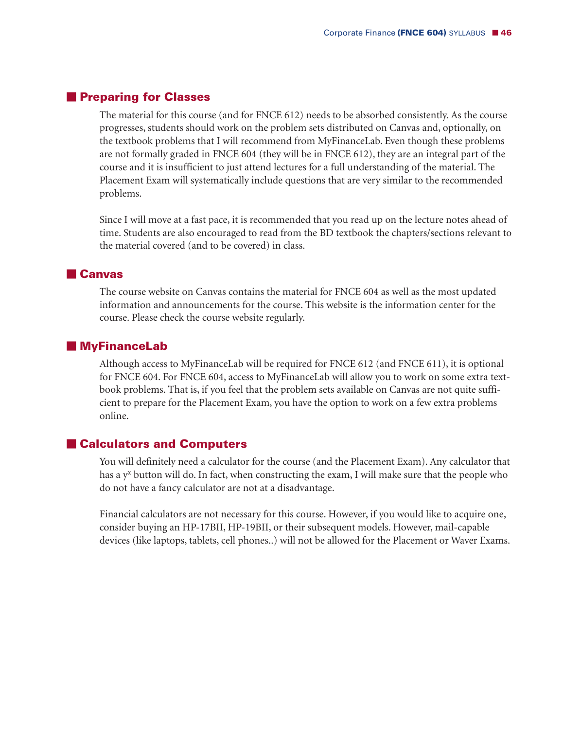## Preparing for Classes

The material for this course (and for FNCE 612) needs to be absorbed consistently. As the course progresses, students should work on the problem sets distributed on Canvas and, optionally, on the textbook problems that I will recommend from MyFinanceLab. Even though these problems are not formally graded in FNCE 604 (they will be in FNCE 612), they are an integral part of the course and it is insufficient to just attend lectures for a full understanding of the material. The Placement Exam will systematically include questions that are very similar to the recommended problems.

Since I will move at a fast pace, it is recommended that you read up on the lecture notes ahead of time. Students are also encouraged to read from the BD textbook the chapters/sections relevant to the material covered (and to be covered) in class.

## Canvas

The course website on Canvas contains the material for FNCE 604 as well as the most updated information and announcements for the course. This website is the information center for the course. Please check the course website regularly.

## MyFinanceLab

Although access to MyFinanceLab will be required for FNCE 612 (and FNCE 611), it is optional for FNCE 604. For FNCE 604, access to MyFinanceLab will allow you to work on some extra textbook problems. That is, if you feel that the problem sets available on Canvas are not quite sufficient to prepare for the Placement Exam, you have the option to work on a few extra problems online.

## Calculators and Computers

You will definitely need a calculator for the course (and the Placement Exam). Any calculator that has a $y^x$ button will do. In fact, when constructing the exam, I will make sure that the people who do not have a fancy calculator are not at a disadvantage.

Financial calculators are not necessary for this course. However, if you would like to acquire one, consider buying an HP-17BII, HP-19BII, or their subsequent models. However, mail-capable devices (like laptops, tablets, cell phones..) will not be allowed for the Placement or Waver Exams.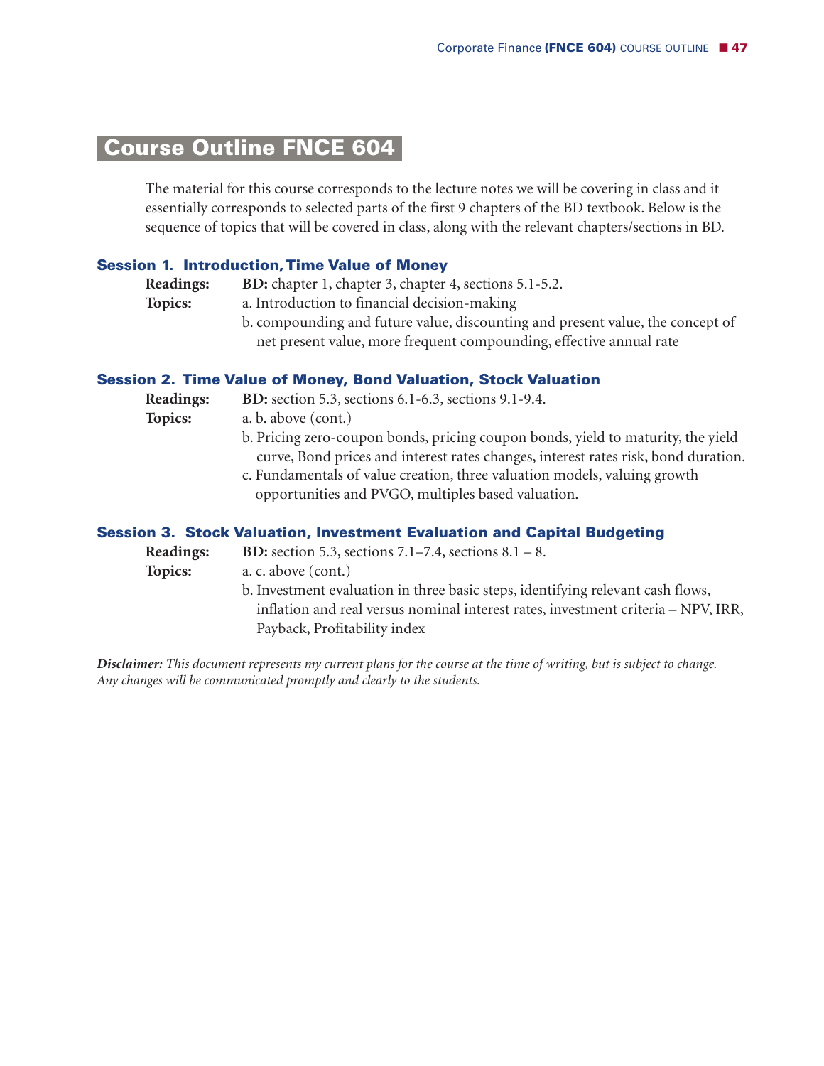# Course Outline FNCE 604

The material for this course corresponds to the lecture notes we will be covering in class and it essentially corresponds to selected parts of the first 9 chapters of the BD textbook. Below is the sequence of topics that will be covered in class, along with the relevant chapters/sections in BD.

### Session 1. Introduction, Time Value of Money

**Readings:** **BD:** chapter 1, chapter 3, chapter 4, sections 5.1-5.2.

**Topics:**

a. Introduction to financial decision-making

b. compounding and future value, discounting and present value, the concept of net present value, more frequent compounding, effective annual rate

### Session 2. Time Value of Money, Bond Valuation, Stock Valuation

**Readings:** **BD:** section 5.3, sections 6.1-6.3, sections 9.1-9.4.

**Topics:**

a. b. above (cont.)

b. Pricing zero-coupon bonds, pricing coupon bonds, yield to maturity, the yield curve, Bond prices and interest rates changes, interest rates risk, bond duration.

c. Fundamentals of value creation, three valuation models, valuing growth opportunities and PVGO, multiples based valuation.

### Session 3. Stock Valuation, Investment Evaluation and Capital Budgeting

**Readings:** **BD:** section 5.3, sections 7.1–7.4, sections 8.1 – 8.

**Topics:**

a. c. above (cont.)

b. Investment evaluation in three basic steps, identifying relevant cash flows, inflation and real versus nominal interest rates, investment criteria – NPV, IRR, Payback, Profitability index

***Disclaimer:*** *This document represents my current plans for the course at the time of writing, but is subject to change. Any changes will be communicated promptly and clearly to the students.*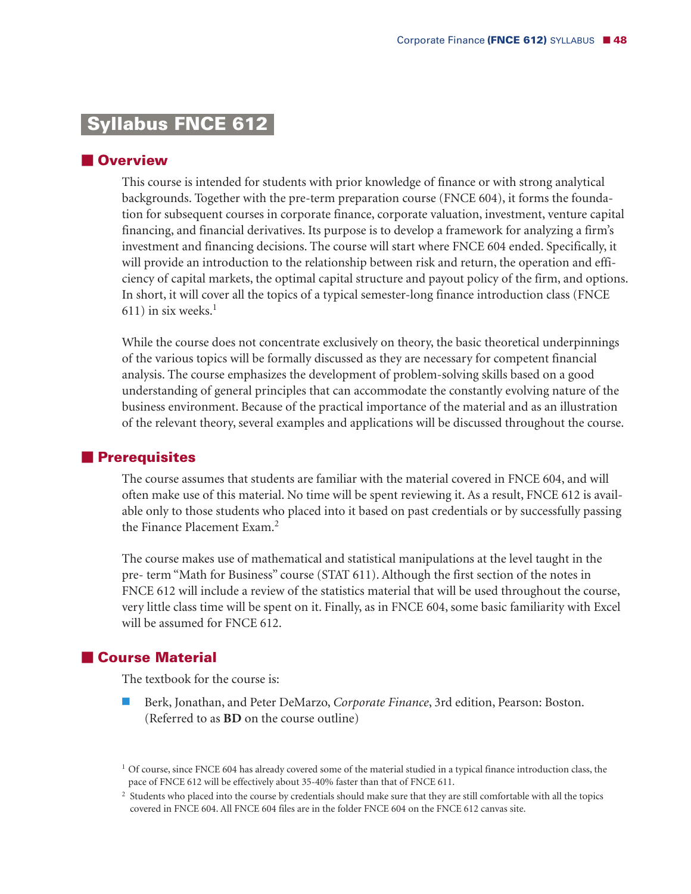# Syllabus FNCE 612

## Overview

This course is intended for students with prior knowledge of finance or with strong analytical backgrounds. Together with the pre-term preparation course (FNCE 604), it forms the foundation for subsequent courses in corporate finance, corporate valuation, investment, venture capital financing, and financial derivatives. Its purpose is to develop a framework for analyzing a firm's investment and financing decisions. The course will start where FNCE 604 ended. Specifically, it will provide an introduction to the relationship between risk and return, the operation and efficiency of capital markets, the optimal capital structure and payout policy of the firm, and options. In short, it will cover all the topics of a typical semester-long finance introduction class (FNCE 611) in six weeks.[1]

While the course does not concentrate exclusively on theory, the basic theoretical underpinnings of the various topics will be formally discussed as they are necessary for competent financial analysis. The course emphasizes the development of problem-solving skills based on a good understanding of general principles that can accommodate the constantly evolving nature of the business environment. Because of the practical importance of the material and as an illustration of the relevant theory, several examples and applications will be discussed throughout the course.

## Prerequisites

The course assumes that students are familiar with the material covered in FNCE 604, and will often make use of this material. No time will be spent reviewing it. As a result, FNCE 612 is available only to those students who placed into it based on past credentials or by successfully passing the Finance Placement Exam.[2]

The course makes use of mathematical and statistical manipulations at the level taught in the pre- term "Math for Business" course (STAT 611). Although the first section of the notes in FNCE 612 will include a review of the statistics material that will be used throughout the course, very little class time will be spent on it. Finally, as in FNCE 604, some basic familiarity with Excel will be assumed for FNCE 612.

## Course Material

The textbook for the course is:

- Berk, Jonathan, and Peter DeMarzo, *Corporate Finance*, 3rd edition, Pearson: Boston. (Referred to as **BD** on the course outline)

[1] Of course, since FNCE 604 has already covered some of the material studied in a typical finance introduction class, the pace of FNCE 612 will be effectively about 35-40% faster than that of FNCE 611.

[2] Students who placed into the course by credentials should make sure that they are still comfortable with all the topics covered in FNCE 604. All FNCE 604 files are in the folder FNCE 604 on the FNCE 612 canvas site.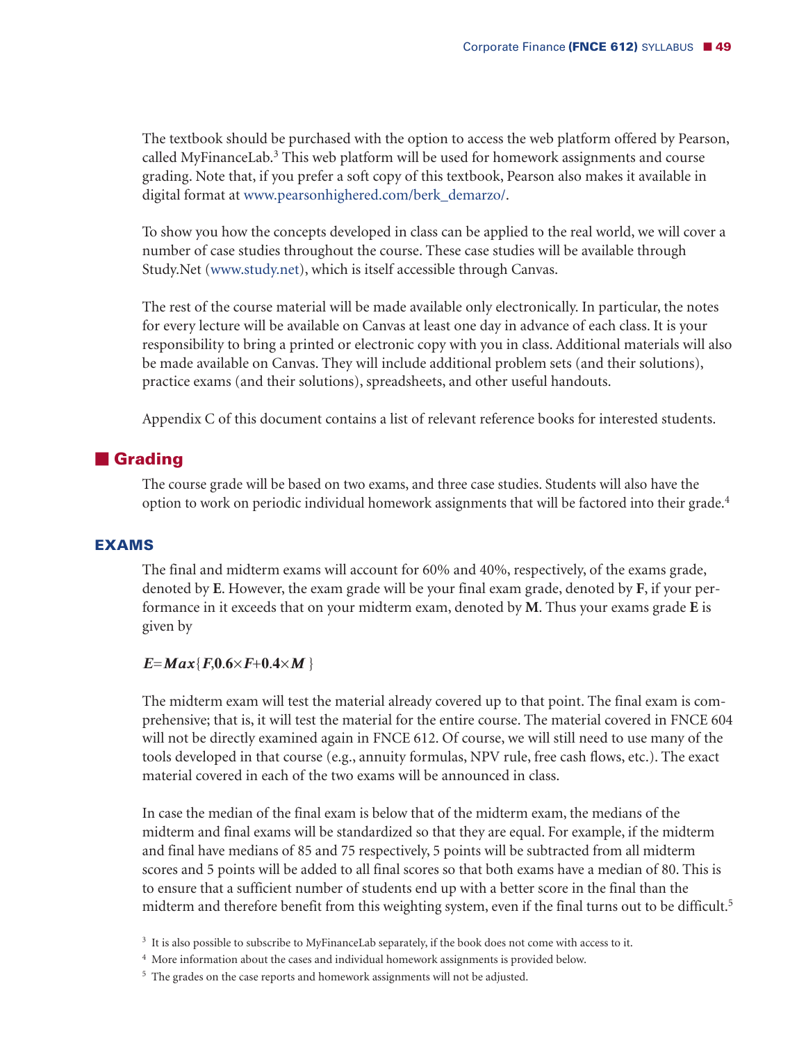The textbook should be purchased with the option to access the web platform offered by Pearson, called MyFinanceLab.[3] This web platform will be used for homework assignments and course grading. Note that, if you prefer a soft copy of this textbook, Pearson also makes it available in digital format at www.pearsonhighered.com/berk_demarzo/.

To show you how the concepts developed in class can be applied to the real world, we will cover a number of case studies throughout the course. These case studies will be available through Study.Net (www.study.net), which is itself accessible through Canvas.

The rest of the course material will be made available only electronically. In particular, the notes for every lecture will be available on Canvas at least one day in advance of each class. It is your responsibility to bring a printed or electronic copy with you in class. Additional materials will also be made available on Canvas. They will include additional problem sets (and their solutions), practice exams (and their solutions), spreadsheets, and other useful handouts.

Appendix C of this document contains a list of relevant reference books for interested students.

## Grading

The course grade will be based on two exams, and three case studies. Students will also have the option to work on periodic individual homework assignments that will be factored into their grade.[4]

### EXAMS

The final and midterm exams will account for 60% and 40%, respectively, of the exams grade, denoted by **E**. However, the exam grade will be your final exam grade, denoted by **F**, if your performance in it exceeds that on your midterm exam, denoted by **M**. Thus your exams grade **E** is given by

$$E = Max\{F, 0.6 \times F + 0.4 \times M\}$$

The midterm exam will test the material already covered up to that point. The final exam is comprehensive; that is, it will test the material for the entire course. The material covered in FNCE 604 will not be directly examined again in FNCE 612. Of course, we will still need to use many of the tools developed in that course (e.g., annuity formulas, NPV rule, free cash flows, etc.). The exact material covered in each of the two exams will be announced in class.

In case the median of the final exam is below that of the midterm exam, the medians of the midterm and final exams will be standardized so that they are equal. For example, if the midterm and final have medians of 85 and 75 respectively, 5 points will be subtracted from all midterm scores and 5 points will be added to all final scores so that both exams have a median of 80. This is to ensure that a sufficient number of students end up with a better score in the final than the midterm and therefore benefit from this weighting system, even if the final turns out to be difficult.[5]

---

[3] It is also possible to subscribe to MyFinanceLab separately, if the book does not come with access to it.

[4] More information about the cases and individual homework assignments is provided below.

[5] The grades on the case reports and homework assignments will not be adjusted.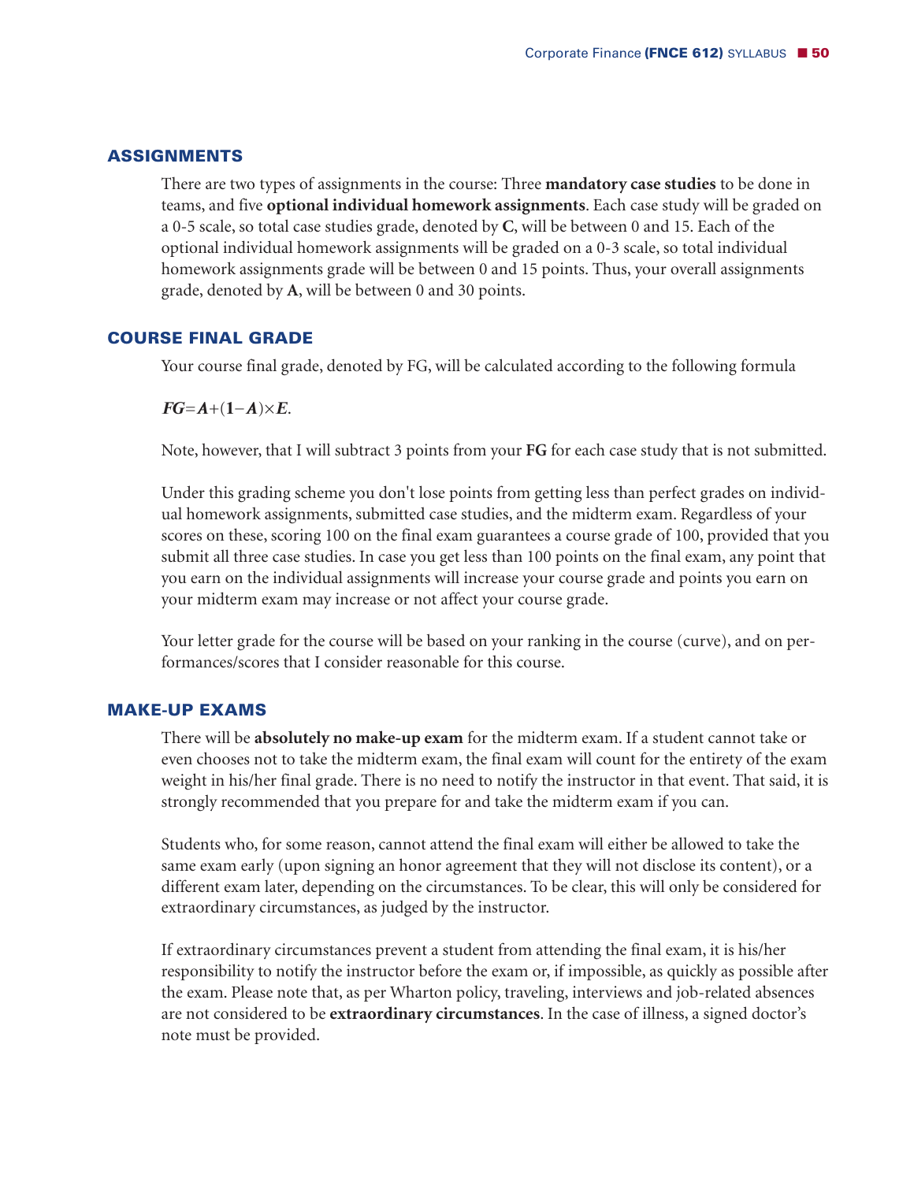## ASSIGNMENTS

There are two types of assignments in the course: Three **mandatory case studies** to be done in teams, and five **optional individual homework assignments**. Each case study will be graded on a 0-5 scale, so total case studies grade, denoted by **C**, will be between 0 and 15. Each of the optional individual homework assignments will be graded on a 0-3 scale, so total individual homework assignments grade will be between 0 and 15 points. Thus, your overall assignments grade, denoted by **A**, will be between 0 and 30 points.

## COURSE FINAL GRADE

Your course final grade, denoted by FG, will be calculated according to the following formula

$FG = A + (1 - A) \times E$.

Note, however, that I will subtract 3 points from your **FG** for each case study that is not submitted.

Under this grading scheme you don't lose points from getting less than perfect grades on individual homework assignments, submitted case studies, and the midterm exam. Regardless of your scores on these, scoring 100 on the final exam guarantees a course grade of 100, provided that you submit all three case studies. In case you get less than 100 points on the final exam, any point that you earn on the individual assignments will increase your course grade and points you earn on your midterm exam may increase or not affect your course grade.

Your letter grade for the course will be based on your ranking in the course (curve), and on performances/scores that I consider reasonable for this course.

## MAKE-UP EXAMS

There will be **absolutely no make-up exam** for the midterm exam. If a student cannot take or even chooses not to take the midterm exam, the final exam will count for the entirety of the exam weight in his/her final grade. There is no need to notify the instructor in that event. That said, it is strongly recommended that you prepare for and take the midterm exam if you can.

Students who, for some reason, cannot attend the final exam will either be allowed to take the same exam early (upon signing an honor agreement that they will not disclose its content), or a different exam later, depending on the circumstances. To be clear, this will only be considered for extraordinary circumstances, as judged by the instructor.

If extraordinary circumstances prevent a student from attending the final exam, it is his/her responsibility to notify the instructor before the exam or, if impossible, as quickly as possible after the exam. Please note that, as per Wharton policy, traveling, interviews and job-related absences are not considered to be **extraordinary circumstances**. In the case of illness, a signed doctor's note must be provided.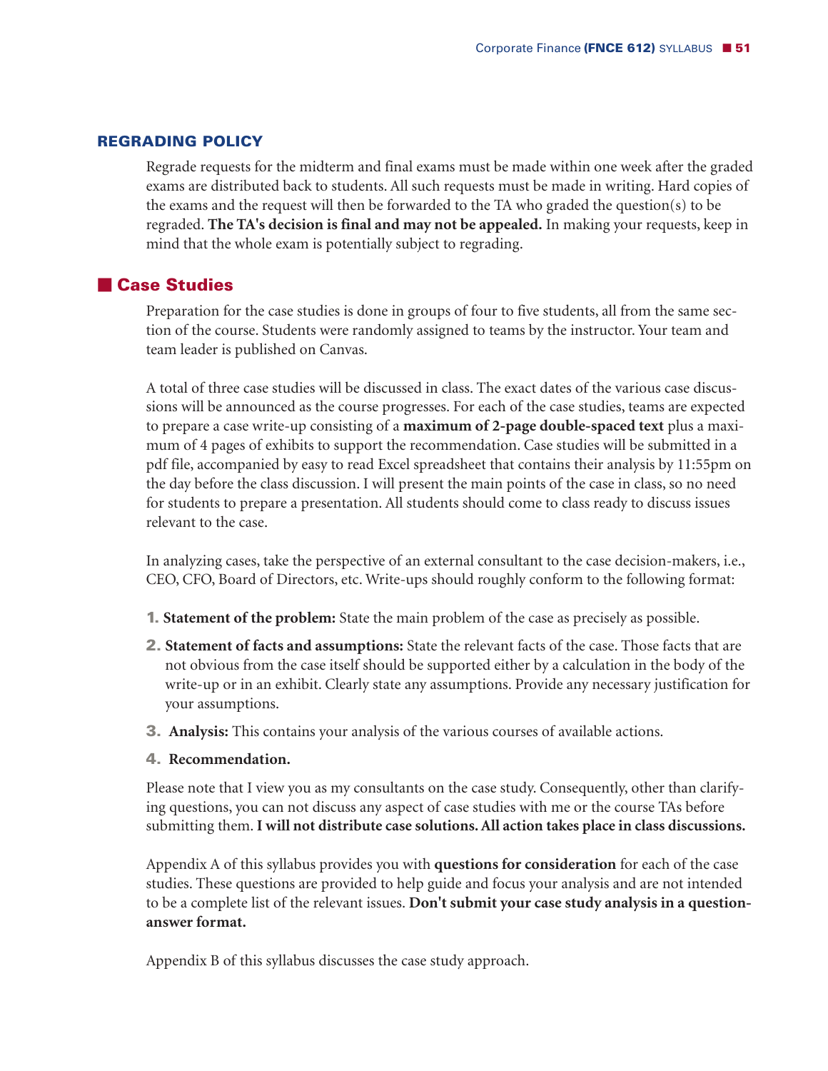### REGRADING POLICY

Regrade requests for the midterm and final exams must be made within one week after the graded exams are distributed back to students. All such requests must be made in writing. Hard copies of the exams and the request will then be forwarded to the TA who graded the question(s) to be regraded. **The TA's decision is final and may not be appealed.** In making your requests, keep in mind that the whole exam is potentially subject to regrading.

## Case Studies

Preparation for the case studies is done in groups of four to five students, all from the same section of the course. Students were randomly assigned to teams by the instructor. Your team and team leader is published on Canvas.

A total of three case studies will be discussed in class. The exact dates of the various case discussions will be announced as the course progresses. For each of the case studies, teams are expected to prepare a case write-up consisting of a **maximum of 2-page double-spaced text** plus a maximum of 4 pages of exhibits to support the recommendation. Case studies will be submitted in a pdf file, accompanied by easy to read Excel spreadsheet that contains their analysis by 11:55pm on the day before the class discussion. I will present the main points of the case in class, so no need for students to prepare a presentation. All students should come to class ready to discuss issues relevant to the case.

In analyzing cases, take the perspective of an external consultant to the case decision-makers, i.e., CEO, CFO, Board of Directors, etc. Write-ups should roughly conform to the following format:

1. **Statement of the problem:** State the main problem of the case as precisely as possible.
2. **Statement of facts and assumptions:** State the relevant facts of the case. Those facts that are not obvious from the case itself should be supported either by a calculation in the body of the write-up or in an exhibit. Clearly state any assumptions. Provide any necessary justification for your assumptions.
3. **Analysis:** This contains your analysis of the various courses of available actions.
4. **Recommendation.**

Please note that I view you as my consultants on the case study. Consequently, other than clarifying questions, you can not discuss any aspect of case studies with me or the course TAs before submitting them. **I will not distribute case solutions. All action takes place in class discussions.**

Appendix A of this syllabus provides you with **questions for consideration** for each of the case studies. These questions are provided to help guide and focus your analysis and are not intended to be a complete list of the relevant issues. **Don't submit your case study analysis in a question-answer format.**

Appendix B of this syllabus discusses the case study approach.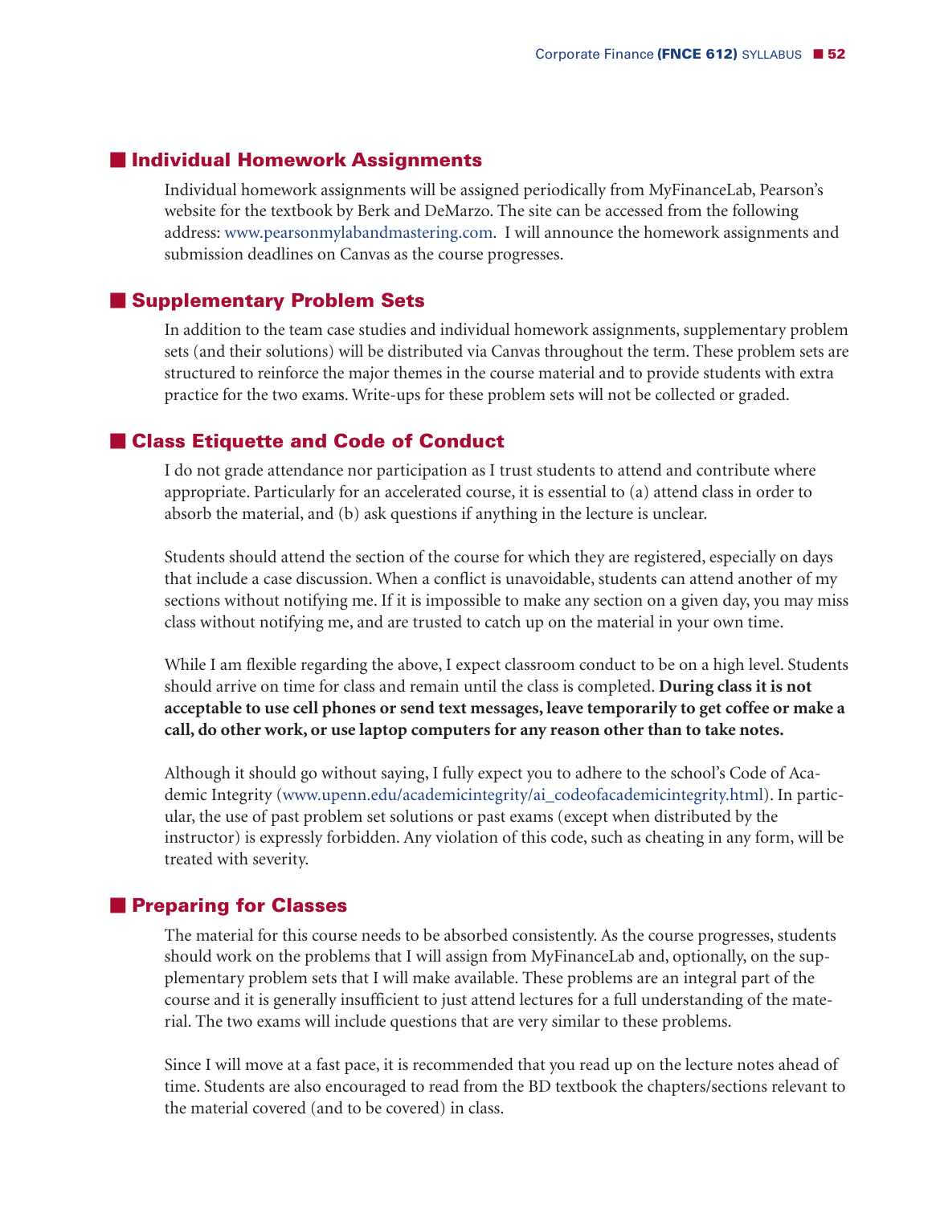## Individual Homework Assignments

Individual homework assignments will be assigned periodically from MyFinanceLab, Pearson's website for the textbook by Berk and DeMarzo. The site can be accessed from the following address: www.pearsonmylabandmastering.com. I will announce the homework assignments and submission deadlines on Canvas as the course progresses.

## Supplementary Problem Sets

In addition to the team case studies and individual homework assignments, supplementary problem sets (and their solutions) will be distributed via Canvas throughout the term. These problem sets are structured to reinforce the major themes in the course material and to provide students with extra practice for the two exams. Write-ups for these problem sets will not be collected or graded.

## Class Etiquette and Code of Conduct

I do not grade attendance nor participation as I trust students to attend and contribute where appropriate. Particularly for an accelerated course, it is essential to (a) attend class in order to absorb the material, and (b) ask questions if anything in the lecture is unclear.

Students should attend the section of the course for which they are registered, especially on days that include a case discussion. When a conflict is unavoidable, students can attend another of my sections without notifying me. If it is impossible to make any section on a given day, you may miss class without notifying me, and are trusted to catch up on the material in your own time.

While I am flexible regarding the above, I expect classroom conduct to be on a high level. Students should arrive on time for class and remain until the class is completed. **During class it is not acceptable to use cell phones or send text messages, leave temporarily to get coffee or make a call, do other work, or use laptop computers for any reason other than to take notes.**

Although it should go without saying, I fully expect you to adhere to the school's Code of Academic Integrity (www.upenn.edu/academicintegrity/ai_codeofacademicintegrity.html). In particular, the use of past problem set solutions or past exams (except when distributed by the instructor) is expressly forbidden. Any violation of this code, such as cheating in any form, will be treated with severity.

## Preparing for Classes

The material for this course needs to be absorbed consistently. As the course progresses, students should work on the problems that I will assign from MyFinanceLab and, optionally, on the supplementary problem sets that I will make available. These problems are an integral part of the course and it is generally insufficient to just attend lectures for a full understanding of the material. The two exams will include questions that are very similar to these problems.

Since I will move at a fast pace, it is recommended that you read up on the lecture notes ahead of time. Students are also encouraged to read from the BD textbook the chapters/sections relevant to the material covered (and to be covered) in class.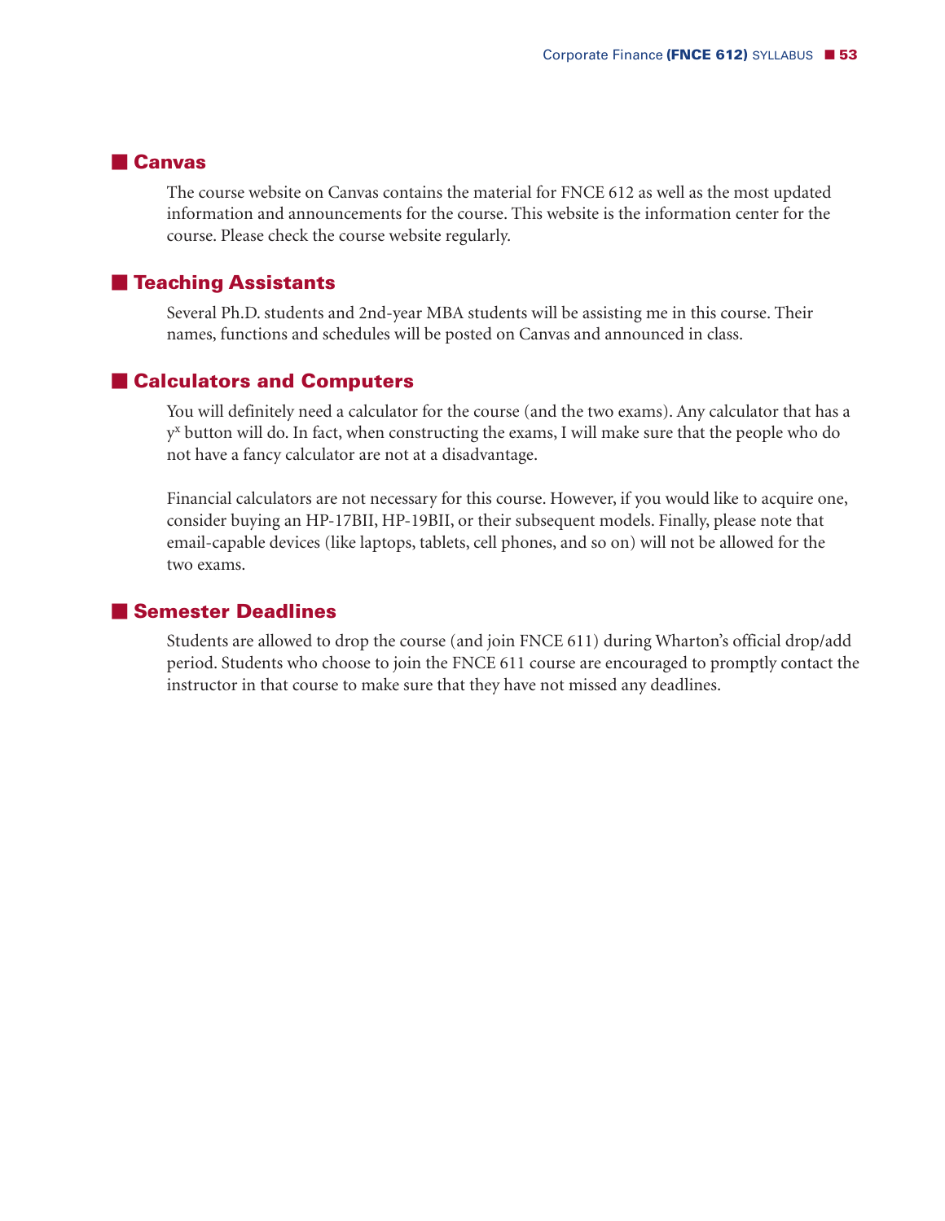## Canvas

The course website on Canvas contains the material for FNCE 612 as well as the most updated information and announcements for the course. This website is the information center for the course. Please check the course website regularly.

## Teaching Assistants

Several Ph.D. students and 2nd-year MBA students will be assisting me in this course. Their names, functions and schedules will be posted on Canvas and announced in class.

## Calculators and Computers

You will definitely need a calculator for the course (and the two exams). Any calculator that has a $y^x$ button will do. In fact, when constructing the exams, I will make sure that the people who do not have a fancy calculator are not at a disadvantage.

Financial calculators are not necessary for this course. However, if you would like to acquire one, consider buying an HP-17BII, HP-19BII, or their subsequent models. Finally, please note that email-capable devices (like laptops, tablets, cell phones, and so on) will not be allowed for the two exams.

## Semester Deadlines

Students are allowed to drop the course (and join FNCE 611) during Wharton's official drop/add period. Students who choose to join the FNCE 611 course are encouraged to promptly contact the instructor in that course to make sure that they have not missed any deadlines.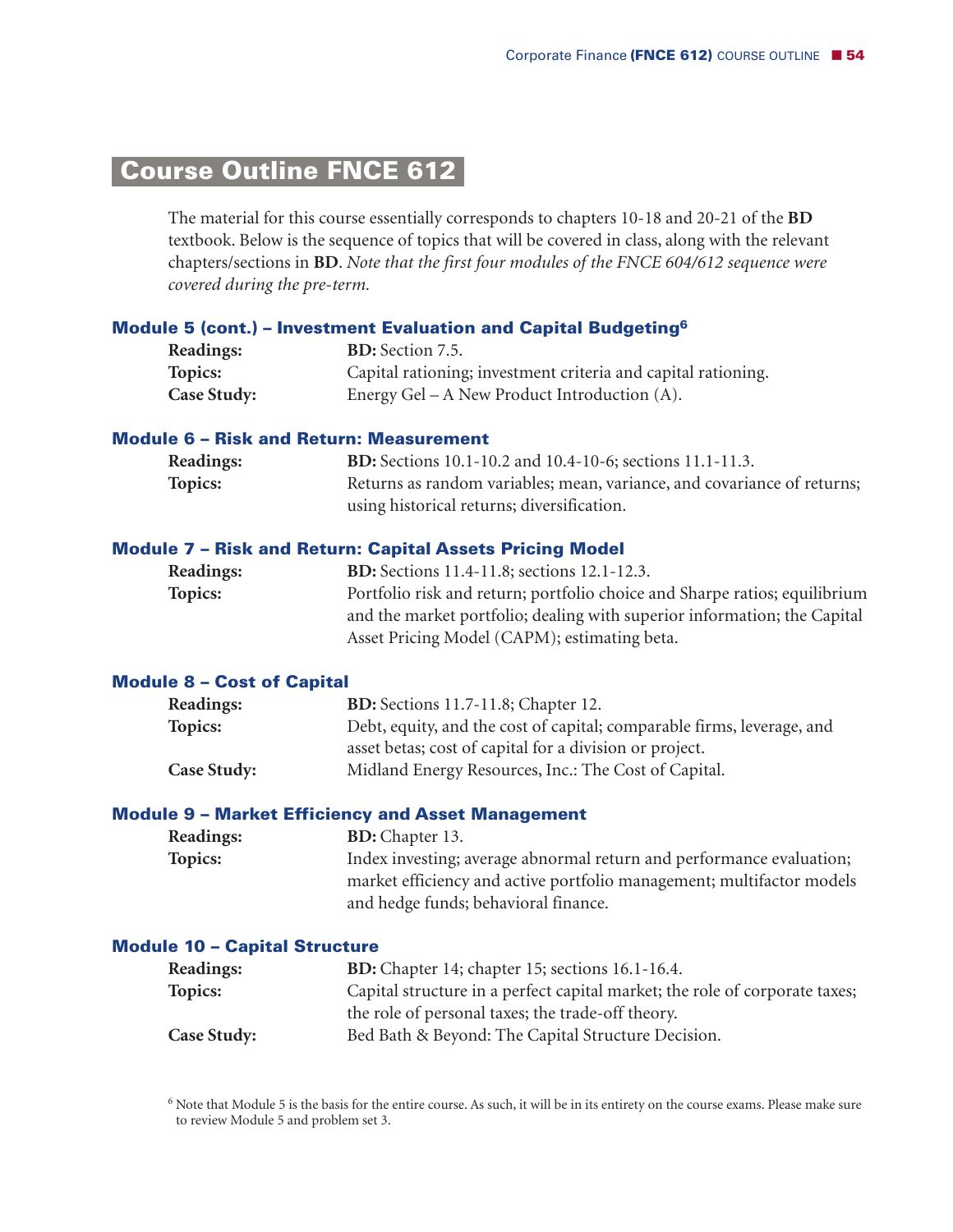# Course Outline FNCE 612

The material for this course essentially corresponds to chapters 10-18 and 20-21 of the **BD** textbook. Below is the sequence of topics that will be covered in class, along with the relevant chapters/sections in **BD**. *Note that the first four modules of the FNCE 604/612 sequence were covered during the pre-term.*

### Module 5 (cont.) – Investment Evaluation and Capital Budgeting[6]

**Readings:** **BD:** Section 7.5.

**Topics:** Capital rationing; investment criteria and capital rationing.

**Case Study:** Energy Gel – A New Product Introduction (A).

### Module 6 – Risk and Return: Measurement

**Readings:** **BD:** Sections 10.1-10.2 and 10.4-10-6; sections 11.1-11.3.

**Topics:** Returns as random variables; mean, variance, and covariance of returns; using historical returns; diversification.

### Module 7 – Risk and Return: Capital Assets Pricing Model

**Readings:** **BD:** Sections 11.4-11.8; sections 12.1-12.3.

**Topics:** Portfolio risk and return; portfolio choice and Sharpe ratios; equilibrium and the market portfolio; dealing with superior information; the Capital Asset Pricing Model (CAPM); estimating beta.

### Module 8 – Cost of Capital

**Readings:** **BD:** Sections 11.7-11.8; Chapter 12.

**Topics:** Debt, equity, and the cost of capital; comparable firms, leverage, and asset betas; cost of capital for a division or project.

**Case Study:** Midland Energy Resources, Inc.: The Cost of Capital.

### Module 9 – Market Efficiency and Asset Management

**Readings:** **BD:** Chapter 13.

**Topics:** Index investing; average abnormal return and performance evaluation; market efficiency and active portfolio management; multifactor models and hedge funds; behavioral finance.

### Module 10 – Capital Structure

**Readings:** **BD:** Chapter 14; chapter 15; sections 16.1-16.4.

**Topics:** Capital structure in a perfect capital market; the role of corporate taxes; the role of personal taxes; the trade-off theory.

**Case Study:** Bed Bath & Beyond: The Capital Structure Decision.

[6] Note that Module 5 is the basis for the entire course. As such, it will be in its entirety on the course exams. Please make sure to review Module 5 and problem set 3.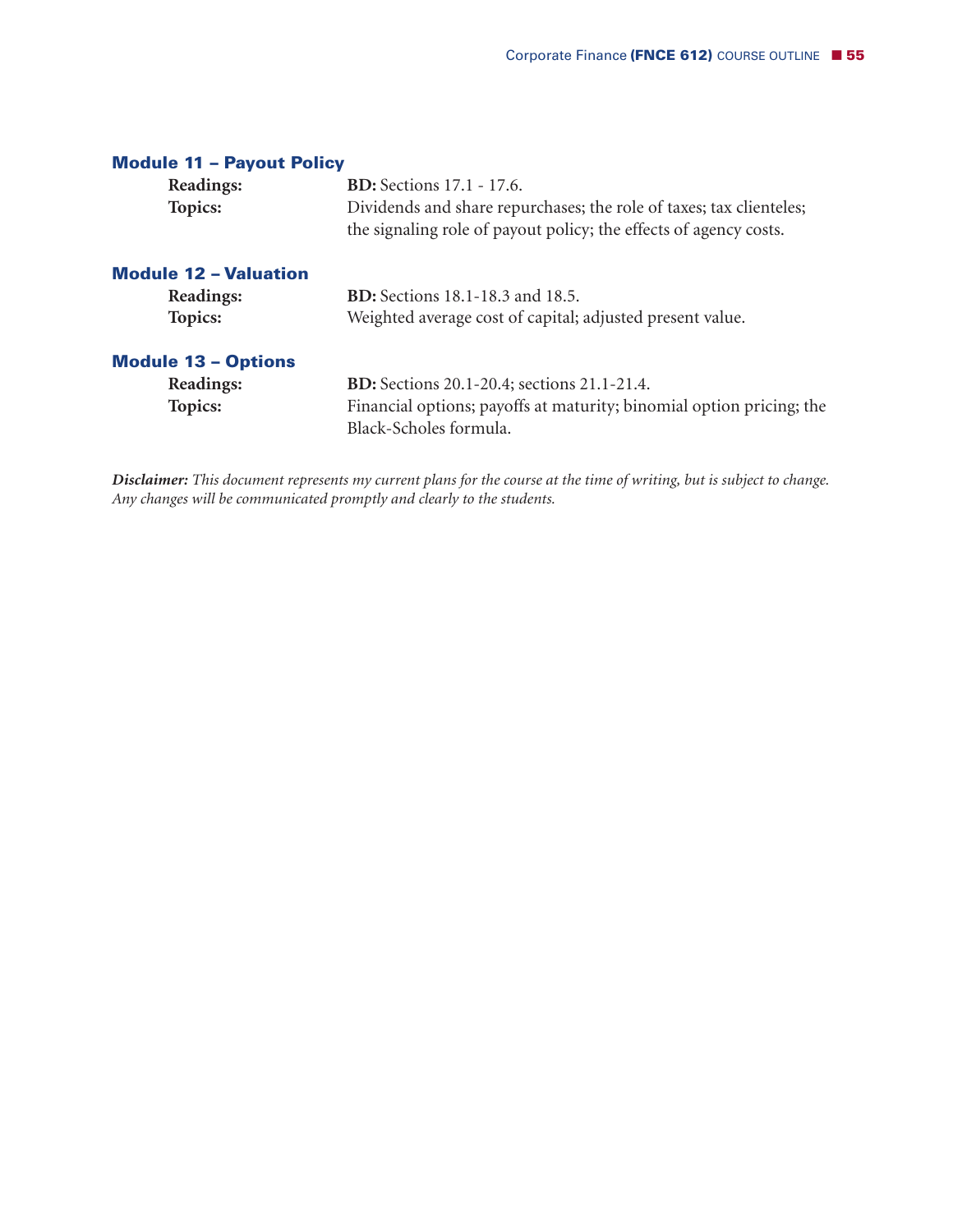### Module 11 – Payout Policy

**Readings:** **BD:** Sections 17.1 - 17.6.

**Topics:** Dividends and share repurchases; the role of taxes; tax clienteles; the signaling role of payout policy; the effects of agency costs.

### Module 12 – Valuation

**Readings:** **BD:** Sections 18.1-18.3 and 18.5.

**Topics:** Weighted average cost of capital; adjusted present value.

### Module 13 – Options

**Readings:** **BD:** Sections 20.1-20.4; sections 21.1-21.4.

**Topics:** Financial options; payoffs at maturity; binomial option pricing; the Black-Scholes formula.

***Disclaimer:*** *This document represents my current plans for the course at the time of writing, but is subject to change. Any changes will be communicated promptly and clearly to the students.*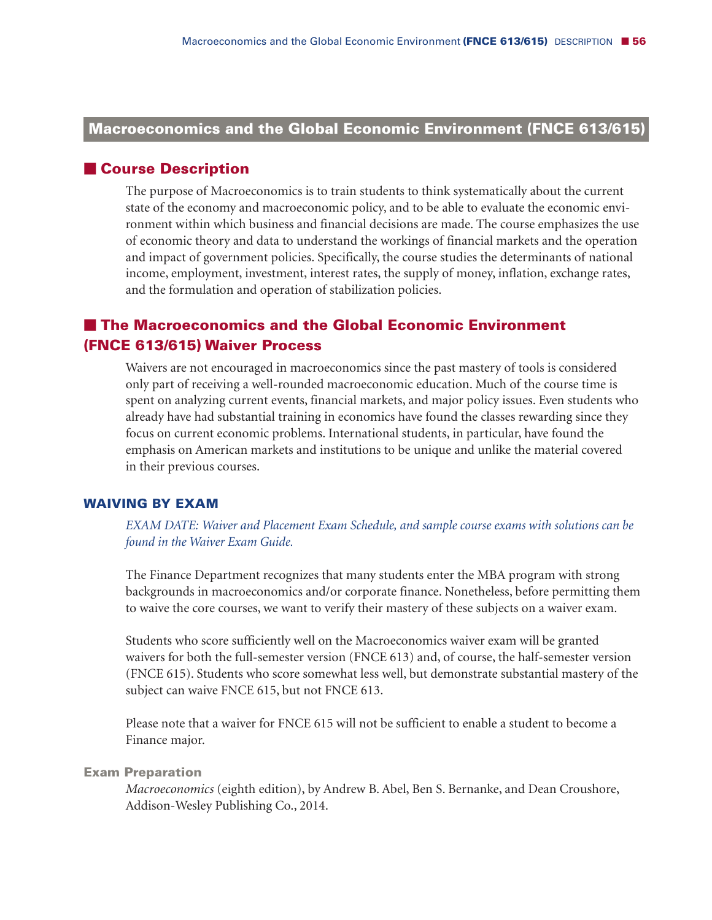## Macroeconomics and the Global Economic Environment (FNCE 613/615)

### Course Description

The purpose of Macroeconomics is to train students to think systematically about the current state of the economy and macroeconomic policy, and to be able to evaluate the economic environment within which business and financial decisions are made. The course emphasizes the use of economic theory and data to understand the workings of financial markets and the operation and impact of government policies. Specifically, the course studies the determinants of national income, employment, investment, interest rates, the supply of money, inflation, exchange rates, and the formulation and operation of stabilization policies.

### The Macroeconomics and the Global Economic Environment (FNCE 613/615) Waiver Process

Waivers are not encouraged in macroeconomics since the past mastery of tools is considered only part of receiving a well-rounded macroeconomic education. Much of the course time is spent on analyzing current events, financial markets, and major policy issues. Even students who already have had substantial training in economics have found the classes rewarding since they focus on current economic problems. International students, in particular, have found the emphasis on American markets and institutions to be unique and unlike the material covered in their previous courses.

#### WAIVING BY EXAM

*EXAM DATE: Waiver and Placement Exam Schedule, and sample course exams with solutions can be found in the Waiver Exam Guide.*

The Finance Department recognizes that many students enter the MBA program with strong backgrounds in macroeconomics and/or corporate finance. Nonetheless, before permitting them to waive the core courses, we want to verify their mastery of these subjects on a waiver exam.

Students who score sufficiently well on the Macroeconomics waiver exam will be granted waivers for both the full-semester version (FNCE 613) and, of course, the half-semester version (FNCE 615). Students who score somewhat less well, but demonstrate substantial mastery of the subject can waive FNCE 615, but not FNCE 613.

Please note that a waiver for FNCE 615 will not be sufficient to enable a student to become a Finance major.

##### Exam Preparation

*Macroeconomics* (eighth edition), by Andrew B. Abel, Ben S. Bernanke, and Dean Croushore, Addison-Wesley Publishing Co., 2014.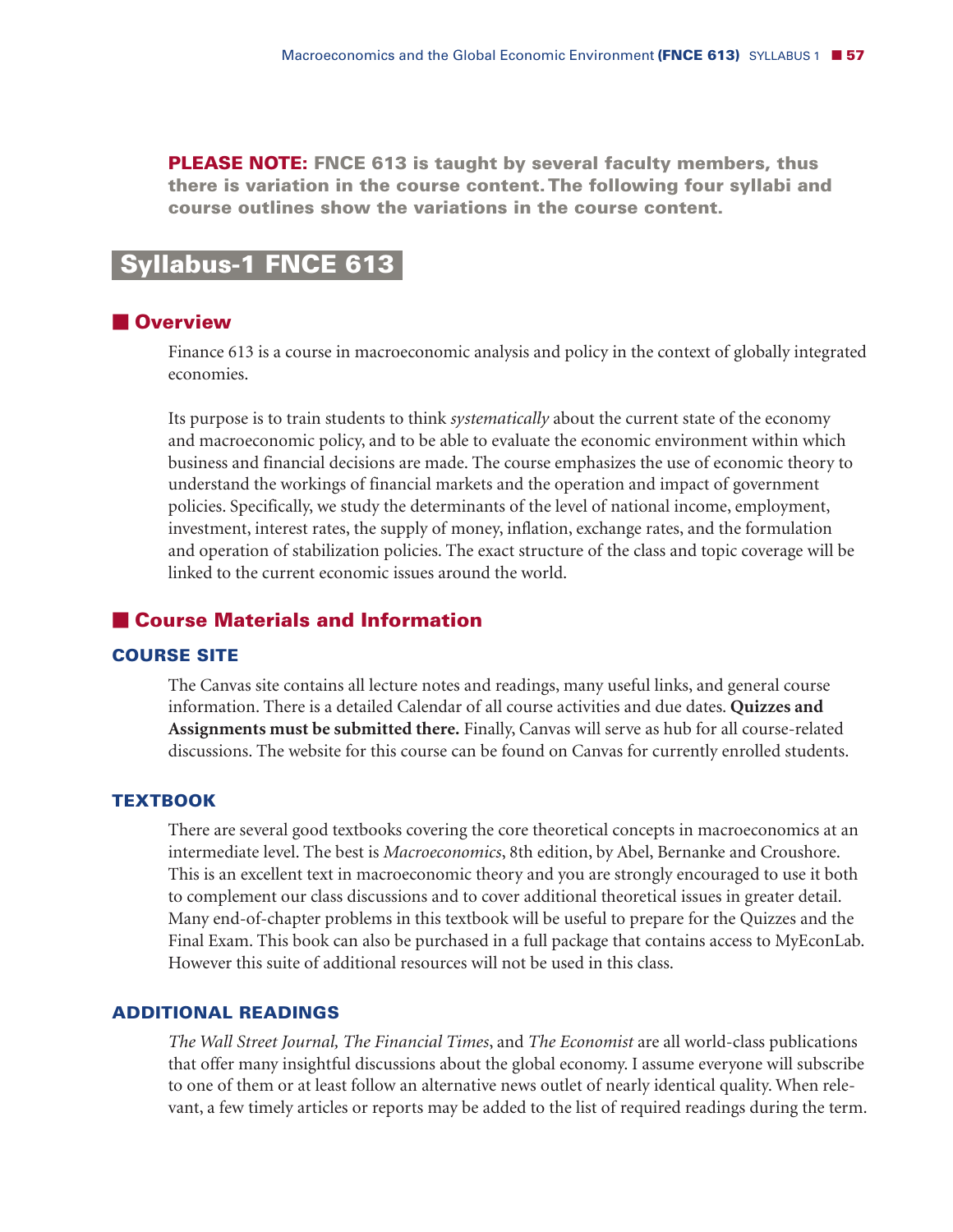**PLEASE NOTE: FNCE 613 is taught by several faculty members, thus there is variation in the course content. The following four syllabi and course outlines show the variations in the course content.**

# Syllabus-1 FNCE 613

## Overview

Finance 613 is a course in macroeconomic analysis and policy in the context of globally integrated economies.

Its purpose is to train students to think *systematically* about the current state of the economy and macroeconomic policy, and to be able to evaluate the economic environment within which business and financial decisions are made. The course emphasizes the use of economic theory to understand the workings of financial markets and the operation and impact of government policies. Specifically, we study the determinants of the level of national income, employment, investment, interest rates, the supply of money, inflation, exchange rates, and the formulation and operation of stabilization policies. The exact structure of the class and topic coverage will be linked to the current economic issues around the world.

## Course Materials and Information

### COURSE SITE

The Canvas site contains all lecture notes and readings, many useful links, and general course information. There is a detailed Calendar of all course activities and due dates. **Quizzes and Assignments must be submitted there.** Finally, Canvas will serve as hub for all course-related discussions. The website for this course can be found on Canvas for currently enrolled students.

### TEXTBOOK

There are several good textbooks covering the core theoretical concepts in macroeconomics at an intermediate level. The best is *Macroeconomics*, 8th edition, by Abel, Bernanke and Croushore. This is an excellent text in macroeconomic theory and you are strongly encouraged to use it both to complement our class discussions and to cover additional theoretical issues in greater detail. Many end-of-chapter problems in this textbook will be useful to prepare for the Quizzes and the Final Exam. This book can also be purchased in a full package that contains access to MyEconLab. However this suite of additional resources will not be used in this class.

### ADDITIONAL READINGS

*The Wall Street Journal, The Financial Times*, and *The Economist* are all world-class publications that offer many insightful discussions about the global economy. I assume everyone will subscribe to one of them or at least follow an alternative news outlet of nearly identical quality. When relevant, a few timely articles or reports may be added to the list of required readings during the term.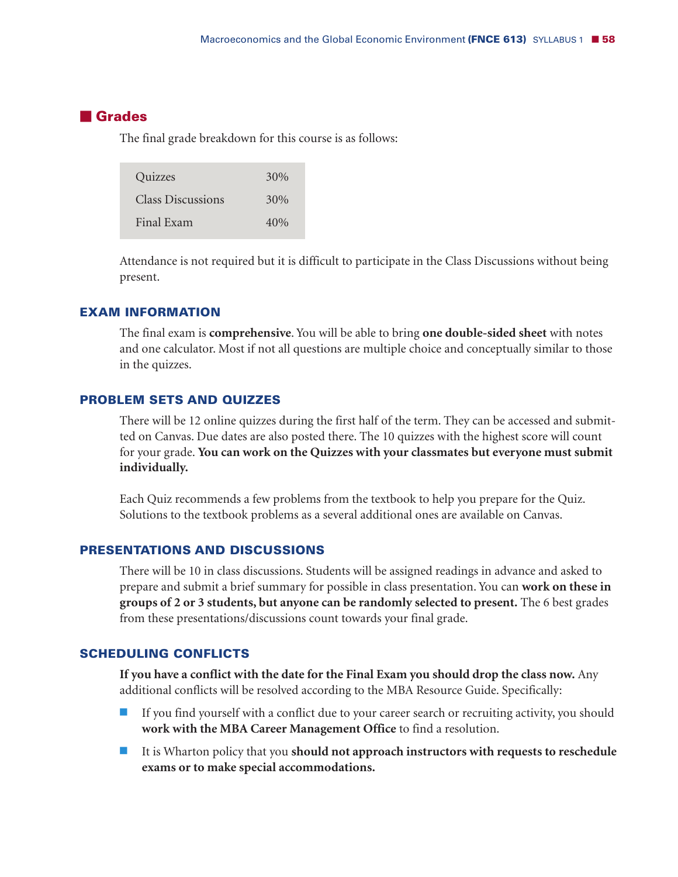## Grades

The final grade breakdown for this course is as follows:

| Component | Weight |
|---|---|
| Quizzes | 30% |
| Class Discussions | 30% |
| Final Exam | 40% |

Attendance is not required but it is difficult to participate in the Class Discussions without being present.

### EXAM INFORMATION

The final exam is **comprehensive**. You will be able to bring **one double-sided sheet** with notes and one calculator. Most if not all questions are multiple choice and conceptually similar to those in the quizzes.

### PROBLEM SETS AND QUIZZES

There will be 12 online quizzes during the first half of the term. They can be accessed and submitted on Canvas. Due dates are also posted there. The 10 quizzes with the highest score will count for your grade. **You can work on the Quizzes with your classmates but everyone must submit individually.**

Each Quiz recommends a few problems from the textbook to help you prepare for the Quiz. Solutions to the textbook problems as a several additional ones are available on Canvas.

### PRESENTATIONS AND DISCUSSIONS

There will be 10 in class discussions. Students will be assigned readings in advance and asked to prepare and submit a brief summary for possible in class presentation. You can **work on these in groups of 2 or 3 students, but anyone can be randomly selected to present.** The 6 best grades from these presentations/discussions count towards your final grade.

### SCHEDULING CONFLICTS

**If you have a conflict with the date for the Final Exam you should drop the class now.** Any additional conflicts will be resolved according to the MBA Resource Guide. Specifically:

- If you find yourself with a conflict due to your career search or recruiting activity, you should **work with the MBA Career Management Office** to find a resolution.
- It is Wharton policy that you **should not approach instructors with requests to reschedule exams or to make special accommodations.**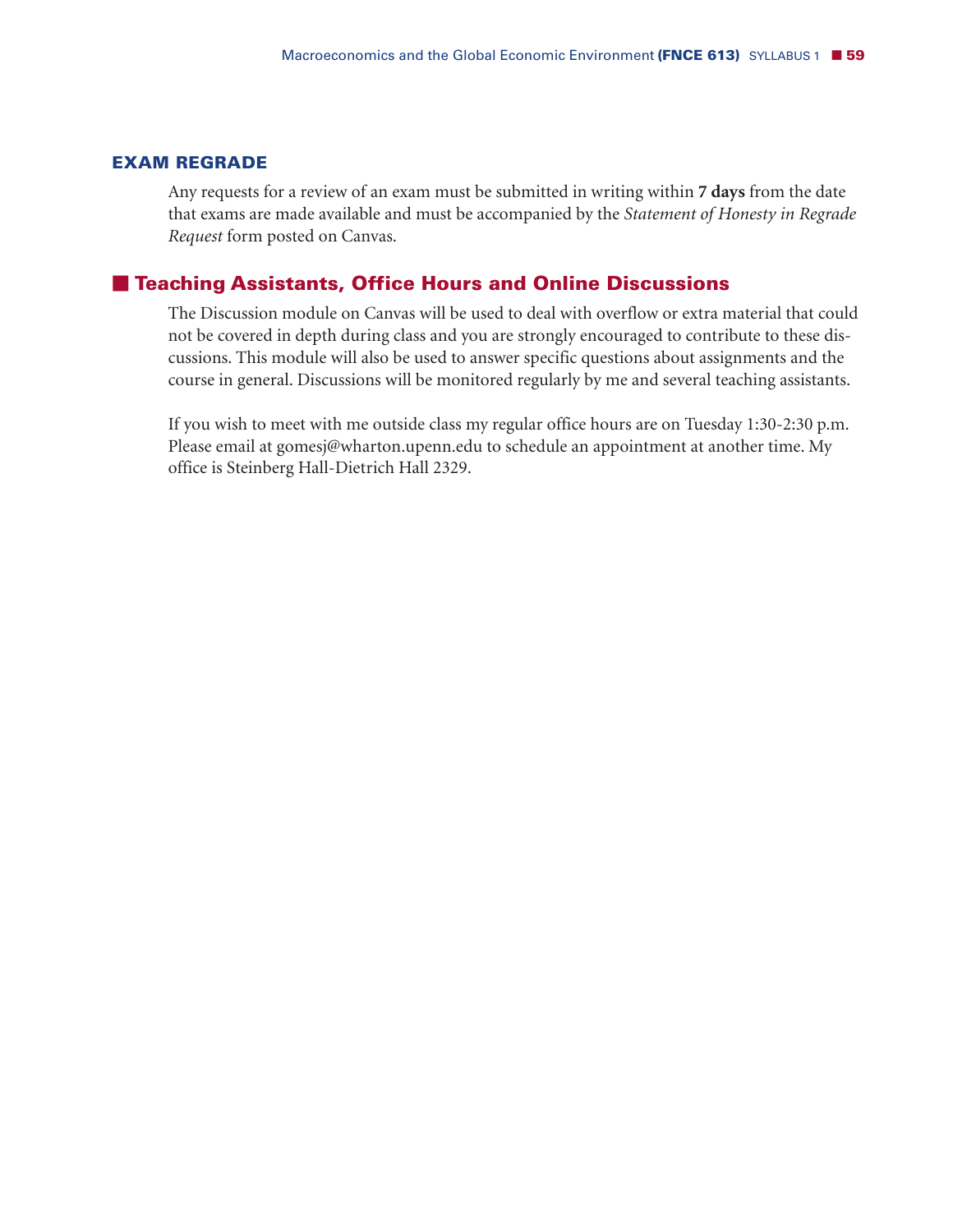### EXAM REGRADE

Any requests for a review of an exam must be submitted in writing within **7 days** from the date that exams are made available and must be accompanied by the *Statement of Honesty in Regrade Request* form posted on Canvas.

## Teaching Assistants, Office Hours and Online Discussions

The Discussion module on Canvas will be used to deal with overflow or extra material that could not be covered in depth during class and you are strongly encouraged to contribute to these discussions. This module will also be used to answer specific questions about assignments and the course in general. Discussions will be monitored regularly by me and several teaching assistants.

If you wish to meet with me outside class my regular office hours are on Tuesday 1:30-2:30 p.m. Please email at gomesj@wharton.upenn.edu to schedule an appointment at another time. My office is Steinberg Hall-Dietrich Hall 2329.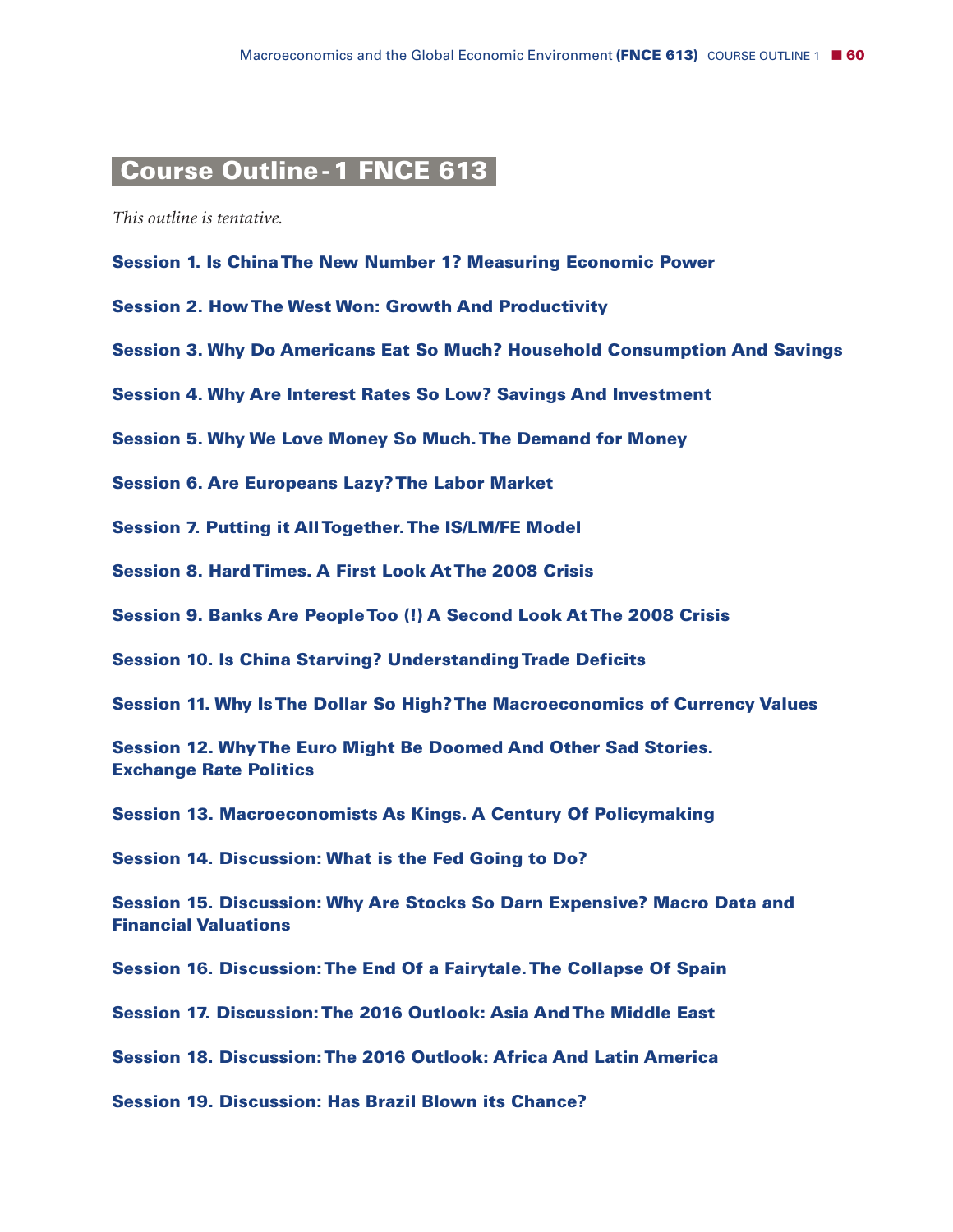# Course Outline - 1 FNCE 613

*This outline is tentative.*

**Session 1. Is China The New Number 1? Measuring Economic Power**

**Session 2. How The West Won: Growth And Productivity**

**Session 3. Why Do Americans Eat So Much? Household Consumption And Savings**

**Session 4. Why Are Interest Rates So Low? Savings And Investment**

**Session 5. Why We Love Money So Much. The Demand for Money**

**Session 6. Are Europeans Lazy? The Labor Market**

**Session 7. Putting it All Together. The IS/LM/FE Model**

**Session 8. Hard Times. A First Look At The 2008 Crisis**

**Session 9. Banks Are People Too (!) A Second Look At The 2008 Crisis**

**Session 10. Is China Starving? Understanding Trade Deficits**

**Session 11. Why Is The Dollar So High? The Macroeconomics of Currency Values**

**Session 12. Why The Euro Might Be Doomed And Other Sad Stories. Exchange Rate Politics**

**Session 13. Macroeconomists As Kings. A Century Of Policymaking**

**Session 14. Discussion: What is the Fed Going to Do?**

**Session 15. Discussion: Why Are Stocks So Darn Expensive? Macro Data and Financial Valuations**

**Session 16. Discussion: The End Of a Fairytale. The Collapse Of Spain**

**Session 17. Discussion: The 2016 Outlook: Asia And The Middle East**

**Session 18. Discussion: The 2016 Outlook: Africa And Latin America**

**Session 19. Discussion: Has Brazil Blown its Chance?**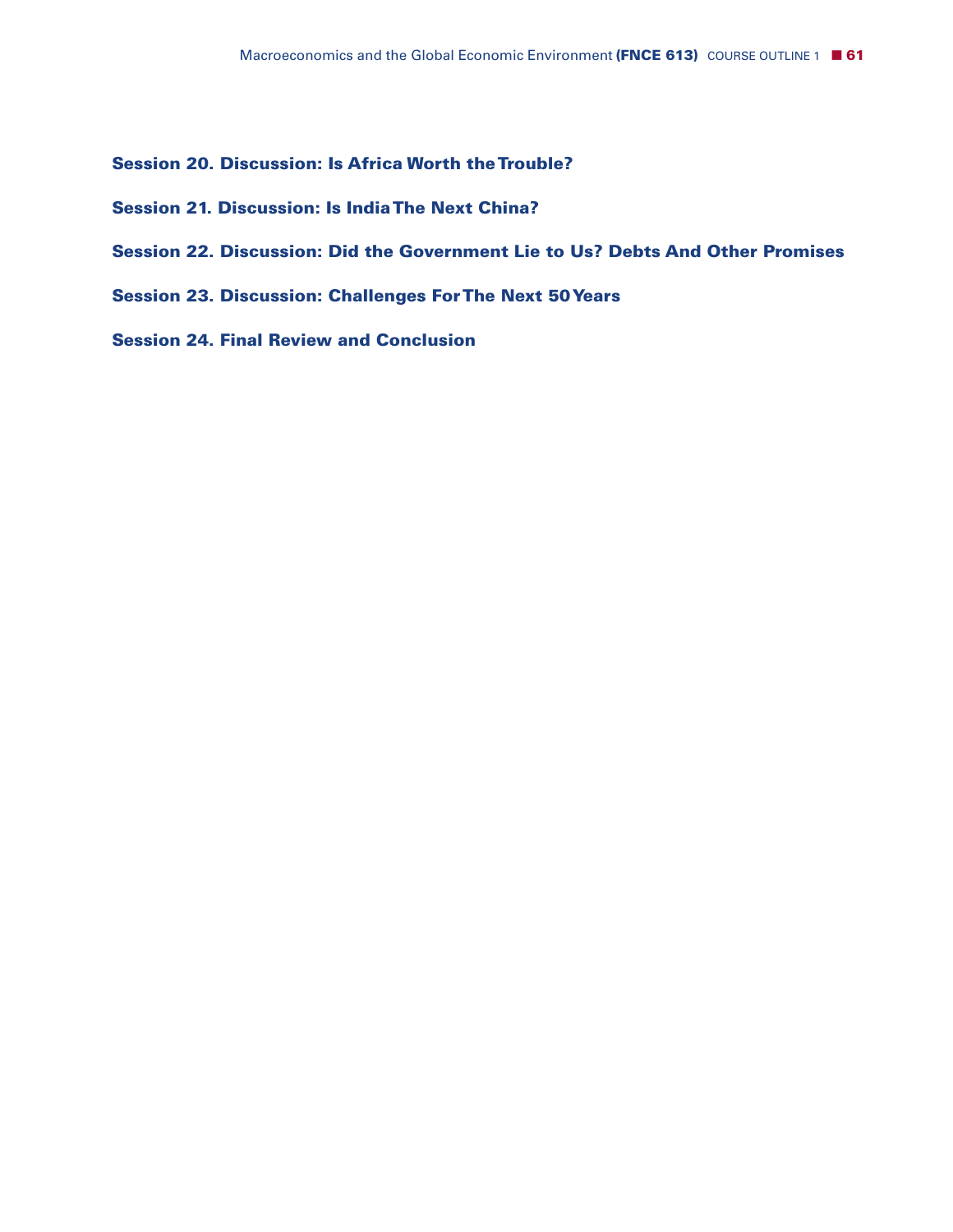### Session 20. Discussion: Is Africa Worth the Trouble?

### Session 21. Discussion: Is India The Next China?

### Session 22. Discussion: Did the Government Lie to Us? Debts And Other Promises

### Session 23. Discussion: Challenges For The Next 50 Years

### Session 24. Final Review and Conclusion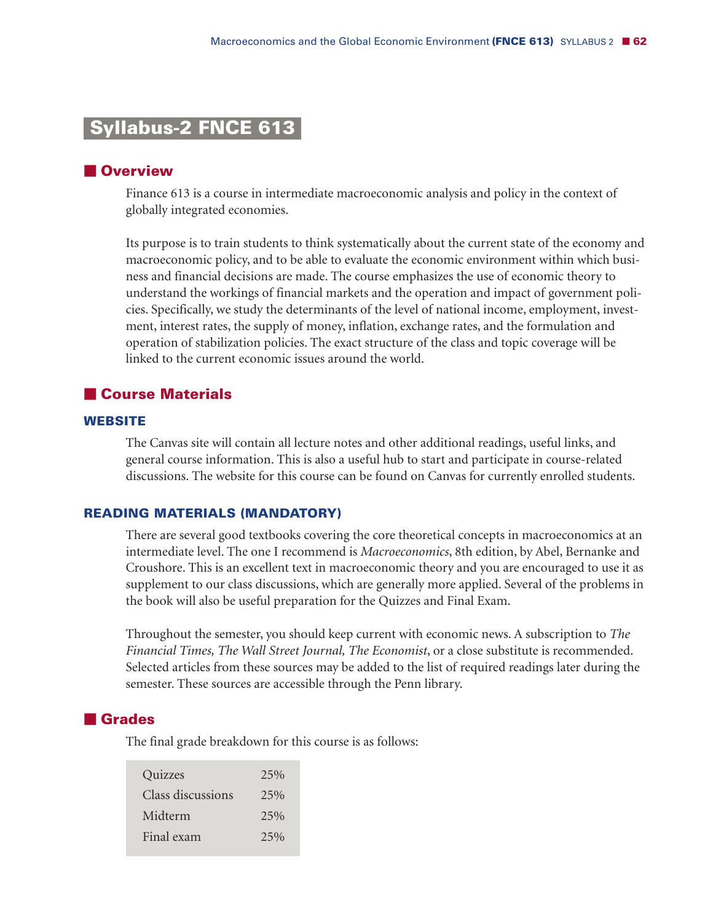# Syllabus-2 FNCE 613

## Overview

Finance 613 is a course in intermediate macroeconomic analysis and policy in the context of globally integrated economies.

Its purpose is to train students to think systematically about the current state of the economy and macroeconomic policy, and to be able to evaluate the economic environment within which business and financial decisions are made. The course emphasizes the use of economic theory to understand the workings of financial markets and the operation and impact of government policies. Specifically, we study the determinants of the level of national income, employment, investment, interest rates, the supply of money, inflation, exchange rates, and the formulation and operation of stabilization policies. The exact structure of the class and topic coverage will be linked to the current economic issues around the world.

## Course Materials

### WEBSITE

The Canvas site will contain all lecture notes and other additional readings, useful links, and general course information. This is also a useful hub to start and participate in course-related discussions. The website for this course can be found on Canvas for currently enrolled students.

### READING MATERIALS (MANDATORY)

There are several good textbooks covering the core theoretical concepts in macroeconomics at an intermediate level. The one I recommend is *Macroeconomics*, 8th edition, by Abel, Bernanke and Croushore. This is an excellent text in macroeconomic theory and you are encouraged to use it as supplement to our class discussions, which are generally more applied. Several of the problems in the book will also be useful preparation for the Quizzes and Final Exam.

Throughout the semester, you should keep current with economic news. A subscription to *The Financial Times, The Wall Street Journal, The Economist*, or a close substitute is recommended. Selected articles from these sources may be added to the list of required readings later during the semester. These sources are accessible through the Penn library.

## Grades

The final grade breakdown for this course is as follows:

| Component | Weight |
| --- | --- |
| Quizzes | 25% |
| Class discussions | 25% |
| Midterm | 25% |
| Final exam | 25% |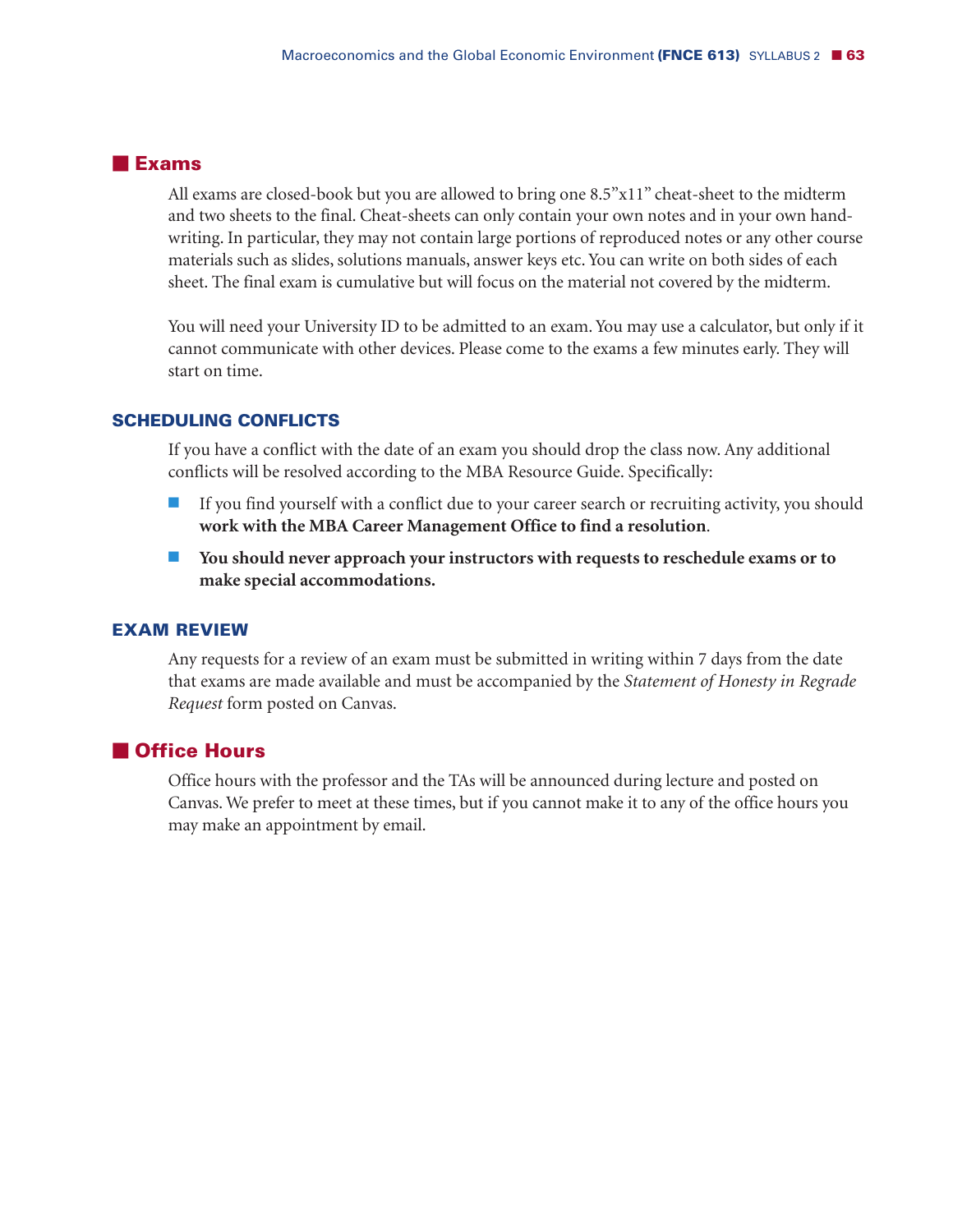## Exams

All exams are closed-book but you are allowed to bring one 8.5”x11” cheat-sheet to the midterm and two sheets to the final. Cheat-sheets can only contain your own notes and in your own handwriting. In particular, they may not contain large portions of reproduced notes or any other course materials such as slides, solutions manuals, answer keys etc. You can write on both sides of each sheet. The final exam is cumulative but will focus on the material not covered by the midterm.

You will need your University ID to be admitted to an exam. You may use a calculator, but only if it cannot communicate with other devices. Please come to the exams a few minutes early. They will start on time.

### SCHEDULING CONFLICTS

If you have a conflict with the date of an exam you should drop the class now. Any additional conflicts will be resolved according to the MBA Resource Guide. Specifically:

- If you find yourself with a conflict due to your career search or recruiting activity, you should **work with the MBA Career Management Office to find a resolution**.
- **You should never approach your instructors with requests to reschedule exams or to make special accommodations.**

### EXAM REVIEW

Any requests for a review of an exam must be submitted in writing within 7 days from the date that exams are made available and must be accompanied by the *Statement of Honesty in Regrade Request* form posted on Canvas.

## Office Hours

Office hours with the professor and the TAs will be announced during lecture and posted on Canvas. We prefer to meet at these times, but if you cannot make it to any of the office hours you may make an appointment by email.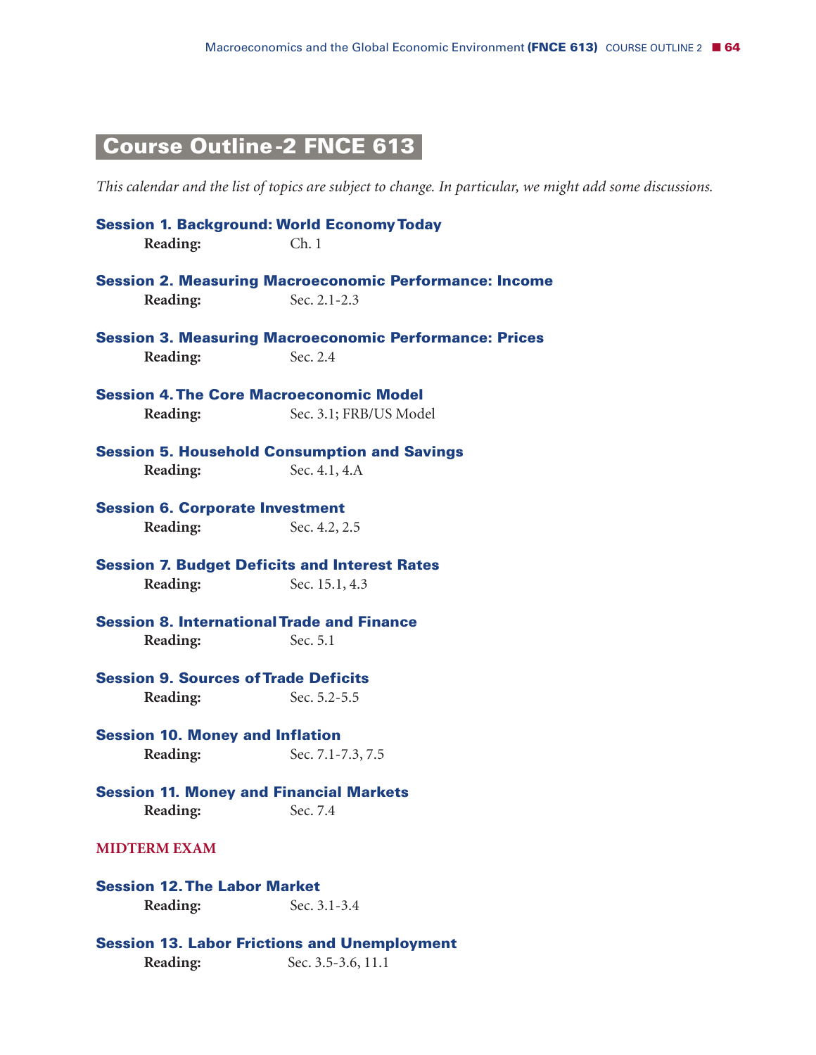## Course Outline-2 FNCE 613

*This calendar and the list of topics are subject to change. In particular, we might add some discussions.*

### Session 1. Background: World Economy Today
**Reading:** Ch. 1

### Session 2. Measuring Macroeconomic Performance: Income
**Reading:** Sec. 2.1-2.3

### Session 3. Measuring Macroeconomic Performance: Prices
**Reading:** Sec. 2.4

### Session 4. The Core Macroeconomic Model
**Reading:** Sec. 3.1; FRB/US Model

### Session 5. Household Consumption and Savings
**Reading:** Sec. 4.1, 4.A

### Session 6. Corporate Investment
**Reading:** Sec. 4.2, 2.5

### Session 7. Budget Deficits and Interest Rates
**Reading:** Sec. 15.1, 4.3

### Session 8. International Trade and Finance
**Reading:** Sec. 5.1

### Session 9. Sources of Trade Deficits
**Reading:** Sec. 5.2-5.5

### Session 10. Money and Inflation
**Reading:** Sec. 7.1-7.3, 7.5

### Session 11. Money and Financial Markets
**Reading:** Sec. 7.4

**MIDTERM EXAM**

### Session 12. The Labor Market
**Reading:** Sec. 3.1-3.4

### Session 13. Labor Frictions and Unemployment
**Reading:** Sec. 3.5-3.6, 11.1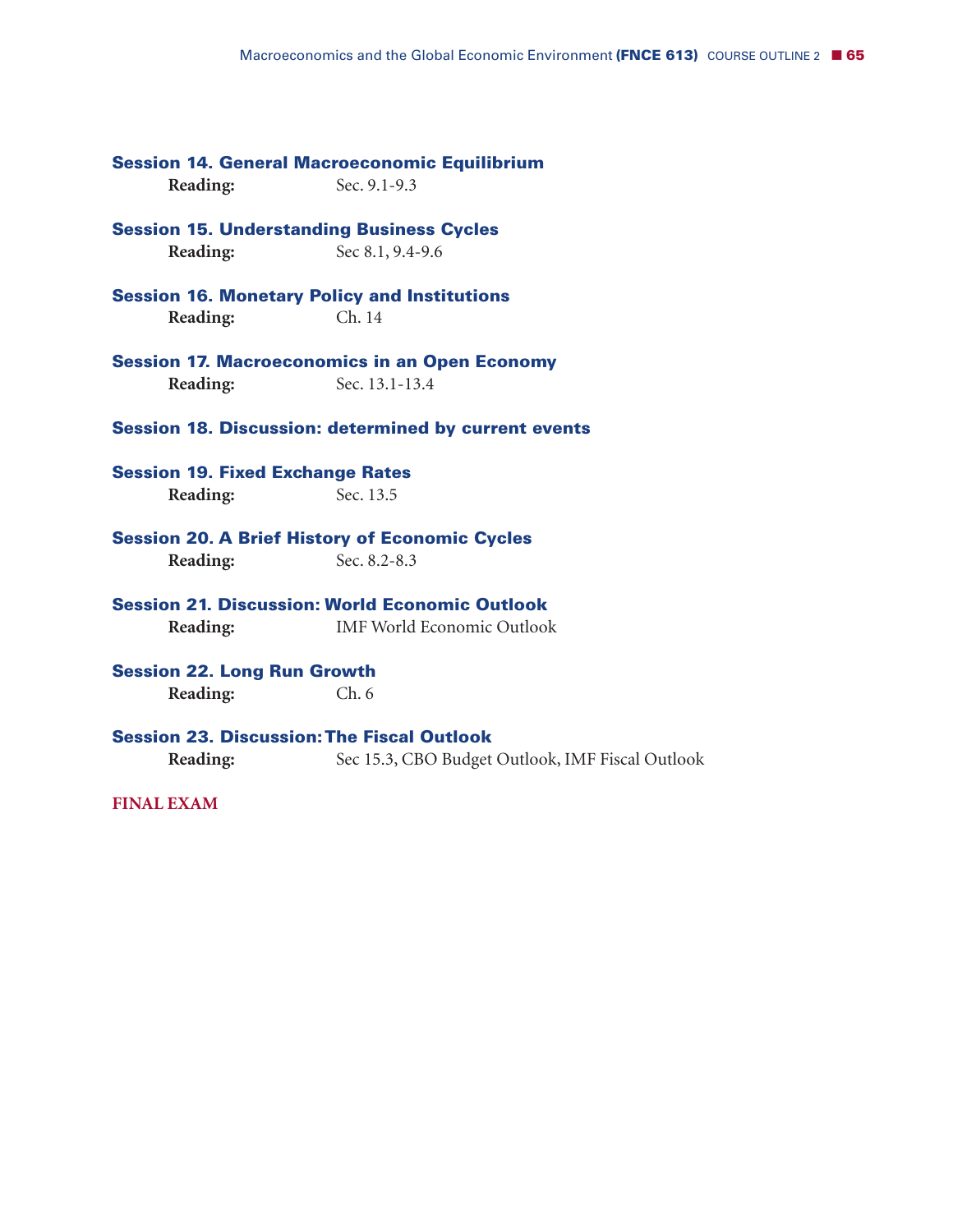### Session 14. General Macroeconomic Equilibrium

**Reading:** Sec. 9.1-9.3

### Session 15. Understanding Business Cycles

**Reading:** Sec 8.1, 9.4-9.6

### Session 16. Monetary Policy and Institutions

**Reading:** Ch. 14

### Session 17. Macroeconomics in an Open Economy

**Reading:** Sec. 13.1-13.4

### Session 18. Discussion: determined by current events

### Session 19. Fixed Exchange Rates

**Reading:** Sec. 13.5

### Session 20. A Brief History of Economic Cycles

**Reading:** Sec. 8.2-8.3

### Session 21. Discussion: World Economic Outlook

**Reading:** IMF World Economic Outlook

### Session 22. Long Run Growth

**Reading:** Ch. 6

### Session 23. Discussion: The Fiscal Outlook

**Reading:** Sec 15.3, CBO Budget Outlook, IMF Fiscal Outlook

**FINAL EXAM**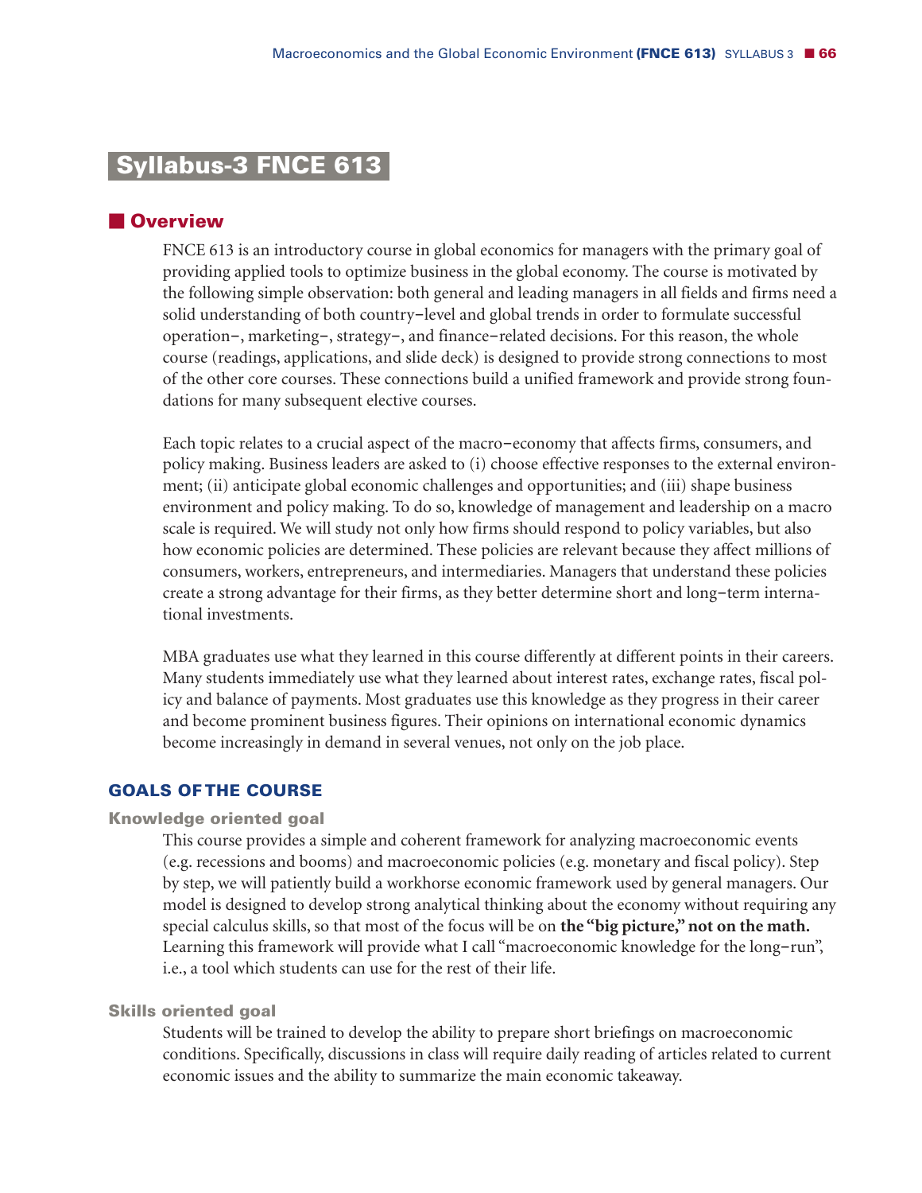# Syllabus-3 FNCE 613

## Overview

FNCE 613 is an introductory course in global economics for managers with the primary goal of providing applied tools to optimize business in the global economy. The course is motivated by the following simple observation: both general and leading managers in all fields and firms need a solid understanding of both country–level and global trends in order to formulate successful operation–, marketing–, strategy–, and finance–related decisions. For this reason, the whole course (readings, applications, and slide deck) is designed to provide strong connections to most of the other core courses. These connections build a unified framework and provide strong foundations for many subsequent elective courses.

Each topic relates to a crucial aspect of the macro–economy that affects firms, consumers, and policy making. Business leaders are asked to (i) choose effective responses to the external environment; (ii) anticipate global economic challenges and opportunities; and (iii) shape business environment and policy making. To do so, knowledge of management and leadership on a macro scale is required. We will study not only how firms should respond to policy variables, but also how economic policies are determined. These policies are relevant because they affect millions of consumers, workers, entrepreneurs, and intermediaries. Managers that understand these policies create a strong advantage for their firms, as they better determine short and long–term international investments.

MBA graduates use what they learned in this course differently at different points in their careers. Many students immediately use what they learned about interest rates, exchange rates, fiscal policy and balance of payments. Most graduates use this knowledge as they progress in their career and become prominent business figures. Their opinions on international economic dynamics become increasingly in demand in several venues, not only on the job place.

### GOALS OF THE COURSE

#### Knowledge oriented goal

This course provides a simple and coherent framework for analyzing macroeconomic events (e.g. recessions and booms) and macroeconomic policies (e.g. monetary and fiscal policy). Step by step, we will patiently build a workhorse economic framework used by general managers. Our model is designed to develop strong analytical thinking about the economy without requiring any special calculus skills, so that most of the focus will be on **the "big picture," not on the math.** Learning this framework will provide what I call "macroeconomic knowledge for the long–run", i.e., a tool which students can use for the rest of their life.

#### Skills oriented goal

Students will be trained to develop the ability to prepare short briefings on macroeconomic conditions. Specifically, discussions in class will require daily reading of articles related to current economic issues and the ability to summarize the main economic takeaway.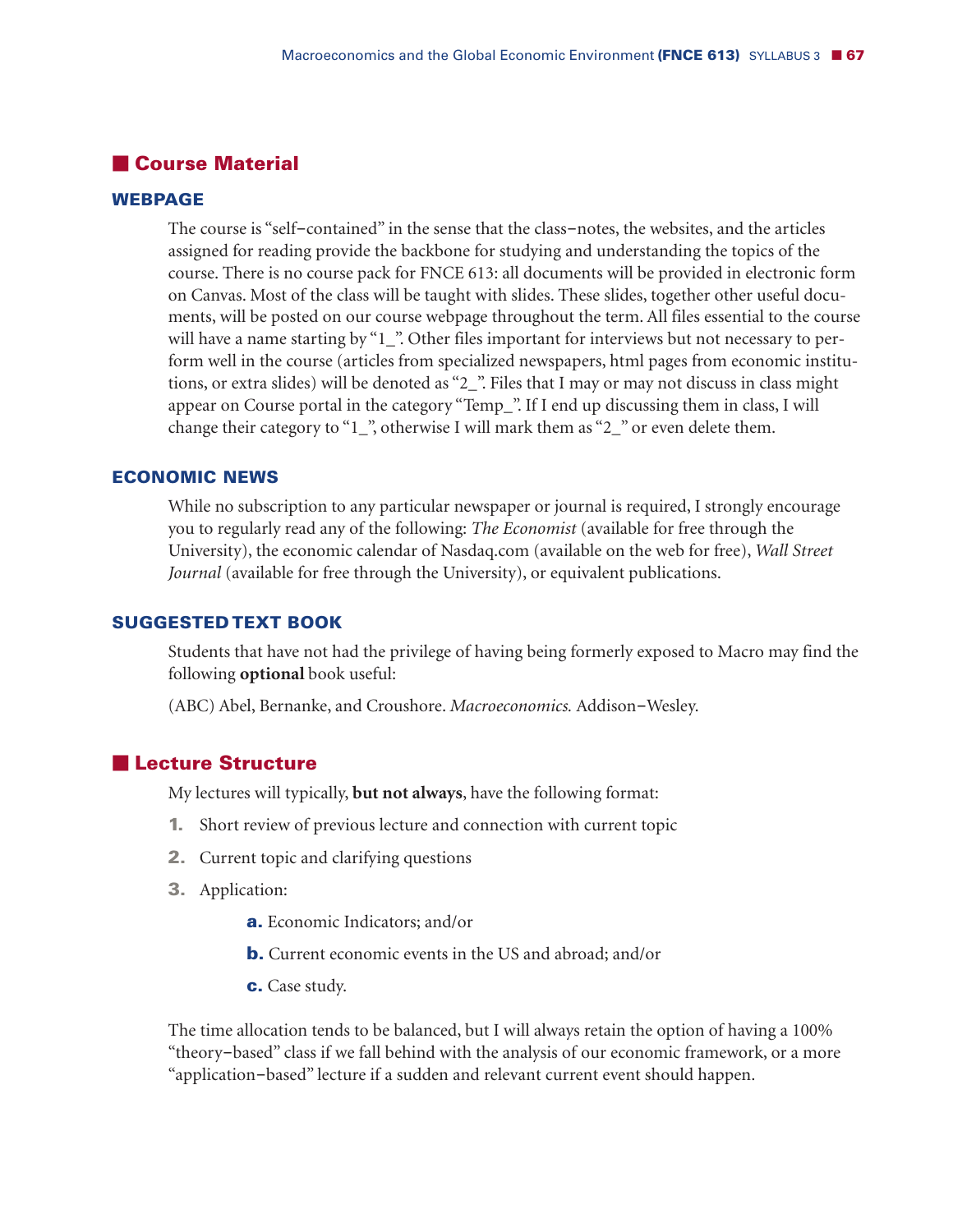## Course Material

### WEBPAGE

The course is "self–contained" in the sense that the class–notes, the websites, and the articles assigned for reading provide the backbone for studying and understanding the topics of the course. There is no course pack for FNCE 613: all documents will be provided in electronic form on Canvas. Most of the class will be taught with slides. These slides, together other useful documents, will be posted on our course webpage throughout the term. All files essential to the course will have a name starting by "1_". Other files important for interviews but not necessary to perform well in the course (articles from specialized newspapers, html pages from economic institutions, or extra slides) will be denoted as "2_". Files that I may or may not discuss in class might appear on Course portal in the category "Temp_". If I end up discussing them in class, I will change their category to "1_", otherwise I will mark them as "2_" or even delete them.

### ECONOMIC NEWS

While no subscription to any particular newspaper or journal is required, I strongly encourage you to regularly read any of the following: *The Economist* (available for free through the University), the economic calendar of Nasdaq.com (available on the web for free), *Wall Street Journal* (available for free through the University), or equivalent publications.

### SUGGESTED TEXT BOOK

Students that have not had the privilege of having being formerly exposed to Macro may find the following **optional** book useful:

(ABC) Abel, Bernanke, and Croushore. *Macroeconomics.* Addison–Wesley.

## Lecture Structure

My lectures will typically, **but not always**, have the following format:

1. Short review of previous lecture and connection with current topic
2. Current topic and clarifying questions
3. Application:
    a. Economic Indicators; and/or
    b. Current economic events in the US and abroad; and/or
    c. Case study.

The time allocation tends to be balanced, but I will always retain the option of having a 100% "theory–based" class if we fall behind with the analysis of our economic framework, or a more "application–based" lecture if a sudden and relevant current event should happen.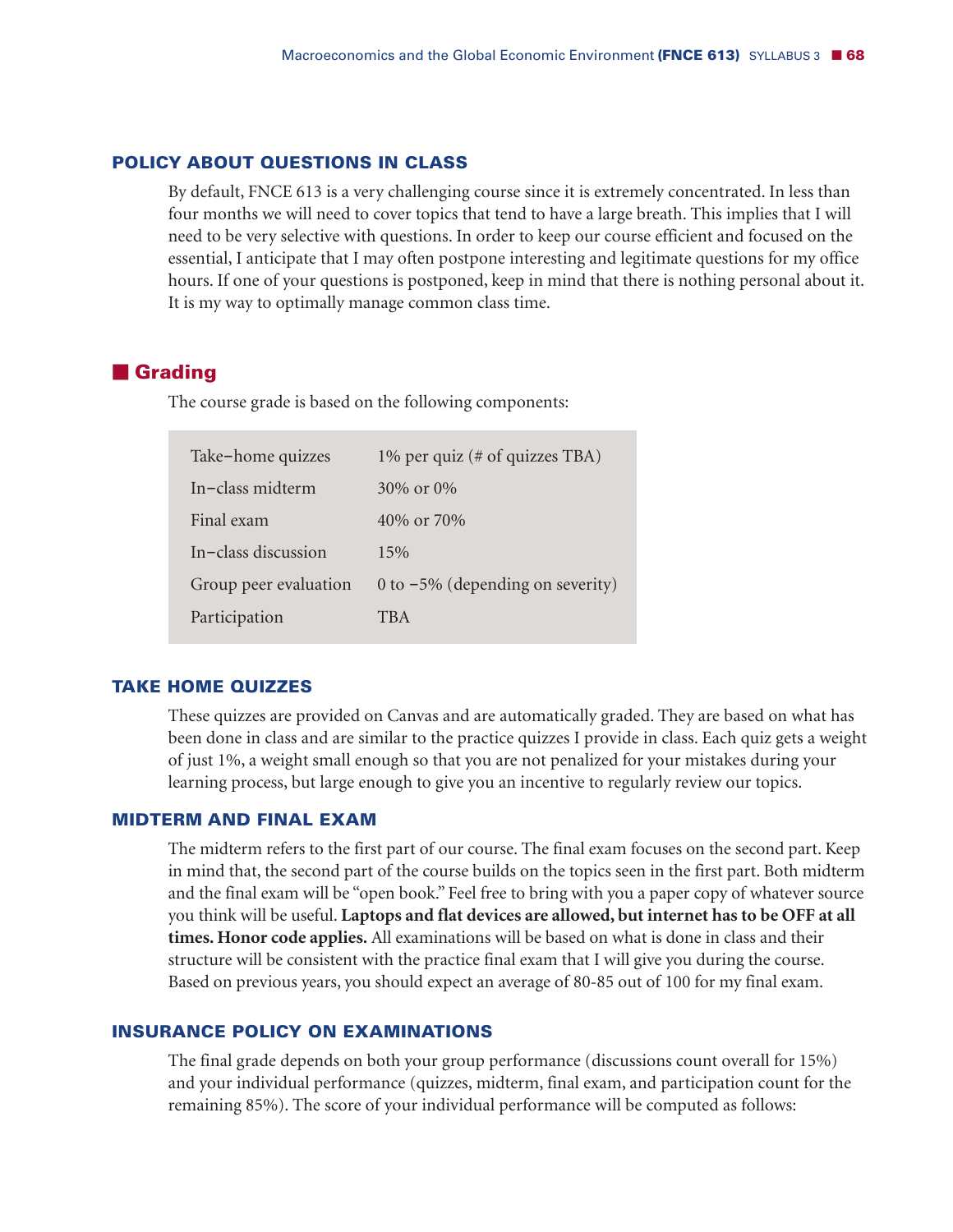### POLICY ABOUT QUESTIONS IN CLASS

By default, FNCE 613 is a very challenging course since it is extremely concentrated. In less than four months we will need to cover topics that tend to have a large breath. This implies that I will need to be very selective with questions. In order to keep our course efficient and focused on the essential, I anticipate that I may often postpone interesting and legitimate questions for my office hours. If one of your questions is postponed, keep in mind that there is nothing personal about it. It is my way to optimally manage common class time.

## Grading

The course grade is based on the following components:

| | |
|---|---|
| Take–home quizzes | 1% per quiz (# of quizzes TBA) |
| In–class midterm | 30% or 0% |
| Final exam | 40% or 70% |
| In–class discussion | 15% |
| Group peer evaluation | 0 to −5% (depending on severity) |
| Participation | TBA |

### TAKE HOME QUIZZES

These quizzes are provided on Canvas and are automatically graded. They are based on what has been done in class and are similar to the practice quizzes I provide in class. Each quiz gets a weight of just 1%, a weight small enough so that you are not penalized for your mistakes during your learning process, but large enough to give you an incentive to regularly review our topics.

### MIDTERM AND FINAL EXAM

The midterm refers to the first part of our course. The final exam focuses on the second part. Keep in mind that, the second part of the course builds on the topics seen in the first part. Both midterm and the final exam will be "open book." Feel free to bring with you a paper copy of whatever source you think will be useful. **Laptops and flat devices are allowed, but internet has to be OFF at all times. Honor code applies.** All examinations will be based on what is done in class and their structure will be consistent with the practice final exam that I will give you during the course. Based on previous years, you should expect an average of 80-85 out of 100 for my final exam.

### INSURANCE POLICY ON EXAMINATIONS

The final grade depends on both your group performance (discussions count overall for 15%) and your individual performance (quizzes, midterm, final exam, and participation count for the remaining 85%). The score of your individual performance will be computed as follows: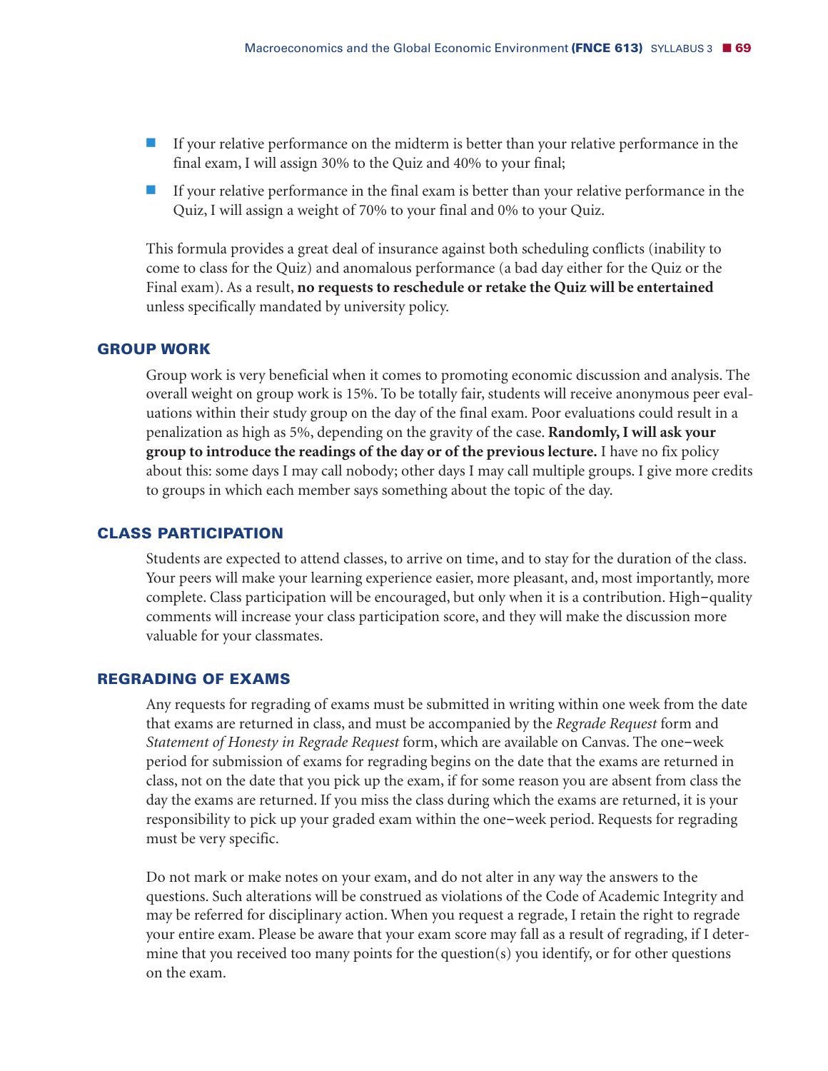- If your relative performance on the midterm is better than your relative performance in the final exam, I will assign 30% to the Quiz and 40% to your final;
- If your relative performance in the final exam is better than your relative performance in the Quiz, I will assign a weight of 70% to your final and 0% to your Quiz.

This formula provides a great deal of insurance against both scheduling conflicts (inability to come to class for the Quiz) and anomalous performance (a bad day either for the Quiz or the Final exam). As a result, **no requests to reschedule or retake the Quiz will be entertained** unless specifically mandated by university policy.

## GROUP WORK

Group work is very beneficial when it comes to promoting economic discussion and analysis. The overall weight on group work is 15%. To be totally fair, students will receive anonymous peer evaluations within their study group on the day of the final exam. Poor evaluations could result in a penalization as high as 5%, depending on the gravity of the case. **Randomly, I will ask your group to introduce the readings of the day or of the previous lecture.** I have no fix policy about this: some days I may call nobody; other days I may call multiple groups. I give more credits to groups in which each member says something about the topic of the day.

## CLASS PARTICIPATION

Students are expected to attend classes, to arrive on time, and to stay for the duration of the class. Your peers will make your learning experience easier, more pleasant, and, most importantly, more complete. Class participation will be encouraged, but only when it is a contribution. High–quality comments will increase your class participation score, and they will make the discussion more valuable for your classmates.

## REGRADING OF EXAMS

Any requests for regrading of exams must be submitted in writing within one week from the date that exams are returned in class, and must be accompanied by the *Regrade Request* form and *Statement of Honesty in Regrade Request* form, which are available on Canvas. The one–week period for submission of exams for regrading begins on the date that the exams are returned in class, not on the date that you pick up the exam, if for some reason you are absent from class the day the exams are returned. If you miss the class during which the exams are returned, it is your responsibility to pick up your graded exam within the one–week period. Requests for regrading must be very specific.

Do not mark or make notes on your exam, and do not alter in any way the answers to the questions. Such alterations will be construed as violations of the Code of Academic Integrity and may be referred for disciplinary action. When you request a regrade, I retain the right to regrade your entire exam. Please be aware that your exam score may fall as a result of regrading, if I determine that you received too many points for the question(s) you identify, or for other questions on the exam.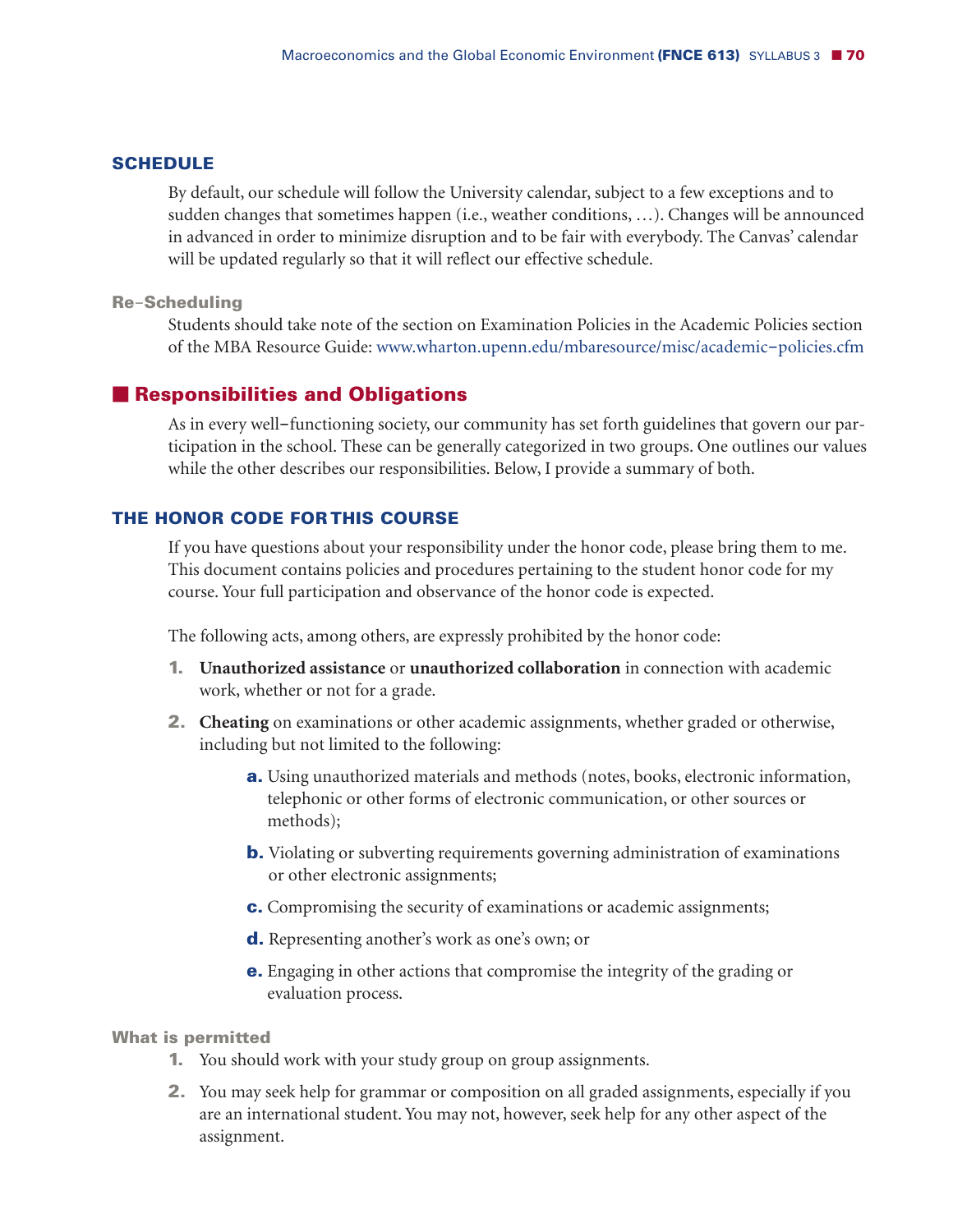### SCHEDULE

By default, our schedule will follow the University calendar, subject to a few exceptions and to sudden changes that sometimes happen (i.e., weather conditions, …). Changes will be announced in advanced in order to minimize disruption and to be fair with everybody. The Canvas' calendar will be updated regularly so that it will reflect our effective schedule.

#### Re-Scheduling

Students should take note of the section on Examination Policies in the Academic Policies section of the MBA Resource Guide: www.wharton.upenn.edu/mbaresource/misc/academic-policies.cfm

## Responsibilities and Obligations

As in every well-functioning society, our community has set forth guidelines that govern our participation in the school. These can be generally categorized in two groups. One outlines our values while the other describes our responsibilities. Below, I provide a summary of both.

### THE HONOR CODE FOR THIS COURSE

If you have questions about your responsibility under the honor code, please bring them to me. This document contains policies and procedures pertaining to the student honor code for my course. Your full participation and observance of the honor code is expected.

The following acts, among others, are expressly prohibited by the honor code:

1. **Unauthorized assistance** or **unauthorized collaboration** in connection with academic work, whether or not for a grade.
2. **Cheating** on examinations or other academic assignments, whether graded or otherwise, including but not limited to the following:
   - **a.** Using unauthorized materials and methods (notes, books, electronic information, telephonic or other forms of electronic communication, or other sources or methods);
   - **b.** Violating or subverting requirements governing administration of examinations or other electronic assignments;
   - **c.** Compromising the security of examinations or academic assignments;
   - **d.** Representing another's work as one's own; or
   - **e.** Engaging in other actions that compromise the integrity of the grading or evaluation process.

#### What is permitted

1. You should work with your study group on group assignments.
2. You may seek help for grammar or composition on all graded assignments, especially if you are an international student. You may not, however, seek help for any other aspect of the assignment.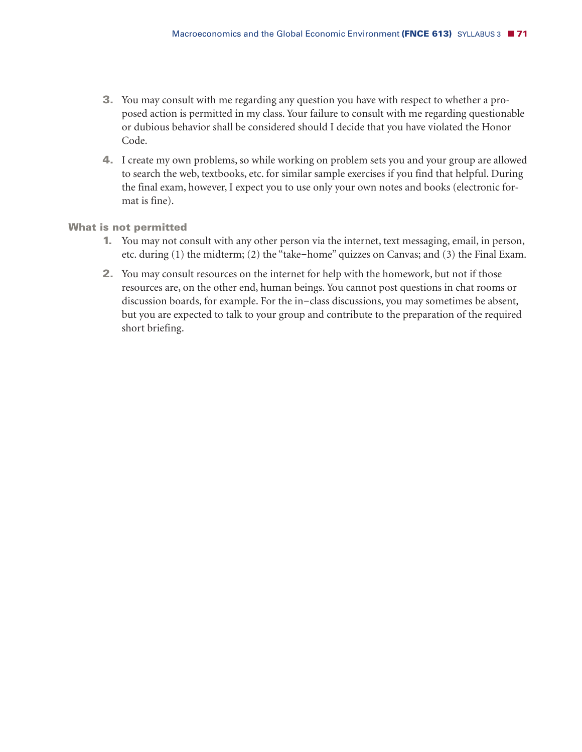3. You may consult with me regarding any question you have with respect to whether a proposed action is permitted in my class. Your failure to consult with me regarding questionable or dubious behavior shall be considered should I decide that you have violated the Honor Code.

4. I create my own problems, so while working on problem sets you and your group are allowed to search the web, textbooks, etc. for similar sample exercises if you find that helpful. During the final exam, however, I expect you to use only your own notes and books (electronic format is fine).

**What is not permitted**

1. You may not consult with any other person via the internet, text messaging, email, in person, etc. during (1) the midterm; (2) the "take–home" quizzes on Canvas; and (3) the Final Exam.

2. You may consult resources on the internet for help with the homework, but not if those resources are, on the other end, human beings. You cannot post questions in chat rooms or discussion boards, for example. For the in–class discussions, you may sometimes be absent, but you are expected to talk to your group and contribute to the preparation of the required short briefing.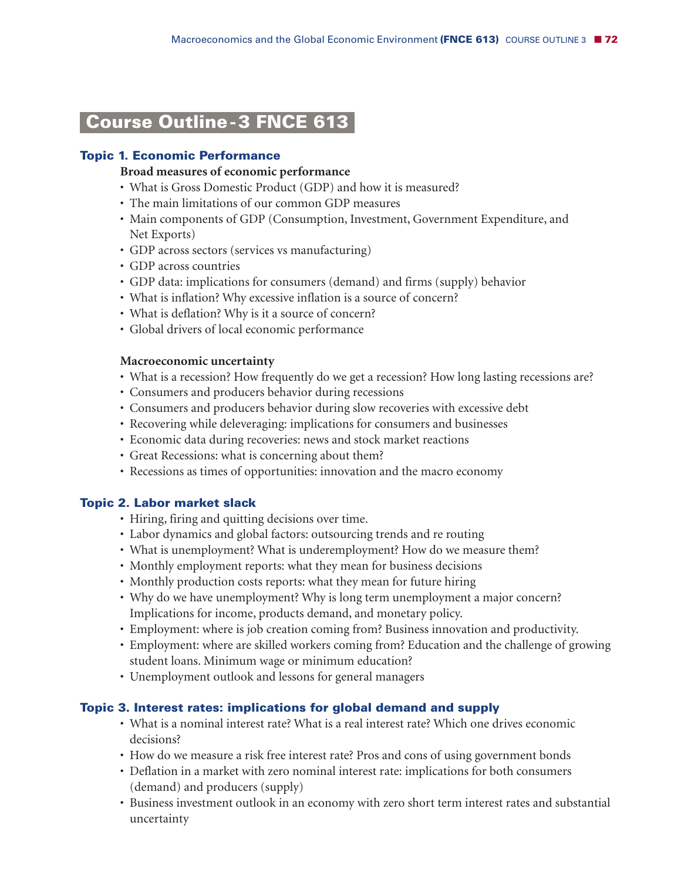# Course Outline - 3 FNCE 613

## Topic 1. Economic Performance

**Broad measures of economic performance**

- What is Gross Domestic Product (GDP) and how it is measured?
- The main limitations of our common GDP measures
- Main components of GDP (Consumption, Investment, Government Expenditure, and Net Exports)
- GDP across sectors (services vs manufacturing)
- GDP across countries
- GDP data: implications for consumers (demand) and firms (supply) behavior
- What is inflation? Why excessive inflation is a source of concern?
- What is deflation? Why is it a source of concern?
- Global drivers of local economic performance

**Macroeconomic uncertainty**

- What is a recession? How frequently do we get a recession? How long lasting recessions are?
- Consumers and producers behavior during recessions
- Consumers and producers behavior during slow recoveries with excessive debt
- Recovering while deleveraging: implications for consumers and businesses
- Economic data during recoveries: news and stock market reactions
- Great Recessions: what is concerning about them?
- Recessions as times of opportunities: innovation and the macro economy

## Topic 2. Labor market slack

- Hiring, firing and quitting decisions over time.
- Labor dynamics and global factors: outsourcing trends and re routing
- What is unemployment? What is underemployment? How do we measure them?
- Monthly employment reports: what they mean for business decisions
- Monthly production costs reports: what they mean for future hiring
- Why do we have unemployment? Why is long term unemployment a major concern? Implications for income, products demand, and monetary policy.
- Employment: where is job creation coming from? Business innovation and productivity.
- Employment: where are skilled workers coming from? Education and the challenge of growing student loans. Minimum wage or minimum education?
- Unemployment outlook and lessons for general managers

## Topic 3. Interest rates: implications for global demand and supply

- What is a nominal interest rate? What is a real interest rate? Which one drives economic decisions?
- How do we measure a risk free interest rate? Pros and cons of using government bonds
- Deflation in a market with zero nominal interest rate: implications for both consumers (demand) and producers (supply)
- Business investment outlook in an economy with zero short term interest rates and substantial uncertainty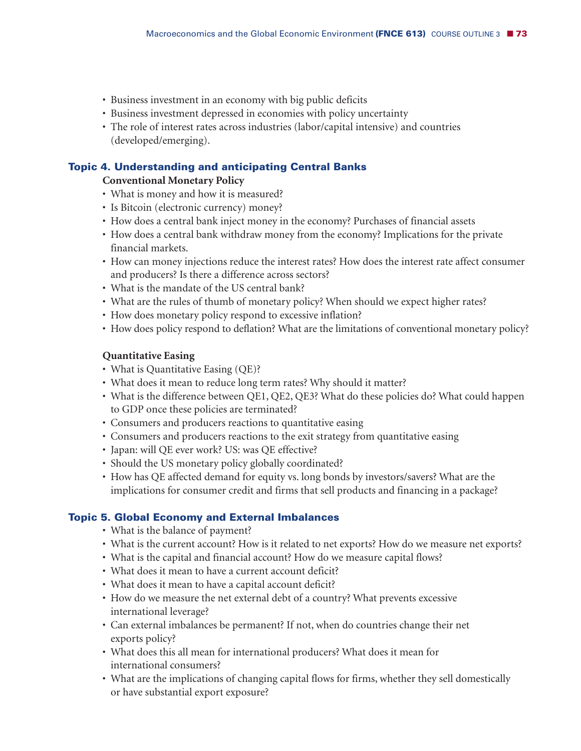- Business investment in an economy with big public deficits
- Business investment depressed in economies with policy uncertainty
- The role of interest rates across industries (labor/capital intensive) and countries (developed/emerging).

## Topic 4. Understanding and anticipating Central Banks

**Conventional Monetary Policy**

- What is money and how it is measured?
- Is Bitcoin (electronic currency) money?
- How does a central bank inject money in the economy? Purchases of financial assets
- How does a central bank withdraw money from the economy? Implications for the private financial markets.
- How can money injections reduce the interest rates? How does the interest rate affect consumer and producers? Is there a difference across sectors?
- What is the mandate of the US central bank?
- What are the rules of thumb of monetary policy? When should we expect higher rates?
- How does monetary policy respond to excessive inflation?
- How does policy respond to deflation? What are the limitations of conventional monetary policy?

**Quantitative Easing**

- What is Quantitative Easing (QE)?
- What does it mean to reduce long term rates? Why should it matter?
- What is the difference between QE1, QE2, QE3? What do these policies do? What could happen to GDP once these policies are terminated?
- Consumers and producers reactions to quantitative easing
- Consumers and producers reactions to the exit strategy from quantitative easing
- Japan: will QE ever work? US: was QE effective?
- Should the US monetary policy globally coordinated?
- How has QE affected demand for equity vs. long bonds by investors/savers? What are the implications for consumer credit and firms that sell products and financing in a package?

## Topic 5. Global Economy and External Imbalances

- What is the balance of payment?
- What is the current account? How is it related to net exports? How do we measure net exports?
- What is the capital and financial account? How do we measure capital flows?
- What does it mean to have a current account deficit?
- What does it mean to have a capital account deficit?
- How do we measure the net external debt of a country? What prevents excessive international leverage?
- Can external imbalances be permanent? If not, when do countries change their net exports policy?
- What does this all mean for international producers? What does it mean for international consumers?
- What are the implications of changing capital flows for firms, whether they sell domestically or have substantial export exposure?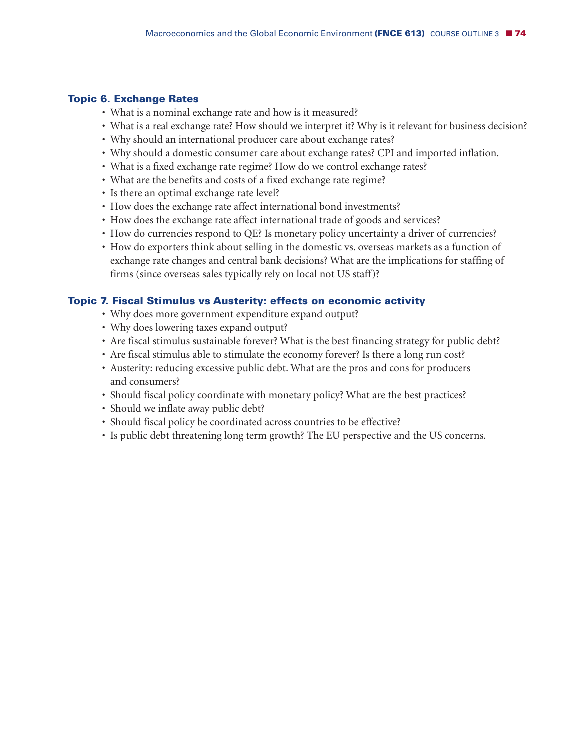### Topic 6. Exchange Rates

- What is a nominal exchange rate and how is it measured?
- What is a real exchange rate? How should we interpret it? Why is it relevant for business decision?
- Why should an international producer care about exchange rates?
- Why should a domestic consumer care about exchange rates? CPI and imported inflation.
- What is a fixed exchange rate regime? How do we control exchange rates?
- What are the benefits and costs of a fixed exchange rate regime?
- Is there an optimal exchange rate level?
- How does the exchange rate affect international bond investments?
- How does the exchange rate affect international trade of goods and services?
- How do currencies respond to QE? Is monetary policy uncertainty a driver of currencies?
- How do exporters think about selling in the domestic vs. overseas markets as a function of exchange rate changes and central bank decisions? What are the implications for staffing of firms (since overseas sales typically rely on local not US staff)?

### Topic 7. Fiscal Stimulus vs Austerity: effects on economic activity

- Why does more government expenditure expand output?
- Why does lowering taxes expand output?
- Are fiscal stimulus sustainable forever? What is the best financing strategy for public debt?
- Are fiscal stimulus able to stimulate the economy forever? Is there a long run cost?
- Austerity: reducing excessive public debt. What are the pros and cons for producers and consumers?
- Should fiscal policy coordinate with monetary policy? What are the best practices?
- Should we inflate away public debt?
- Should fiscal policy be coordinated across countries to be effective?
- Is public debt threatening long term growth? The EU perspective and the US concerns.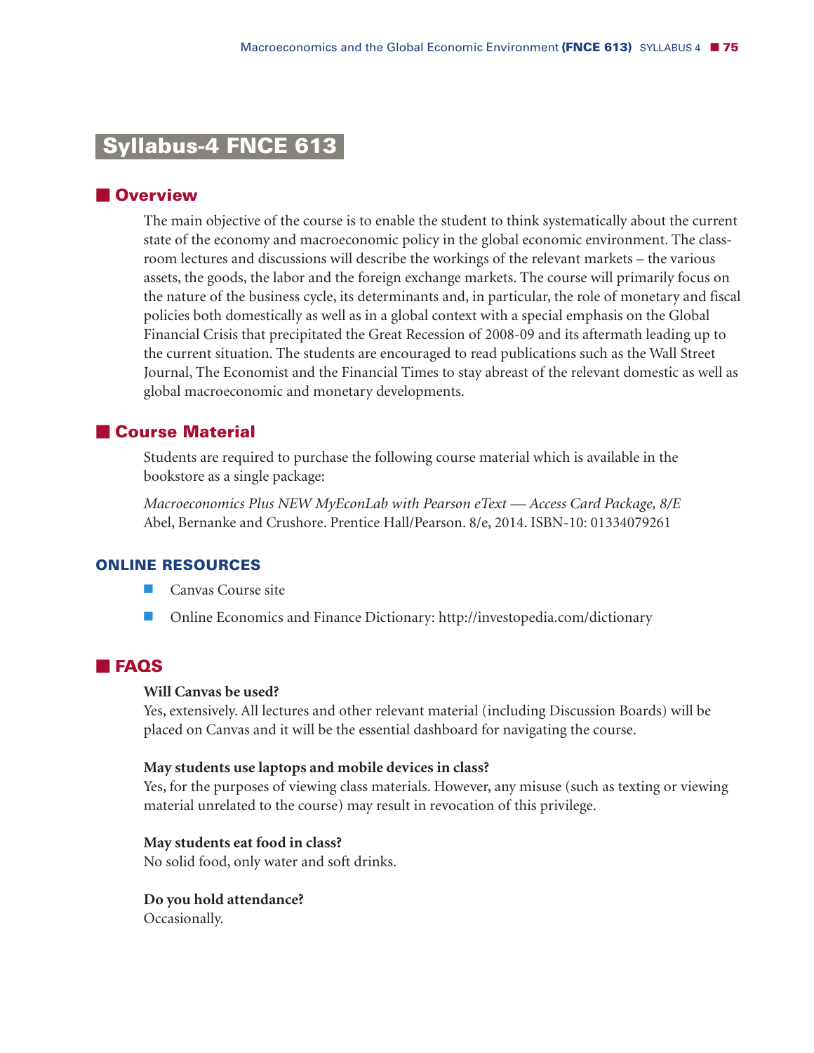# Syllabus-4 FNCE 613

## Overview

The main objective of the course is to enable the student to think systematically about the current state of the economy and macroeconomic policy in the global economic environment. The classroom lectures and discussions will describe the workings of the relevant markets – the various assets, the goods, the labor and the foreign exchange markets. The course will primarily focus on the nature of the business cycle, its determinants and, in particular, the role of monetary and fiscal policies both domestically as well as in a global context with a special emphasis on the Global Financial Crisis that precipitated the Great Recession of 2008-09 and its aftermath leading up to the current situation. The students are encouraged to read publications such as the Wall Street Journal, The Economist and the Financial Times to stay abreast of the relevant domestic as well as global macroeconomic and monetary developments.

## Course Material

Students are required to purchase the following course material which is available in the bookstore as a single package:

*Macroeconomics Plus NEW MyEconLab with Pearson eText — Access Card Package, 8/E*
Abel, Bernanke and Crushore. Prentice Hall/Pearson. 8/e, 2014. ISBN-10: 01334079261

### ONLINE RESOURCES

- Canvas Course site
- Online Economics and Finance Dictionary: http://investopedia.com/dictionary

## FAQS

**Will Canvas be used?**
Yes, extensively. All lectures and other relevant material (including Discussion Boards) will be placed on Canvas and it will be the essential dashboard for navigating the course.

**May students use laptops and mobile devices in class?**
Yes, for the purposes of viewing class materials. However, any misuse (such as texting or viewing material unrelated to the course) may result in revocation of this privilege.

**May students eat food in class?**
No solid food, only water and soft drinks.

**Do you hold attendance?**
Occasionally.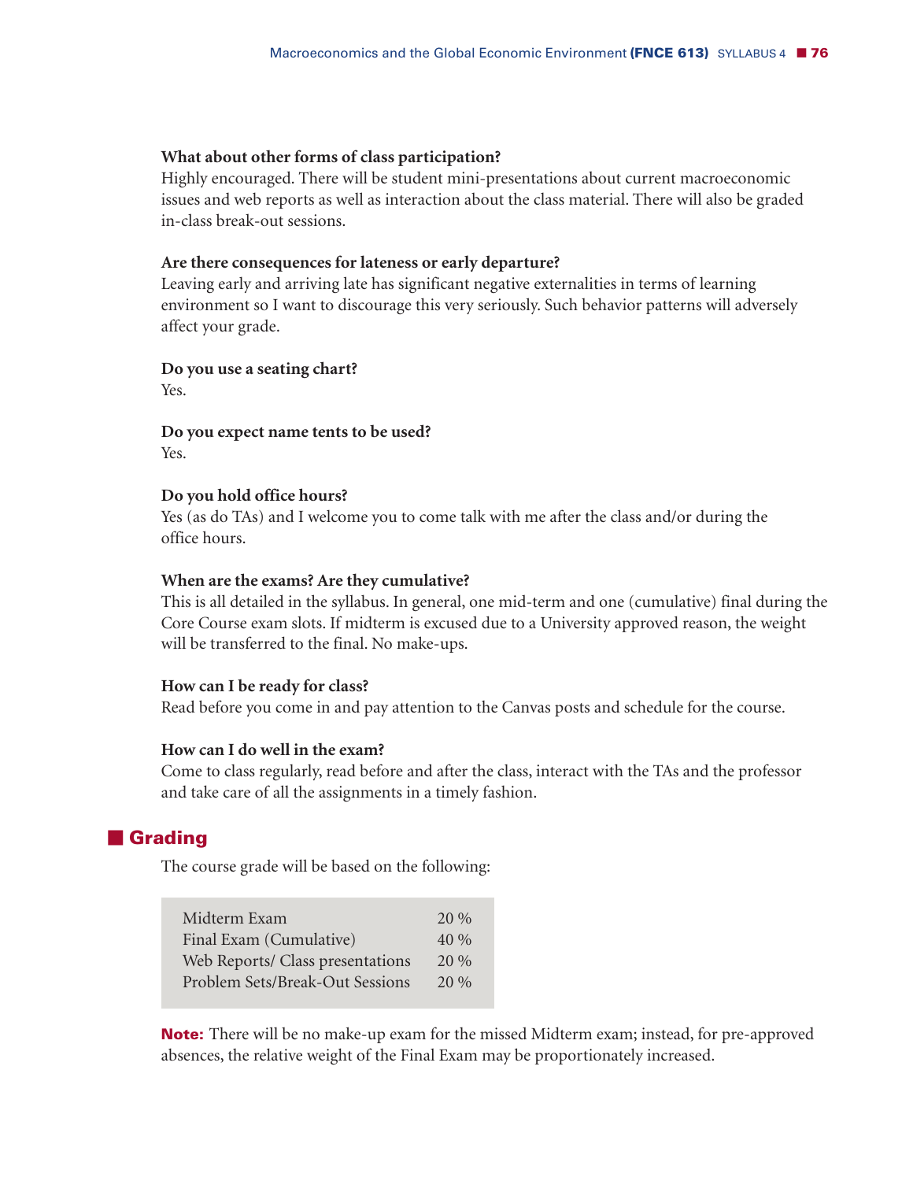**What about other forms of class participation?**
Highly encouraged. There will be student mini-presentations about current macroeconomic issues and web reports as well as interaction about the class material. There will also be graded in-class break-out sessions.

**Are there consequences for lateness or early departure?**
Leaving early and arriving late has significant negative externalities in terms of learning environment so I want to discourage this very seriously. Such behavior patterns will adversely affect your grade.

**Do you use a seating chart?**
Yes.

**Do you expect name tents to be used?**
Yes.

**Do you hold office hours?**
Yes (as do TAs) and I welcome you to come talk with me after the class and/or during the office hours.

**When are the exams? Are they cumulative?**
This is all detailed in the syllabus. In general, one mid-term and one (cumulative) final during the Core Course exam slots. If midterm is excused due to a University approved reason, the weight will be transferred to the final. No make-ups.

**How can I be ready for class?**
Read before you come in and pay attention to the Canvas posts and schedule for the course.

**How can I do well in the exam?**
Come to class regularly, read before and after the class, interact with the TAs and the professor and take care of all the assignments in a timely fashion.

## Grading

The course grade will be based on the following:

| Component | Weight |
| --- | --- |
| Midterm Exam | 20 % |
| Final Exam (Cumulative) | 40 % |
| Web Reports/ Class presentations | 20 % |
| Problem Sets/Break-Out Sessions | 20 % |

**Note:** There will be no make-up exam for the missed Midterm exam; instead, for pre-approved absences, the relative weight of the Final Exam may be proportionately increased.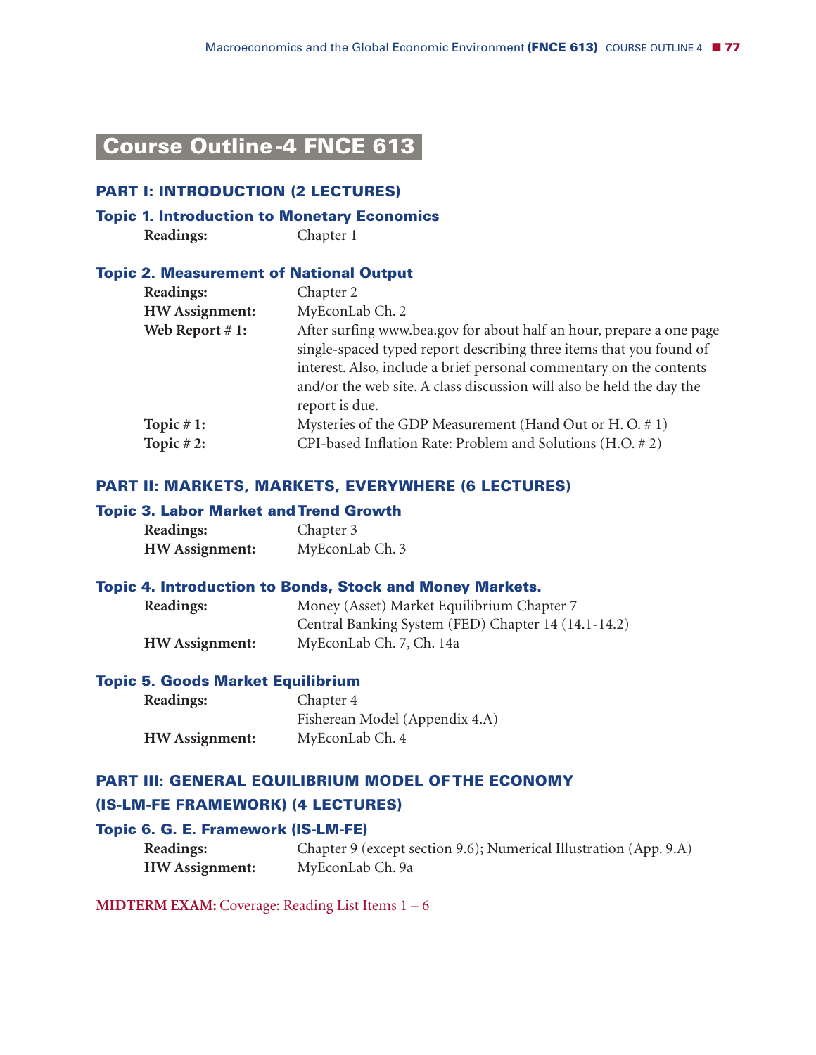# Course Outline-4 FNCE 613

## PART I: INTRODUCTION (2 LECTURES)

### Topic 1. Introduction to Monetary Economics

**Readings:** Chapter 1

### Topic 2. Measurement of National Output

**Readings:** Chapter 2

**HW Assignment:** MyEconLab Ch. 2

**Web Report # 1:** After surfing www.bea.gov for about half an hour, prepare a one page single-spaced typed report describing three items that you found of interest. Also, include a brief personal commentary on the contents and/or the web site. A class discussion will also be held the day the report is due.

**Topic # 1:** Mysteries of the GDP Measurement (Hand Out or H. O. # 1)

**Topic # 2:** CPI-based Inflation Rate: Problem and Solutions (H.O. # 2)

## PART II: MARKETS, MARKETS, EVERYWHERE (6 LECTURES)

### Topic 3. Labor Market and Trend Growth

**Readings:** Chapter 3

**HW Assignment:** MyEconLab Ch. 3

### Topic 4. Introduction to Bonds, Stock and Money Markets.

**Readings:** Money (Asset) Market Equilibrium Chapter 7
Central Banking System (FED) Chapter 14 (14.1-14.2)

**HW Assignment:** MyEconLab Ch. 7, Ch. 14a

### Topic 5. Goods Market Equilibrium

**Readings:** Chapter 4
Fisherean Model (Appendix 4.A)

**HW Assignment:** MyEconLab Ch. 4

## PART III: GENERAL EQUILIBRIUM MODEL OF THE ECONOMY (IS-LM-FE FRAMEWORK) (4 LECTURES)

### Topic 6. G. E. Framework (IS-LM-FE)

**Readings:** Chapter 9 (except section 9.6); Numerical Illustration (App. 9.A)

**HW Assignment:** MyEconLab Ch. 9a

**MIDTERM EXAM:** Coverage: Reading List Items 1 – 6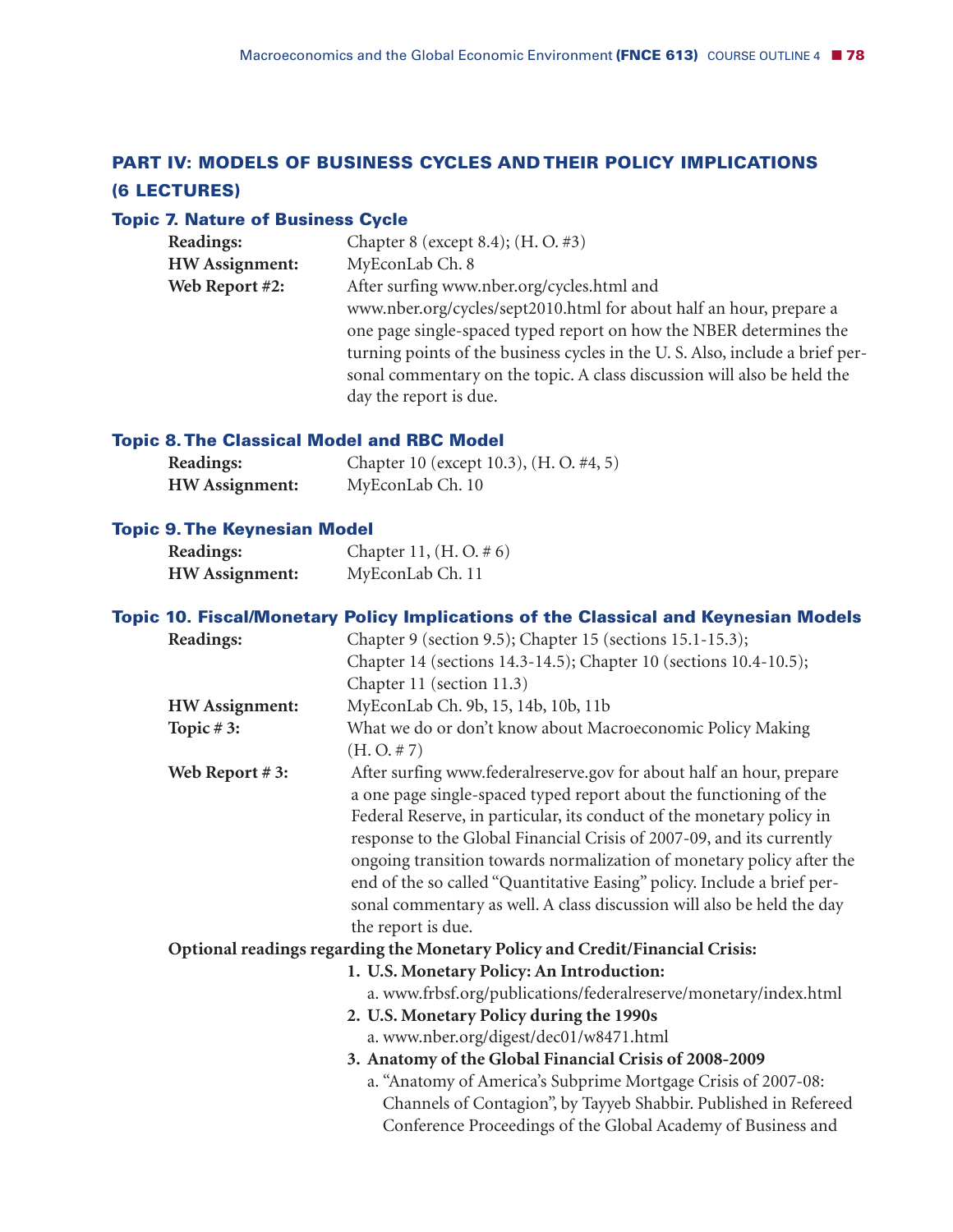## PART IV: MODELS OF BUSINESS CYCLES AND THEIR POLICY IMPLICATIONS (6 LECTURES)

### Topic 7. Nature of Business Cycle

**Readings:** Chapter 8 (except 8.4); (H. O. #3)

**HW Assignment:** MyEconLab Ch. 8

**Web Report #2:** After surfing www.nber.org/cycles.html and www.nber.org/cycles/sept2010.html for about half an hour, prepare a one page single-spaced typed report on how the NBER determines the turning points of the business cycles in the U. S. Also, include a brief personal commentary on the topic. A class discussion will also be held the day the report is due.

### Topic 8. The Classical Model and RBC Model

**Readings:** Chapter 10 (except 10.3), (H. O. #4, 5)

**HW Assignment:** MyEconLab Ch. 10

### Topic 9. The Keynesian Model

**Readings:** Chapter 11, (H. O. # 6)

**HW Assignment:** MyEconLab Ch. 11

### Topic 10. Fiscal/Monetary Policy Implications of the Classical and Keynesian Models

**Readings:** Chapter 9 (section 9.5); Chapter 15 (sections 15.1-15.3); Chapter 14 (sections 14.3-14.5); Chapter 10 (sections 10.4-10.5); Chapter 11 (section 11.3)

**HW Assignment:** MyEconLab Ch. 9b, 15, 14b, 10b, 11b

**Topic # 3:** What we do or don't know about Macroeconomic Policy Making (H. O. # 7)

**Web Report # 3:** After surfing www.federalreserve.gov for about half an hour, prepare a one page single-spaced typed report about the functioning of the Federal Reserve, in particular, its conduct of the monetary policy in response to the Global Financial Crisis of 2007-09, and its currently ongoing transition towards normalization of monetary policy after the end of the so called "Quantitative Easing" policy. Include a brief personal commentary as well. A class discussion will also be held the day the report is due.

**Optional readings regarding the Monetary Policy and Credit/Financial Crisis:**

1. **U.S. Monetary Policy: An Introduction:**
   a. www.frbsf.org/publications/federalreserve/monetary/index.html
2. **U.S. Monetary Policy during the 1990s**
   a. www.nber.org/digest/dec01/w8471.html
3. **Anatomy of the Global Financial Crisis of 2008-2009**
   a. "Anatomy of America's Subprime Mortgage Crisis of 2007-08: Channels of Contagion", by Tayyeb Shabbir. Published in Refereed Conference Proceedings of the Global Academy of Business and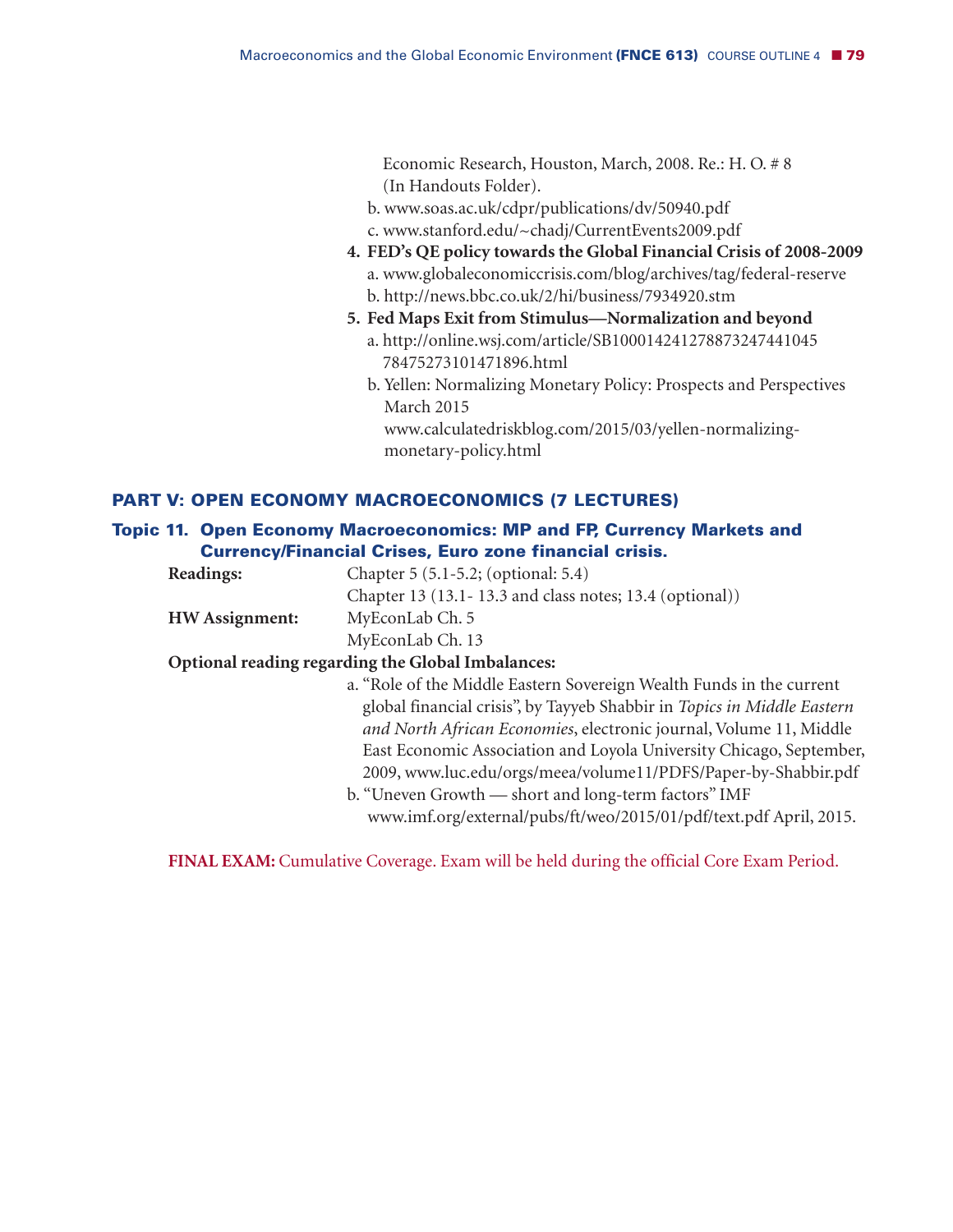Economic Research, Houston, March, 2008. Re.: H. O. # 8 (In Handouts Folder).

b. www.soas.ac.uk/cdpr/publications/dv/50940.pdf

c. www.stanford.edu/~chadj/CurrentEvents2009.pdf

**4. FED's QE policy towards the Global Financial Crisis of 2008-2009**

a. www.globaleconomiccrisis.com/blog/archives/tag/federal-reserve

b. http://news.bbc.co.uk/2/hi/business/7934920.stm

**5. Fed Maps Exit from Stimulus—Normalization and beyond**

a. http://online.wsj.com/article/SB10001424127887324744104578475273101471896.html

b. Yellen: Normalizing Monetary Policy: Prospects and Perspectives March 2015 www.calculatedriskblog.com/2015/03/yellen-normalizing-monetary-policy.html

## PART V: OPEN ECONOMY MACROECONOMICS (7 LECTURES)

### Topic 11. Open Economy Macroeconomics: MP and FP, Currency Markets and Currency/Financial Crises, Euro zone financial crisis.

**Readings:** Chapter 5 (5.1-5.2; (optional: 5.4)
Chapter 13 (13.1- 13.3 and class notes; 13.4 (optional))

**HW Assignment:** MyEconLab Ch. 5
MyEconLab Ch. 13

**Optional reading regarding the Global Imbalances:**

a. "Role of the Middle Eastern Sovereign Wealth Funds in the current global financial crisis", by Tayyeb Shabbir in *Topics in Middle Eastern and North African Economies*, electronic journal, Volume 11, Middle East Economic Association and Loyola University Chicago, September, 2009, www.luc.edu/orgs/meea/volume11/PDFS/Paper-by-Shabbir.pdf

b. "Uneven Growth — short and long-term factors" IMF www.imf.org/external/pubs/ft/weo/2015/01/pdf/text.pdf April, 2015.

**FINAL EXAM:** Cumulative Coverage. Exam will be held during the official Core Exam Period.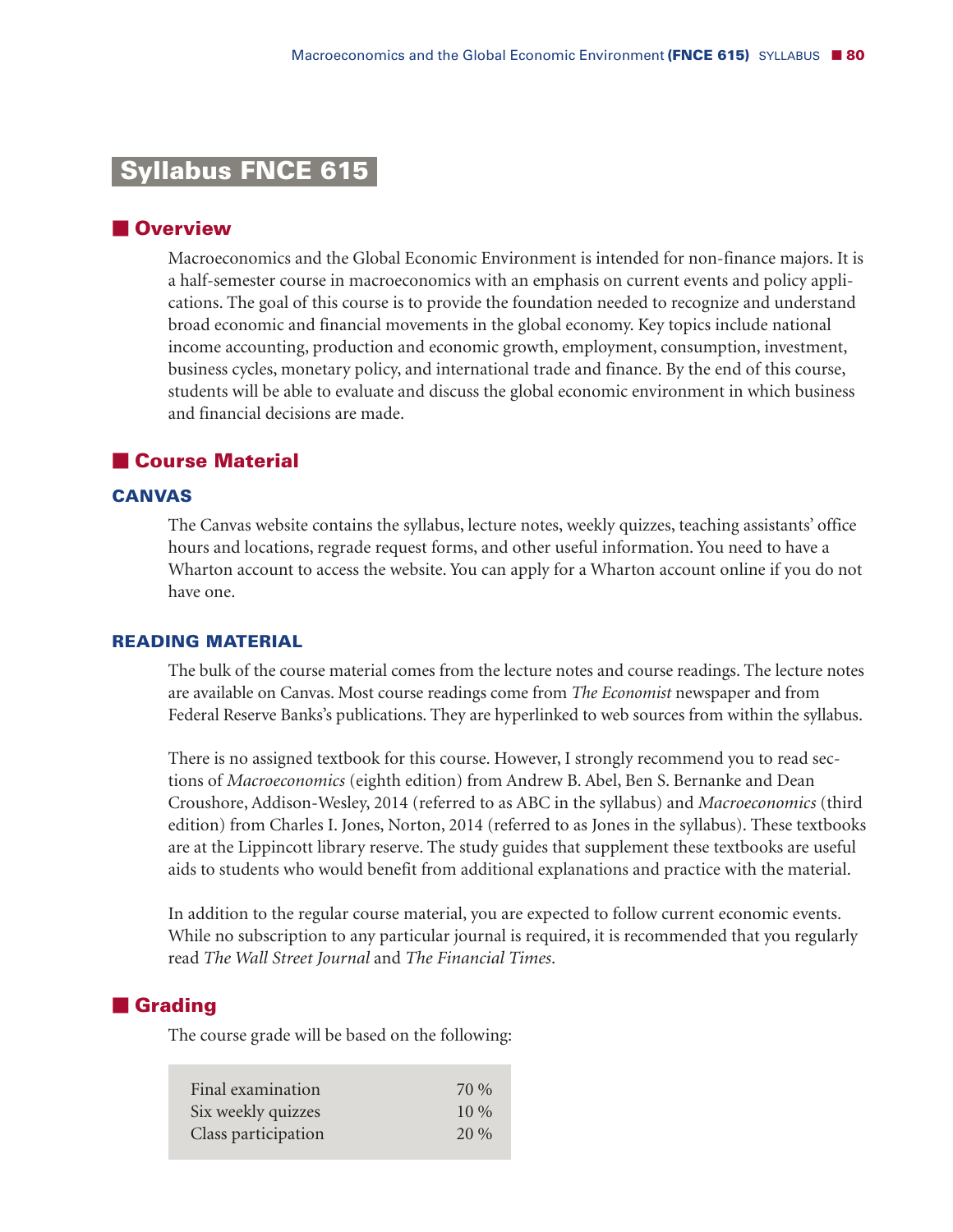# Syllabus FNCE 615

## Overview

Macroeconomics and the Global Economic Environment is intended for non-finance majors. It is a half-semester course in macroeconomics with an emphasis on current events and policy applications. The goal of this course is to provide the foundation needed to recognize and understand broad economic and financial movements in the global economy. Key topics include national income accounting, production and economic growth, employment, consumption, investment, business cycles, monetary policy, and international trade and finance. By the end of this course, students will be able to evaluate and discuss the global economic environment in which business and financial decisions are made.

## Course Material

### CANVAS

The Canvas website contains the syllabus, lecture notes, weekly quizzes, teaching assistants' office hours and locations, regrade request forms, and other useful information. You need to have a Wharton account to access the website. You can apply for a Wharton account online if you do not have one.

### READING MATERIAL

The bulk of the course material comes from the lecture notes and course readings. The lecture notes are available on Canvas. Most course readings come from *The Economist* newspaper and from Federal Reserve Banks's publications. They are hyperlinked to web sources from within the syllabus.

There is no assigned textbook for this course. However, I strongly recommend you to read sections of *Macroeconomics* (eighth edition) from Andrew B. Abel, Ben S. Bernanke and Dean Croushore, Addison-Wesley, 2014 (referred to as ABC in the syllabus) and *Macroeconomics* (third edition) from Charles I. Jones, Norton, 2014 (referred to as Jones in the syllabus). These textbooks are at the Lippincott library reserve. The study guides that supplement these textbooks are useful aids to students who would benefit from additional explanations and practice with the material.

In addition to the regular course material, you are expected to follow current economic events. While no subscription to any particular journal is required, it is recommended that you regularly read *The Wall Street Journal* and *The Financial Times*.

## Grading

The course grade will be based on the following:

| Component | Weight |
|---|---|
| Final examination | 70 % |
| Six weekly quizzes | 10 % |
| Class participation | 20 % |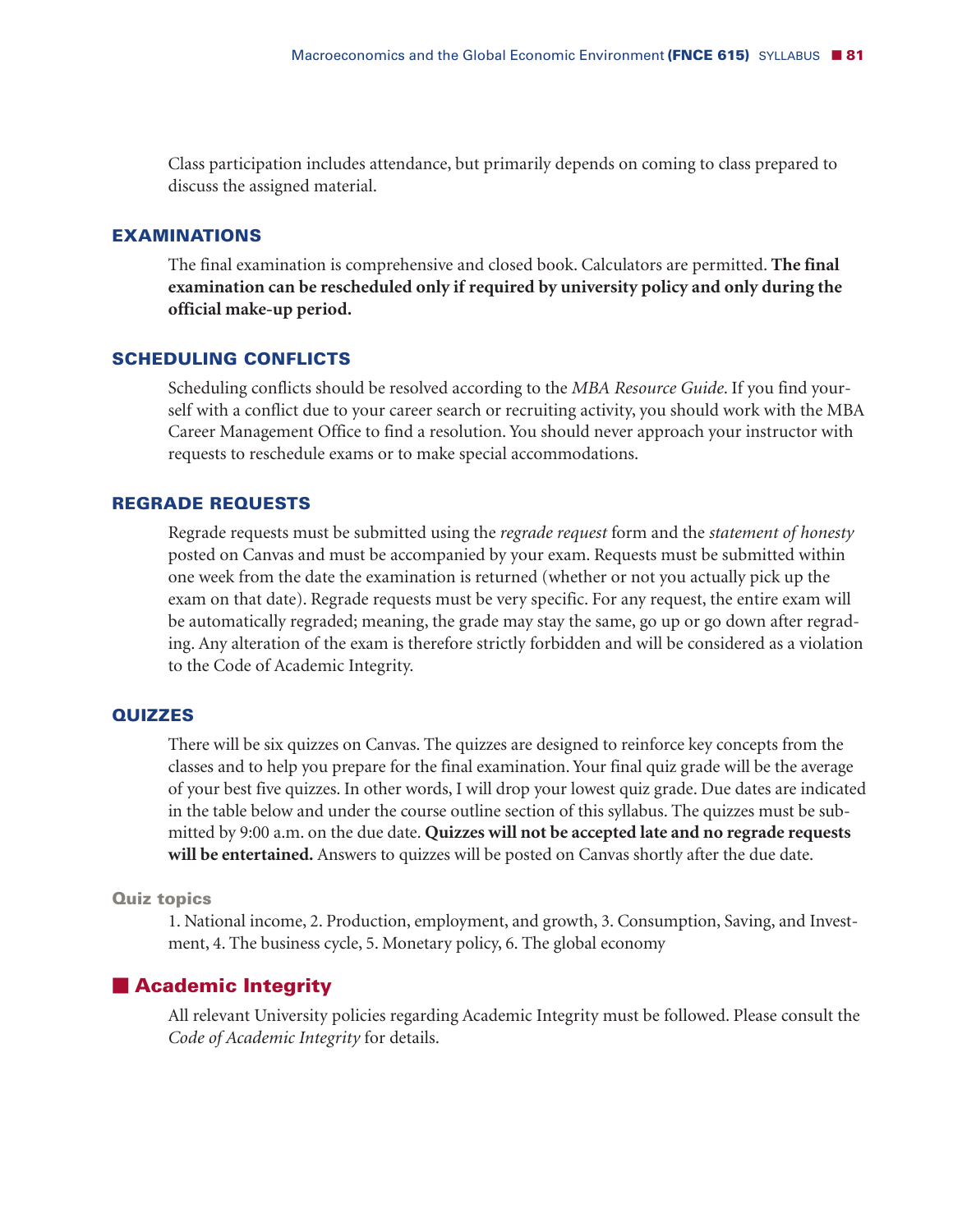Class participation includes attendance, but primarily depends on coming to class prepared to discuss the assigned material.

### EXAMINATIONS

The final examination is comprehensive and closed book. Calculators are permitted. **The final examination can be rescheduled only if required by university policy and only during the official make-up period.**

### SCHEDULING CONFLICTS

Scheduling conflicts should be resolved according to the *MBA Resource Guide*. If you find yourself with a conflict due to your career search or recruiting activity, you should work with the MBA Career Management Office to find a resolution. You should never approach your instructor with requests to reschedule exams or to make special accommodations.

### REGRADE REQUESTS

Regrade requests must be submitted using the *regrade request* form and the *statement of honesty* posted on Canvas and must be accompanied by your exam. Requests must be submitted within one week from the date the examination is returned (whether or not you actually pick up the exam on that date). Regrade requests must be very specific. For any request, the entire exam will be automatically regraded; meaning, the grade may stay the same, go up or go down after regrading. Any alteration of the exam is therefore strictly forbidden and will be considered as a violation to the Code of Academic Integrity.

### QUIZZES

There will be six quizzes on Canvas. The quizzes are designed to reinforce key concepts from the classes and to help you prepare for the final examination. Your final quiz grade will be the average of your best five quizzes. In other words, I will drop your lowest quiz grade. Due dates are indicated in the table below and under the course outline section of this syllabus. The quizzes must be submitted by 9:00 a.m. on the due date. **Quizzes will not be accepted late and no regrade requests will be entertained.** Answers to quizzes will be posted on Canvas shortly after the due date.

#### Quiz topics

1. National income, 2. Production, employment, and growth, 3. Consumption, Saving, and Investment, 4. The business cycle, 5. Monetary policy, 6. The global economy

## Academic Integrity

All relevant University policies regarding Academic Integrity must be followed. Please consult the *Code of Academic Integrity* for details.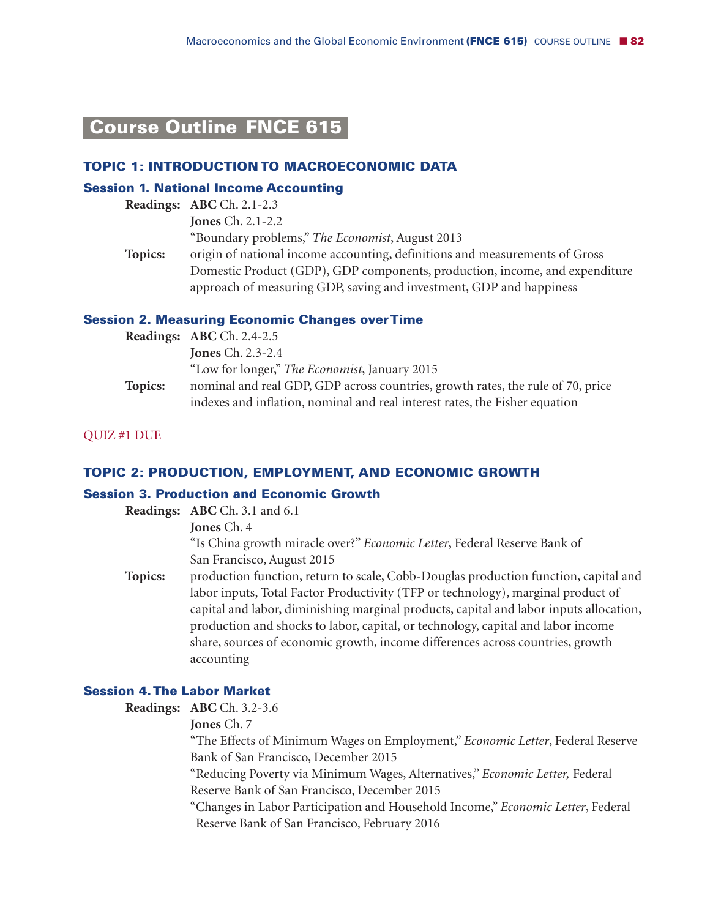# Course Outline FNCE 615

## TOPIC 1: INTRODUCTION TO MACROECONOMIC DATA

### Session 1. National Income Accounting

**Readings:** **ABC** Ch. 2.1-2.3
**Jones** Ch. 2.1-2.2
"Boundary problems," *The Economist*, August 2013

**Topics:** origin of national income accounting, definitions and measurements of Gross Domestic Product (GDP), GDP components, production, income, and expenditure approach of measuring GDP, saving and investment, GDP and happiness

### Session 2. Measuring Economic Changes over Time

**Readings:** **ABC** Ch. 2.4-2.5
**Jones** Ch. 2.3-2.4
"Low for longer," *The Economist*, January 2015

**Topics:** nominal and real GDP, GDP across countries, growth rates, the rule of 70, price indexes and inflation, nominal and real interest rates, the Fisher equation

QUIZ #1 DUE

## TOPIC 2: PRODUCTION, EMPLOYMENT, AND ECONOMIC GROWTH

### Session 3. Production and Economic Growth

**Readings:** **ABC** Ch. 3.1 and 6.1
**Jones** Ch. 4
"Is China growth miracle over?" *Economic Letter*, Federal Reserve Bank of San Francisco, August 2015

**Topics:** production function, return to scale, Cobb-Douglas production function, capital and labor inputs, Total Factor Productivity (TFP or technology), marginal product of capital and labor, diminishing marginal products, capital and labor inputs allocation, production and shocks to labor, capital, or technology, capital and labor income share, sources of economic growth, income differences across countries, growth accounting

### Session 4. The Labor Market

**Readings:** **ABC** Ch. 3.2-3.6
**Jones** Ch. 7
"The Effects of Minimum Wages on Employment," *Economic Letter*, Federal Reserve Bank of San Francisco, December 2015
"Reducing Poverty via Minimum Wages, Alternatives," *Economic Letter,* Federal Reserve Bank of San Francisco, December 2015
"Changes in Labor Participation and Household Income," *Economic Letter*, Federal Reserve Bank of San Francisco, February 2016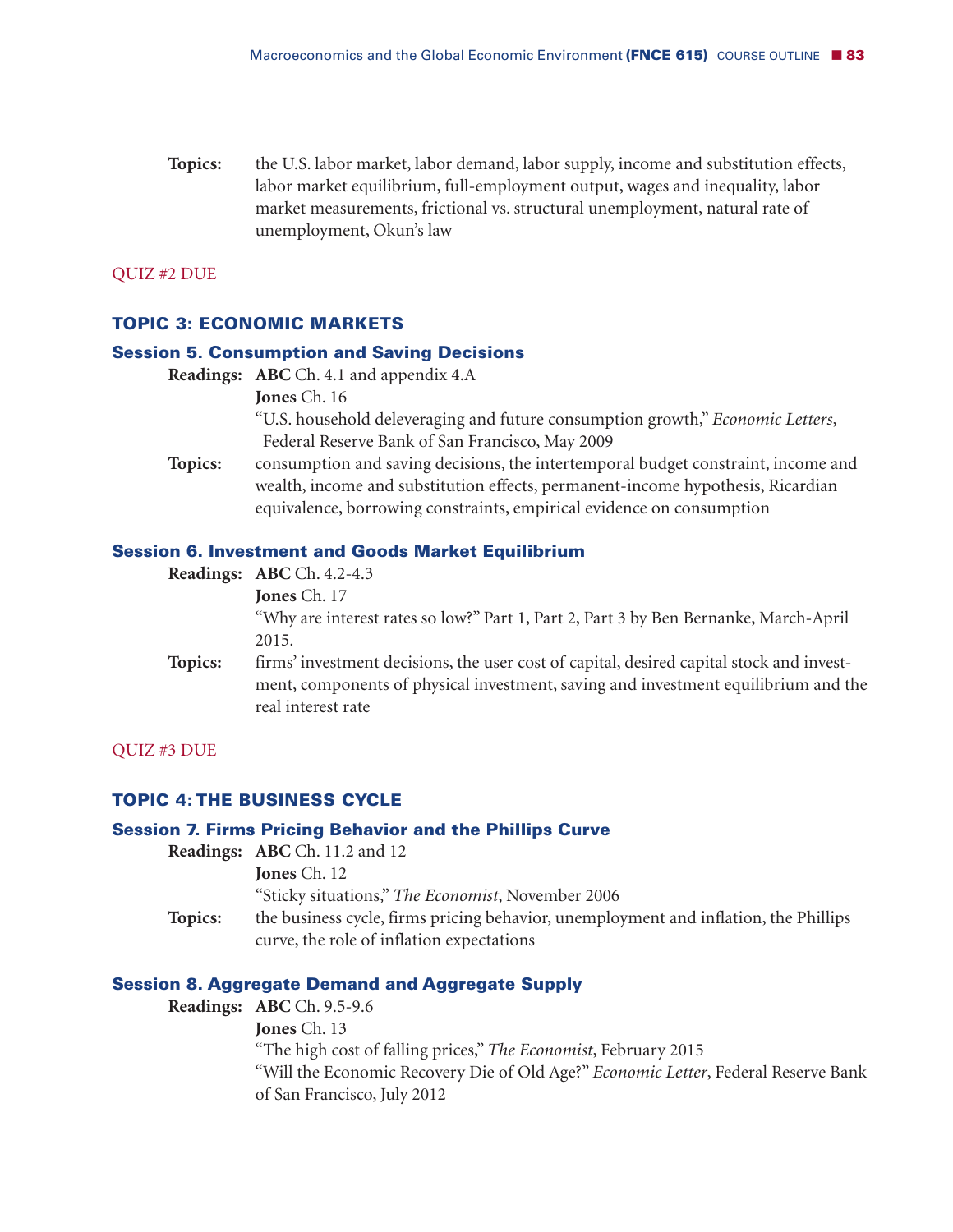**Topics:** the U.S. labor market, labor demand, labor supply, income and substitution effects, labor market equilibrium, full-employment output, wages and inequality, labor market measurements, frictional vs. structural unemployment, natural rate of unemployment, Okun's law

QUIZ #2 DUE

## TOPIC 3: ECONOMIC MARKETS

### Session 5. Consumption and Saving Decisions

**Readings:** **ABC** Ch. 4.1 and appendix 4.A
**Jones** Ch. 16
"U.S. household deleveraging and future consumption growth," *Economic Letters*, Federal Reserve Bank of San Francisco, May 2009

**Topics:** consumption and saving decisions, the intertemporal budget constraint, income and wealth, income and substitution effects, permanent-income hypothesis, Ricardian equivalence, borrowing constraints, empirical evidence on consumption

### Session 6. Investment and Goods Market Equilibrium

**Readings:** **ABC** Ch. 4.2-4.3
**Jones** Ch. 17
"Why are interest rates so low?" Part 1, Part 2, Part 3 by Ben Bernanke, March-April 2015.

**Topics:** firms' investment decisions, the user cost of capital, desired capital stock and investment, components of physical investment, saving and investment equilibrium and the real interest rate

QUIZ #3 DUE

## TOPIC 4: THE BUSINESS CYCLE

### Session 7. Firms Pricing Behavior and the Phillips Curve

**Readings:** **ABC** Ch. 11.2 and 12
**Jones** Ch. 12
"Sticky situations," *The Economist*, November 2006

**Topics:** the business cycle, firms pricing behavior, unemployment and inflation, the Phillips curve, the role of inflation expectations

### Session 8. Aggregate Demand and Aggregate Supply

**Readings:** **ABC** Ch. 9.5-9.6
**Jones** Ch. 13
"The high cost of falling prices," *The Economist*, February 2015
"Will the Economic Recovery Die of Old Age?" *Economic Letter*, Federal Reserve Bank of San Francisco, July 2012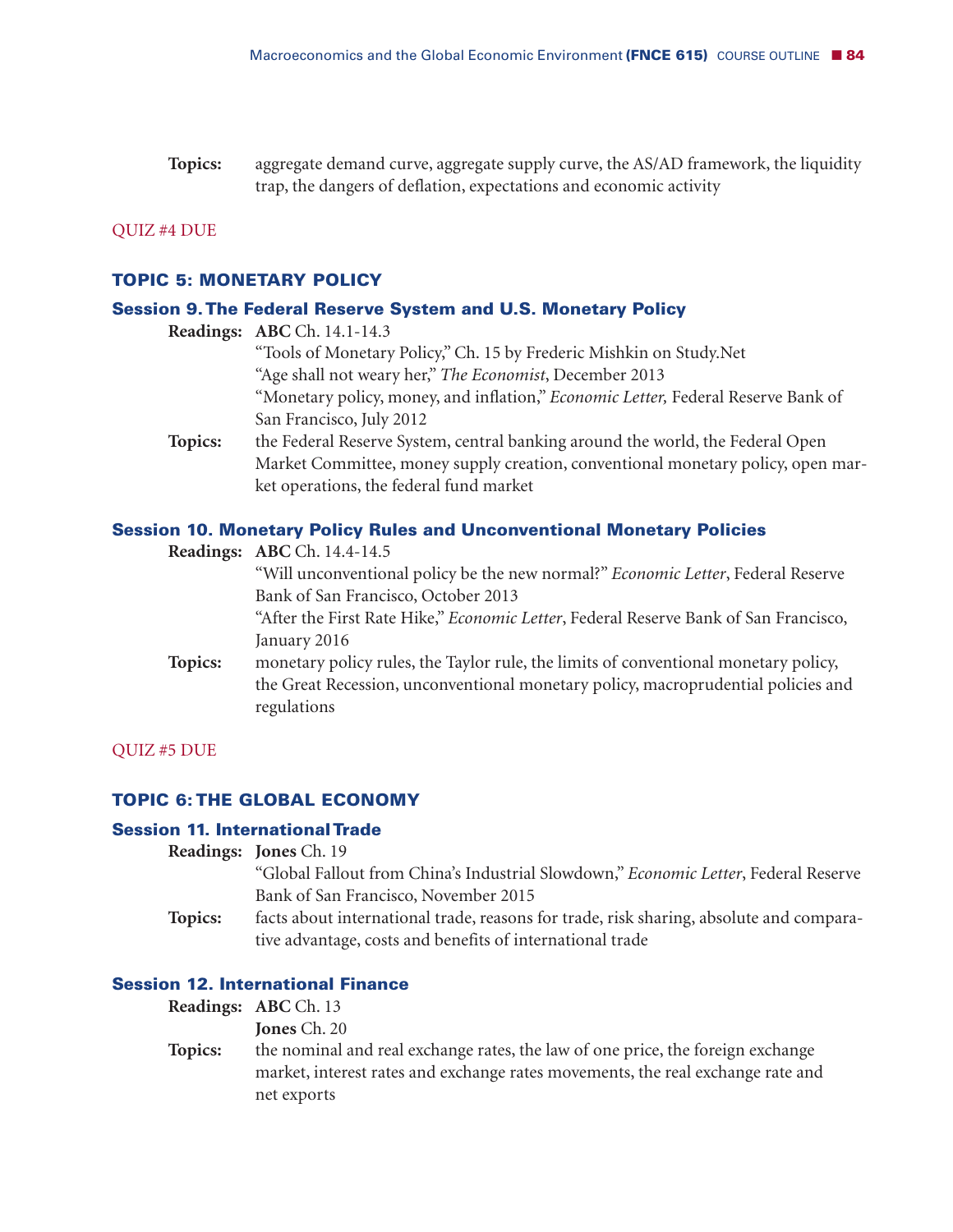**Topics:** aggregate demand curve, aggregate supply curve, the AS/AD framework, the liquidity trap, the dangers of deflation, expectations and economic activity

QUIZ #4 DUE

## TOPIC 5: MONETARY POLICY

### Session 9. The Federal Reserve System and U.S. Monetary Policy

**Readings:** **ABC** Ch. 14.1-14.3
"Tools of Monetary Policy," Ch. 15 by Frederic Mishkin on Study.Net
"Age shall not weary her," *The Economist*, December 2013
"Monetary policy, money, and inflation," *Economic Letter,* Federal Reserve Bank of San Francisco, July 2012

**Topics:** the Federal Reserve System, central banking around the world, the Federal Open Market Committee, money supply creation, conventional monetary policy, open market operations, the federal fund market

### Session 10. Monetary Policy Rules and Unconventional Monetary Policies

**Readings:** **ABC** Ch. 14.4-14.5
"Will unconventional policy be the new normal?" *Economic Letter*, Federal Reserve Bank of San Francisco, October 2013
"After the First Rate Hike," *Economic Letter*, Federal Reserve Bank of San Francisco, January 2016

**Topics:** monetary policy rules, the Taylor rule, the limits of conventional monetary policy, the Great Recession, unconventional monetary policy, macroprudential policies and regulations

QUIZ #5 DUE

## TOPIC 6: THE GLOBAL ECONOMY

### Session 11. International Trade

**Readings:** **Jones** Ch. 19
"Global Fallout from China's Industrial Slowdown," *Economic Letter*, Federal Reserve Bank of San Francisco, November 2015

**Topics:** facts about international trade, reasons for trade, risk sharing, absolute and comparative advantage, costs and benefits of international trade

### Session 12. International Finance

**Readings:** **ABC** Ch. 13
**Jones** Ch. 20

**Topics:** the nominal and real exchange rates, the law of one price, the foreign exchange market, interest rates and exchange rates movements, the real exchange rate and net exports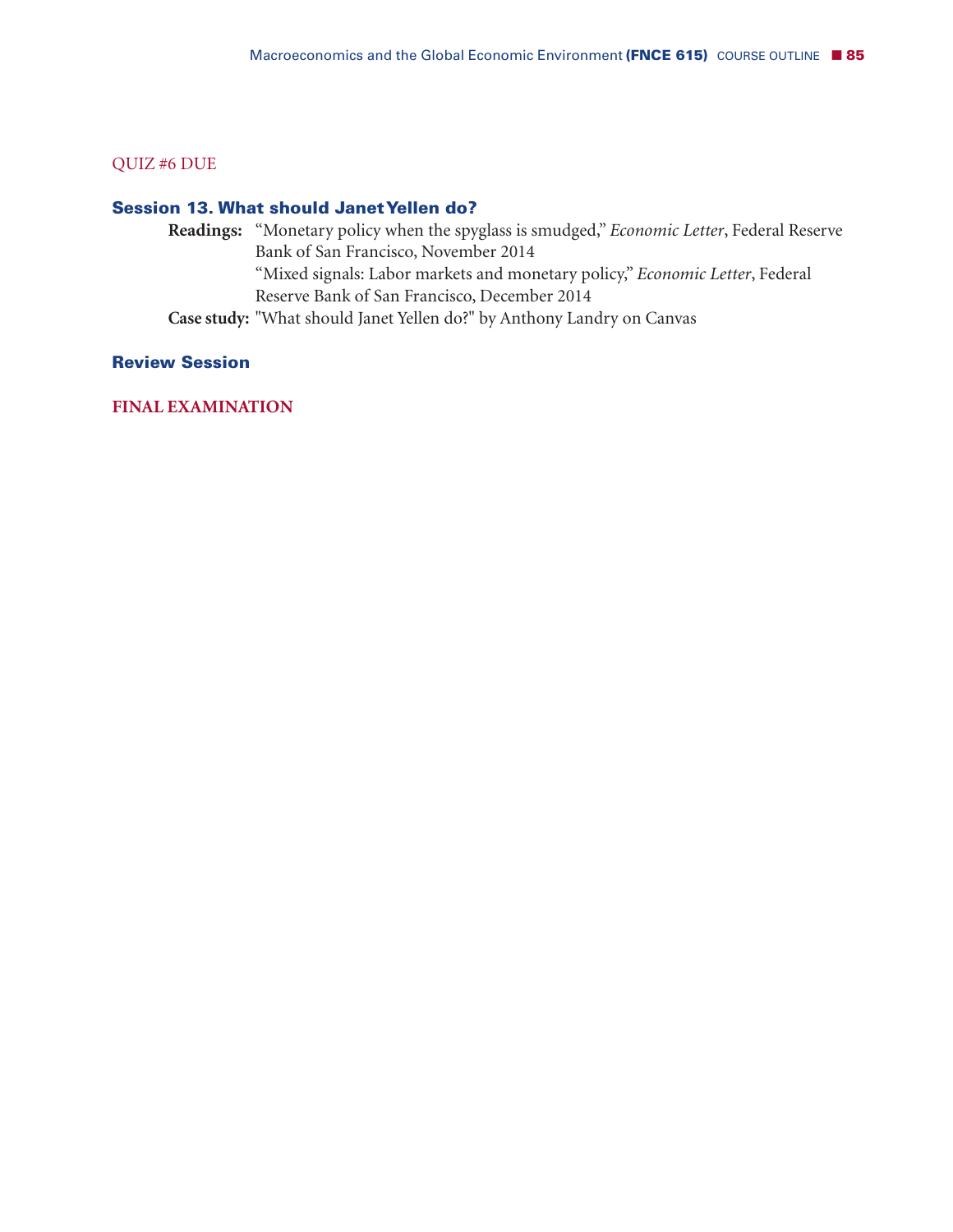QUIZ #6 DUE

### Session 13. What should Janet Yellen do?

**Readings:** "Monetary policy when the spyglass is smudged," *Economic Letter*, Federal Reserve Bank of San Francisco, November 2014
"Mixed signals: Labor markets and monetary policy," *Economic Letter*, Federal Reserve Bank of San Francisco, December 2014

**Case study:** "What should Janet Yellen do?" by Anthony Landry on Canvas

### Review Session

**FINAL EXAMINATION**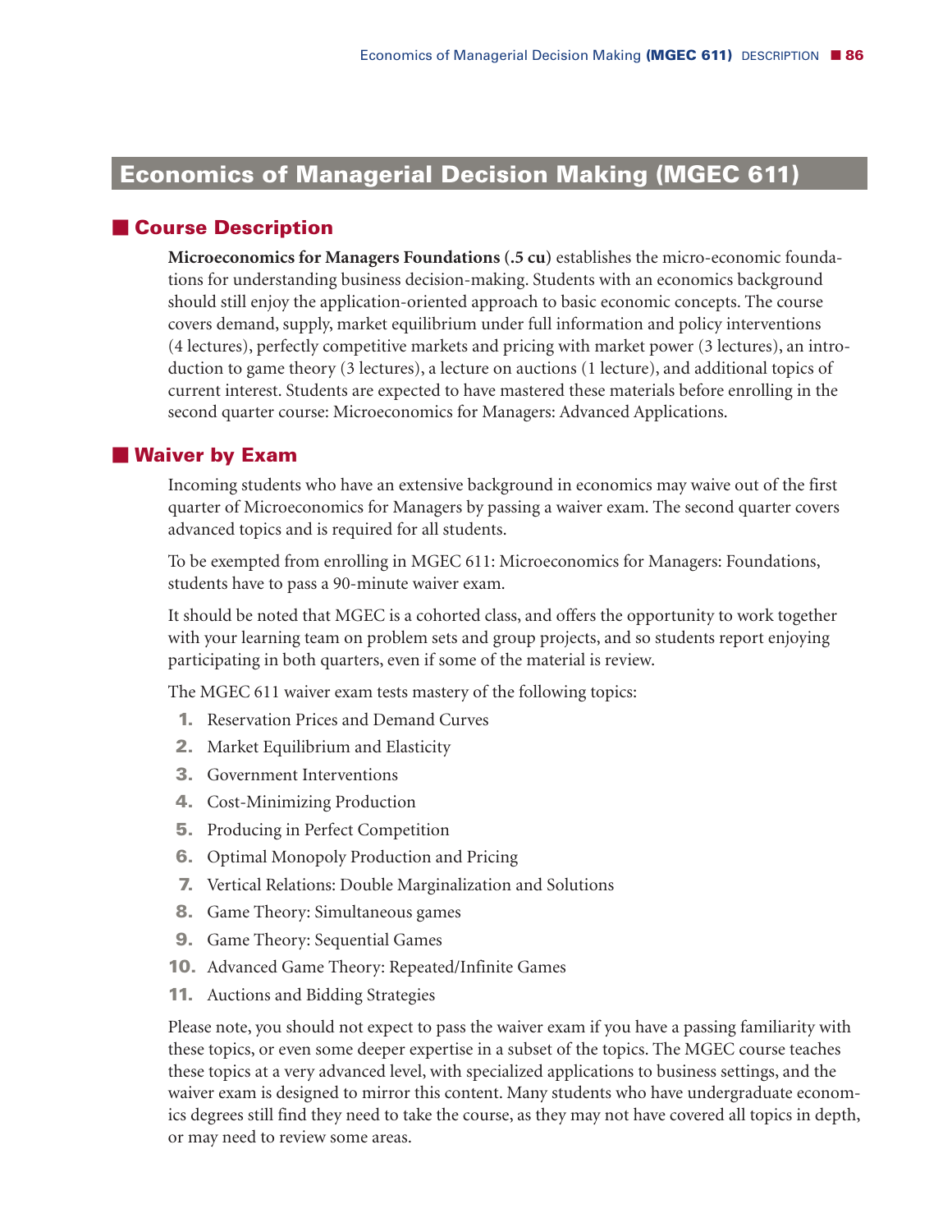# Economics of Managerial Decision Making (MGEC 611)

## Course Description

**Microeconomics for Managers Foundations (.5 cu)** establishes the micro-economic foundations for understanding business decision-making. Students with an economics background should still enjoy the application-oriented approach to basic economic concepts. The course covers demand, supply, market equilibrium under full information and policy interventions (4 lectures), perfectly competitive markets and pricing with market power (3 lectures), an introduction to game theory (3 lectures), a lecture on auctions (1 lecture), and additional topics of current interest. Students are expected to have mastered these materials before enrolling in the second quarter course: Microeconomics for Managers: Advanced Applications.

## Waiver by Exam

Incoming students who have an extensive background in economics may waive out of the first quarter of Microeconomics for Managers by passing a waiver exam. The second quarter covers advanced topics and is required for all students.

To be exempted from enrolling in MGEC 611: Microeconomics for Managers: Foundations, students have to pass a 90-minute waiver exam.

It should be noted that MGEC is a cohorted class, and offers the opportunity to work together with your learning team on problem sets and group projects, and so students report enjoying participating in both quarters, even if some of the material is review.

The MGEC 611 waiver exam tests mastery of the following topics:

1. Reservation Prices and Demand Curves
2. Market Equilibrium and Elasticity
3. Government Interventions
4. Cost-Minimizing Production
5. Producing in Perfect Competition
6. Optimal Monopoly Production and Pricing
7. Vertical Relations: Double Marginalization and Solutions
8. Game Theory: Simultaneous games
9. Game Theory: Sequential Games
10. Advanced Game Theory: Repeated/Infinite Games
11. Auctions and Bidding Strategies

Please note, you should not expect to pass the waiver exam if you have a passing familiarity with these topics, or even some deeper expertise in a subset of the topics. The MGEC course teaches these topics at a very advanced level, with specialized applications to business settings, and the waiver exam is designed to mirror this content. Many students who have undergraduate economics degrees still find they need to take the course, as they may not have covered all topics in depth, or may need to review some areas.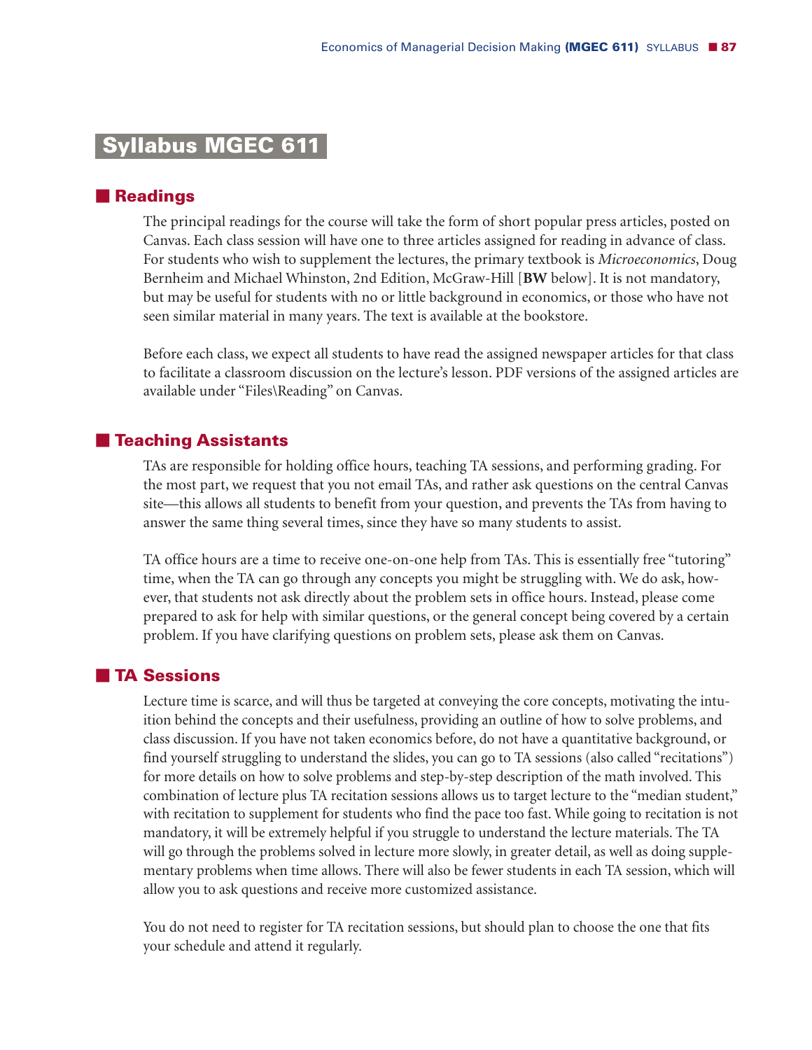# Syllabus MGEC 611

## Readings

The principal readings for the course will take the form of short popular press articles, posted on Canvas. Each class session will have one to three articles assigned for reading in advance of class. For students who wish to supplement the lectures, the primary textbook is *Microeconomics*, Doug Bernheim and Michael Whinston, 2nd Edition, McGraw-Hill [**BW** below]. It is not mandatory, but may be useful for students with no or little background in economics, or those who have not seen similar material in many years. The text is available at the bookstore.

Before each class, we expect all students to have read the assigned newspaper articles for that class to facilitate a classroom discussion on the lecture's lesson. PDF versions of the assigned articles are available under "Files\Reading" on Canvas.

## Teaching Assistants

TAs are responsible for holding office hours, teaching TA sessions, and performing grading. For the most part, we request that you not email TAs, and rather ask questions on the central Canvas site—this allows all students to benefit from your question, and prevents the TAs from having to answer the same thing several times, since they have so many students to assist.

TA office hours are a time to receive one-on-one help from TAs. This is essentially free "tutoring" time, when the TA can go through any concepts you might be struggling with. We do ask, however, that students not ask directly about the problem sets in office hours. Instead, please come prepared to ask for help with similar questions, or the general concept being covered by a certain problem. If you have clarifying questions on problem sets, please ask them on Canvas.

## TA Sessions

Lecture time is scarce, and will thus be targeted at conveying the core concepts, motivating the intuition behind the concepts and their usefulness, providing an outline of how to solve problems, and class discussion. If you have not taken economics before, do not have a quantitative background, or find yourself struggling to understand the slides, you can go to TA sessions (also called "recitations") for more details on how to solve problems and step-by-step description of the math involved. This combination of lecture plus TA recitation sessions allows us to target lecture to the "median student," with recitation to supplement for students who find the pace too fast. While going to recitation is not mandatory, it will be extremely helpful if you struggle to understand the lecture materials. The TA will go through the problems solved in lecture more slowly, in greater detail, as well as doing supplementary problems when time allows. There will also be fewer students in each TA session, which will allow you to ask questions and receive more customized assistance.

You do not need to register for TA recitation sessions, but should plan to choose the one that fits your schedule and attend it regularly.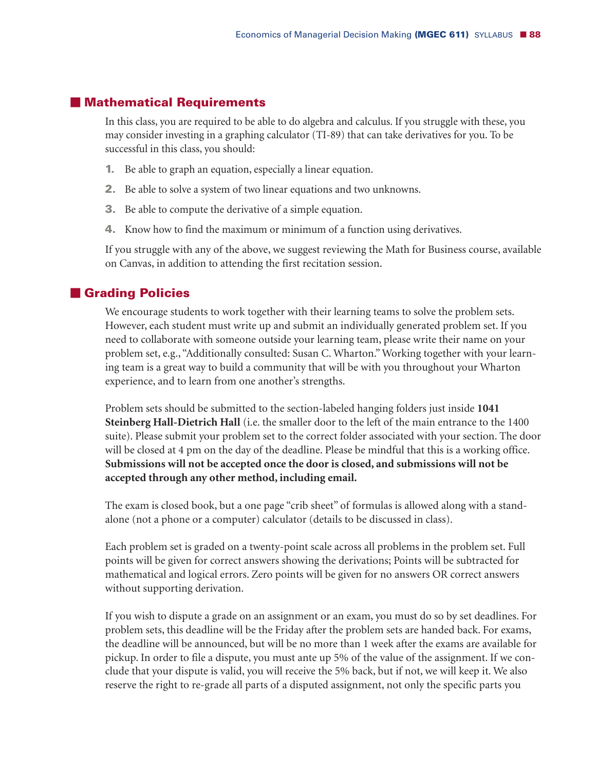## Mathematical Requirements

In this class, you are required to be able to do algebra and calculus. If you struggle with these, you may consider investing in a graphing calculator (TI-89) that can take derivatives for you. To be successful in this class, you should:

1. Be able to graph an equation, especially a linear equation.
2. Be able to solve a system of two linear equations and two unknowns.
3. Be able to compute the derivative of a simple equation.
4. Know how to find the maximum or minimum of a function using derivatives.

If you struggle with any of the above, we suggest reviewing the Math for Business course, available on Canvas, in addition to attending the first recitation session.

## Grading Policies

We encourage students to work together with their learning teams to solve the problem sets. However, each student must write up and submit an individually generated problem set. If you need to collaborate with someone outside your learning team, please write their name on your problem set, e.g., "Additionally consulted: Susan C. Wharton." Working together with your learning team is a great way to build a community that will be with you throughout your Wharton experience, and to learn from one another's strengths.

Problem sets should be submitted to the section-labeled hanging folders just inside **1041 Steinberg Hall-Dietrich Hall** (i.e. the smaller door to the left of the main entrance to the 1400 suite). Please submit your problem set to the correct folder associated with your section. The door will be closed at 4 pm on the day of the deadline. Please be mindful that this is a working office. **Submissions will not be accepted once the door is closed, and submissions will not be accepted through any other method, including email.**

The exam is closed book, but a one page "crib sheet" of formulas is allowed along with a stand-alone (not a phone or a computer) calculator (details to be discussed in class).

Each problem set is graded on a twenty-point scale across all problems in the problem set. Full points will be given for correct answers showing the derivations; Points will be subtracted for mathematical and logical errors. Zero points will be given for no answers OR correct answers without supporting derivation.

If you wish to dispute a grade on an assignment or an exam, you must do so by set deadlines. For problem sets, this deadline will be the Friday after the problem sets are handed back. For exams, the deadline will be announced, but will be no more than 1 week after the exams are available for pickup. In order to file a dispute, you must ante up 5% of the value of the assignment. If we conclude that your dispute is valid, you will receive the 5% back, but if not, we will keep it. We also reserve the right to re-grade all parts of a disputed assignment, not only the specific parts you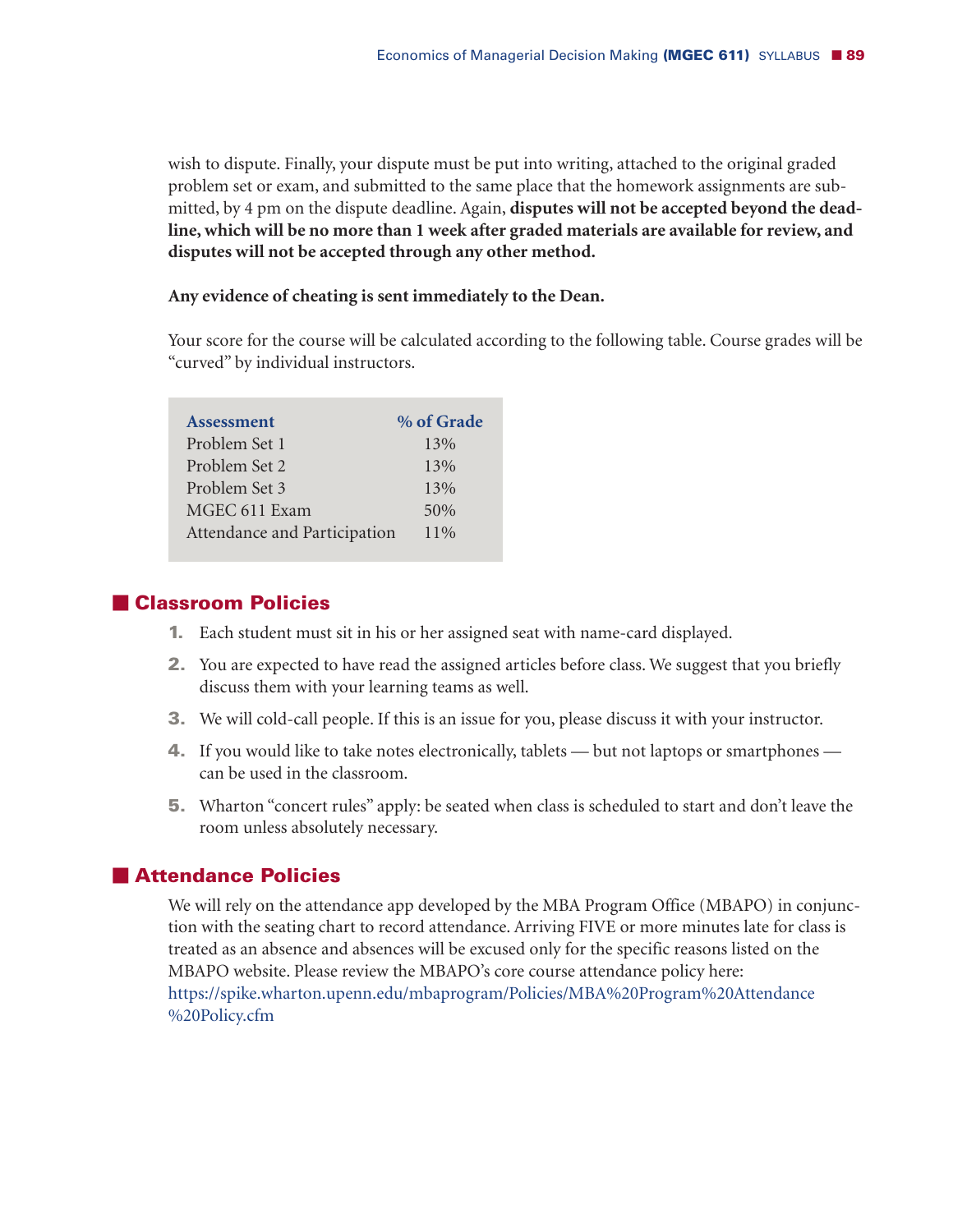wish to dispute. Finally, your dispute must be put into writing, attached to the original graded problem set or exam, and submitted to the same place that the homework assignments are submitted, by 4 pm on the dispute deadline. Again, **disputes will not be accepted beyond the deadline, which will be no more than 1 week after graded materials are available for review, and disputes will not be accepted through any other method.**

**Any evidence of cheating is sent immediately to the Dean.**

Your score for the course will be calculated according to the following table. Course grades will be "curved" by individual instructors.

| Assessment | % of Grade |
| --- | --- |
| Problem Set 1 | 13% |
| Problem Set 2 | 13% |
| Problem Set 3 | 13% |
| MGEC 611 Exam | 50% |
| Attendance and Participation | 11% |

## Classroom Policies

1. Each student must sit in his or her assigned seat with name-card displayed.
2. You are expected to have read the assigned articles before class. We suggest that you briefly discuss them with your learning teams as well.
3. We will cold-call people. If this is an issue for you, please discuss it with your instructor.
4. If you would like to take notes electronically, tablets — but not laptops or smartphones — can be used in the classroom.
5. Wharton "concert rules" apply: be seated when class is scheduled to start and don't leave the room unless absolutely necessary.

## Attendance Policies

We will rely on the attendance app developed by the MBA Program Office (MBAPO) in conjunction with the seating chart to record attendance. Arriving FIVE or more minutes late for class is treated as an absence and absences will be excused only for the specific reasons listed on the MBAPO website. Please review the MBAPO's core course attendance policy here: https://spike.wharton.upenn.edu/mbaprogram/Policies/MBA%20Program%20Attendance%20Policy.cfm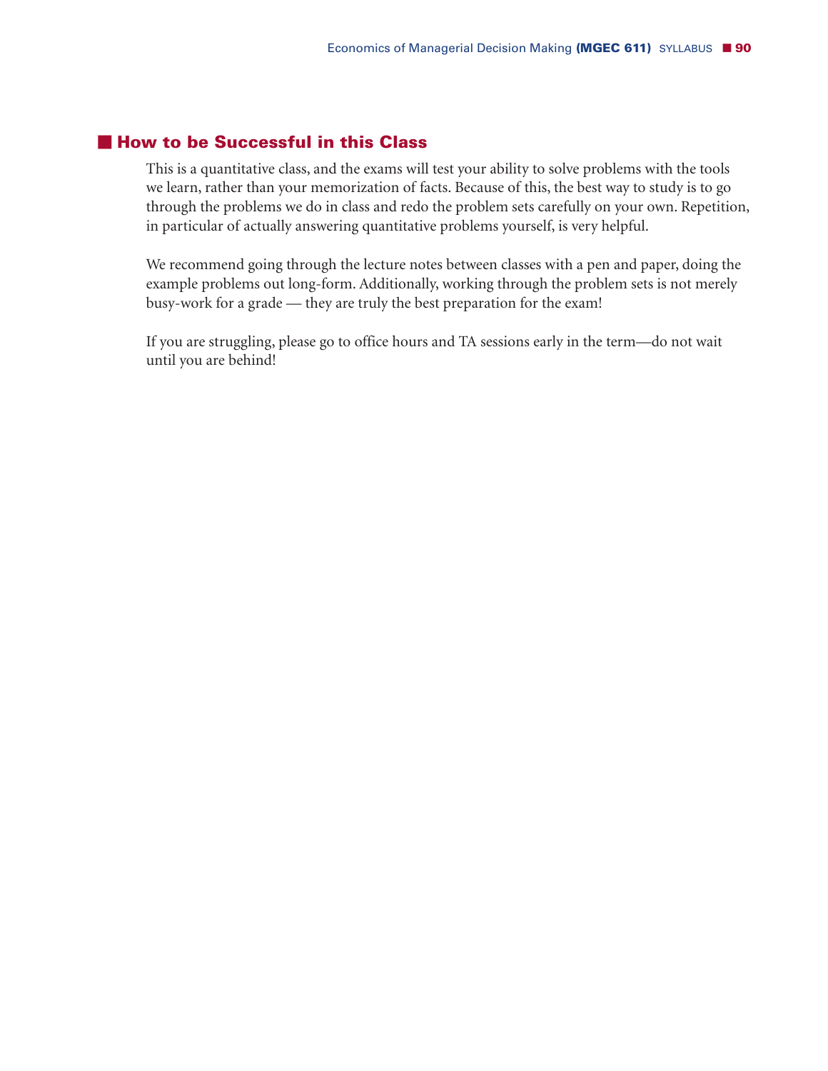## How to be Successful in this Class

This is a quantitative class, and the exams will test your ability to solve problems with the tools we learn, rather than your memorization of facts. Because of this, the best way to study is to go through the problems we do in class and redo the problem sets carefully on your own. Repetition, in particular of actually answering quantitative problems yourself, is very helpful.

We recommend going through the lecture notes between classes with a pen and paper, doing the example problems out long-form. Additionally, working through the problem sets is not merely busy-work for a grade — they are truly the best preparation for the exam!

If you are struggling, please go to office hours and TA sessions early in the term—do not wait until you are behind!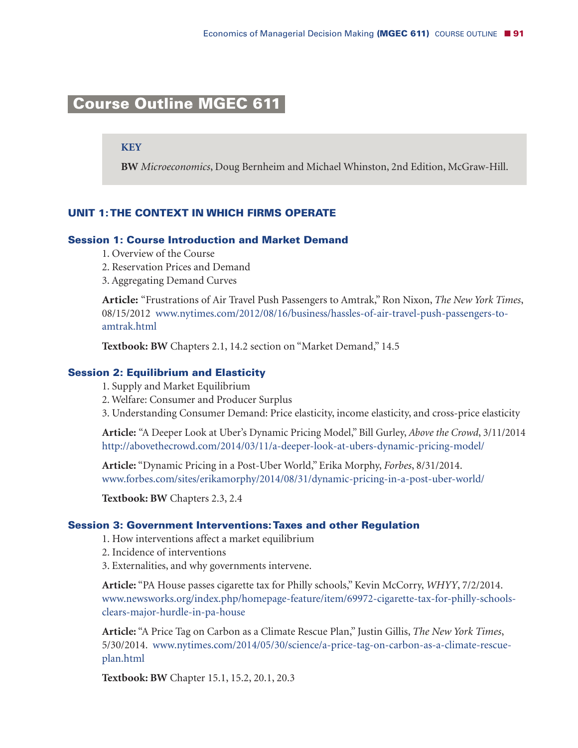# Course Outline MGEC 611

**KEY**

**BW** *Microeconomics*, Doug Bernheim and Michael Whinston, 2nd Edition, McGraw-Hill.

## UNIT 1: THE CONTEXT IN WHICH FIRMS OPERATE

### Session 1: Course Introduction and Market Demand

1. Overview of the Course
2. Reservation Prices and Demand
3. Aggregating Demand Curves

**Article:** "Frustrations of Air Travel Push Passengers to Amtrak," Ron Nixon, *The New York Times*, 08/15/2012 www.nytimes.com/2012/08/16/business/hassles-of-air-travel-push-passengers-to-amtrak.html

**Textbook: BW** Chapters 2.1, 14.2 section on "Market Demand," 14.5

### Session 2: Equilibrium and Elasticity

1. Supply and Market Equilibrium
2. Welfare: Consumer and Producer Surplus
3. Understanding Consumer Demand: Price elasticity, income elasticity, and cross-price elasticity

**Article:** "A Deeper Look at Uber's Dynamic Pricing Model," Bill Gurley, *Above the Crowd*, 3/11/2014 http://abovethecrowd.com/2014/03/11/a-deeper-look-at-ubers-dynamic-pricing-model/

**Article:** "Dynamic Pricing in a Post-Uber World," Erika Morphy, *Forbes*, 8/31/2014. www.forbes.com/sites/erikamorphy/2014/08/31/dynamic-pricing-in-a-post-uber-world/

**Textbook: BW** Chapters 2.3, 2.4

### Session 3: Government Interventions: Taxes and other Regulation

1. How interventions affect a market equilibrium
2. Incidence of interventions
3. Externalities, and why governments intervene.

**Article:** "PA House passes cigarette tax for Philly schools," Kevin McCorry, *WHYY*, 7/2/2014. www.newsworks.org/index.php/homepage-feature/item/69972-cigarette-tax-for-philly-schools-clears-major-hurdle-in-pa-house

**Article:** "A Price Tag on Carbon as a Climate Rescue Plan," Justin Gillis, *The New York Times*, 5/30/2014. www.nytimes.com/2014/05/30/science/a-price-tag-on-carbon-as-a-climate-rescue-plan.html

**Textbook: BW** Chapter 15.1, 15.2, 20.1, 20.3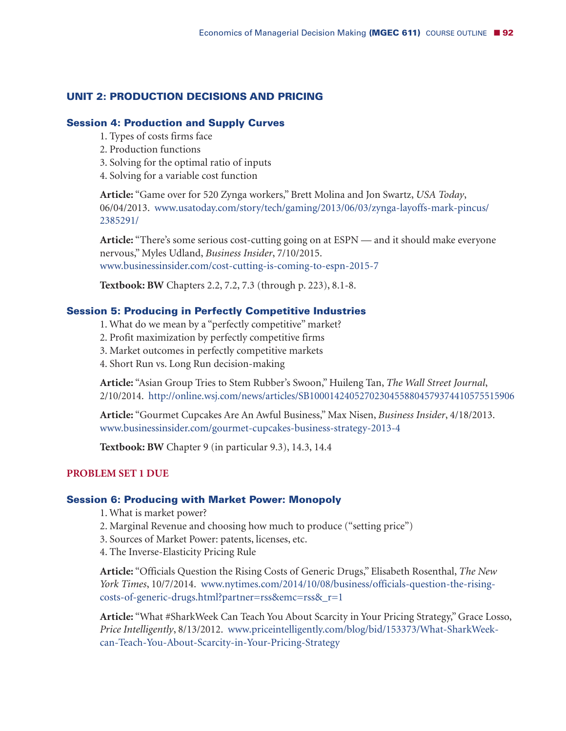## UNIT 2: PRODUCTION DECISIONS AND PRICING

### Session 4: Production and Supply Curves

1. Types of costs firms face
2. Production functions
3. Solving for the optimal ratio of inputs
4. Solving for a variable cost function

**Article:** "Game over for 520 Zynga workers," Brett Molina and Jon Swartz, *USA Today*, 06/04/2013. www.usatoday.com/story/tech/gaming/2013/06/03/zynga-layoffs-mark-pincus/2385291/

**Article:** "There's some serious cost-cutting going on at ESPN — and it should make everyone nervous," Myles Udland, *Business Insider*, 7/10/2015. www.businessinsider.com/cost-cutting-is-coming-to-espn-2015-7

**Textbook: BW** Chapters 2.2, 7.2, 7.3 (through p. 223), 8.1-8.

### Session 5: Producing in Perfectly Competitive Industries

1. What do we mean by a "perfectly competitive" market?
2. Profit maximization by perfectly competitive firms
3. Market outcomes in perfectly competitive markets
4. Short Run vs. Long Run decision-making

**Article:** "Asian Group Tries to Stem Rubber's Swoon," Huileng Tan, *The Wall Street Journal*, 2/10/2014. http://online.wsj.com/news/articles/SB10001424052702304558804579374410575515906

**Article:** "Gourmet Cupcakes Are An Awful Business," Max Nisen, *Business Insider*, 4/18/2013. www.businessinsider.com/gourmet-cupcakes-business-strategy-2013-4

**Textbook: BW** Chapter 9 (in particular 9.3), 14.3, 14.4

**PROBLEM SET 1 DUE**

### Session 6: Producing with Market Power: Monopoly

1. What is market power?
2. Marginal Revenue and choosing how much to produce ("setting price")
3. Sources of Market Power: patents, licenses, etc.
4. The Inverse-Elasticity Pricing Rule

**Article:** "Officials Question the Rising Costs of Generic Drugs," Elisabeth Rosenthal, *The New York Times*, 10/7/2014. www.nytimes.com/2014/10/08/business/officials-question-the-rising-costs-of-generic-drugs.html?partner=rss&emc=rss&_r=1

**Article:** "What #SharkWeek Can Teach You About Scarcity in Your Pricing Strategy," Grace Losso, *Price Intelligently*, 8/13/2012. www.priceintelligently.com/blog/bid/153373/What-SharkWeek-can-Teach-You-About-Scarcity-in-Your-Pricing-Strategy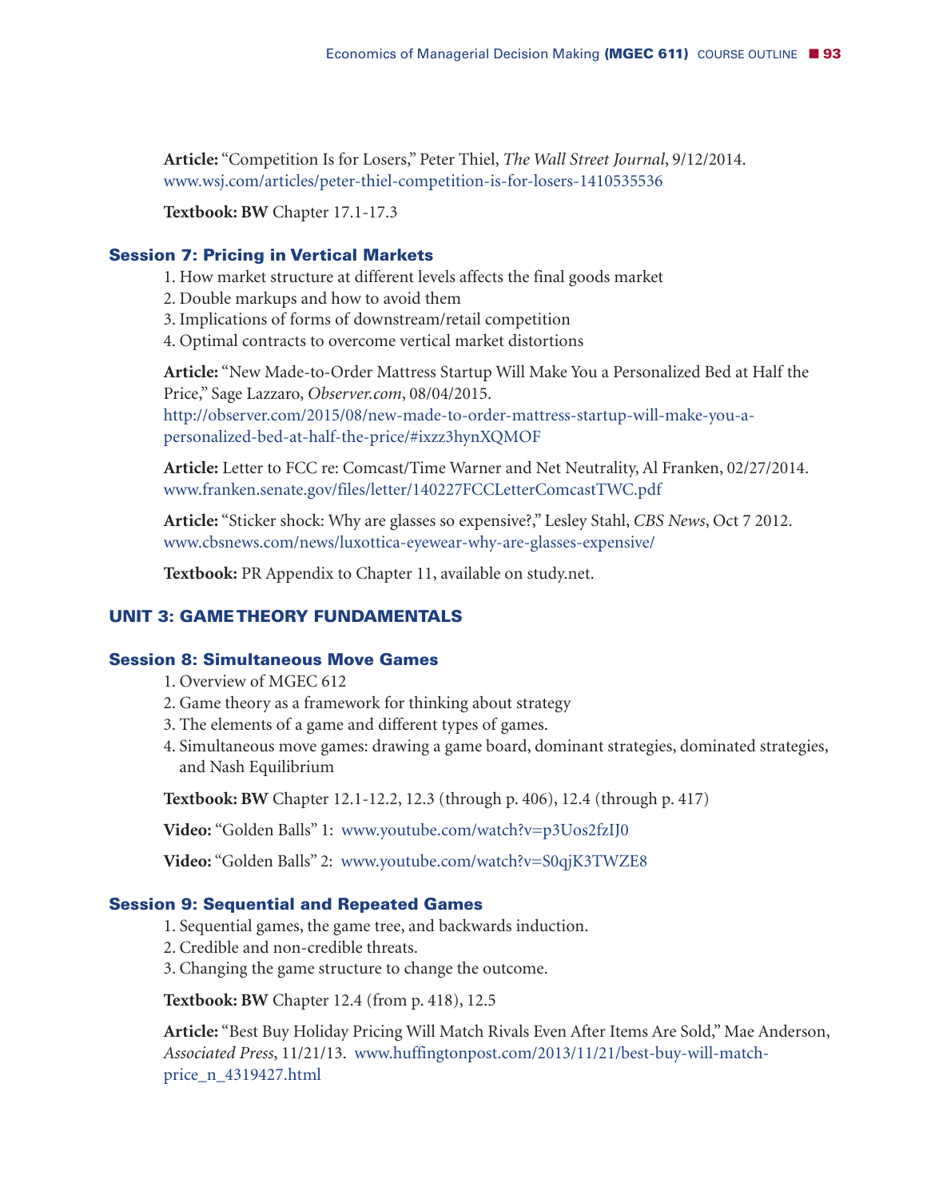**Article:** "Competition Is for Losers," Peter Thiel, *The Wall Street Journal*, 9/12/2014. www.wsj.com/articles/peter-thiel-competition-is-for-losers-1410535536

**Textbook: BW** Chapter 17.1-17.3

### Session 7: Pricing in Vertical Markets

1. How market structure at different levels affects the final goods market
2. Double markups and how to avoid them
3. Implications of forms of downstream/retail competition
4. Optimal contracts to overcome vertical market distortions

**Article:** "New Made-to-Order Mattress Startup Will Make You a Personalized Bed at Half the Price," Sage Lazzaro, *Observer.com*, 08/04/2015. http://observer.com/2015/08/new-made-to-order-mattress-startup-will-make-you-a-personalized-bed-at-half-the-price/#ixzz3hynXQMOF

**Article:** Letter to FCC re: Comcast/Time Warner and Net Neutrality, Al Franken, 02/27/2014. www.franken.senate.gov/files/letter/140227FCCLetterComcastTWC.pdf

**Article:** "Sticker shock: Why are glasses so expensive?," Lesley Stahl, *CBS News*, Oct 7 2012. www.cbsnews.com/news/luxottica-eyewear-why-are-glasses-expensive/

**Textbook:** PR Appendix to Chapter 11, available on study.net.

## UNIT 3: GAME THEORY FUNDAMENTALS

### Session 8: Simultaneous Move Games

1. Overview of MGEC 612
2. Game theory as a framework for thinking about strategy
3. The elements of a game and different types of games.
4. Simultaneous move games: drawing a game board, dominant strategies, dominated strategies, and Nash Equilibrium

**Textbook: BW** Chapter 12.1-12.2, 12.3 (through p. 406), 12.4 (through p. 417)

**Video:** "Golden Balls" 1: www.youtube.com/watch?v=p3Uos2fzIJ0

**Video:** "Golden Balls" 2: www.youtube.com/watch?v=S0qjK3TWZE8

### Session 9: Sequential and Repeated Games

1. Sequential games, the game tree, and backwards induction.
2. Credible and non-credible threats.
3. Changing the game structure to change the outcome.

**Textbook: BW** Chapter 12.4 (from p. 418), 12.5

**Article:** "Best Buy Holiday Pricing Will Match Rivals Even After Items Are Sold," Mae Anderson, *Associated Press*, 11/21/13. www.huffingtonpost.com/2013/11/21/best-buy-will-match-price_n_4319427.html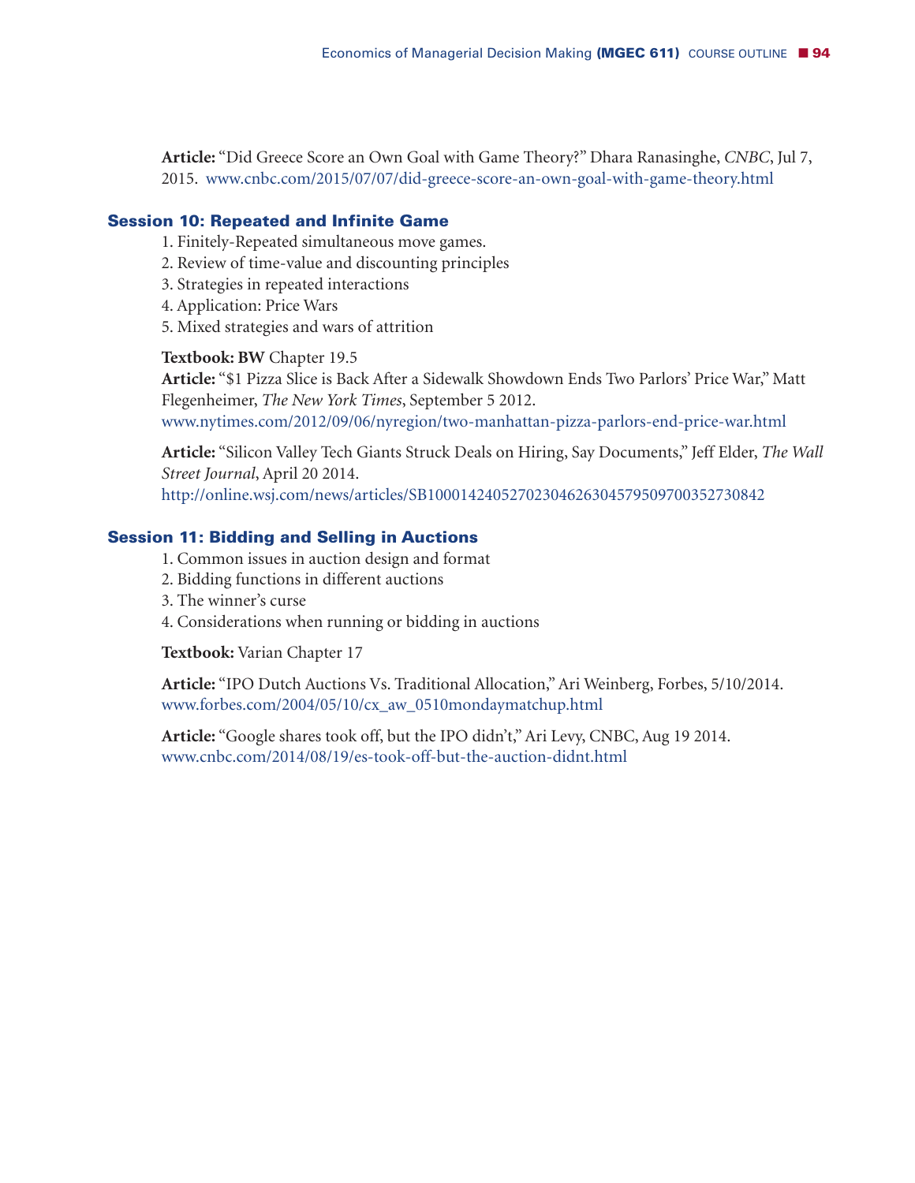**Article:** "Did Greece Score an Own Goal with Game Theory?" Dhara Ranasinghe, *CNBC*, Jul 7, 2015. www.cnbc.com/2015/07/07/did-greece-score-an-own-goal-with-game-theory.html

### Session 10: Repeated and Infinite Game

1. Finitely-Repeated simultaneous move games.
2. Review of time-value and discounting principles
3. Strategies in repeated interactions
4. Application: Price Wars
5. Mixed strategies and wars of attrition

**Textbook: BW** Chapter 19.5
**Article:** "$1 Pizza Slice is Back After a Sidewalk Showdown Ends Two Parlors' Price War," Matt Flegenheimer, *The New York Times*, September 5 2012.
www.nytimes.com/2012/09/06/nyregion/two-manhattan-pizza-parlors-end-price-war.html

**Article:** "Silicon Valley Tech Giants Struck Deals on Hiring, Say Documents," Jeff Elder, *The Wall Street Journal*, April 20 2014.
http://online.wsj.com/news/articles/SB10001424052702304626304579509700352730842

### Session 11: Bidding and Selling in Auctions

1. Common issues in auction design and format
2. Bidding functions in different auctions
3. The winner's curse
4. Considerations when running or bidding in auctions

**Textbook:** Varian Chapter 17

**Article:** "IPO Dutch Auctions Vs. Traditional Allocation," Ari Weinberg, Forbes, 5/10/2014.
www.forbes.com/2004/05/10/cx_aw_0510mondaymatchup.html

**Article:** "Google shares took off, but the IPO didn't," Ari Levy, CNBC, Aug 19 2014.
www.cnbc.com/2014/08/19/es-took-off-but-the-auction-didnt.html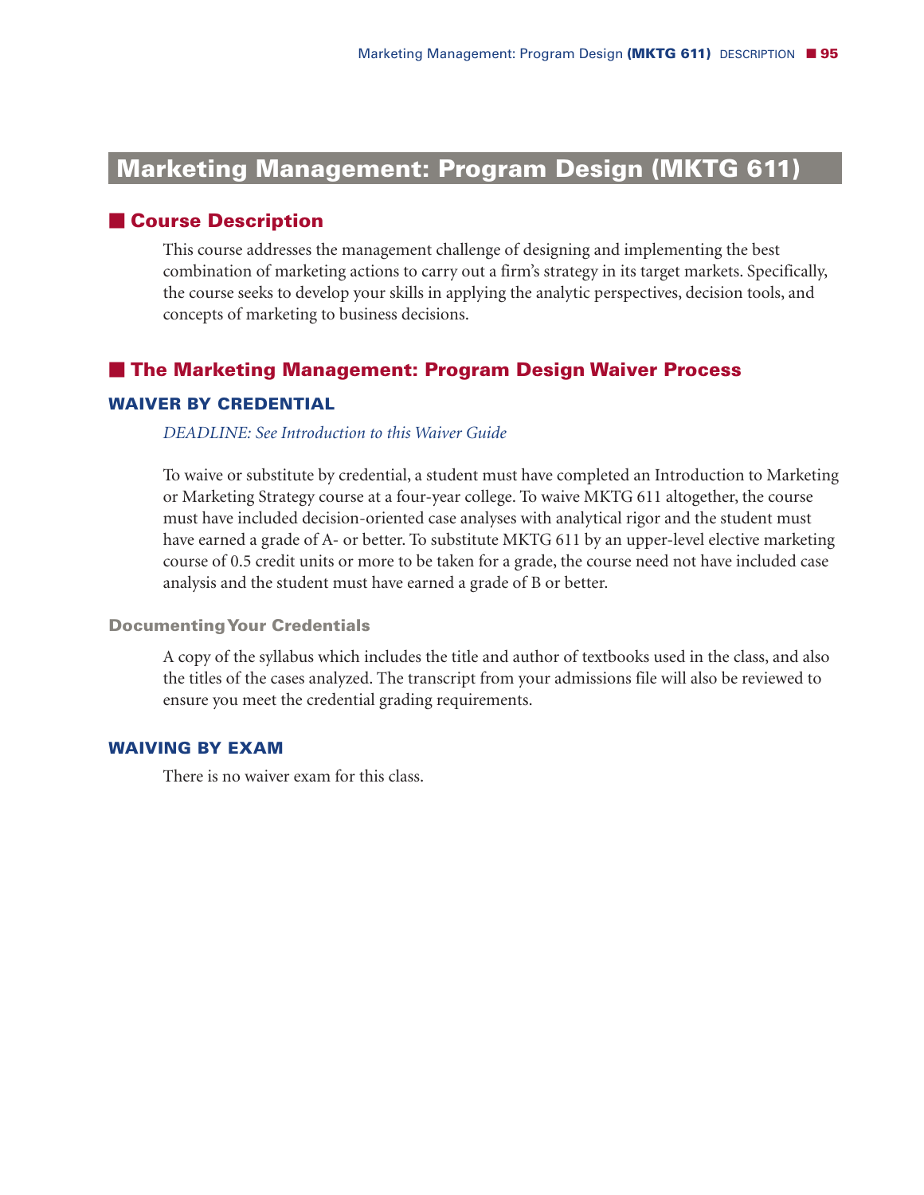# Marketing Management: Program Design (MKTG 611)

## Course Description

This course addresses the management challenge of designing and implementing the best combination of marketing actions to carry out a firm's strategy in its target markets. Specifically, the course seeks to develop your skills in applying the analytic perspectives, decision tools, and concepts of marketing to business decisions.

## The Marketing Management: Program Design Waiver Process

### WAIVER BY CREDENTIAL

*DEADLINE: See Introduction to this Waiver Guide*

To waive or substitute by credential, a student must have completed an Introduction to Marketing or Marketing Strategy course at a four-year college. To waive MKTG 611 altogether, the course must have included decision-oriented case analyses with analytical rigor and the student must have earned a grade of A- or better. To substitute MKTG 611 by an upper-level elective marketing course of 0.5 credit units or more to be taken for a grade, the course need not have included case analysis and the student must have earned a grade of B or better.

#### Documenting Your Credentials

A copy of the syllabus which includes the title and author of textbooks used in the class, and also the titles of the cases analyzed. The transcript from your admissions file will also be reviewed to ensure you meet the credential grading requirements.

### WAIVING BY EXAM

There is no waiver exam for this class.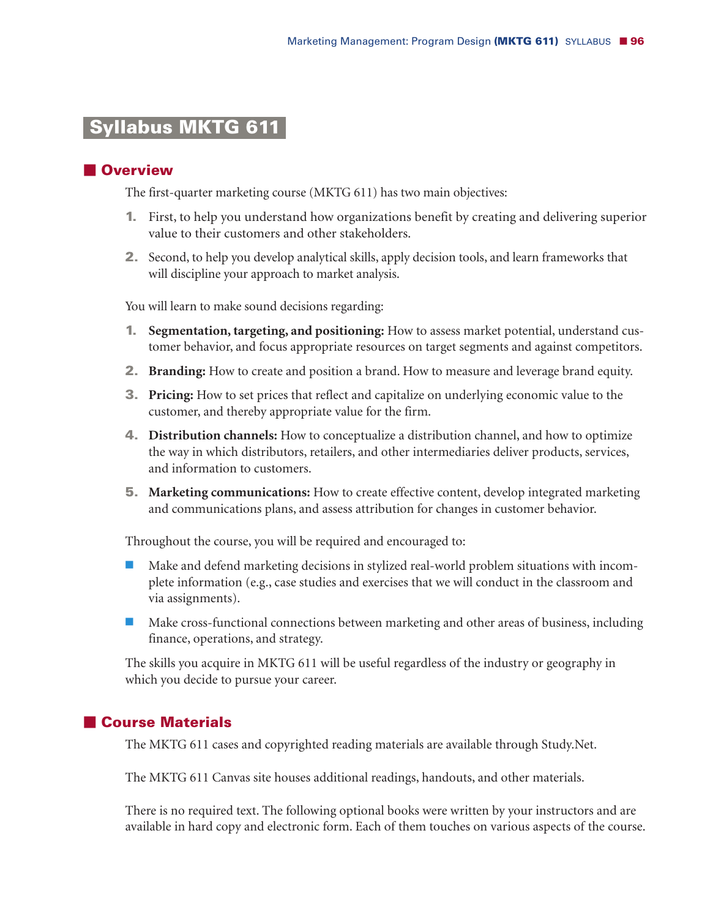# Syllabus MKTG 611

## Overview

The first-quarter marketing course (MKTG 611) has two main objectives:

1. First, to help you understand how organizations benefit by creating and delivering superior value to their customers and other stakeholders.
2. Second, to help you develop analytical skills, apply decision tools, and learn frameworks that will discipline your approach to market analysis.

You will learn to make sound decisions regarding:

1. **Segmentation, targeting, and positioning:** How to assess market potential, understand customer behavior, and focus appropriate resources on target segments and against competitors.
2. **Branding:** How to create and position a brand. How to measure and leverage brand equity.
3. **Pricing:** How to set prices that reflect and capitalize on underlying economic value to the customer, and thereby appropriate value for the firm.
4. **Distribution channels:** How to conceptualize a distribution channel, and how to optimize the way in which distributors, retailers, and other intermediaries deliver products, services, and information to customers.
5. **Marketing communications:** How to create effective content, develop integrated marketing and communications plans, and assess attribution for changes in customer behavior.

Throughout the course, you will be required and encouraged to:

- Make and defend marketing decisions in stylized real-world problem situations with incomplete information (e.g., case studies and exercises that we will conduct in the classroom and via assignments).
- Make cross-functional connections between marketing and other areas of business, including finance, operations, and strategy.

The skills you acquire in MKTG 611 will be useful regardless of the industry or geography in which you decide to pursue your career.

## Course Materials

The MKTG 611 cases and copyrighted reading materials are available through Study.Net.

The MKTG 611 Canvas site houses additional readings, handouts, and other materials.

There is no required text. The following optional books were written by your instructors and are available in hard copy and electronic form. Each of them touches on various aspects of the course.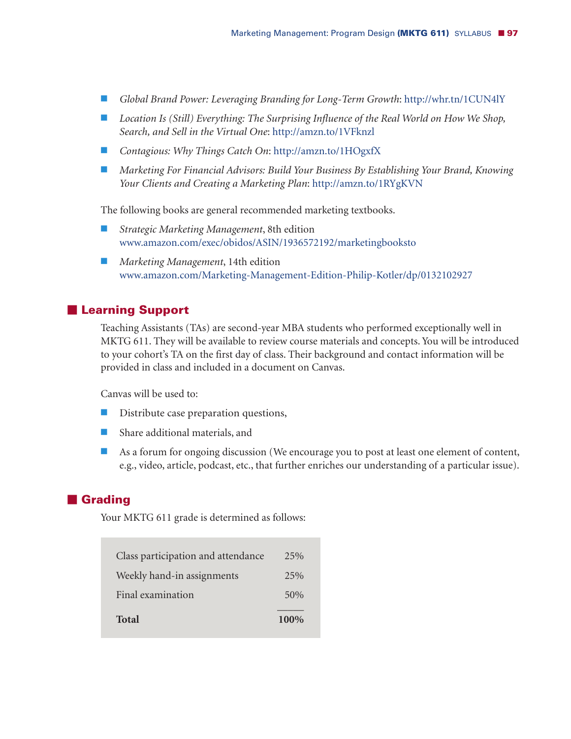- *Global Brand Power: Leveraging Branding for Long-Term Growth*: http://whr.tn/1CUN4lY
- *Location Is (Still) Everything: The Surprising Influence of the Real World on How We Shop, Search, and Sell in the Virtual One*: http://amzn.to/1VFknzl
- *Contagious: Why Things Catch On*: http://amzn.to/1HOgxfX
- *Marketing For Financial Advisors: Build Your Business By Establishing Your Brand, Knowing Your Clients and Creating a Marketing Plan*: http://amzn.to/1RYgKVN

The following books are general recommended marketing textbooks.

- *Strategic Marketing Management*, 8th edition
  www.amazon.com/exec/obidos/ASIN/1936572192/marketingbooksto
- *Marketing Management*, 14th edition
  www.amazon.com/Marketing-Management-Edition-Philip-Kotler/dp/0132102927

## Learning Support

Teaching Assistants (TAs) are second-year MBA students who performed exceptionally well in MKTG 611. They will be available to review course materials and concepts. You will be introduced to your cohort's TA on the first day of class. Their background and contact information will be provided in class and included in a document on Canvas.

Canvas will be used to:

- Distribute case preparation questions,
- Share additional materials, and
- As a forum for ongoing discussion (We encourage you to post at least one element of content, e.g., video, article, podcast, etc., that further enriches our understanding of a particular issue).

## Grading

Your MKTG 611 grade is determined as follows:

| Component | Weight |
|---|---|
| Class participation and attendance | 25% |
| Weekly hand-in assignments | 25% |
| Final examination | 50% |
| **Total** | **100%** |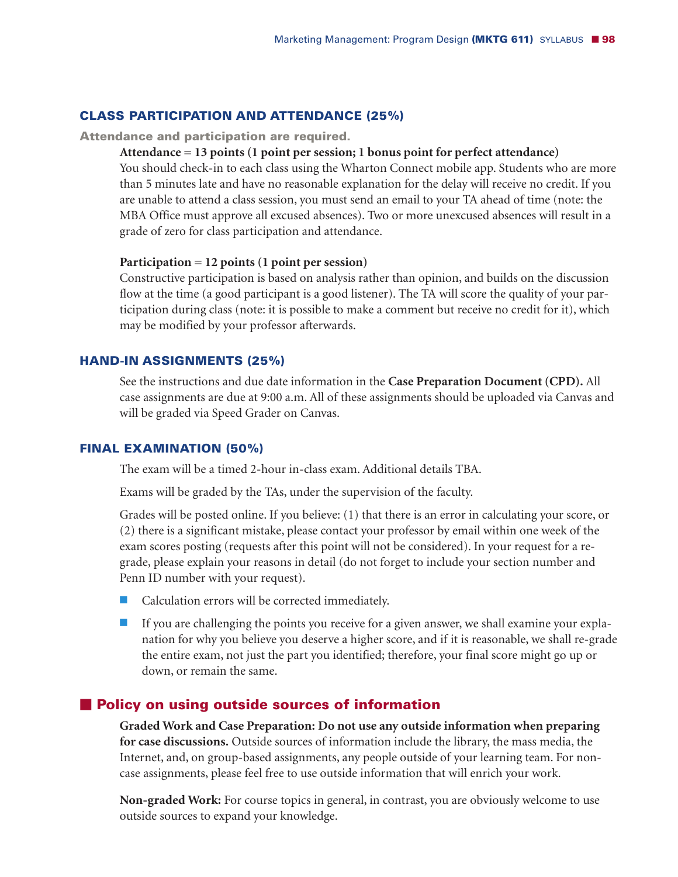### CLASS PARTICIPATION AND ATTENDANCE (25%)

**Attendance and participation are required.**

**Attendance = 13 points (1 point per session; 1 bonus point for perfect attendance)**
You should check-in to each class using the Wharton Connect mobile app. Students who are more than 5 minutes late and have no reasonable explanation for the delay will receive no credit. If you are unable to attend a class session, you must send an email to your TA ahead of time (note: the MBA Office must approve all excused absences). Two or more unexcused absences will result in a grade of zero for class participation and attendance.

**Participation = 12 points (1 point per session)**
Constructive participation is based on analysis rather than opinion, and builds on the discussion flow at the time (a good participant is a good listener). The TA will score the quality of your participation during class (note: it is possible to make a comment but receive no credit for it), which may be modified by your professor afterwards.

### HAND-IN ASSIGNMENTS (25%)

See the instructions and due date information in the **Case Preparation Document (CPD).** All case assignments are due at 9:00 a.m. All of these assignments should be uploaded via Canvas and will be graded via Speed Grader on Canvas.

### FINAL EXAMINATION (50%)

The exam will be a timed 2-hour in-class exam. Additional details TBA.

Exams will be graded by the TAs, under the supervision of the faculty.

Grades will be posted online. If you believe: (1) that there is an error in calculating your score, or (2) there is a significant mistake, please contact your professor by email within one week of the exam scores posting (requests after this point will not be considered). In your request for a re-grade, please explain your reasons in detail (do not forget to include your section number and Penn ID number with your request).

- Calculation errors will be corrected immediately.
- If you are challenging the points you receive for a given answer, we shall examine your explanation for why you believe you deserve a higher score, and if it is reasonable, we shall re-grade the entire exam, not just the part you identified; therefore, your final score might go up or down, or remain the same.

## Policy on using outside sources of information

**Graded Work and Case Preparation: Do not use any outside information when preparing for case discussions.** Outside sources of information include the library, the mass media, the Internet, and, on group-based assignments, any people outside of your learning team. For non-case assignments, please feel free to use outside information that will enrich your work.

**Non-graded Work:** For course topics in general, in contrast, you are obviously welcome to use outside sources to expand your knowledge.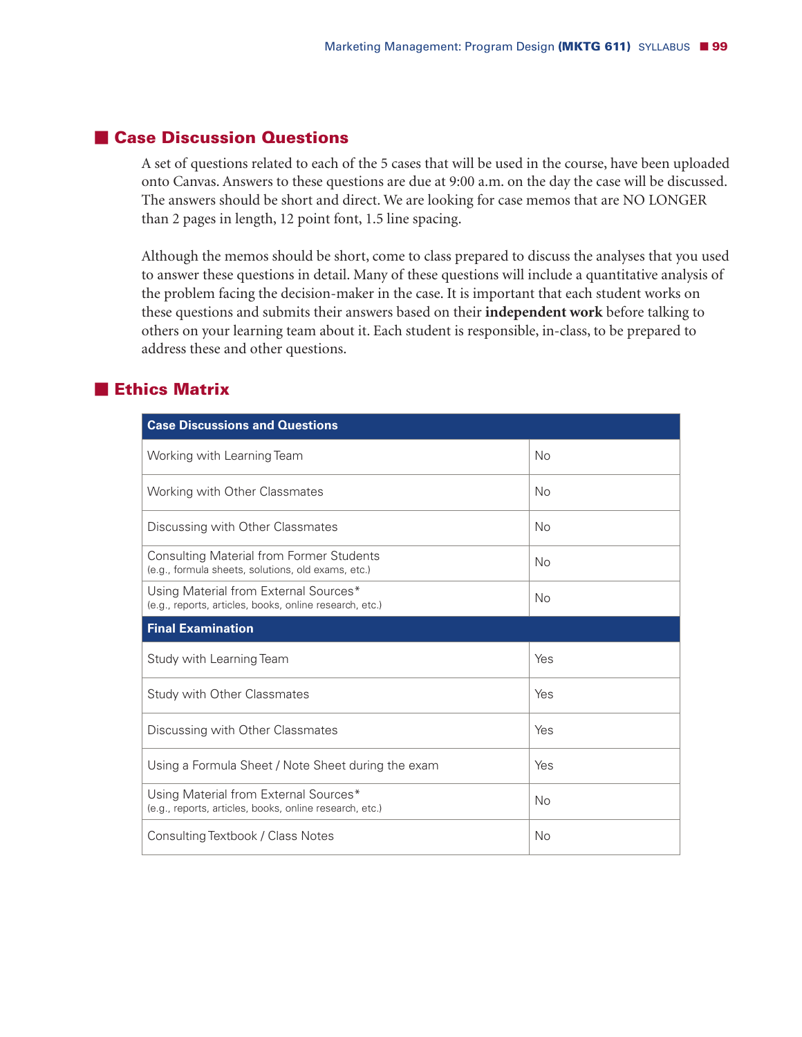## Case Discussion Questions

A set of questions related to each of the 5 cases that will be used in the course, have been uploaded onto Canvas. Answers to these questions are due at 9:00 a.m. on the day the case will be discussed. The answers should be short and direct. We are looking for case memos that are NO LONGER than 2 pages in length, 12 point font, 1.5 line spacing.

Although the memos should be short, come to class prepared to discuss the analyses that you used to answer these questions in detail. Many of these questions will include a quantitative analysis of the problem facing the decision-maker in the case. It is important that each student works on these questions and submits their answers based on their **independent work** before talking to others on your learning team about it. Each student is responsible, in-class, to be prepared to address these and other questions.

## Ethics Matrix

| **Case Discussions and Questions** | |
|---|---|
| Working with Learning Team | No |
| Working with Other Classmates | No |
| Discussing with Other Classmates | No |
| Consulting Material from Former Students (e.g., formula sheets, solutions, old exams, etc.) | No |
| Using Material from External Sources* (e.g., reports, articles, books, online research, etc.) | No |
| **Final Examination** | |
| Study with Learning Team | Yes |
| Study with Other Classmates | Yes |
| Discussing with Other Classmates | Yes |
| Using a Formula Sheet / Note Sheet during the exam | Yes |
| Using Material from External Sources* (e.g., reports, articles, books, online research, etc.) | No |
| Consulting Textbook / Class Notes | No |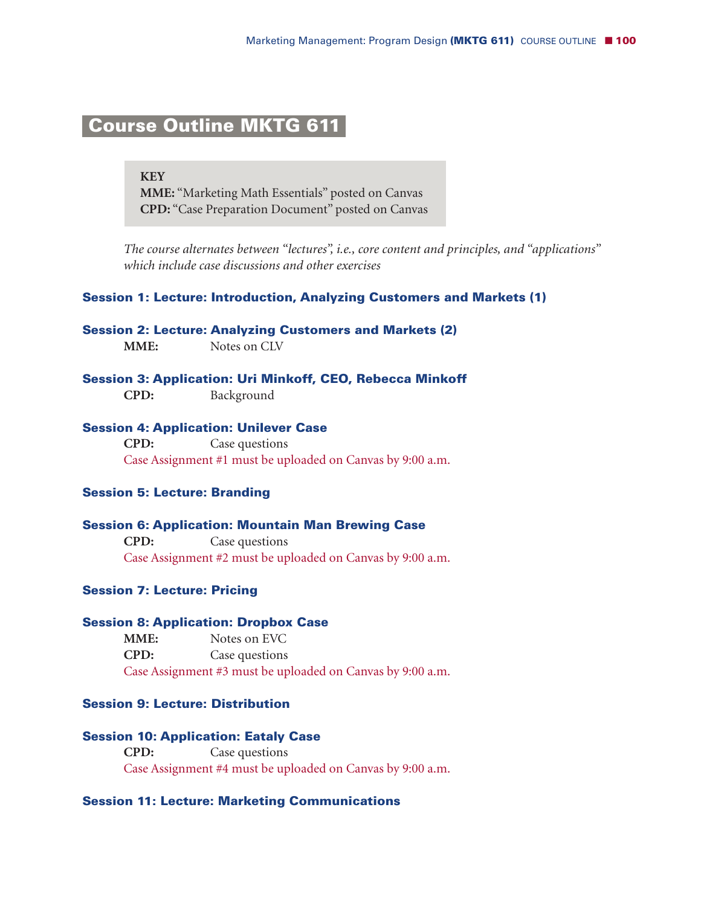## Course Outline MKTG 611

> **KEY**
> **MME:** "Marketing Math Essentials" posted on Canvas
> **CPD:** "Case Preparation Document" posted on Canvas

*The course alternates between "lectures", i.e., core content and principles, and "applications" which include case discussions and other exercises*

### Session 1: Lecture: Introduction, Analyzing Customers and Markets (1)

### Session 2: Lecture: Analyzing Customers and Markets (2)

**MME:** Notes on CLV

### Session 3: Application: Uri Minkoff, CEO, Rebecca Minkoff

**CPD:** Background

### Session 4: Application: Unilever Case

**CPD:** Case questions

Case Assignment #1 must be uploaded on Canvas by 9:00 a.m.

### Session 5: Lecture: Branding

### Session 6: Application: Mountain Man Brewing Case

**CPD:** Case questions

Case Assignment #2 must be uploaded on Canvas by 9:00 a.m.

### Session 7: Lecture: Pricing

### Session 8: Application: Dropbox Case

**MME:** Notes on EVC

**CPD:** Case questions

Case Assignment #3 must be uploaded on Canvas by 9:00 a.m.

### Session 9: Lecture: Distribution

### Session 10: Application: Eataly Case

**CPD:** Case questions

Case Assignment #4 must be uploaded on Canvas by 9:00 a.m.

### Session 11: Lecture: Marketing Communications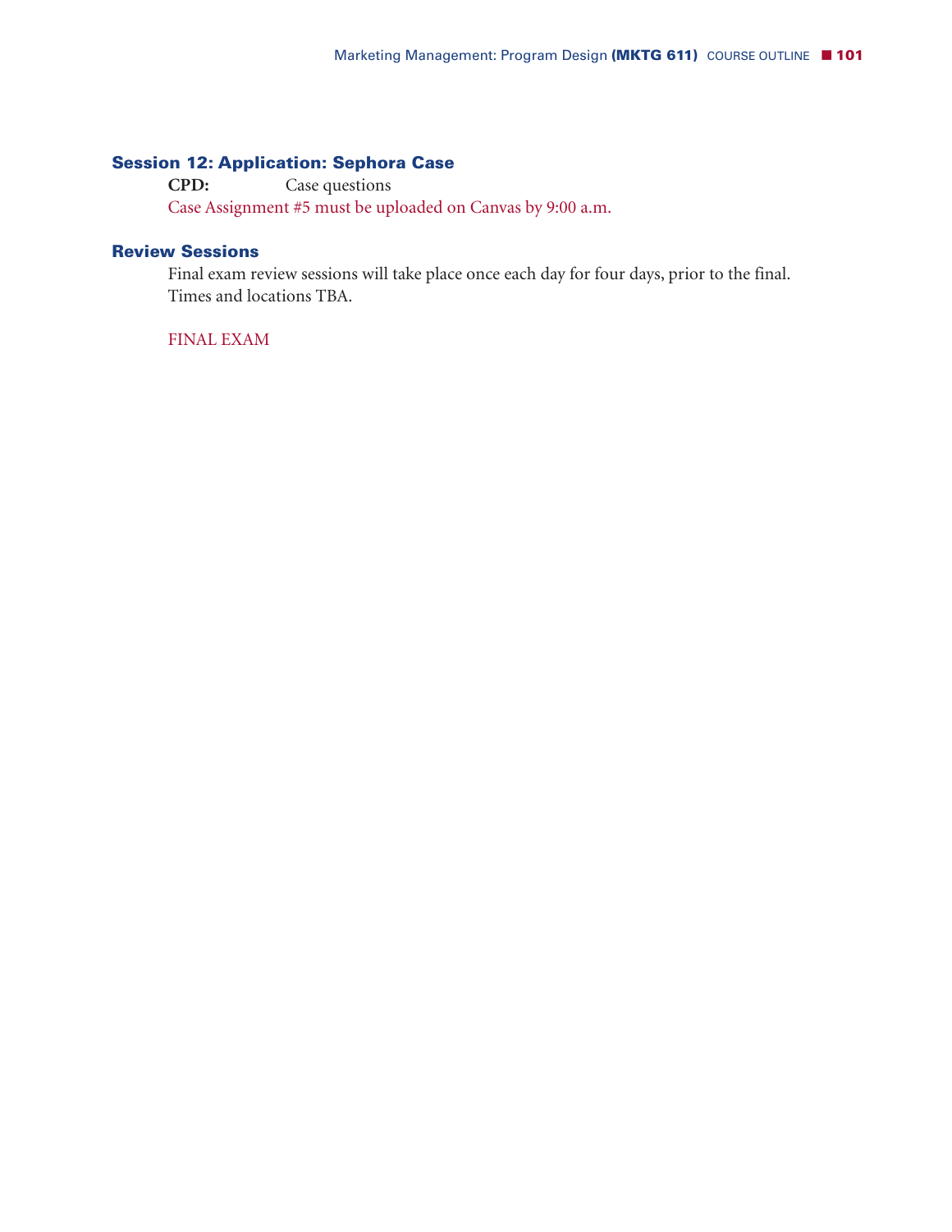### Session 12: Application: Sephora Case

**CPD:** Case questions

Case Assignment #5 must be uploaded on Canvas by 9:00 a.m.

### Review Sessions

Final exam review sessions will take place once each day for four days, prior to the final. Times and locations TBA.

FINAL EXAM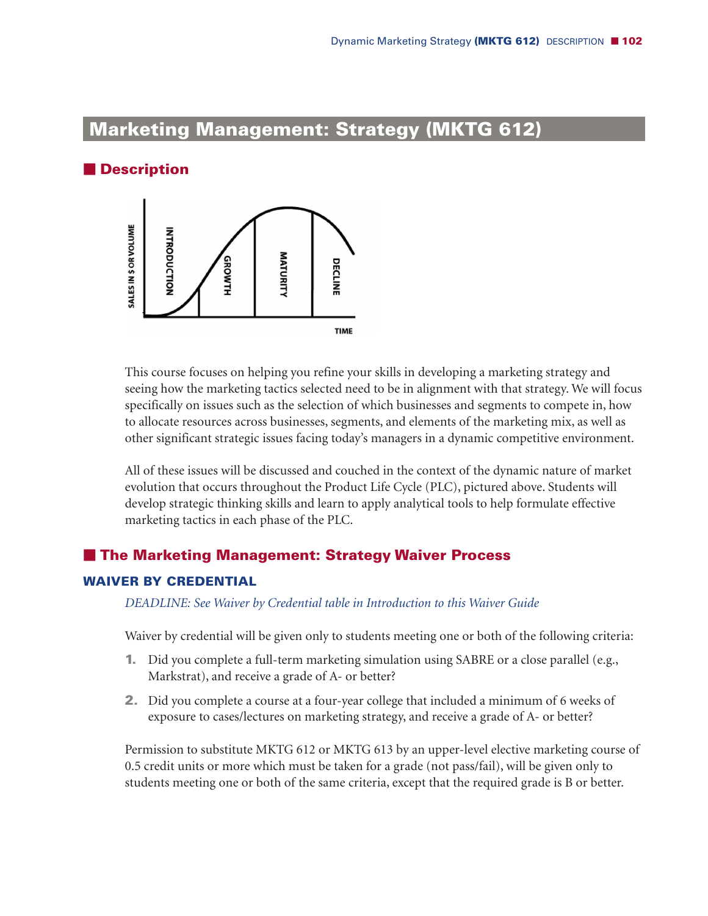# Marketing Management: Strategy (MKTG 612)

## Description

This course focuses on helping you refine your skills in developing a marketing strategy and seeing how the marketing tactics selected need to be in alignment with that strategy. We will focus specifically on issues such as the selection of which businesses and segments to compete in, how to allocate resources across businesses, segments, and elements of the marketing mix, as well as other significant strategic issues facing today's managers in a dynamic competitive environment.

All of these issues will be discussed and couched in the context of the dynamic nature of market evolution that occurs throughout the Product Life Cycle (PLC), pictured above. Students will develop strategic thinking skills and learn to apply analytical tools to help formulate effective marketing tactics in each phase of the PLC.

## The Marketing Management: Strategy Waiver Process

### WAIVER BY CREDENTIAL

*DEADLINE: See Waiver by Credential table in Introduction to this Waiver Guide*

Waiver by credential will be given only to students meeting one or both of the following criteria:

1. Did you complete a full-term marketing simulation using SABRE or a close parallel (e.g., Markstrat), and receive a grade of A- or better?
2. Did you complete a course at a four-year college that included a minimum of 6 weeks of exposure to cases/lectures on marketing strategy, and receive a grade of A- or better?

Permission to substitute MKTG 612 or MKTG 613 by an upper-level elective marketing course of 0.5 credit units or more which must be taken for a grade (not pass/fail), will be given only to students meeting one or both of the same criteria, except that the required grade is B or better.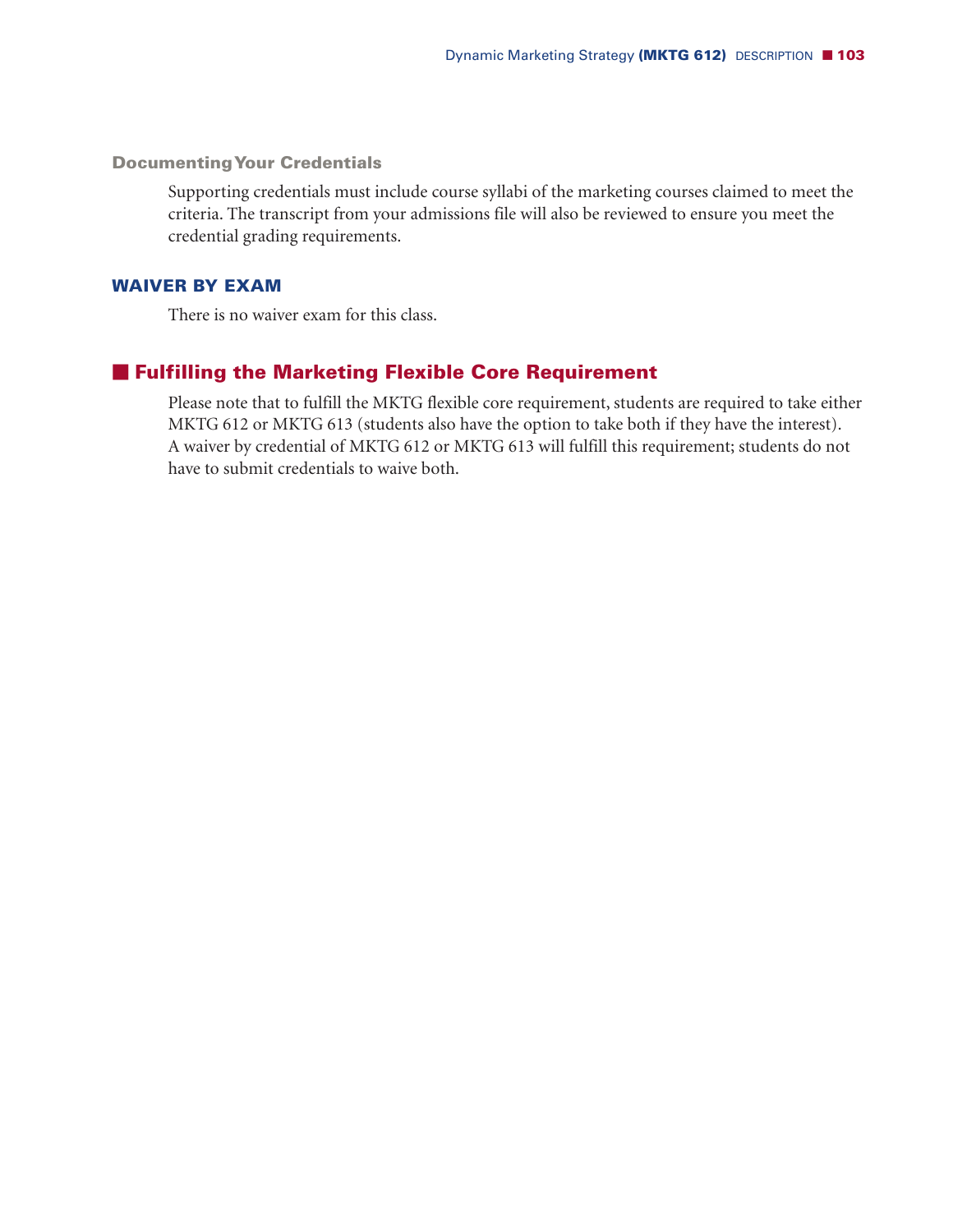### Documenting Your Credentials

Supporting credentials must include course syllabi of the marketing courses claimed to meet the criteria. The transcript from your admissions file will also be reviewed to ensure you meet the credential grading requirements.

## WAIVER BY EXAM

There is no waiver exam for this class.

## Fulfilling the Marketing Flexible Core Requirement

Please note that to fulfill the MKTG flexible core requirement, students are required to take either MKTG 612 or MKTG 613 (students also have the option to take both if they have the interest). A waiver by credential of MKTG 612 or MKTG 613 will fulfill this requirement; students do not have to submit credentials to waive both.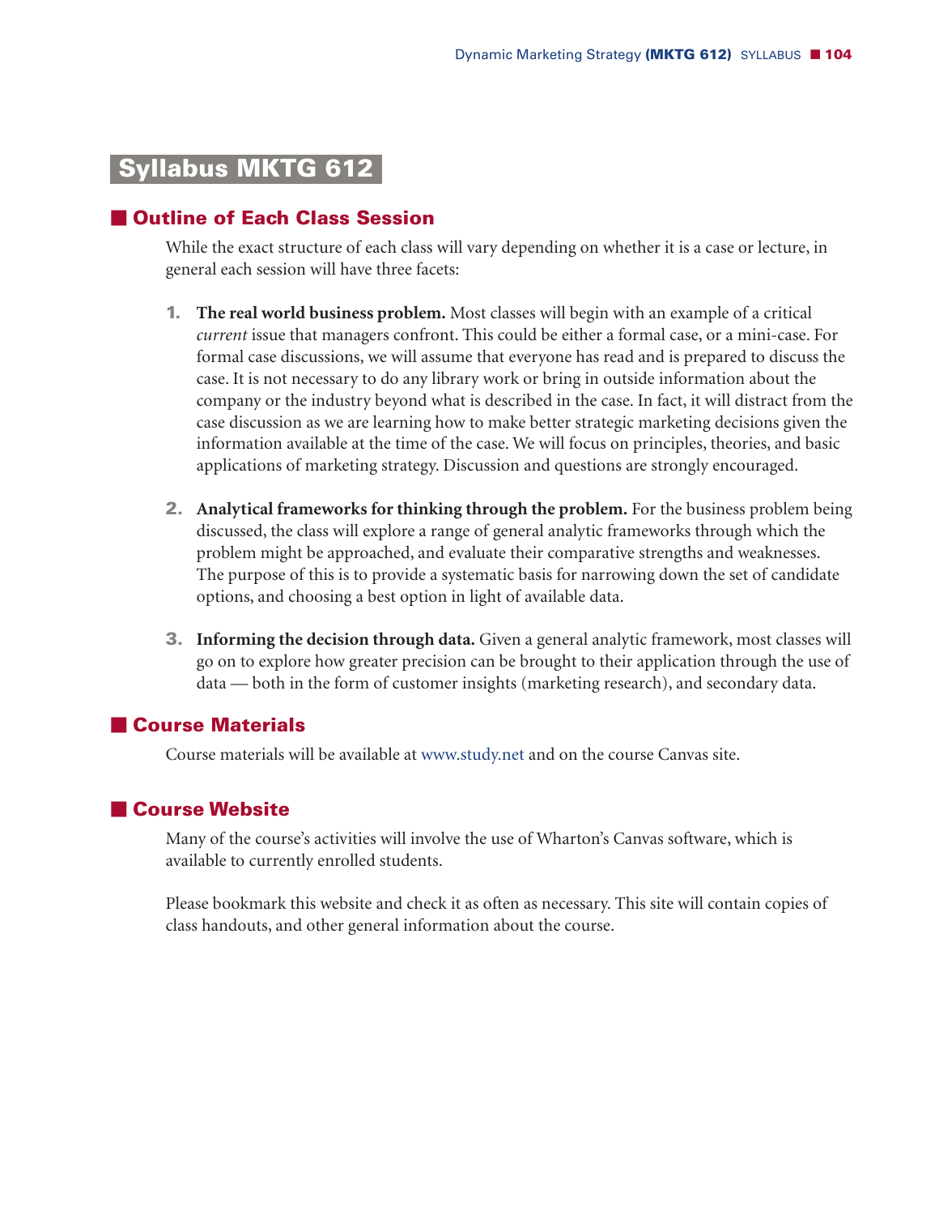# Syllabus MKTG 612

## Outline of Each Class Session

While the exact structure of each class will vary depending on whether it is a case or lecture, in general each session will have three facets:

1. **The real world business problem.** Most classes will begin with an example of a critical *current* issue that managers confront. This could be either a formal case, or a mini-case. For formal case discussions, we will assume that everyone has read and is prepared to discuss the case. It is not necessary to do any library work or bring in outside information about the company or the industry beyond what is described in the case. In fact, it will distract from the case discussion as we are learning how to make better strategic marketing decisions given the information available at the time of the case. We will focus on principles, theories, and basic applications of marketing strategy. Discussion and questions are strongly encouraged.

2. **Analytical frameworks for thinking through the problem.** For the business problem being discussed, the class will explore a range of general analytic frameworks through which the problem might be approached, and evaluate their comparative strengths and weaknesses. The purpose of this is to provide a systematic basis for narrowing down the set of candidate options, and choosing a best option in light of available data.

3. **Informing the decision through data.** Given a general analytic framework, most classes will go on to explore how greater precision can be brought to their application through the use of data — both in the form of customer insights (marketing research), and secondary data.

## Course Materials

Course materials will be available at www.study.net and on the course Canvas site.

## Course Website

Many of the course's activities will involve the use of Wharton's Canvas software, which is available to currently enrolled students.

Please bookmark this website and check it as often as necessary. This site will contain copies of class handouts, and other general information about the course.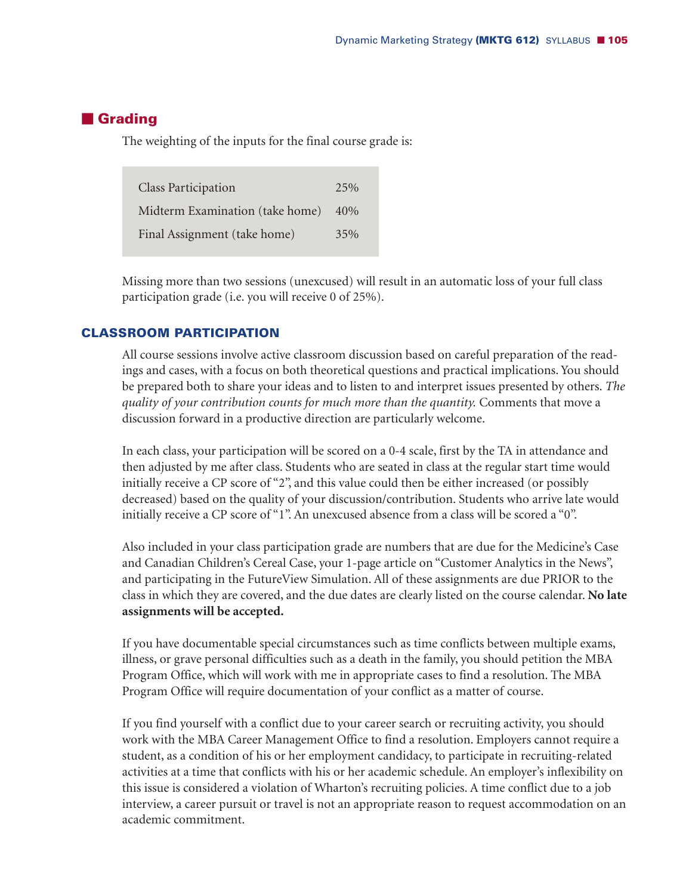## Grading

The weighting of the inputs for the final course grade is:

| | |
|---|---|
| Class Participation | 25% |
| Midterm Examination (take home) | 40% |
| Final Assignment (take home) | 35% |

Missing more than two sessions (unexcused) will result in an automatic loss of your full class participation grade (i.e. you will receive 0 of 25%).

### CLASSROOM PARTICIPATION

All course sessions involve active classroom discussion based on careful preparation of the readings and cases, with a focus on both theoretical questions and practical implications. You should be prepared both to share your ideas and to listen to and interpret issues presented by others. *The quality of your contribution counts for much more than the quantity.* Comments that move a discussion forward in a productive direction are particularly welcome.

In each class, your participation will be scored on a 0-4 scale, first by the TA in attendance and then adjusted by me after class. Students who are seated in class at the regular start time would initially receive a CP score of "2", and this value could then be either increased (or possibly decreased) based on the quality of your discussion/contribution. Students who arrive late would initially receive a CP score of "1". An unexcused absence from a class will be scored a "0".

Also included in your class participation grade are numbers that are due for the Medicine's Case and Canadian Children's Cereal Case, your 1-page article on "Customer Analytics in the News", and participating in the FutureView Simulation. All of these assignments are due PRIOR to the class in which they are covered, and the due dates are clearly listed on the course calendar. **No late assignments will be accepted.**

If you have documentable special circumstances such as time conflicts between multiple exams, illness, or grave personal difficulties such as a death in the family, you should petition the MBA Program Office, which will work with me in appropriate cases to find a resolution. The MBA Program Office will require documentation of your conflict as a matter of course.

If you find yourself with a conflict due to your career search or recruiting activity, you should work with the MBA Career Management Office to find a resolution. Employers cannot require a student, as a condition of his or her employment candidacy, to participate in recruiting-related activities at a time that conflicts with his or her academic schedule. An employer's inflexibility on this issue is considered a violation of Wharton's recruiting policies. A time conflict due to a job interview, a career pursuit or travel is not an appropriate reason to request accommodation on an academic commitment.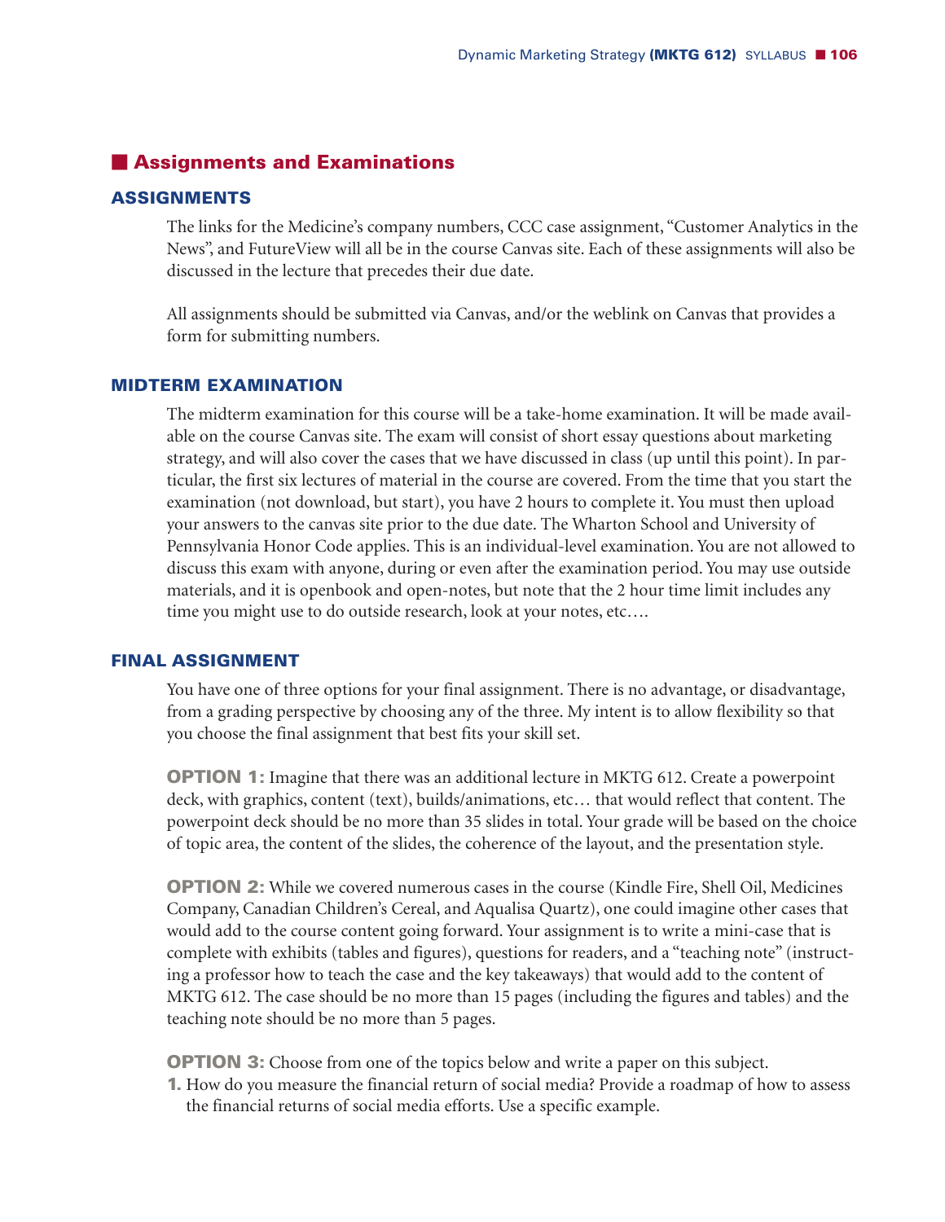## Assignments and Examinations

### ASSIGNMENTS

The links for the Medicine's company numbers, CCC case assignment, "Customer Analytics in the News", and FutureView will all be in the course Canvas site. Each of these assignments will also be discussed in the lecture that precedes their due date.

All assignments should be submitted via Canvas, and/or the weblink on Canvas that provides a form for submitting numbers.

### MIDTERM EXAMINATION

The midterm examination for this course will be a take-home examination. It will be made available on the course Canvas site. The exam will consist of short essay questions about marketing strategy, and will also cover the cases that we have discussed in class (up until this point). In particular, the first six lectures of material in the course are covered. From the time that you start the examination (not download, but start), you have 2 hours to complete it. You must then upload your answers to the canvas site prior to the due date. The Wharton School and University of Pennsylvania Honor Code applies. This is an individual-level examination. You are not allowed to discuss this exam with anyone, during or even after the examination period. You may use outside materials, and it is openbook and open-notes, but note that the 2 hour time limit includes any time you might use to do outside research, look at your notes, etc….

### FINAL ASSIGNMENT

You have one of three options for your final assignment. There is no advantage, or disadvantage, from a grading perspective by choosing any of the three. My intent is to allow flexibility so that you choose the final assignment that best fits your skill set.

**OPTION 1:** Imagine that there was an additional lecture in MKTG 612. Create a powerpoint deck, with graphics, content (text), builds/animations, etc… that would reflect that content. The powerpoint deck should be no more than 35 slides in total. Your grade will be based on the choice of topic area, the content of the slides, the coherence of the layout, and the presentation style.

**OPTION 2:** While we covered numerous cases in the course (Kindle Fire, Shell Oil, Medicines Company, Canadian Children's Cereal, and Aqualisa Quartz), one could imagine other cases that would add to the course content going forward. Your assignment is to write a mini-case that is complete with exhibits (tables and figures), questions for readers, and a "teaching note" (instructing a professor how to teach the case and the key takeaways) that would add to the content of MKTG 612. The case should be no more than 15 pages (including the figures and tables) and the teaching note should be no more than 5 pages.

**OPTION 3:** Choose from one of the topics below and write a paper on this subject.

1. How do you measure the financial return of social media? Provide a roadmap of how to assess the financial returns of social media efforts. Use a specific example.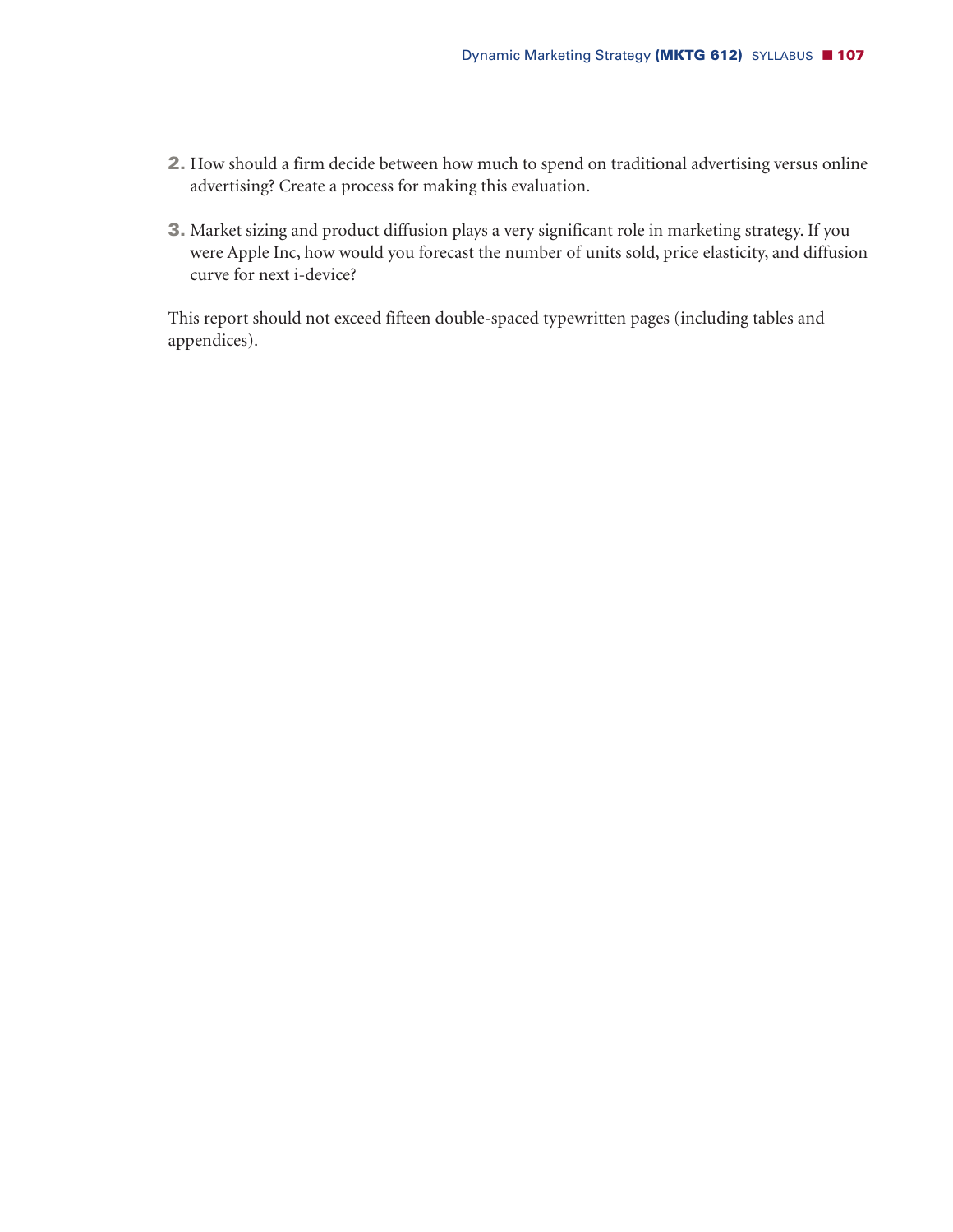2. How should a firm decide between how much to spend on traditional advertising versus online advertising? Create a process for making this evaluation.

3. Market sizing and product diffusion plays a very significant role in marketing strategy. If you were Apple Inc, how would you forecast the number of units sold, price elasticity, and diffusion curve for next i-device?

This report should not exceed fifteen double-spaced typewritten pages (including tables and appendices).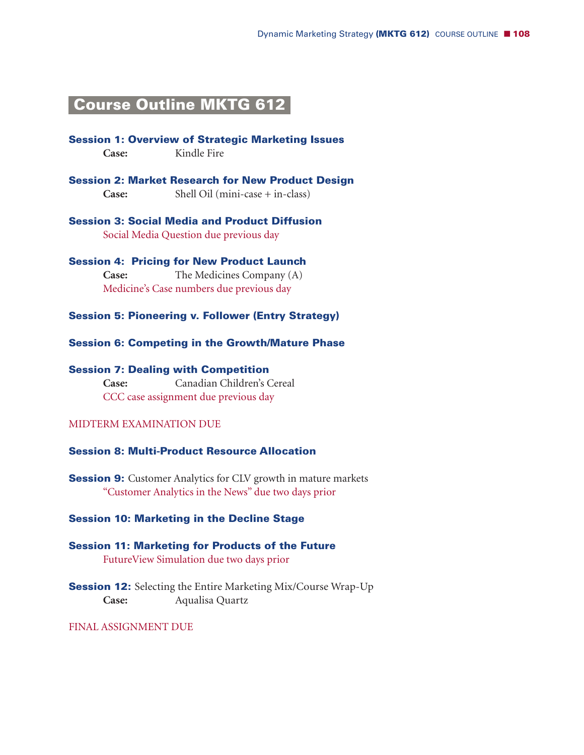# Course Outline MKTG 612

### Session 1: Overview of Strategic Marketing Issues

**Case:** Kindle Fire

### Session 2: Market Research for New Product Design

**Case:** Shell Oil (mini-case + in-class)

### Session 3: Social Media and Product Diffusion

Social Media Question due previous day

### Session 4: Pricing for New Product Launch

**Case:** The Medicines Company (A)

Medicine's Case numbers due previous day

### Session 5: Pioneering v. Follower (Entry Strategy)

### Session 6: Competing in the Growth/Mature Phase

### Session 7: Dealing with Competition

**Case:** Canadian Children's Cereal

CCC case assignment due previous day

MIDTERM EXAMINATION DUE

### Session 8: Multi-Product Resource Allocation

**Session 9:** Customer Analytics for CLV growth in mature markets

"Customer Analytics in the News" due two days prior

### Session 10: Marketing in the Decline Stage

### Session 11: Marketing for Products of the Future

FutureView Simulation due two days prior

**Session 12:** Selecting the Entire Marketing Mix/Course Wrap-Up

**Case:** Aqualisa Quartz

FINAL ASSIGNMENT DUE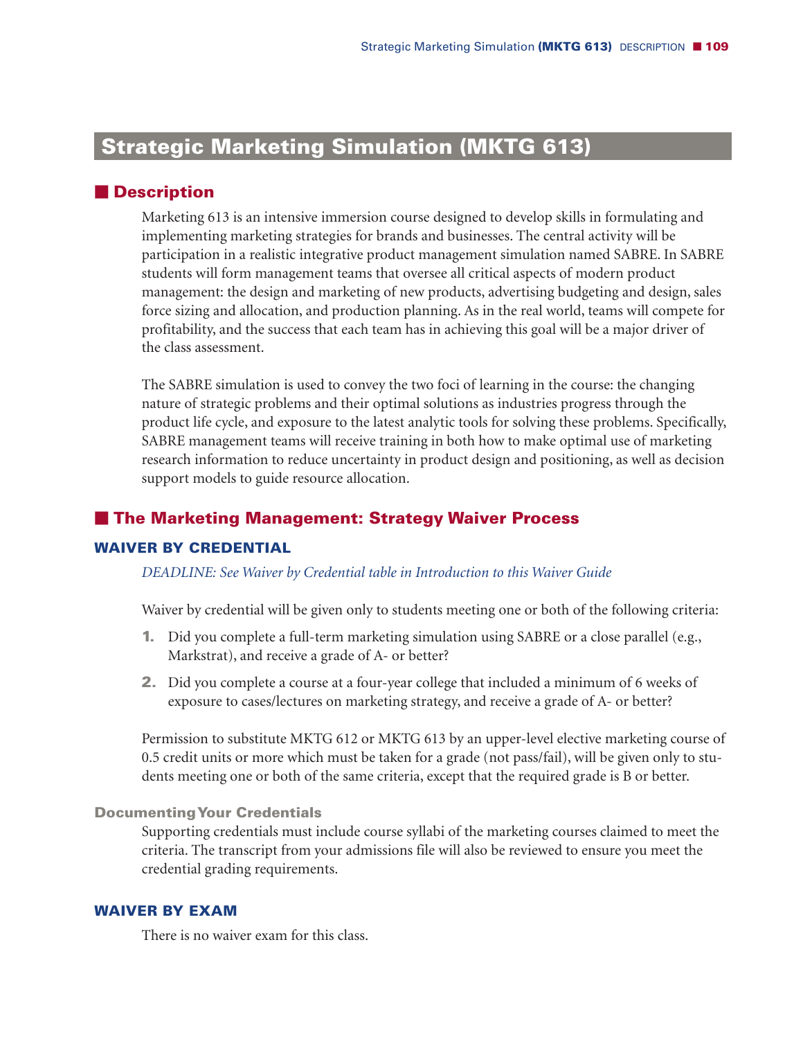# Strategic Marketing Simulation (MKTG 613)

## Description

Marketing 613 is an intensive immersion course designed to develop skills in formulating and implementing marketing strategies for brands and businesses. The central activity will be participation in a realistic integrative product management simulation named SABRE. In SABRE students will form management teams that oversee all critical aspects of modern product management: the design and marketing of new products, advertising budgeting and design, sales force sizing and allocation, and production planning. As in the real world, teams will compete for profitability, and the success that each team has in achieving this goal will be a major driver of the class assessment.

The SABRE simulation is used to convey the two foci of learning in the course: the changing nature of strategic problems and their optimal solutions as industries progress through the product life cycle, and exposure to the latest analytic tools for solving these problems. Specifically, SABRE management teams will receive training in both how to make optimal use of marketing research information to reduce uncertainty in product design and positioning, as well as decision support models to guide resource allocation.

## The Marketing Management: Strategy Waiver Process

### WAIVER BY CREDENTIAL

*DEADLINE: See Waiver by Credential table in Introduction to this Waiver Guide*

Waiver by credential will be given only to students meeting one or both of the following criteria:

1. Did you complete a full-term marketing simulation using SABRE or a close parallel (e.g., Markstrat), and receive a grade of A- or better?
2. Did you complete a course at a four-year college that included a minimum of 6 weeks of exposure to cases/lectures on marketing strategy, and receive a grade of A- or better?

Permission to substitute MKTG 612 or MKTG 613 by an upper-level elective marketing course of 0.5 credit units or more which must be taken for a grade (not pass/fail), will be given only to students meeting one or both of the same criteria, except that the required grade is B or better.

#### Documenting Your Credentials

Supporting credentials must include course syllabi of the marketing courses claimed to meet the criteria. The transcript from your admissions file will also be reviewed to ensure you meet the credential grading requirements.

### WAIVER BY EXAM

There is no waiver exam for this class.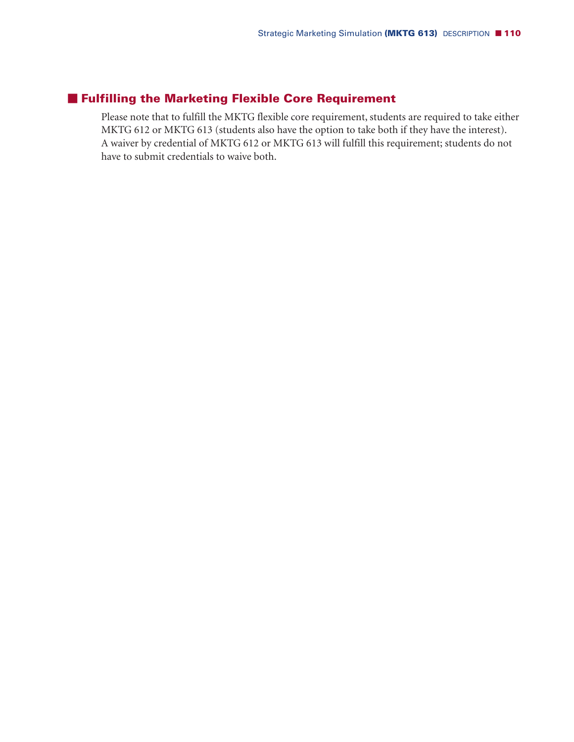## Fulfilling the Marketing Flexible Core Requirement

Please note that to fulfill the MKTG flexible core requirement, students are required to take either MKTG 612 or MKTG 613 (students also have the option to take both if they have the interest). A waiver by credential of MKTG 612 or MKTG 613 will fulfill this requirement; students do not have to submit credentials to waive both.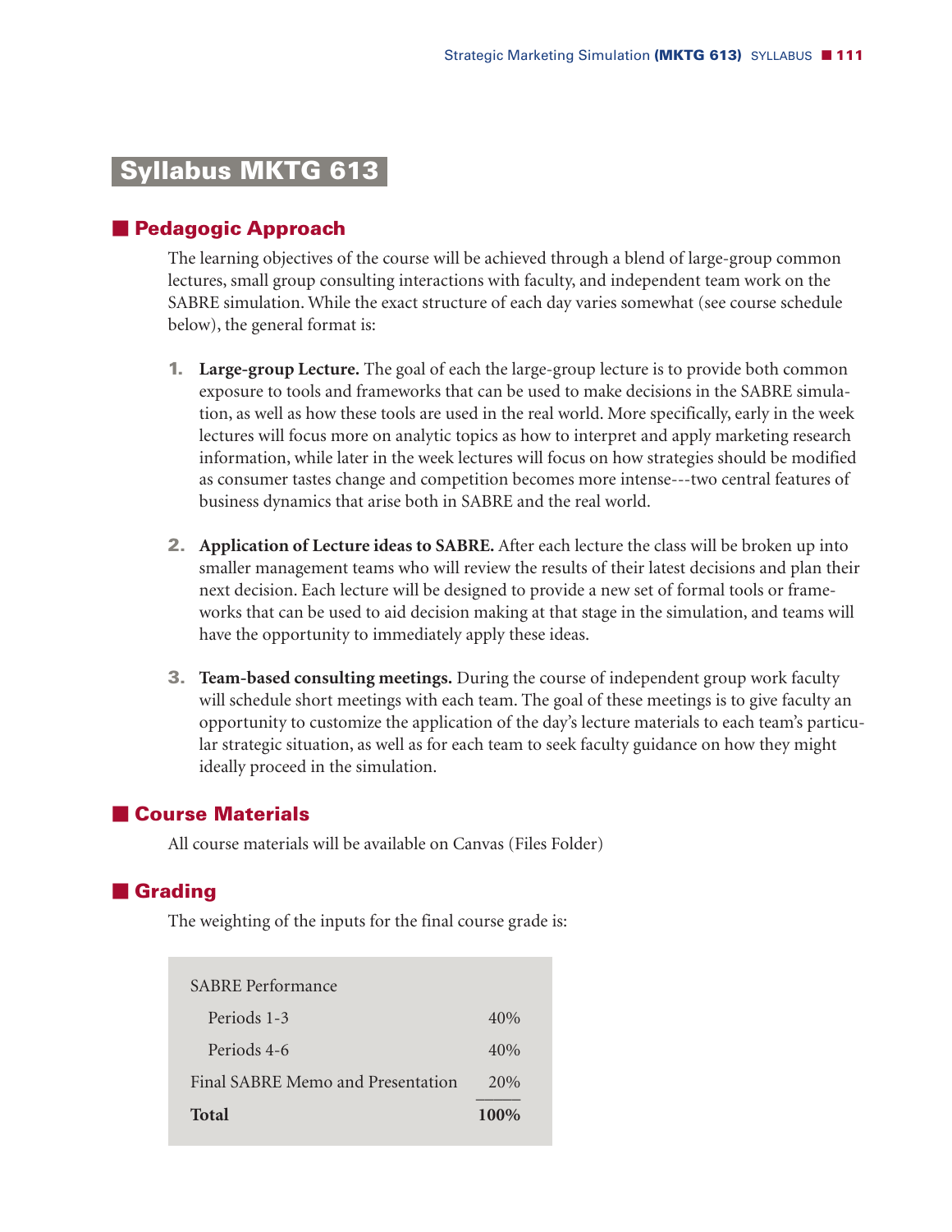# Syllabus MKTG 613

## Pedagogic Approach

The learning objectives of the course will be achieved through a blend of large-group common lectures, small group consulting interactions with faculty, and independent team work on the SABRE simulation. While the exact structure of each day varies somewhat (see course schedule below), the general format is:

1. **Large-group Lecture.** The goal of each the large-group lecture is to provide both common exposure to tools and frameworks that can be used to make decisions in the SABRE simulation, as well as how these tools are used in the real world. More specifically, early in the week lectures will focus more on analytic topics as how to interpret and apply marketing research information, while later in the week lectures will focus on how strategies should be modified as consumer tastes change and competition becomes more intense---two central features of business dynamics that arise both in SABRE and the real world.

2. **Application of Lecture ideas to SABRE.** After each lecture the class will be broken up into smaller management teams who will review the results of their latest decisions and plan their next decision. Each lecture will be designed to provide a new set of formal tools or frameworks that can be used to aid decision making at that stage in the simulation, and teams will have the opportunity to immediately apply these ideas.

3. **Team-based consulting meetings.** During the course of independent group work faculty will schedule short meetings with each team. The goal of these meetings is to give faculty an opportunity to customize the application of the day's lecture materials to each team's particular strategic situation, as well as for each team to seek faculty guidance on how they might ideally proceed in the simulation.

## Course Materials

All course materials will be available on Canvas (Files Folder)

## Grading

The weighting of the inputs for the final course grade is:

| | |
|---|---|
| SABRE Performance | |
| Periods 1-3 | 40% |
| Periods 4-6 | 40% |
| Final SABRE Memo and Presentation | 20% |
| **Total** | **100%** |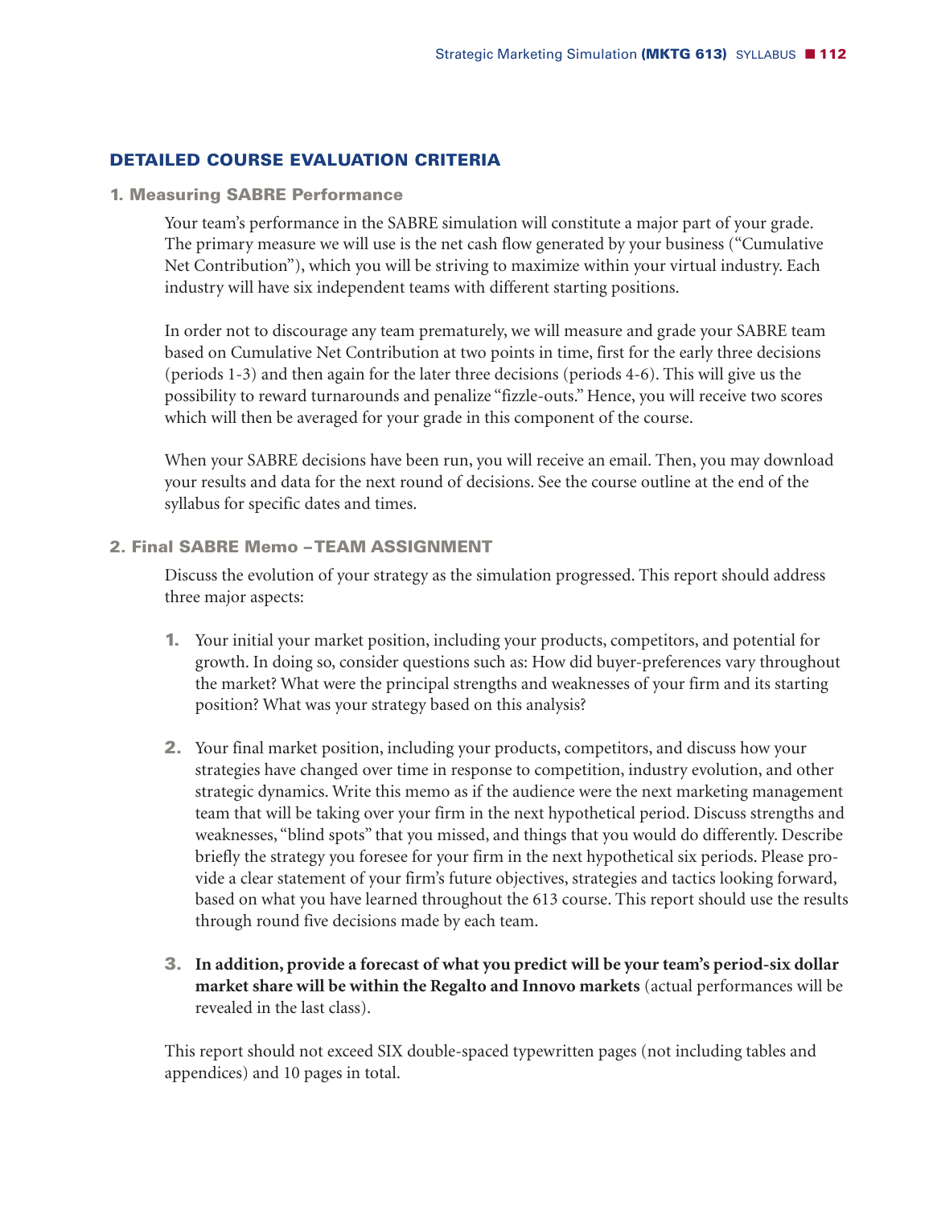## DETAILED COURSE EVALUATION CRITERIA

### 1. Measuring SABRE Performance

Your team's performance in the SABRE simulation will constitute a major part of your grade. The primary measure we will use is the net cash flow generated by your business ("Cumulative Net Contribution"), which you will be striving to maximize within your virtual industry. Each industry will have six independent teams with different starting positions.

In order not to discourage any team prematurely, we will measure and grade your SABRE team based on Cumulative Net Contribution at two points in time, first for the early three decisions (periods 1-3) and then again for the later three decisions (periods 4-6). This will give us the possibility to reward turnarounds and penalize "fizzle-outs." Hence, you will receive two scores which will then be averaged for your grade in this component of the course.

When your SABRE decisions have been run, you will receive an email. Then, you may download your results and data for the next round of decisions. See the course outline at the end of the syllabus for specific dates and times.

### 2. Final SABRE Memo – TEAM ASSIGNMENT

Discuss the evolution of your strategy as the simulation progressed. This report should address three major aspects:

1. Your initial your market position, including your products, competitors, and potential for growth. In doing so, consider questions such as: How did buyer-preferences vary throughout the market? What were the principal strengths and weaknesses of your firm and its starting position? What was your strategy based on this analysis?

2. Your final market position, including your products, competitors, and discuss how your strategies have changed over time in response to competition, industry evolution, and other strategic dynamics. Write this memo as if the audience were the next marketing management team that will be taking over your firm in the next hypothetical period. Discuss strengths and weaknesses, "blind spots" that you missed, and things that you would do differently. Describe briefly the strategy you foresee for your firm in the next hypothetical six periods. Please provide a clear statement of your firm's future objectives, strategies and tactics looking forward, based on what you have learned throughout the 613 course. This report should use the results through round five decisions made by each team.

3. **In addition, provide a forecast of what you predict will be your team's period-six dollar market share will be within the Regalto and Innovo markets** (actual performances will be revealed in the last class).

This report should not exceed SIX double-spaced typewritten pages (not including tables and appendices) and 10 pages in total.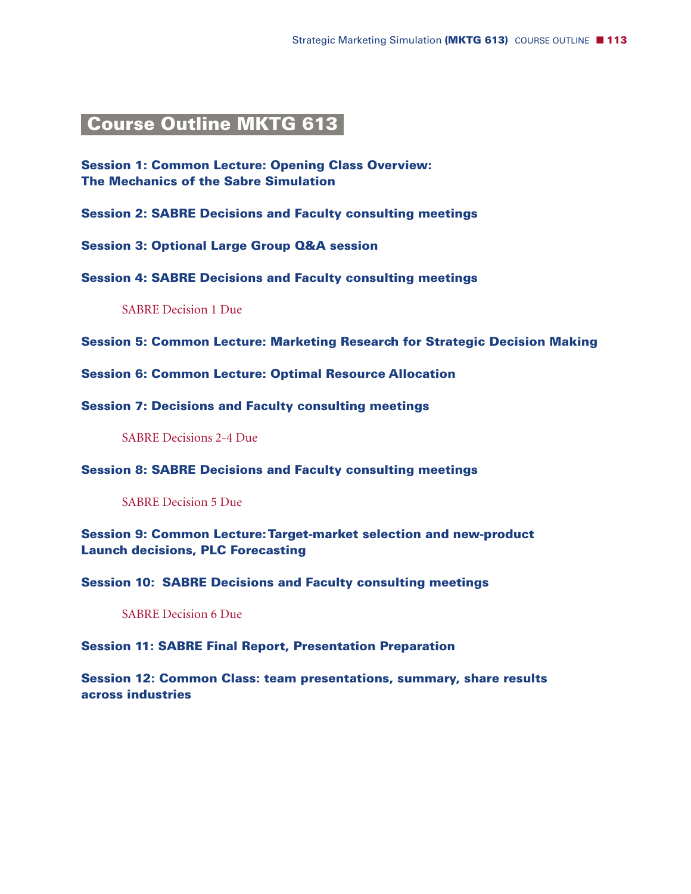# Course Outline MKTG 613

**Session 1: Common Lecture: Opening Class Overview: The Mechanics of the Sabre Simulation**

**Session 2: SABRE Decisions and Faculty consulting meetings**

**Session 3: Optional Large Group Q&A session**

**Session 4: SABRE Decisions and Faculty consulting meetings**

SABRE Decision 1 Due

**Session 5: Common Lecture: Marketing Research for Strategic Decision Making**

**Session 6: Common Lecture: Optimal Resource Allocation**

**Session 7: Decisions and Faculty consulting meetings**

SABRE Decisions 2-4 Due

**Session 8: SABRE Decisions and Faculty consulting meetings**

SABRE Decision 5 Due

**Session 9: Common Lecture: Target-market selection and new-product Launch decisions, PLC Forecasting**

**Session 10: SABRE Decisions and Faculty consulting meetings**

SABRE Decision 6 Due

**Session 11: SABRE Final Report, Presentation Preparation**

**Session 12: Common Class: team presentations, summary, share results across industries**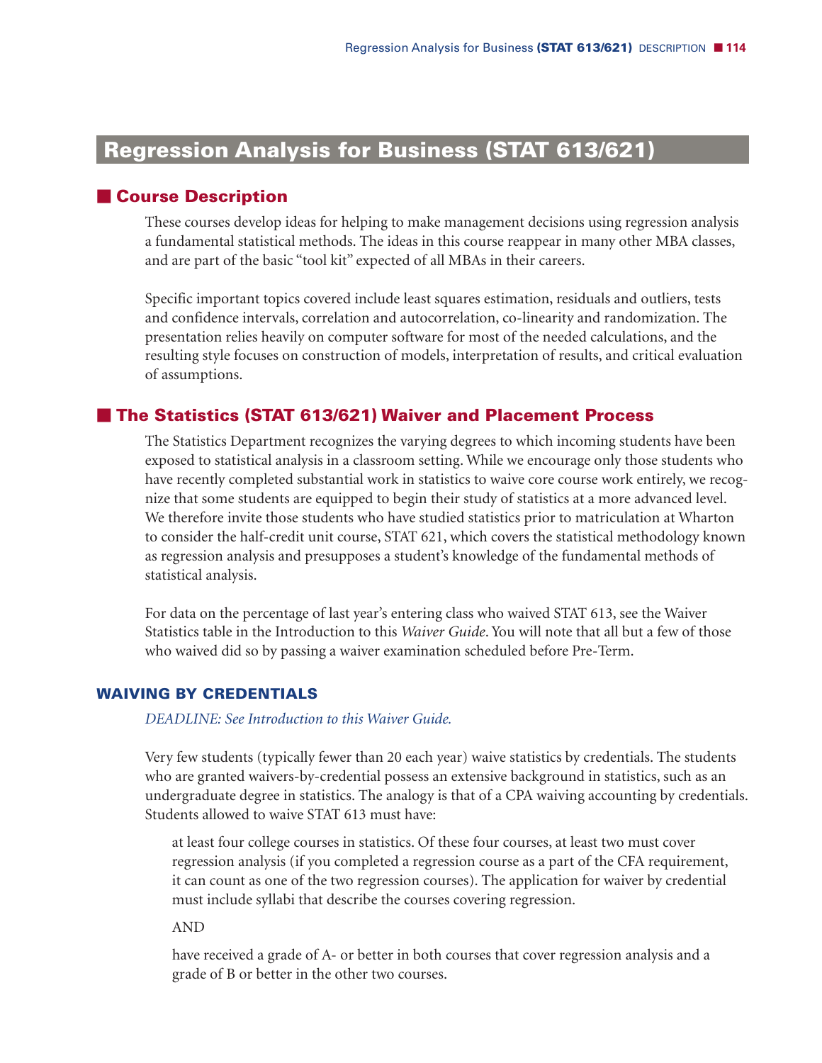# Regression Analysis for Business (STAT 613/621)

## Course Description

These courses develop ideas for helping to make management decisions using regression analysis a fundamental statistical methods. The ideas in this course reappear in many other MBA classes, and are part of the basic "tool kit" expected of all MBAs in their careers.

Specific important topics covered include least squares estimation, residuals and outliers, tests and confidence intervals, correlation and autocorrelation, co-linearity and randomization. The presentation relies heavily on computer software for most of the needed calculations, and the resulting style focuses on construction of models, interpretation of results, and critical evaluation of assumptions.

## The Statistics (STAT 613/621) Waiver and Placement Process

The Statistics Department recognizes the varying degrees to which incoming students have been exposed to statistical analysis in a classroom setting. While we encourage only those students who have recently completed substantial work in statistics to waive core course work entirely, we recognize that some students are equipped to begin their study of statistics at a more advanced level. We therefore invite those students who have studied statistics prior to matriculation at Wharton to consider the half-credit unit course, STAT 621, which covers the statistical methodology known as regression analysis and presupposes a student's knowledge of the fundamental methods of statistical analysis.

For data on the percentage of last year's entering class who waived STAT 613, see the Waiver Statistics table in the Introduction to this *Waiver Guide*. You will note that all but a few of those who waived did so by passing a waiver examination scheduled before Pre-Term.

### WAIVING BY CREDENTIALS

*DEADLINE: See Introduction to this Waiver Guide.*

Very few students (typically fewer than 20 each year) waive statistics by credentials. The students who are granted waivers-by-credential possess an extensive background in statistics, such as an undergraduate degree in statistics. The analogy is that of a CPA waiving accounting by credentials. Students allowed to waive STAT 613 must have:

> at least four college courses in statistics. Of these four courses, at least two must cover regression analysis (if you completed a regression course as a part of the CFA requirement, it can count as one of the two regression courses). The application for waiver by credential must include syllabi that describe the courses covering regression.
>
> AND
>
> have received a grade of A- or better in both courses that cover regression analysis and a grade of B or better in the other two courses.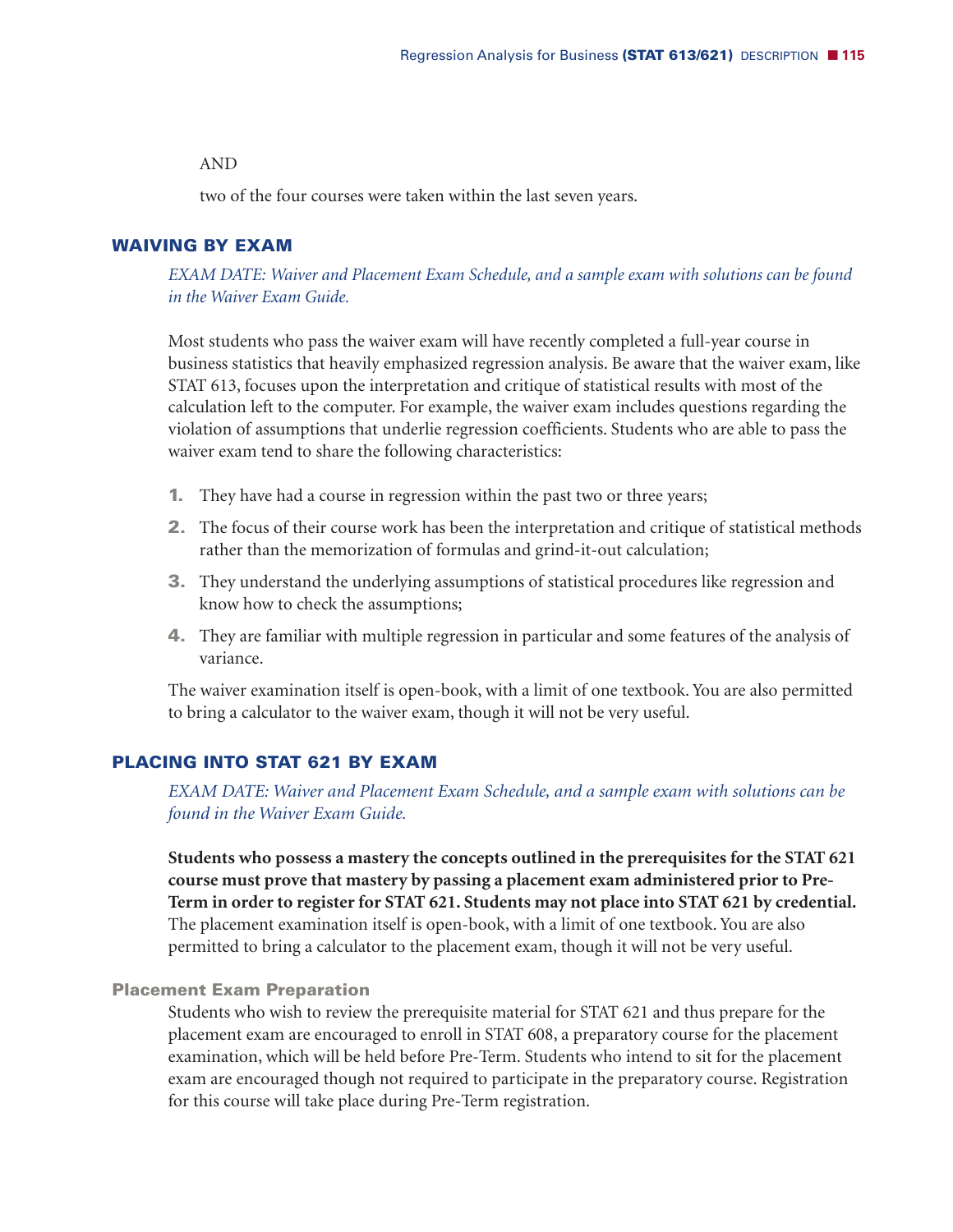AND

two of the four courses were taken within the last seven years.

## WAIVING BY EXAM

*EXAM DATE: Waiver and Placement Exam Schedule, and a sample exam with solutions can be found in the Waiver Exam Guide.*

Most students who pass the waiver exam will have recently completed a full-year course in business statistics that heavily emphasized regression analysis. Be aware that the waiver exam, like STAT 613, focuses upon the interpretation and critique of statistical results with most of the calculation left to the computer. For example, the waiver exam includes questions regarding the violation of assumptions that underlie regression coefficients. Students who are able to pass the waiver exam tend to share the following characteristics:

1. They have had a course in regression within the past two or three years;
2. The focus of their course work has been the interpretation and critique of statistical methods rather than the memorization of formulas and grind-it-out calculation;
3. They understand the underlying assumptions of statistical procedures like regression and know how to check the assumptions;
4. They are familiar with multiple regression in particular and some features of the analysis of variance.

The waiver examination itself is open-book, with a limit of one textbook. You are also permitted to bring a calculator to the waiver exam, though it will not be very useful.

## PLACING INTO STAT 621 BY EXAM

*EXAM DATE: Waiver and Placement Exam Schedule, and a sample exam with solutions can be found in the Waiver Exam Guide.*

**Students who possess a mastery the concepts outlined in the prerequisites for the STAT 621 course must prove that mastery by passing a placement exam administered prior to Pre-Term in order to register for STAT 621. Students may not place into STAT 621 by credential.** The placement examination itself is open-book, with a limit of one textbook. You are also permitted to bring a calculator to the placement exam, though it will not be very useful.

### Placement Exam Preparation

Students who wish to review the prerequisite material for STAT 621 and thus prepare for the placement exam are encouraged to enroll in STAT 608, a preparatory course for the placement examination, which will be held before Pre-Term. Students who intend to sit for the placement exam are encouraged though not required to participate in the preparatory course. Registration for this course will take place during Pre-Term registration.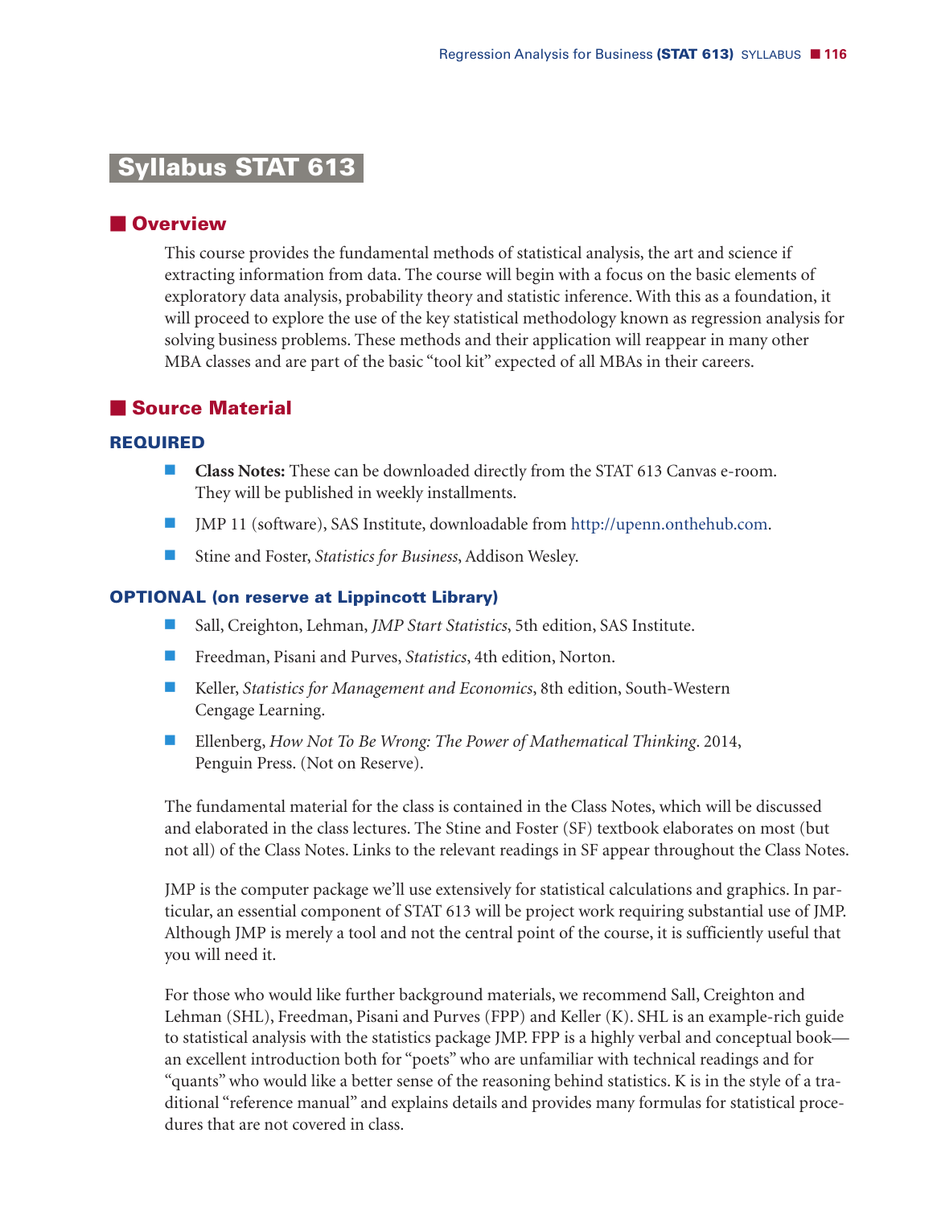# Syllabus STAT 613

## Overview

This course provides the fundamental methods of statistical analysis, the art and science if extracting information from data. The course will begin with a focus on the basic elements of exploratory data analysis, probability theory and statistic inference. With this as a foundation, it will proceed to explore the use of the key statistical methodology known as regression analysis for solving business problems. These methods and their application will reappear in many other MBA classes and are part of the basic "tool kit" expected of all MBAs in their careers.

## Source Material

### REQUIRED

- **Class Notes:** These can be downloaded directly from the STAT 613 Canvas e-room. They will be published in weekly installments.
- JMP 11 (software), SAS Institute, downloadable from http://upenn.onthehub.com.
- Stine and Foster, *Statistics for Business*, Addison Wesley.

### OPTIONAL (on reserve at Lippincott Library)

- Sall, Creighton, Lehman, *JMP Start Statistics*, 5th edition, SAS Institute.
- Freedman, Pisani and Purves, *Statistics*, 4th edition, Norton.
- Keller, *Statistics for Management and Economics*, 8th edition, South-Western Cengage Learning.
- Ellenberg, *How Not To Be Wrong: The Power of Mathematical Thinking*. 2014, Penguin Press. (Not on Reserve).

The fundamental material for the class is contained in the Class Notes, which will be discussed and elaborated in the class lectures. The Stine and Foster (SF) textbook elaborates on most (but not all) of the Class Notes. Links to the relevant readings in SF appear throughout the Class Notes.

JMP is the computer package we'll use extensively for statistical calculations and graphics. In particular, an essential component of STAT 613 will be project work requiring substantial use of JMP. Although JMP is merely a tool and not the central point of the course, it is sufficiently useful that you will need it.

For those who would like further background materials, we recommend Sall, Creighton and Lehman (SHL), Freedman, Pisani and Purves (FPP) and Keller (K). SHL is an example-rich guide to statistical analysis with the statistics package JMP. FPP is a highly verbal and conceptual book—an excellent introduction both for "poets" who are unfamiliar with technical readings and for "quants" who would like a better sense of the reasoning behind statistics. K is in the style of a traditional "reference manual" and explains details and provides many formulas for statistical procedures that are not covered in class.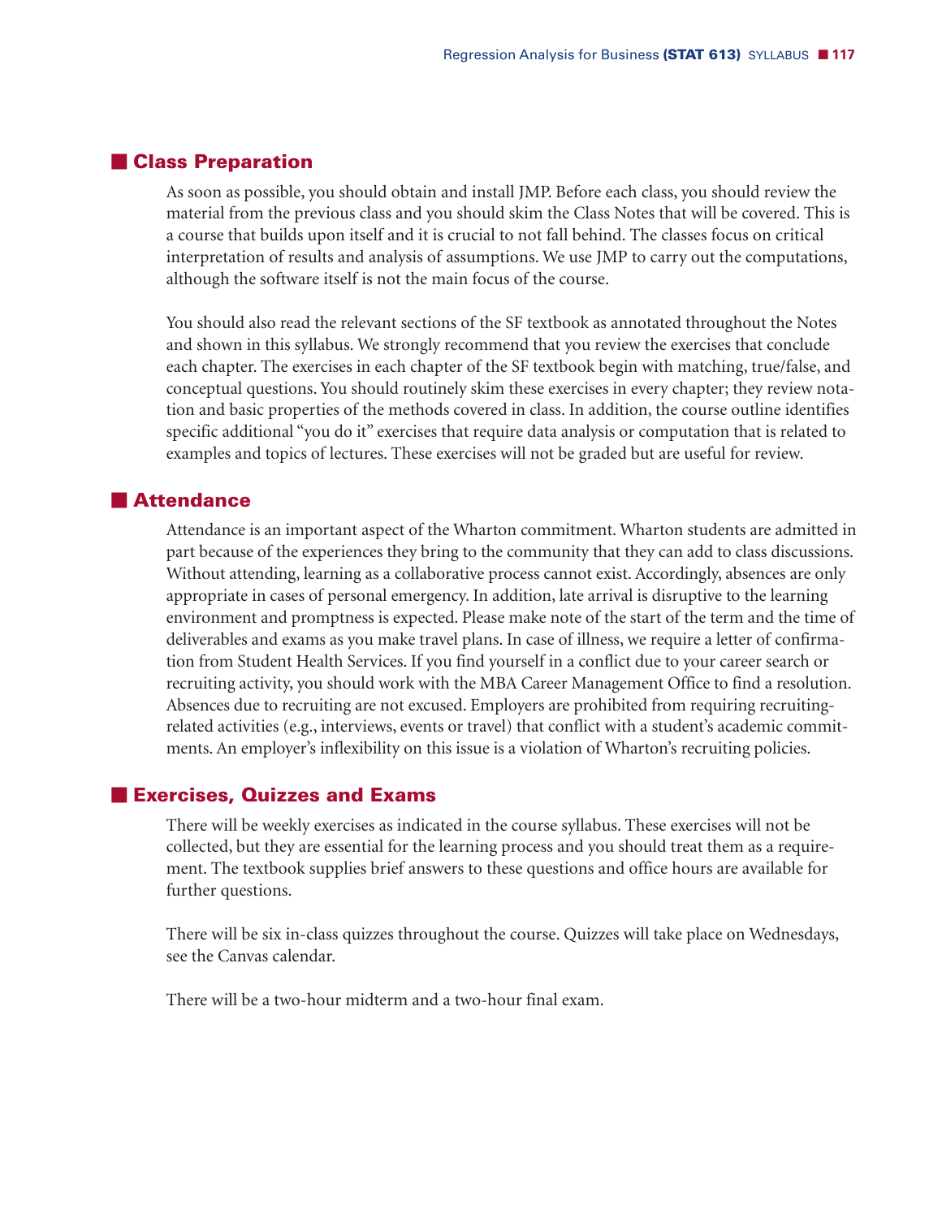## Class Preparation

As soon as possible, you should obtain and install JMP. Before each class, you should review the material from the previous class and you should skim the Class Notes that will be covered. This is a course that builds upon itself and it is crucial to not fall behind. The classes focus on critical interpretation of results and analysis of assumptions. We use JMP to carry out the computations, although the software itself is not the main focus of the course.

You should also read the relevant sections of the SF textbook as annotated throughout the Notes and shown in this syllabus. We strongly recommend that you review the exercises that conclude each chapter. The exercises in each chapter of the SF textbook begin with matching, true/false, and conceptual questions. You should routinely skim these exercises in every chapter; they review notation and basic properties of the methods covered in class. In addition, the course outline identifies specific additional "you do it" exercises that require data analysis or computation that is related to examples and topics of lectures. These exercises will not be graded but are useful for review.

## Attendance

Attendance is an important aspect of the Wharton commitment. Wharton students are admitted in part because of the experiences they bring to the community that they can add to class discussions. Without attending, learning as a collaborative process cannot exist. Accordingly, absences are only appropriate in cases of personal emergency. In addition, late arrival is disruptive to the learning environment and promptness is expected. Please make note of the start of the term and the time of deliverables and exams as you make travel plans. In case of illness, we require a letter of confirmation from Student Health Services. If you find yourself in a conflict due to your career search or recruiting activity, you should work with the MBA Career Management Office to find a resolution. Absences due to recruiting are not excused. Employers are prohibited from requiring recruiting-related activities (e.g., interviews, events or travel) that conflict with a student's academic commitments. An employer's inflexibility on this issue is a violation of Wharton's recruiting policies.

## Exercises, Quizzes and Exams

There will be weekly exercises as indicated in the course syllabus. These exercises will not be collected, but they are essential for the learning process and you should treat them as a requirement. The textbook supplies brief answers to these questions and office hours are available for further questions.

There will be six in-class quizzes throughout the course. Quizzes will take place on Wednesdays, see the Canvas calendar.

There will be a two-hour midterm and a two-hour final exam.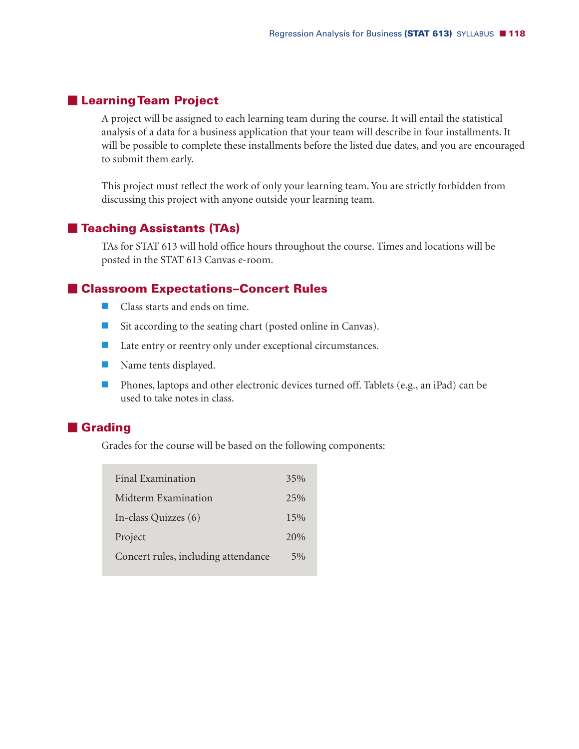## Learning Team Project

A project will be assigned to each learning team during the course. It will entail the statistical analysis of a data for a business application that your team will describe in four installments. It will be possible to complete these installments before the listed due dates, and you are encouraged to submit them early.

This project must reflect the work of only your learning team. You are strictly forbidden from discussing this project with anyone outside your learning team.

## Teaching Assistants (TAs)

TAs for STAT 613 will hold office hours throughout the course. Times and locations will be posted in the STAT 613 Canvas e-room.

## Classroom Expectations–Concert Rules

- Class starts and ends on time.
- Sit according to the seating chart (posted online in Canvas).
- Late entry or reentry only under exceptional circumstances.
- Name tents displayed.
- Phones, laptops and other electronic devices turned off. Tablets (e.g., an iPad) can be used to take notes in class.

## Grading

Grades for the course will be based on the following components:

| Component | Weight |
|---|---|
| Final Examination | 35% |
| Midterm Examination | 25% |
| In-class Quizzes (6) | 15% |
| Project | 20% |
| Concert rules, including attendance | 5% |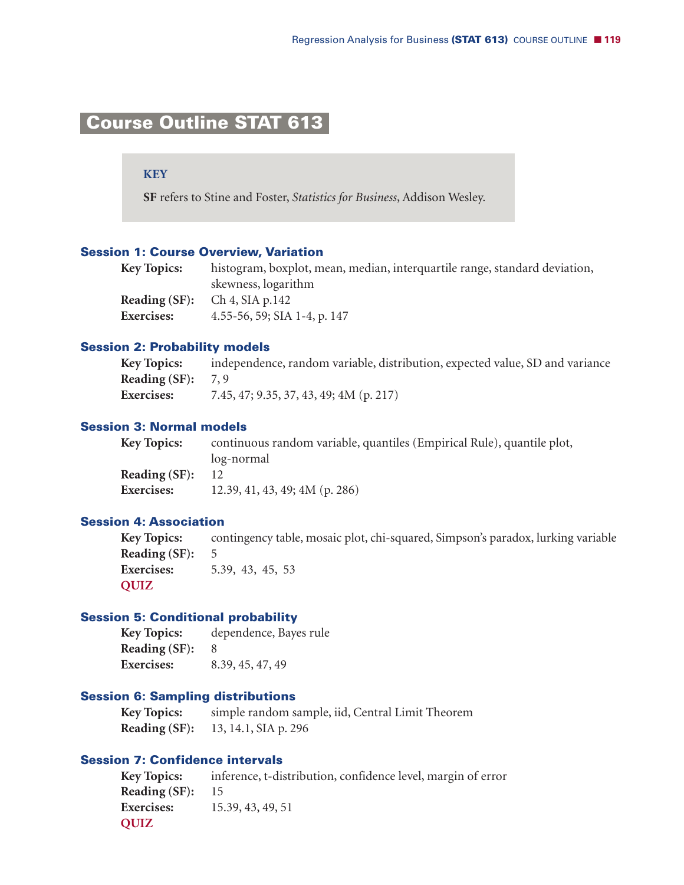# Course Outline STAT 613

**KEY**

**SF** refers to Stine and Foster, *Statistics for Business*, Addison Wesley.

### Session 1: Course Overview, Variation

**Key Topics:** histogram, boxplot, mean, median, interquartile range, standard deviation, skewness, logarithm
**Reading (SF):** Ch 4, SIA p.142
**Exercises:** 4.55-56, 59; SIA 1-4, p. 147

### Session 2: Probability models

**Key Topics:** independence, random variable, distribution, expected value, SD and variance
**Reading (SF):** 7, 9
**Exercises:** 7.45, 47; 9.35, 37, 43, 49; 4M (p. 217)

### Session 3: Normal models

**Key Topics:** continuous random variable, quantiles (Empirical Rule), quantile plot, log-normal
**Reading (SF):** 12
**Exercises:** 12.39, 41, 43, 49; 4M (p. 286)

### Session 4: Association

**Key Topics:** contingency table, mosaic plot, chi-squared, Simpson's paradox, lurking variable
**Reading (SF):** 5
**Exercises:** 5.39, 43, 45, 53
**QUIZ**

### Session 5: Conditional probability

**Key Topics:** dependence, Bayes rule
**Reading (SF):** 8
**Exercises:** 8.39, 45, 47, 49

### Session 6: Sampling distributions

**Key Topics:** simple random sample, iid, Central Limit Theorem
**Reading (SF):** 13, 14.1, SIA p. 296

### Session 7: Confidence intervals

**Key Topics:** inference, t-distribution, confidence level, margin of error
**Reading (SF):** 15
**Exercises:** 15.39, 43, 49, 51
**QUIZ**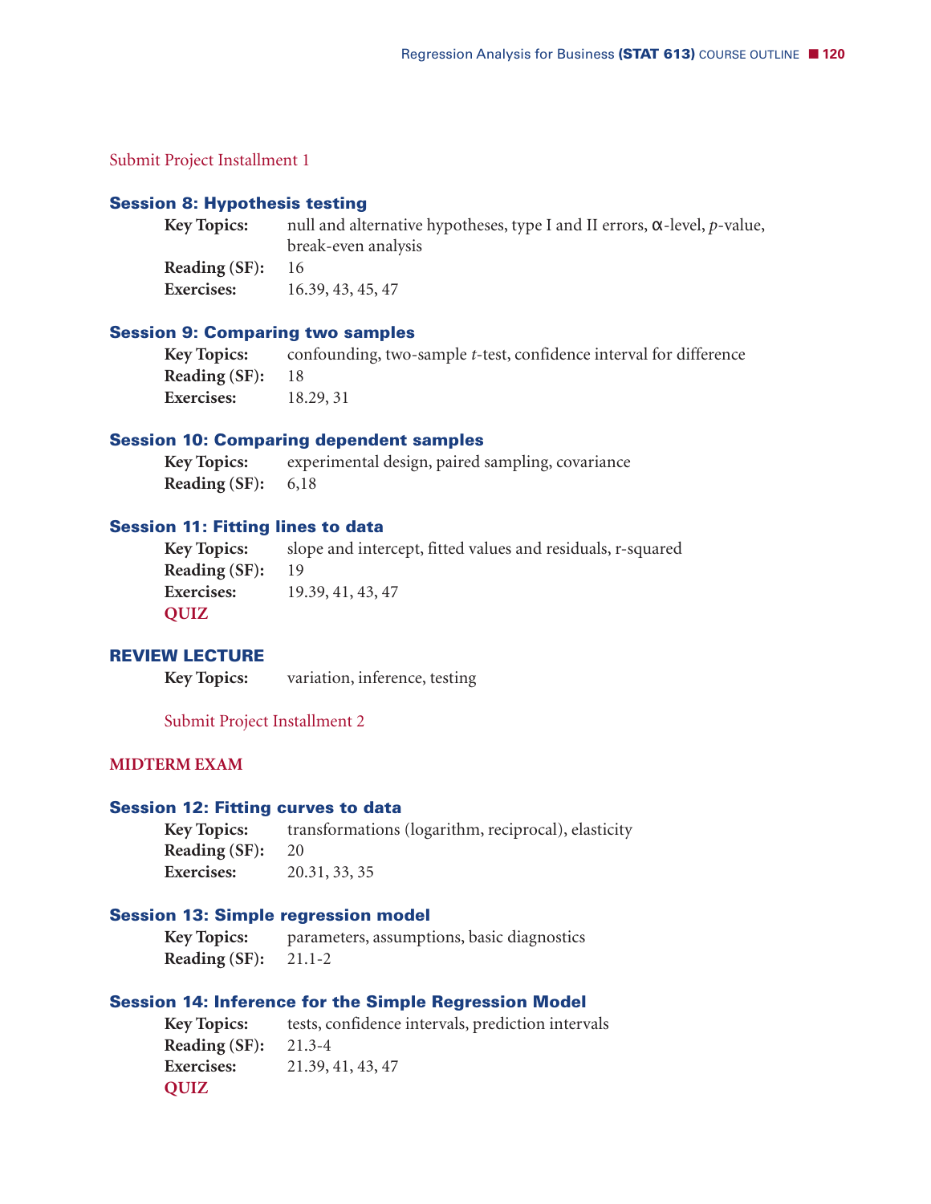Submit Project Installment 1

### Session 8: Hypothesis testing

**Key Topics:** null and alternative hypotheses, type I and II errors, α-level, *p*-value, break-even analysis
**Reading (SF):** 16
**Exercises:** 16.39, 43, 45, 47

### Session 9: Comparing two samples

**Key Topics:** confounding, two-sample *t*-test, confidence interval for difference
**Reading (SF):** 18
**Exercises:** 18.29, 31

### Session 10: Comparing dependent samples

**Key Topics:** experimental design, paired sampling, covariance
**Reading (SF):** 6,18

### Session 11: Fitting lines to data

**Key Topics:** slope and intercept, fitted values and residuals, r-squared
**Reading (SF):** 19
**Exercises:** 19.39, 41, 43, 47
**QUIZ**

### REVIEW LECTURE

**Key Topics:** variation, inference, testing

Submit Project Installment 2

**MIDTERM EXAM**

### Session 12: Fitting curves to data

**Key Topics:** transformations (logarithm, reciprocal), elasticity
**Reading (SF):** 20
**Exercises:** 20.31, 33, 35

### Session 13: Simple regression model

**Key Topics:** parameters, assumptions, basic diagnostics
**Reading (SF):** 21.1-2

### Session 14: Inference for the Simple Regression Model

**Key Topics:** tests, confidence intervals, prediction intervals
**Reading (SF):** 21.3-4
**Exercises:** 21.39, 41, 43, 47
**QUIZ**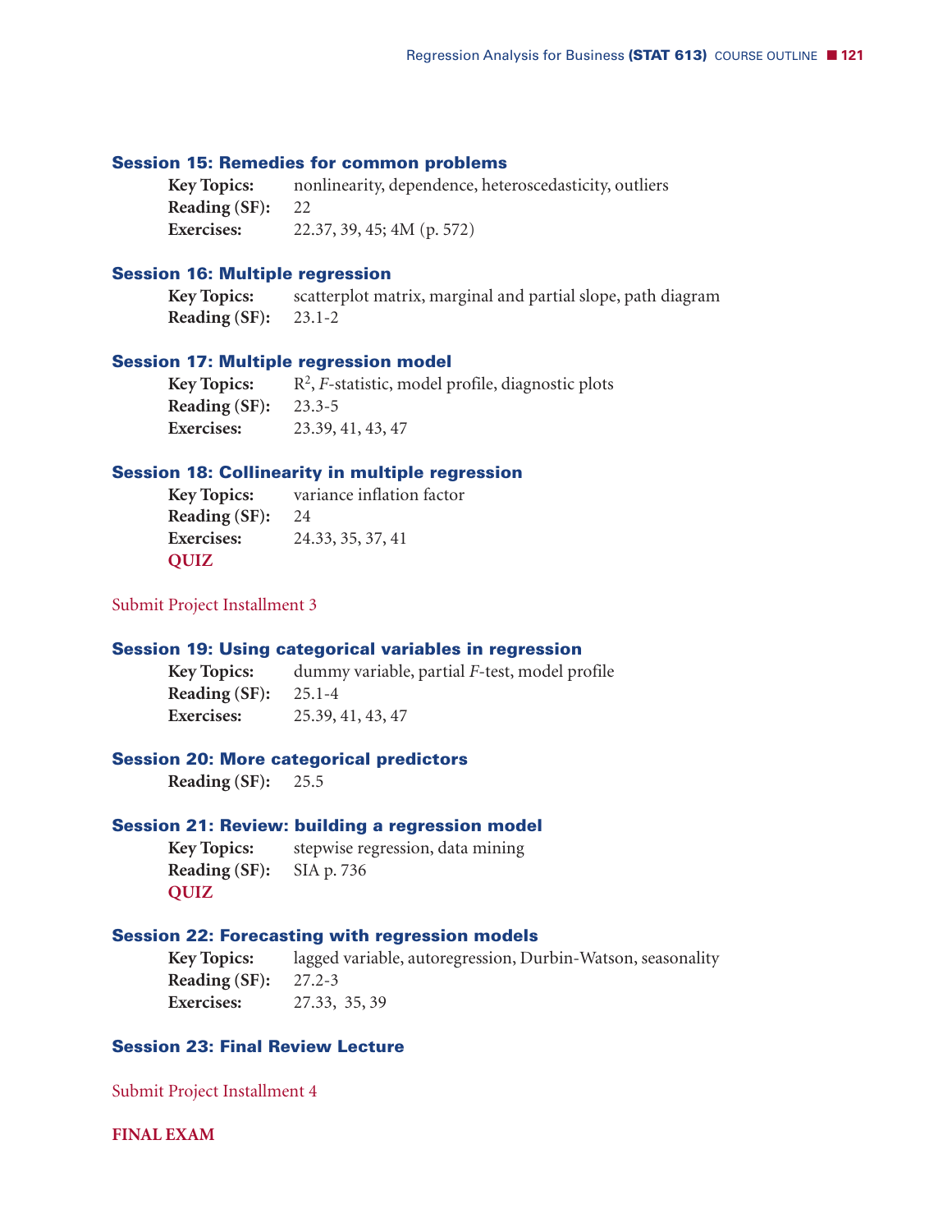### Session 15: Remedies for common problems

**Key Topics:** nonlinearity, dependence, heteroscedasticity, outliers
**Reading (SF):** 22
**Exercises:** 22.37, 39, 45; 4M (p. 572)

### Session 16: Multiple regression

**Key Topics:** scatterplot matrix, marginal and partial slope, path diagram
**Reading (SF):** 23.1-2

### Session 17: Multiple regression model

**Key Topics:** $R^2$, *F*-statistic, model profile, diagnostic plots
**Reading (SF):** 23.3-5
**Exercises:** 23.39, 41, 43, 47

### Session 18: Collinearity in multiple regression

**Key Topics:** variance inflation factor
**Reading (SF):** 24
**Exercises:** 24.33, 35, 37, 41
**QUIZ**

Submit Project Installment 3

### Session 19: Using categorical variables in regression

**Key Topics:** dummy variable, partial *F*-test, model profile
**Reading (SF):** 25.1-4
**Exercises:** 25.39, 41, 43, 47

### Session 20: More categorical predictors

**Reading (SF):** 25.5

### Session 21: Review: building a regression model

**Key Topics:** stepwise regression, data mining
**Reading (SF):** SIA p. 736
**QUIZ**

### Session 22: Forecasting with regression models

**Key Topics:** lagged variable, autoregression, Durbin-Watson, seasonality
**Reading (SF):** 27.2-3
**Exercises:** 27.33, 35, 39

### Session 23: Final Review Lecture

Submit Project Installment 4

**FINAL EXAM**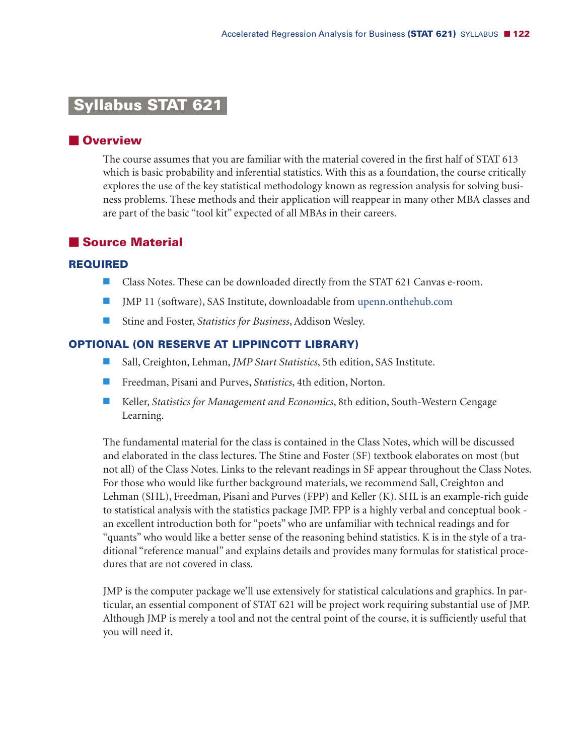# Syllabus STAT 621

## Overview

The course assumes that you are familiar with the material covered in the first half of STAT 613 which is basic probability and inferential statistics. With this as a foundation, the course critically explores the use of the key statistical methodology known as regression analysis for solving business problems. These methods and their application will reappear in many other MBA classes and are part of the basic "tool kit" expected of all MBAs in their careers.

## Source Material

### REQUIRED

- Class Notes. These can be downloaded directly from the STAT 621 Canvas e-room.
- JMP 11 (software), SAS Institute, downloadable from upenn.onthehub.com
- Stine and Foster, *Statistics for Business*, Addison Wesley.

### OPTIONAL (ON RESERVE AT LIPPINCOTT LIBRARY)

- Sall, Creighton, Lehman, *JMP Start Statistics*, 5th edition, SAS Institute.
- Freedman, Pisani and Purves, *Statistics*, 4th edition, Norton.
- Keller, *Statistics for Management and Economics*, 8th edition, South-Western Cengage Learning.

The fundamental material for the class is contained in the Class Notes, which will be discussed and elaborated in the class lectures. The Stine and Foster (SF) textbook elaborates on most (but not all) of the Class Notes. Links to the relevant readings in SF appear throughout the Class Notes. For those who would like further background materials, we recommend Sall, Creighton and Lehman (SHL), Freedman, Pisani and Purves (FPP) and Keller (K). SHL is an example-rich guide to statistical analysis with the statistics package JMP. FPP is a highly verbal and conceptual book - an excellent introduction both for "poets" who are unfamiliar with technical readings and for "quants" who would like a better sense of the reasoning behind statistics. K is in the style of a traditional "reference manual" and explains details and provides many formulas for statistical procedures that are not covered in class.

JMP is the computer package we'll use extensively for statistical calculations and graphics. In particular, an essential component of STAT 621 will be project work requiring substantial use of JMP. Although JMP is merely a tool and not the central point of the course, it is sufficiently useful that you will need it.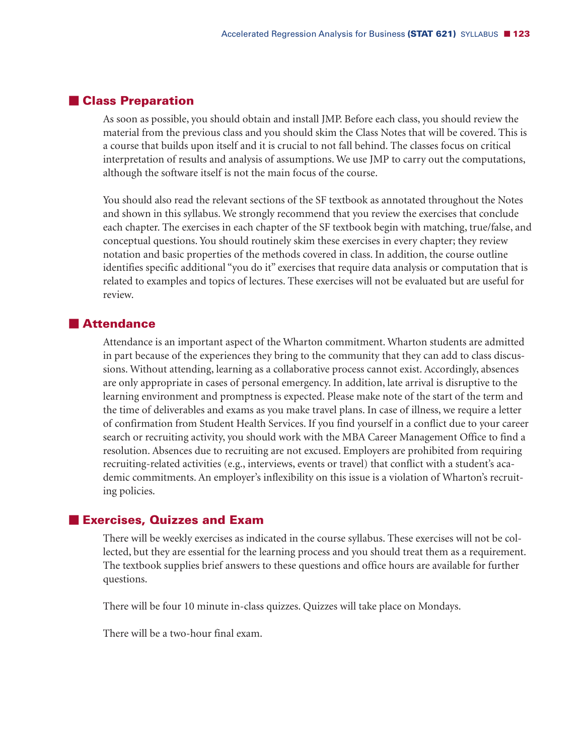## Class Preparation

As soon as possible, you should obtain and install JMP. Before each class, you should review the material from the previous class and you should skim the Class Notes that will be covered. This is a course that builds upon itself and it is crucial to not fall behind. The classes focus on critical interpretation of results and analysis of assumptions. We use JMP to carry out the computations, although the software itself is not the main focus of the course.

You should also read the relevant sections of the SF textbook as annotated throughout the Notes and shown in this syllabus. We strongly recommend that you review the exercises that conclude each chapter. The exercises in each chapter of the SF textbook begin with matching, true/false, and conceptual questions. You should routinely skim these exercises in every chapter; they review notation and basic properties of the methods covered in class. In addition, the course outline identifies specific additional "you do it" exercises that require data analysis or computation that is related to examples and topics of lectures. These exercises will not be evaluated but are useful for review.

## Attendance

Attendance is an important aspect of the Wharton commitment. Wharton students are admitted in part because of the experiences they bring to the community that they can add to class discussions. Without attending, learning as a collaborative process cannot exist. Accordingly, absences are only appropriate in cases of personal emergency. In addition, late arrival is disruptive to the learning environment and promptness is expected. Please make note of the start of the term and the time of deliverables and exams as you make travel plans. In case of illness, we require a letter of confirmation from Student Health Services. If you find yourself in a conflict due to your career search or recruiting activity, you should work with the MBA Career Management Office to find a resolution. Absences due to recruiting are not excused. Employers are prohibited from requiring recruiting-related activities (e.g., interviews, events or travel) that conflict with a student's academic commitments. An employer's inflexibility on this issue is a violation of Wharton's recruiting policies.

## Exercises, Quizzes and Exam

There will be weekly exercises as indicated in the course syllabus. These exercises will not be collected, but they are essential for the learning process and you should treat them as a requirement. The textbook supplies brief answers to these questions and office hours are available for further questions.

There will be four 10 minute in-class quizzes. Quizzes will take place on Mondays.

There will be a two-hour final exam.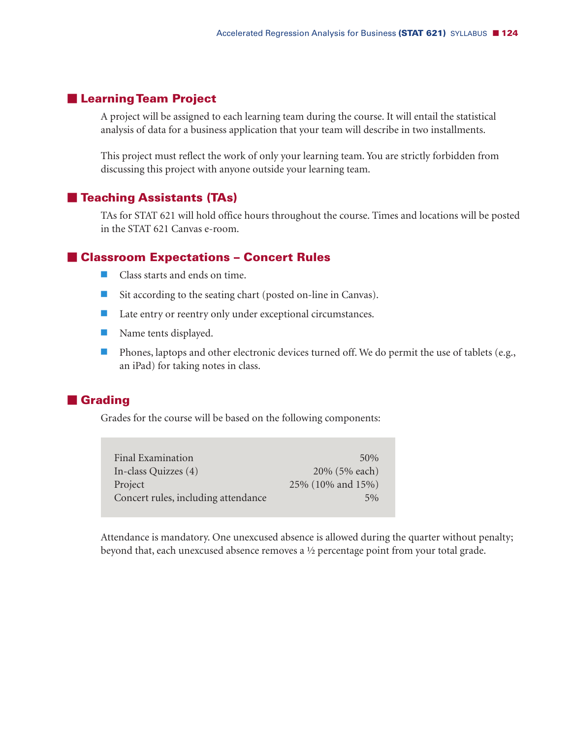## Learning Team Project

A project will be assigned to each learning team during the course. It will entail the statistical analysis of data for a business application that your team will describe in two installments.

This project must reflect the work of only your learning team. You are strictly forbidden from discussing this project with anyone outside your learning team.

## Teaching Assistants (TAs)

TAs for STAT 621 will hold office hours throughout the course. Times and locations will be posted in the STAT 621 Canvas e-room.

## Classroom Expectations – Concert Rules

- Class starts and ends on time.
- Sit according to the seating chart (posted on-line in Canvas).
- Late entry or reentry only under exceptional circumstances.
- Name tents displayed.
- Phones, laptops and other electronic devices turned off. We do permit the use of tablets (e.g., an iPad) for taking notes in class.

## Grading

Grades for the course will be based on the following components:

| Component | Weight |
|---|---|
| Final Examination | 50% |
| In-class Quizzes (4) | 20% (5% each) |
| Project | 25% (10% and 15%) |
| Concert rules, including attendance | 5% |

Attendance is mandatory. One unexcused absence is allowed during the quarter without penalty; beyond that, each unexcused absence removes a ½ percentage point from your total grade.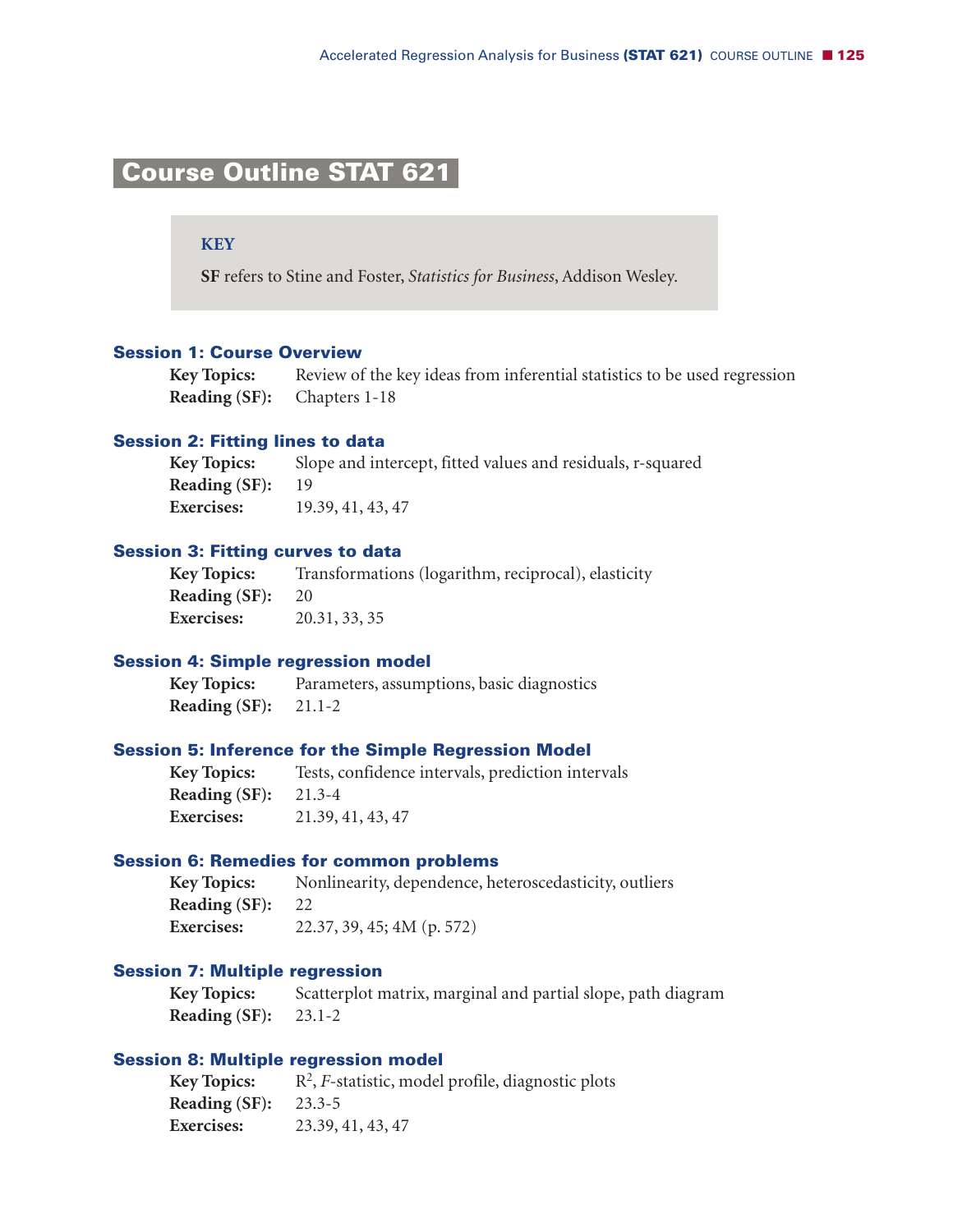# Course Outline STAT 621

**KEY**

**SF** refers to Stine and Foster, *Statistics for Business*, Addison Wesley.

### Session 1: Course Overview

**Key Topics:** Review of the key ideas from inferential statistics to be used regression
**Reading (SF):** Chapters 1-18

### Session 2: Fitting lines to data

**Key Topics:** Slope and intercept, fitted values and residuals, r-squared
**Reading (SF):** 19
**Exercises:** 19.39, 41, 43, 47

### Session 3: Fitting curves to data

**Key Topics:** Transformations (logarithm, reciprocal), elasticity
**Reading (SF):** 20
**Exercises:** 20.31, 33, 35

### Session 4: Simple regression model

**Key Topics:** Parameters, assumptions, basic diagnostics
**Reading (SF):** 21.1-2

### Session 5: Inference for the Simple Regression Model

**Key Topics:** Tests, confidence intervals, prediction intervals
**Reading (SF):** 21.3-4
**Exercises:** 21.39, 41, 43, 47

### Session 6: Remedies for common problems

**Key Topics:** Nonlinearity, dependence, heteroscedasticity, outliers
**Reading (SF):** 22
**Exercises:** 22.37, 39, 45; 4M (p. 572)

### Session 7: Multiple regression

**Key Topics:** Scatterplot matrix, marginal and partial slope, path diagram
**Reading (SF):** 23.1-2

### Session 8: Multiple regression model

**Key Topics:** $R^2$, *F*-statistic, model profile, diagnostic plots
**Reading (SF):** 23.3-5
**Exercises:** 23.39, 41, 43, 47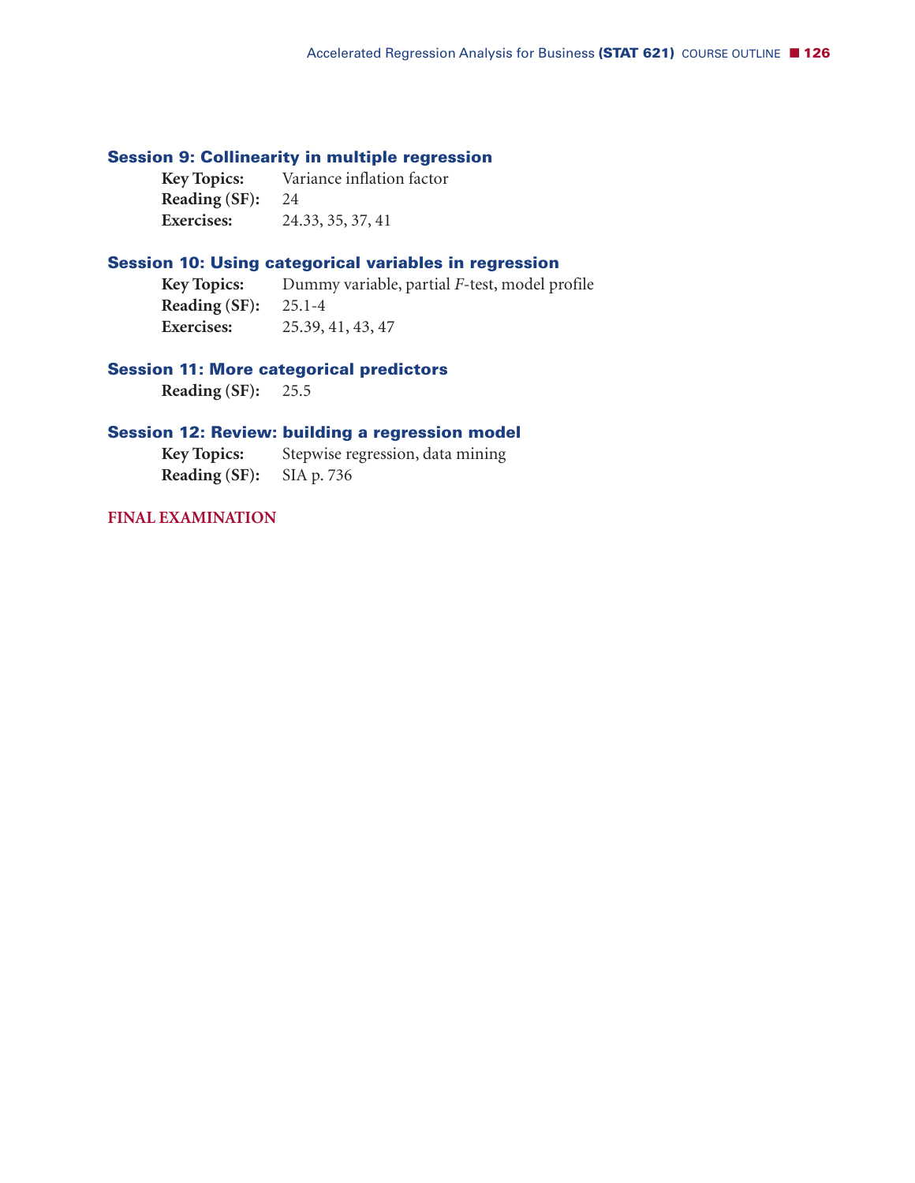### Session 9: Collinearity in multiple regression

**Key Topics:** Variance inflation factor
**Reading (SF):** 24
**Exercises:** 24.33, 35, 37, 41

### Session 10: Using categorical variables in regression

**Key Topics:** Dummy variable, partial *F*-test, model profile
**Reading (SF):** 25.1-4
**Exercises:** 25.39, 41, 43, 47

### Session 11: More categorical predictors

**Reading (SF):** 25.5

### Session 12: Review: building a regression model

**Key Topics:** Stepwise regression, data mining
**Reading (SF):** SIA p. 736

**FINAL EXAMINATION**